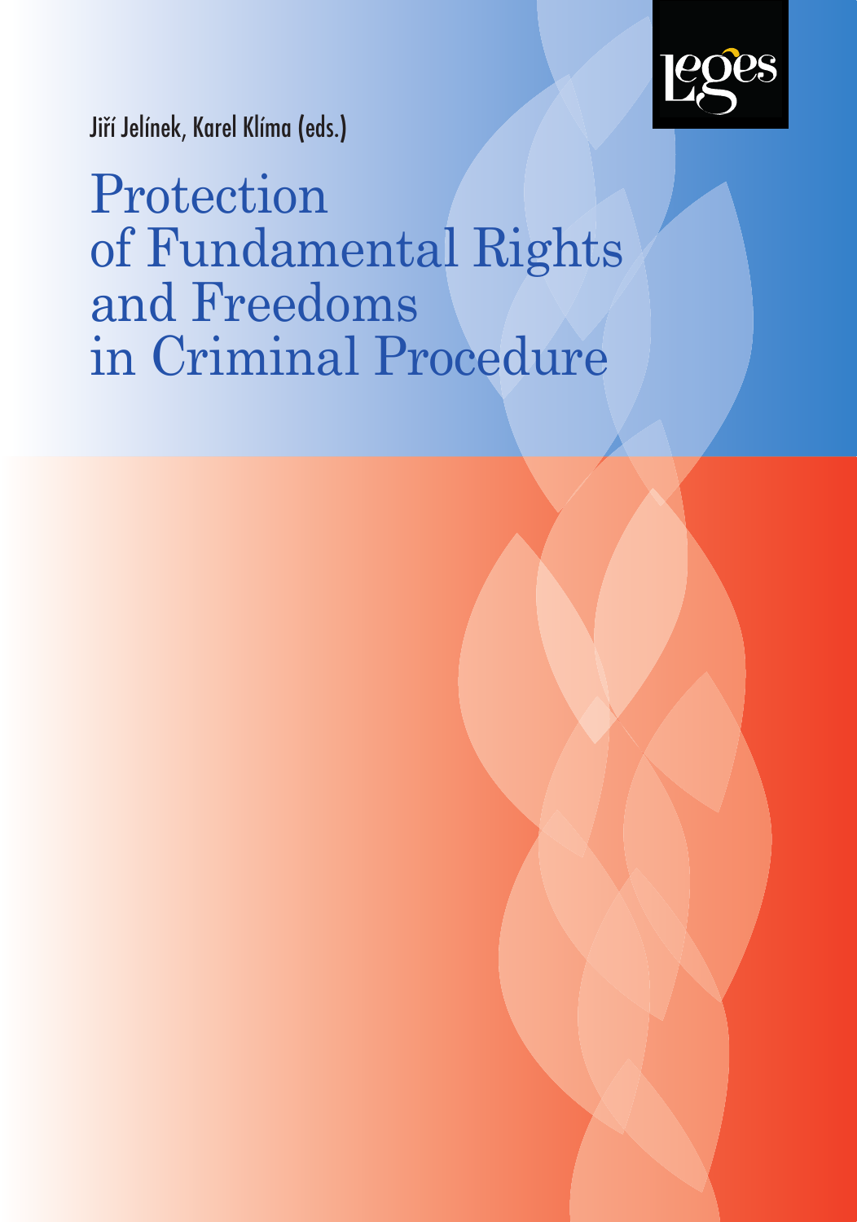Jiří Jelínek, Karel Klíma (eds.)

# Protection of Fundamental Rights and Freedoms in Criminal Procedure

Leges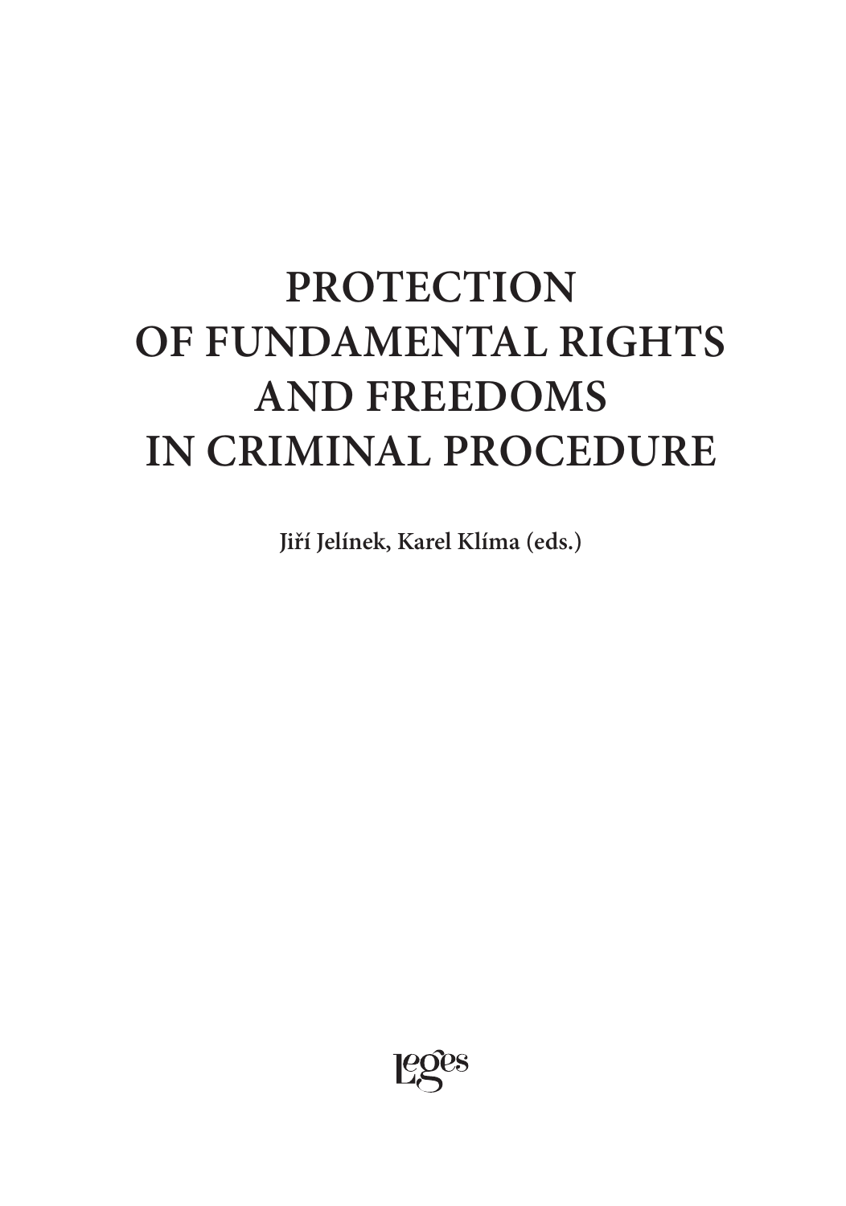# PROTECTION OF FUNDAMENTAL RIGHTS AND FREEDOMS IN CRIMINAL PROCEDURE

**Jiří Jelínek, Karel Klíma (eds.)**

Leges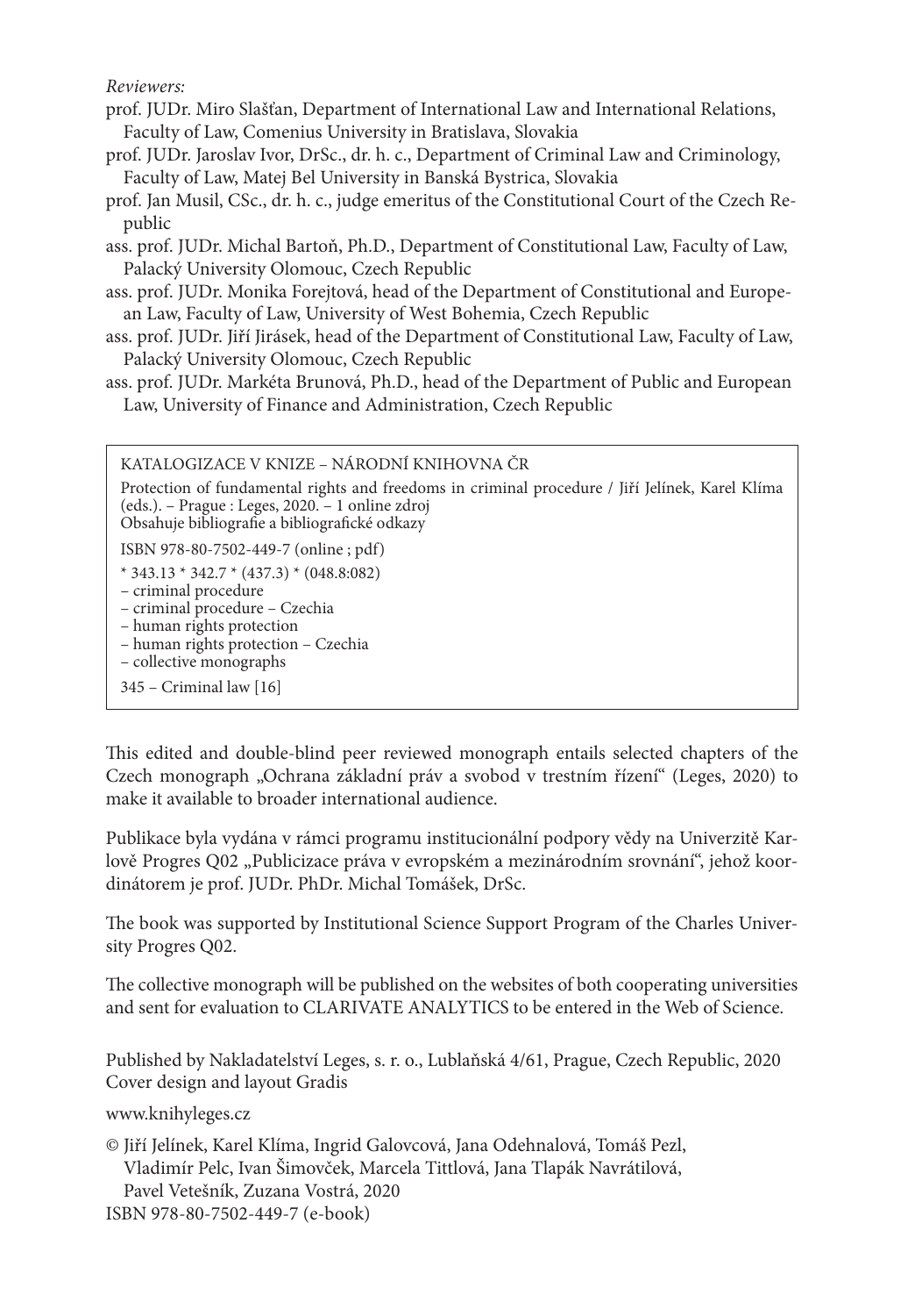*Reviewers:*

prof. JUDr. Miro Slašťan, Department of International Law and International Relations, Faculty of Law, Comenius University in Bratislava, Slovakia

prof. JUDr. Jaroslav Ivor, DrSc., dr. h. c., Department of Criminal Law and Criminology, Faculty of Law, Matej Bel University in Banská Bystrica, Slovakia

prof. Jan Musil, CSc., dr. h. c., judge emeritus of the Constitutional Court of the Czech Republic

ass. prof. JUDr. Michal Bartoň, Ph.D., Department of Constitutional Law, Faculty of Law, Palacký University Olomouc, Czech Republic

ass. prof. JUDr. Monika Forejtová, head of the Department of Constitutional and European Law, Faculty of Law, University of West Bohemia, Czech Republic

ass. prof. JUDr. Jiří Jirásek, head of the Department of Constitutional Law, Faculty of Law, Palacký University Olomouc, Czech Republic

ass. prof. JUDr. Markéta Brunová, Ph.D., head of the Department of Public and European Law, University of Finance and Administration, Czech Republic

KATALOGIZACE V KNIZE – NÁRODNÍ KNIHOVNA ČR

Protection of fundamental rights and freedoms in criminal procedure / Jiří Jelínek, Karel Klíma (eds.). – Prague : Leges, 2020. – 1 online zdroj
Obsahuje bibliografie a bibliografické odkazy

ISBN 978-80-7502-449-7 (online ; pdf)

* 343.13 * 342.7 * (437.3) * (048.8:082)
– criminal procedure
– criminal procedure – Czechia
– human rights protection
– human rights protection – Czechia
– collective monographs

345 – Criminal law [16]

This edited and double-blind peer reviewed monograph entails selected chapters of the Czech monograph „Ochrana základní práv a svobod v trestním řízení" (Leges, 2020) to make it available to broader international audience.

Publikace byla vydána v rámci programu institucionální podpory vědy na Univerzitě Karlově Progres Q02 „Publicizace práva v evropském a mezinárodním srovnání", jehož koordinátorem je prof. JUDr. PhDr. Michal Tomášek, DrSc.

The book was supported by Institutional Science Support Program of the Charles University Progres Q02.

The collective monograph will be published on the websites of both cooperating universities and sent for evaluation to CLARIVATE ANALYTICS to be entered in the Web of Science.

Published by Nakladatelství Leges, s. r. o., Lublaňská 4/61, Prague, Czech Republic, 2020
Cover design and layout Gradis

www.knihyleges.cz

© Jiří Jelínek, Karel Klíma, Ingrid Galovcová, Jana Odehnalová, Tomáš Pezl, Vladimír Pelc, Ivan Šimovček, Marcela Tittlová, Jana Tlapák Navrátilová, Pavel Vetešník, Zuzana Vostrá, 2020
ISBN 978-80-7502-449-7 (e-book)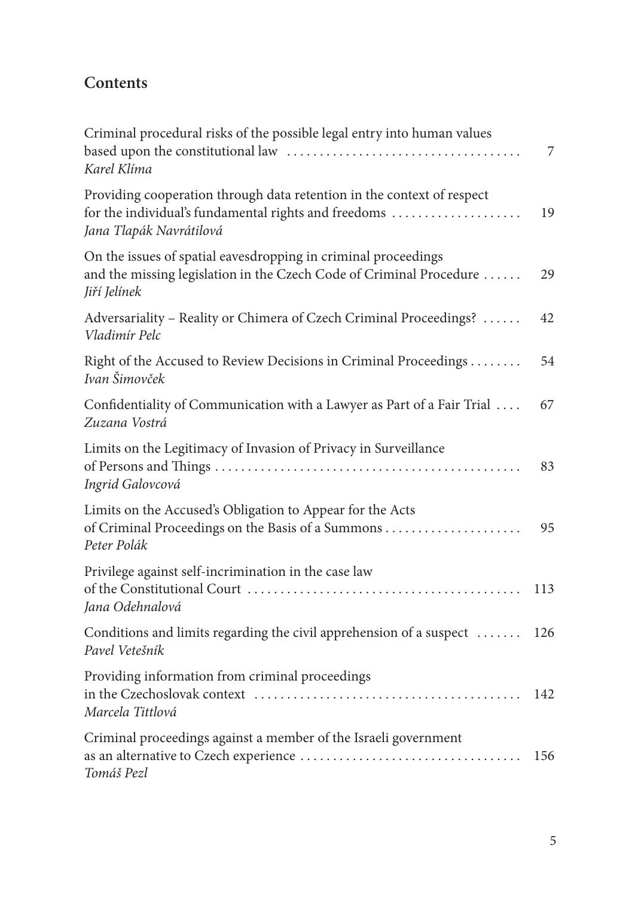## Contents

Criminal procedural risks of the possible legal entry into human values based upon the constitutional law ..... 7
*Karel Klíma*

Providing cooperation through data retention in the context of respect for the individual's fundamental rights and freedoms ..... 19
*Jana Tlapák Navrátilová*

On the issues of spatial eavesdropping in criminal proceedings and the missing legislation in the Czech Code of Criminal Procedure ..... 29
*Jiří Jelínek*

Adversariality – Reality or Chimera of Czech Criminal Proceedings? ..... 42
*Vladimír Pelc*

Right of the Accused to Review Decisions in Criminal Proceedings ..... 54
*Ivan Šimovček*

Confidentiality of Communication with a Lawyer as Part of a Fair Trial ..... 67
*Zuzana Vostrá*

Limits on the Legitimacy of Invasion of Privacy in Surveillance of Persons and Things ..... 83
*Ingrid Galovcová*

Limits on the Accused's Obligation to Appear for the Acts of Criminal Proceedings on the Basis of a Summons ..... 95
*Peter Polák*

Privilege against self-incrimination in the case law of the Constitutional Court ..... 113
*Jana Odehnalová*

Conditions and limits regarding the civil apprehension of a suspect ..... 126
*Pavel Vetešník*

Providing information from criminal proceedings in the Czechoslovak context ..... 142
*Marcela Tittlová*

Criminal proceedings against a member of the Israeli government as an alternative to Czech experience ..... 156
*Tomáš Pezl*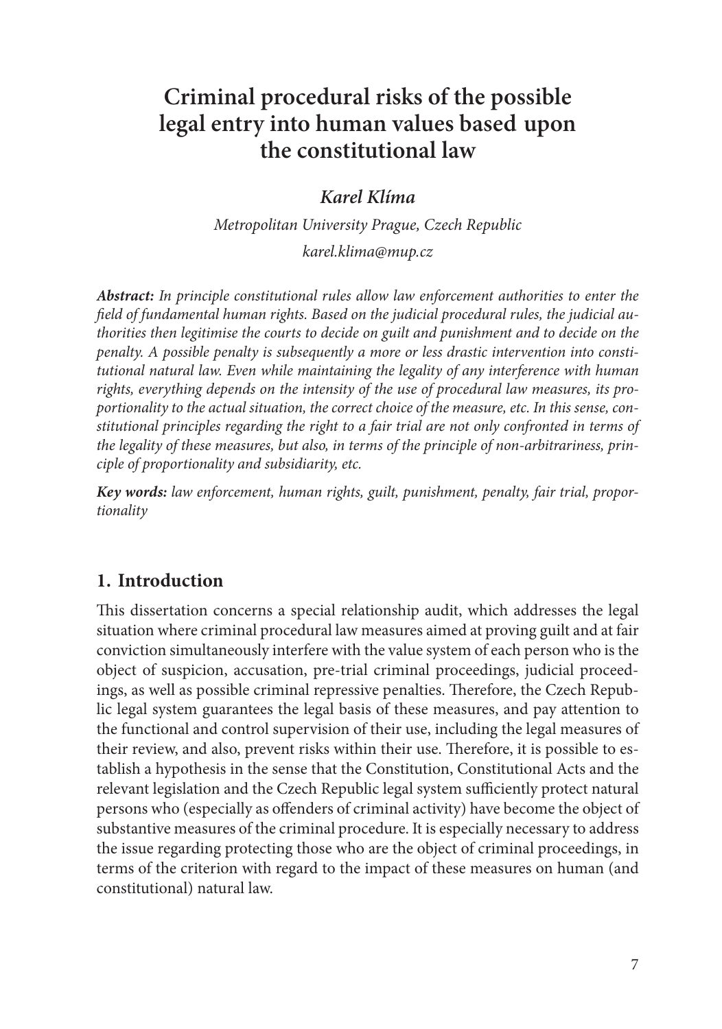# Criminal procedural risks of the possible legal entry into human values based upon the constitutional law

***Karel Klíma***

*Metropolitan University Prague, Czech Republic*

*karel.klima@mup.cz*

***Abstract:*** *In principle constitutional rules allow law enforcement authorities to enter the field of fundamental human rights. Based on the judicial procedural rules, the judicial authorities then legitimise the courts to decide on guilt and punishment and to decide on the penalty. A possible penalty is subsequently a more or less drastic intervention into constitutional natural law. Even while maintaining the legality of any interference with human rights, everything depends on the intensity of the use of procedural law measures, its proportionality to the actual situation, the correct choice of the measure, etc. In this sense, constitutional principles regarding the right to a fair trial are not only confronted in terms of the legality of these measures, but also, in terms of the principle of non-arbitrariness, principle of proportionality and subsidiarity, etc.*

***Key words:*** *law enforcement, human rights, guilt, punishment, penalty, fair trial, proportionality*

## 1. Introduction

This dissertation concerns a special relationship audit, which addresses the legal situation where criminal procedural law measures aimed at proving guilt and at fair conviction simultaneously interfere with the value system of each person who is the object of suspicion, accusation, pre-trial criminal proceedings, judicial proceedings, as well as possible criminal repressive penalties. Therefore, the Czech Republic legal system guarantees the legal basis of these measures, and pay attention to the functional and control supervision of their use, including the legal measures of their review, and also, prevent risks within their use. Therefore, it is possible to establish a hypothesis in the sense that the Constitution, Constitutional Acts and the relevant legislation and the Czech Republic legal system sufficiently protect natural persons who (especially as offenders of criminal activity) have become the object of substantive measures of the criminal procedure. It is especially necessary to address the issue regarding protecting those who are the object of criminal proceedings, in terms of the criterion with regard to the impact of these measures on human (and constitutional) natural law.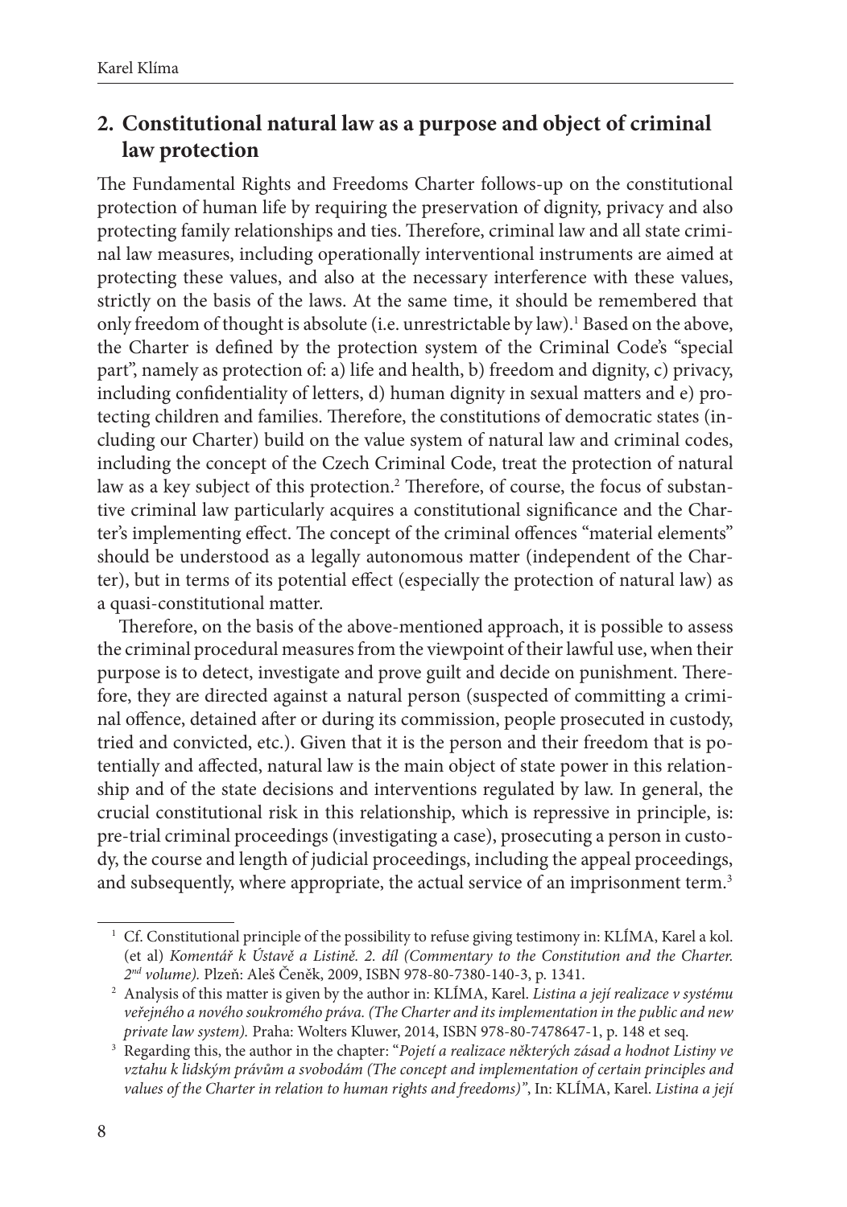## 2. Constitutional natural law as a purpose and object of criminal law protection

The Fundamental Rights and Freedoms Charter follows-up on the constitutional protection of human life by requiring the preservation of dignity, privacy and also protecting family relationships and ties. Therefore, criminal law and all state criminal law measures, including operationally interventional instruments are aimed at protecting these values, and also at the necessary interference with these values, strictly on the basis of the laws. At the same time, it should be remembered that only freedom of thought is absolute (i.e. unrestrictable by law).[1] Based on the above, the Charter is defined by the protection system of the Criminal Code's "special part", namely as protection of: a) life and health, b) freedom and dignity, c) privacy, including confidentiality of letters, d) human dignity in sexual matters and e) protecting children and families. Therefore, the constitutions of democratic states (including our Charter) build on the value system of natural law and criminal codes, including the concept of the Czech Criminal Code, treat the protection of natural law as a key subject of this protection.[2] Therefore, of course, the focus of substantive criminal law particularly acquires a constitutional significance and the Charter's implementing effect. The concept of the criminal offences "material elements" should be understood as a legally autonomous matter (independent of the Charter), but in terms of its potential effect (especially the protection of natural law) as a quasi-constitutional matter.

Therefore, on the basis of the above-mentioned approach, it is possible to assess the criminal procedural measures from the viewpoint of their lawful use, when their purpose is to detect, investigate and prove guilt and decide on punishment. Therefore, they are directed against a natural person (suspected of committing a criminal offence, detained after or during its commission, people prosecuted in custody, tried and convicted, etc.). Given that it is the person and their freedom that is potentially and affected, natural law is the main object of state power in this relationship and of the state decisions and interventions regulated by law. In general, the crucial constitutional risk in this relationship, which is repressive in principle, is: pre-trial criminal proceedings (investigating a case), prosecuting a person in custody, the course and length of judicial proceedings, including the appeal proceedings, and subsequently, where appropriate, the actual service of an imprisonment term.[3]

---

[1] Cf. Constitutional principle of the possibility to refuse giving testimony in: KLÍMA, Karel a kol. (et al) *Komentář k Ústavě a Listině. 2. díl (Commentary to the Constitution and the Charter. 2nd volume).* Plzeň: Aleš Čeněk, 2009, ISBN 978-80-7380-140-3, p. 1341.

[2] Analysis of this matter is given by the author in: KLÍMA, Karel. *Listina a její realizace v systému veřejného a nového soukromého práva. (The Charter and its implementation in the public and new private law system).* Praha: Wolters Kluwer, 2014, ISBN 978-80-7478647-1, p. 148 et seq.

[3] Regarding this, the author in the chapter: "*Pojetí a realizace některých zásad a hodnot Listiny ve vztahu k lidským právům a svobodám (The concept and implementation of certain principles and values of the Charter in relation to human rights and freedoms)*", In: KLÍMA, Karel. *Listina a její*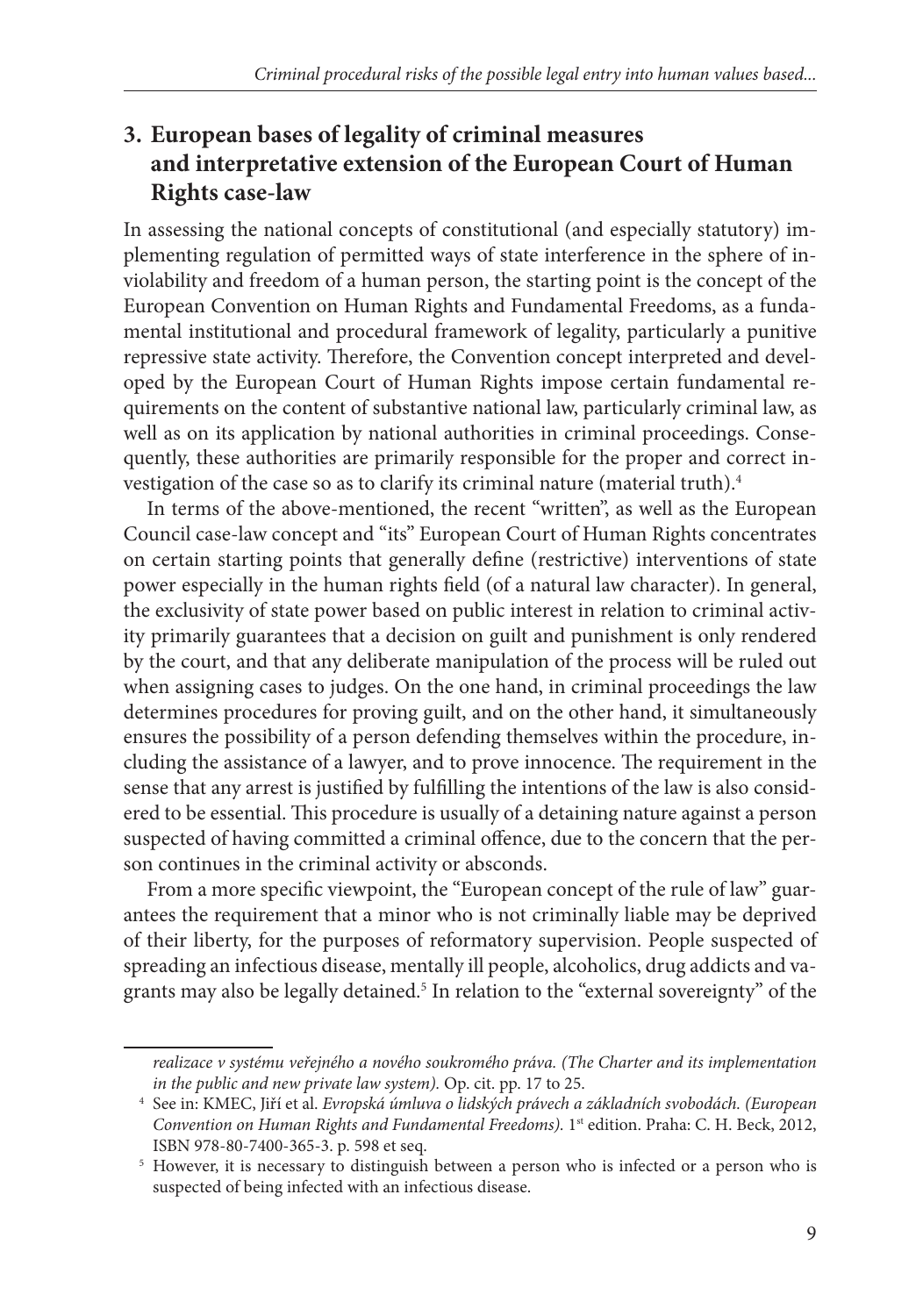## 3. European bases of legality of criminal measures and interpretative extension of the European Court of Human Rights case-law

In assessing the national concepts of constitutional (and especially statutory) implementing regulation of permitted ways of state interference in the sphere of inviolability and freedom of a human person, the starting point is the concept of the European Convention on Human Rights and Fundamental Freedoms, as a fundamental institutional and procedural framework of legality, particularly a punitive repressive state activity. Therefore, the Convention concept interpreted and developed by the European Court of Human Rights impose certain fundamental requirements on the content of substantive national law, particularly criminal law, as well as on its application by national authorities in criminal proceedings. Consequently, these authorities are primarily responsible for the proper and correct investigation of the case so as to clarify its criminal nature (material truth).[4]

In terms of the above-mentioned, the recent "written", as well as the European Council case-law concept and "its" European Court of Human Rights concentrates on certain starting points that generally define (restrictive) interventions of state power especially in the human rights field (of a natural law character). In general, the exclusivity of state power based on public interest in relation to criminal activity primarily guarantees that a decision on guilt and punishment is only rendered by the court, and that any deliberate manipulation of the process will be ruled out when assigning cases to judges. On the one hand, in criminal proceedings the law determines procedures for proving guilt, and on the other hand, it simultaneously ensures the possibility of a person defending themselves within the procedure, including the assistance of a lawyer, and to prove innocence. The requirement in the sense that any arrest is justified by fulfilling the intentions of the law is also considered to be essential. This procedure is usually of a detaining nature against a person suspected of having committed a criminal offence, due to the concern that the person continues in the criminal activity or absconds.

From a more specific viewpoint, the "European concept of the rule of law" guarantees the requirement that a minor who is not criminally liable may be deprived of their liberty, for the purposes of reformatory supervision. People suspected of spreading an infectious disease, mentally ill people, alcoholics, drug addicts and vagrants may also be legally detained.[5] In relation to the "external sovereignty" of the

---

*realizace v systému veřejného a nového soukromého práva. (The Charter and its implementation in the public and new private law system).* Op. cit. pp. 17 to 25.

[4] See in: KMEC, Jiří et al. *Evropská úmluva o lidských právech a základních svobodách. (European Convention on Human Rights and Fundamental Freedoms).* 1st edition. Praha: C. H. Beck, 2012, ISBN 978-80-7400-365-3. p. 598 et seq.

[5] However, it is necessary to distinguish between a person who is infected or a person who is suspected of being infected with an infectious disease.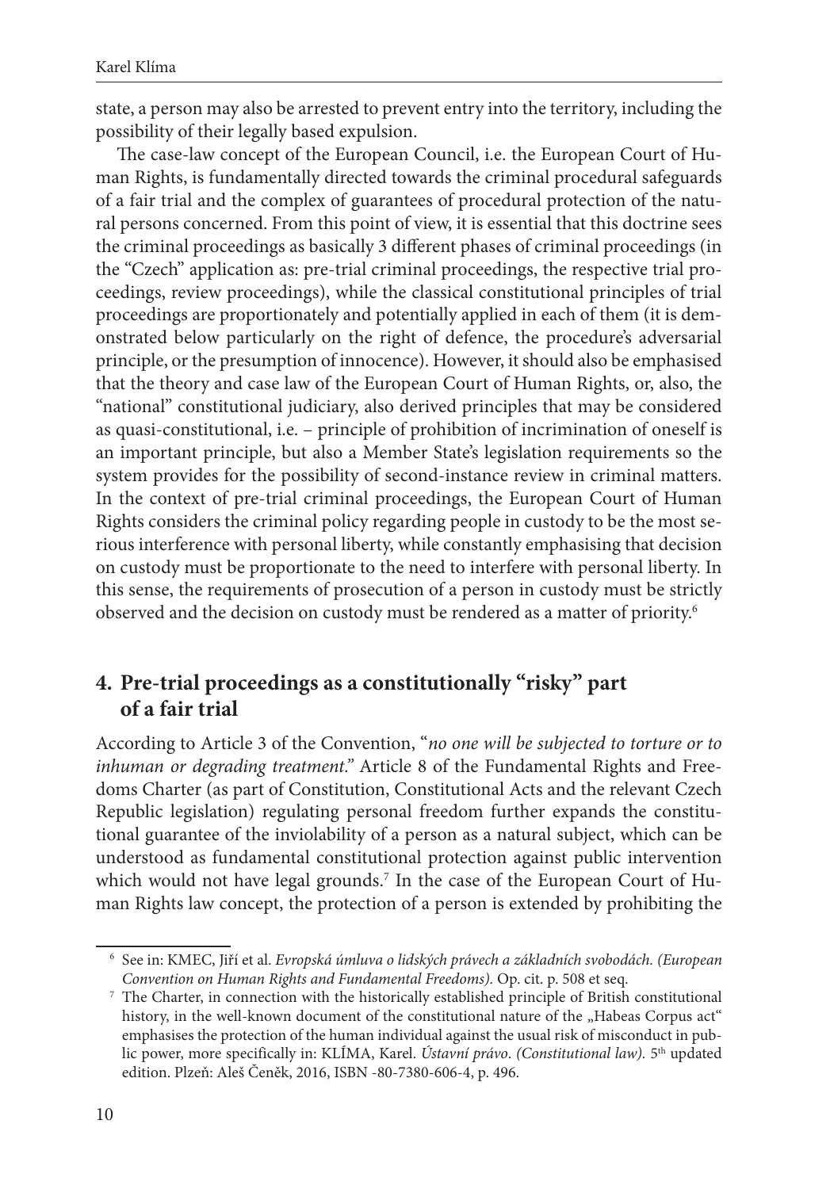state, a person may also be arrested to prevent entry into the territory, including the possibility of their legally based expulsion.

The case-law concept of the European Council, i.e. the European Court of Human Rights, is fundamentally directed towards the criminal procedural safeguards of a fair trial and the complex of guarantees of procedural protection of the natural persons concerned. From this point of view, it is essential that this doctrine sees the criminal proceedings as basically 3 different phases of criminal proceedings (in the "Czech" application as: pre-trial criminal proceedings, the respective trial proceedings, review proceedings), while the classical constitutional principles of trial proceedings are proportionately and potentially applied in each of them (it is demonstrated below particularly on the right of defence, the procedure's adversarial principle, or the presumption of innocence). However, it should also be emphasised that the theory and case law of the European Court of Human Rights, or, also, the "national" constitutional judiciary, also derived principles that may be considered as quasi-constitutional, i.e. – principle of prohibition of incrimination of oneself is an important principle, but also a Member State's legislation requirements so the system provides for the possibility of second-instance review in criminal matters. In the context of pre-trial criminal proceedings, the European Court of Human Rights considers the criminal policy regarding people in custody to be the most serious interference with personal liberty, while constantly emphasising that decision on custody must be proportionate to the need to interfere with personal liberty. In this sense, the requirements of prosecution of a person in custody must be strictly observed and the decision on custody must be rendered as a matter of priority.[6]

## 4. Pre-trial proceedings as a constitutionally "risky" part of a fair trial

According to Article 3 of the Convention, "*no one will be subjected to torture or to inhuman or degrading treatment.*" Article 8 of the Fundamental Rights and Freedoms Charter (as part of Constitution, Constitutional Acts and the relevant Czech Republic legislation) regulating personal freedom further expands the constitutional guarantee of the inviolability of a person as a natural subject, which can be understood as fundamental constitutional protection against public intervention which would not have legal grounds.[7] In the case of the European Court of Human Rights law concept, the protection of a person is extended by prohibiting the

---

[6] See in: KMEC, Jiří et al. *Evropská úmluva o lidských právech a základních svobodách. (European Convention on Human Rights and Fundamental Freedoms).* Op. cit. p. 508 et seq.

[7] The Charter, in connection with the historically established principle of British constitutional history, in the well-known document of the constitutional nature of the „Habeas Corpus act" emphasises the protection of the human individual against the usual risk of misconduct in public power, more specifically in: KLÍMA, Karel. *Ústavní právo. (Constitutional law).* 5th updated edition. Plzeň: Aleš Čeněk, 2016, ISBN -80-7380-606-4, p. 496.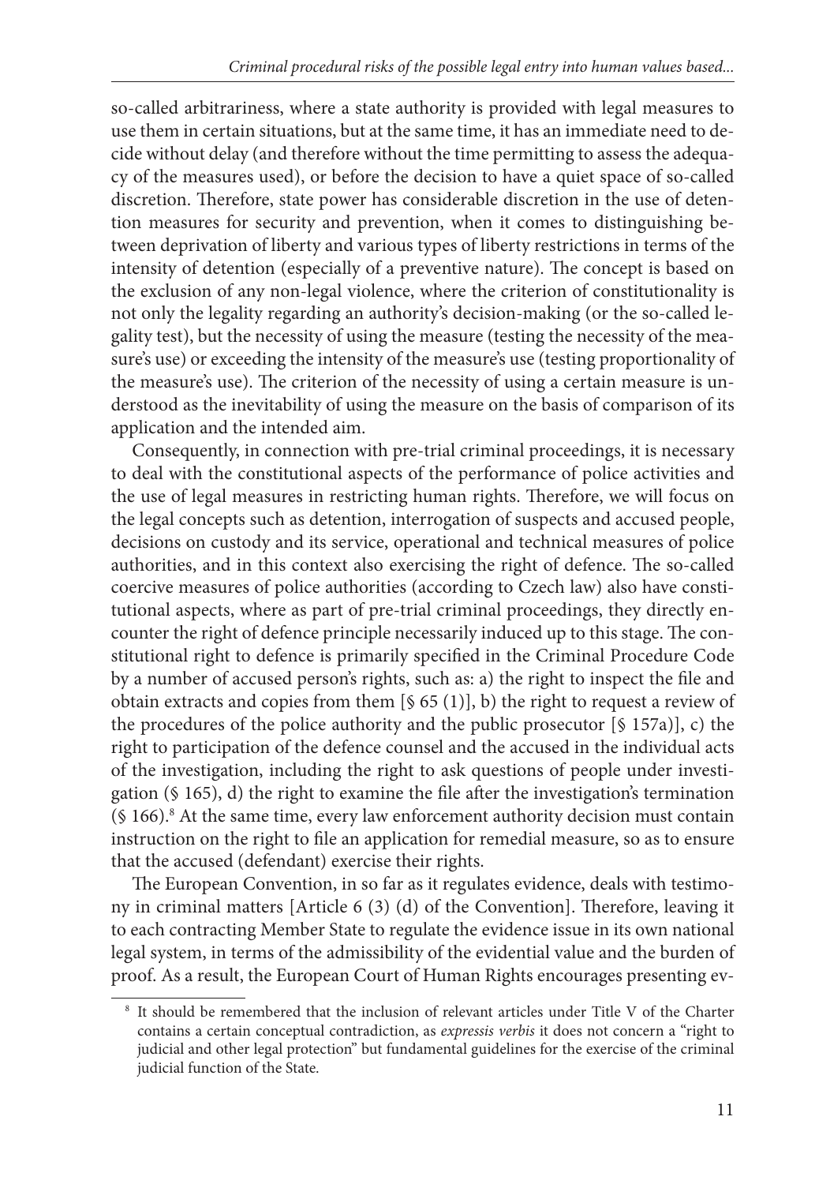so-called arbitrariness, where a state authority is provided with legal measures to use them in certain situations, but at the same time, it has an immediate need to decide without delay (and therefore without the time permitting to assess the adequacy of the measures used), or before the decision to have a quiet space of so-called discretion. Therefore, state power has considerable discretion in the use of detention measures for security and prevention, when it comes to distinguishing between deprivation of liberty and various types of liberty restrictions in terms of the intensity of detention (especially of a preventive nature). The concept is based on the exclusion of any non-legal violence, where the criterion of constitutionality is not only the legality regarding an authority's decision-making (or the so-called legality test), but the necessity of using the measure (testing the necessity of the measure's use) or exceeding the intensity of the measure's use (testing proportionality of the measure's use). The criterion of the necessity of using a certain measure is understood as the inevitability of using the measure on the basis of comparison of its application and the intended aim.

Consequently, in connection with pre-trial criminal proceedings, it is necessary to deal with the constitutional aspects of the performance of police activities and the use of legal measures in restricting human rights. Therefore, we will focus on the legal concepts such as detention, interrogation of suspects and accused people, decisions on custody and its service, operational and technical measures of police authorities, and in this context also exercising the right of defence. The so-called coercive measures of police authorities (according to Czech law) also have constitutional aspects, where as part of pre-trial criminal proceedings, they directly encounter the right of defence principle necessarily induced up to this stage. The constitutional right to defence is primarily specified in the Criminal Procedure Code by a number of accused person's rights, such as: a) the right to inspect the file and obtain extracts and copies from them [§ 65 (1)], b) the right to request a review of the procedures of the police authority and the public prosecutor [§ 157a)], c) the right to participation of the defence counsel and the accused in the individual acts of the investigation, including the right to ask questions of people under investigation (§ 165), d) the right to examine the file after the investigation's termination (§ 166).[8] At the same time, every law enforcement authority decision must contain instruction on the right to file an application for remedial measure, so as to ensure that the accused (defendant) exercise their rights.

The European Convention, in so far as it regulates evidence, deals with testimony in criminal matters [Article 6 (3) (d) of the Convention]. Therefore, leaving it to each contracting Member State to regulate the evidence issue in its own national legal system, in terms of the admissibility of the evidential value and the burden of proof. As a result, the European Court of Human Rights encourages presenting ev-

[8] It should be remembered that the inclusion of relevant articles under Title V of the Charter contains a certain conceptual contradiction, as *expressis verbis* it does not concern a "right to judicial and other legal protection" but fundamental guidelines for the exercise of the criminal judicial function of the State.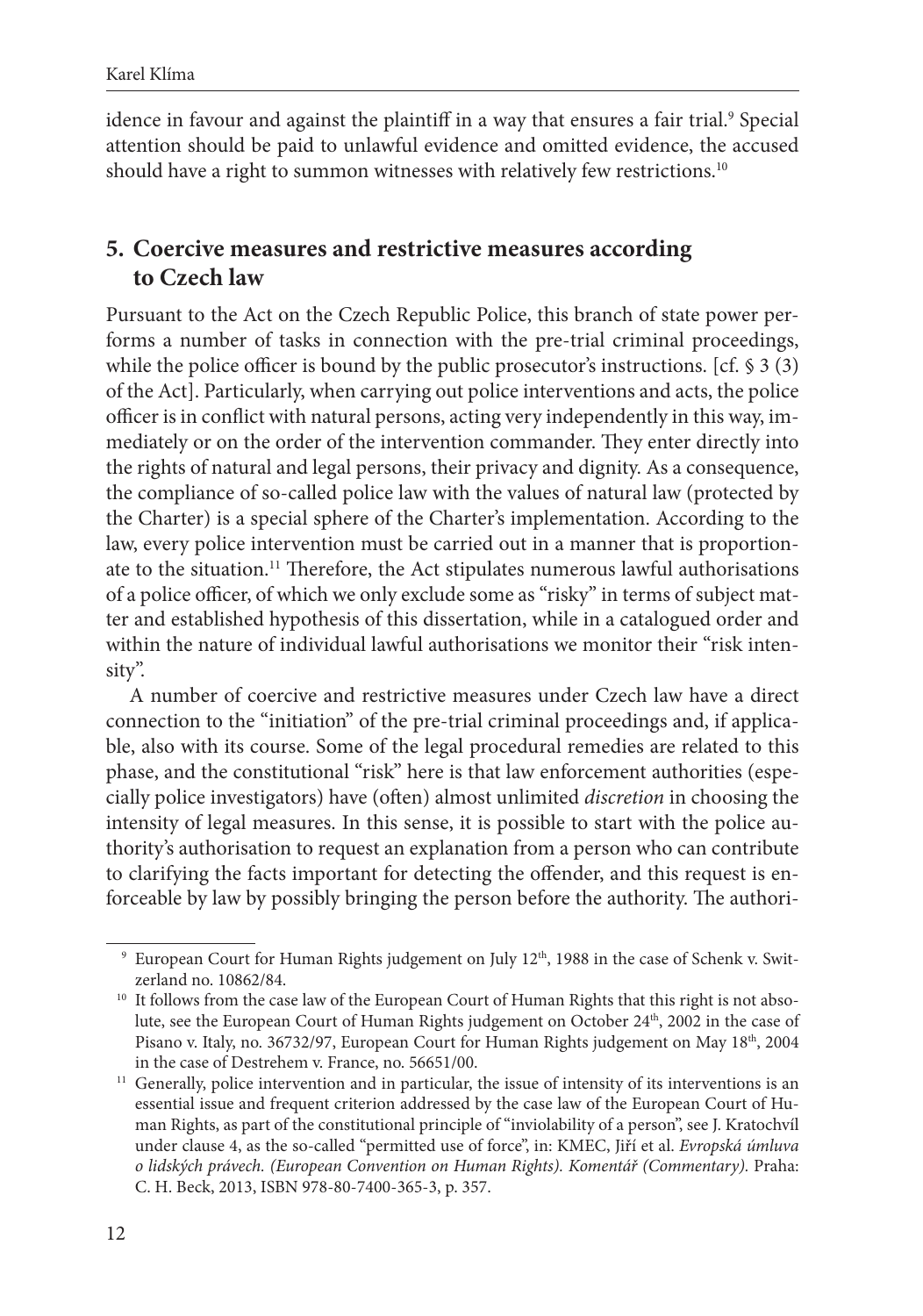idence in favour and against the plaintiff in a way that ensures a fair trial.[9] Special attention should be paid to unlawful evidence and omitted evidence, the accused should have a right to summon witnesses with relatively few restrictions.[10]

## 5. Coercive measures and restrictive measures according to Czech law

Pursuant to the Act on the Czech Republic Police, this branch of state power performs a number of tasks in connection with the pre-trial criminal proceedings, while the police officer is bound by the public prosecutor's instructions. [cf. § 3 (3) of the Act]. Particularly, when carrying out police interventions and acts, the police officer is in conflict with natural persons, acting very independently in this way, immediately or on the order of the intervention commander. They enter directly into the rights of natural and legal persons, their privacy and dignity. As a consequence, the compliance of so-called police law with the values of natural law (protected by the Charter) is a special sphere of the Charter's implementation. According to the law, every police intervention must be carried out in a manner that is proportionate to the situation.[11] Therefore, the Act stipulates numerous lawful authorisations of a police officer, of which we only exclude some as "risky" in terms of subject matter and established hypothesis of this dissertation, while in a catalogued order and within the nature of individual lawful authorisations we monitor their "risk intensity".

A number of coercive and restrictive measures under Czech law have a direct connection to the "initiation" of the pre-trial criminal proceedings and, if applicable, also with its course. Some of the legal procedural remedies are related to this phase, and the constitutional "risk" here is that law enforcement authorities (especially police investigators) have (often) almost unlimited *discretion* in choosing the intensity of legal measures. In this sense, it is possible to start with the police authority's authorisation to request an explanation from a person who can contribute to clarifying the facts important for detecting the offender, and this request is enforceable by law by possibly bringing the person before the authority. The authori-

---

[9] European Court for Human Rights judgement on July 12th, 1988 in the case of Schenk v. Switzerland no. 10862/84.

[10] It follows from the case law of the European Court of Human Rights that this right is not absolute, see the European Court of Human Rights judgement on October 24th, 2002 in the case of Pisano v. Italy, no. 36732/97, European Court for Human Rights judgement on May 18th, 2004 in the case of Destrehem v. France, no. 56651/00.

[11] Generally, police intervention and in particular, the issue of intensity of its interventions is an essential issue and frequent criterion addressed by the case law of the European Court of Human Rights, as part of the constitutional principle of "inviolability of a person", see J. Kratochvíl under clause 4, as the so-called "permitted use of force", in: KMEC, Jiří et al. *Evropská úmluva o lidských právech. (European Convention on Human Rights). Komentář (Commentary).* Praha: C. H. Beck, 2013, ISBN 978-80-7400-365-3, p. 357.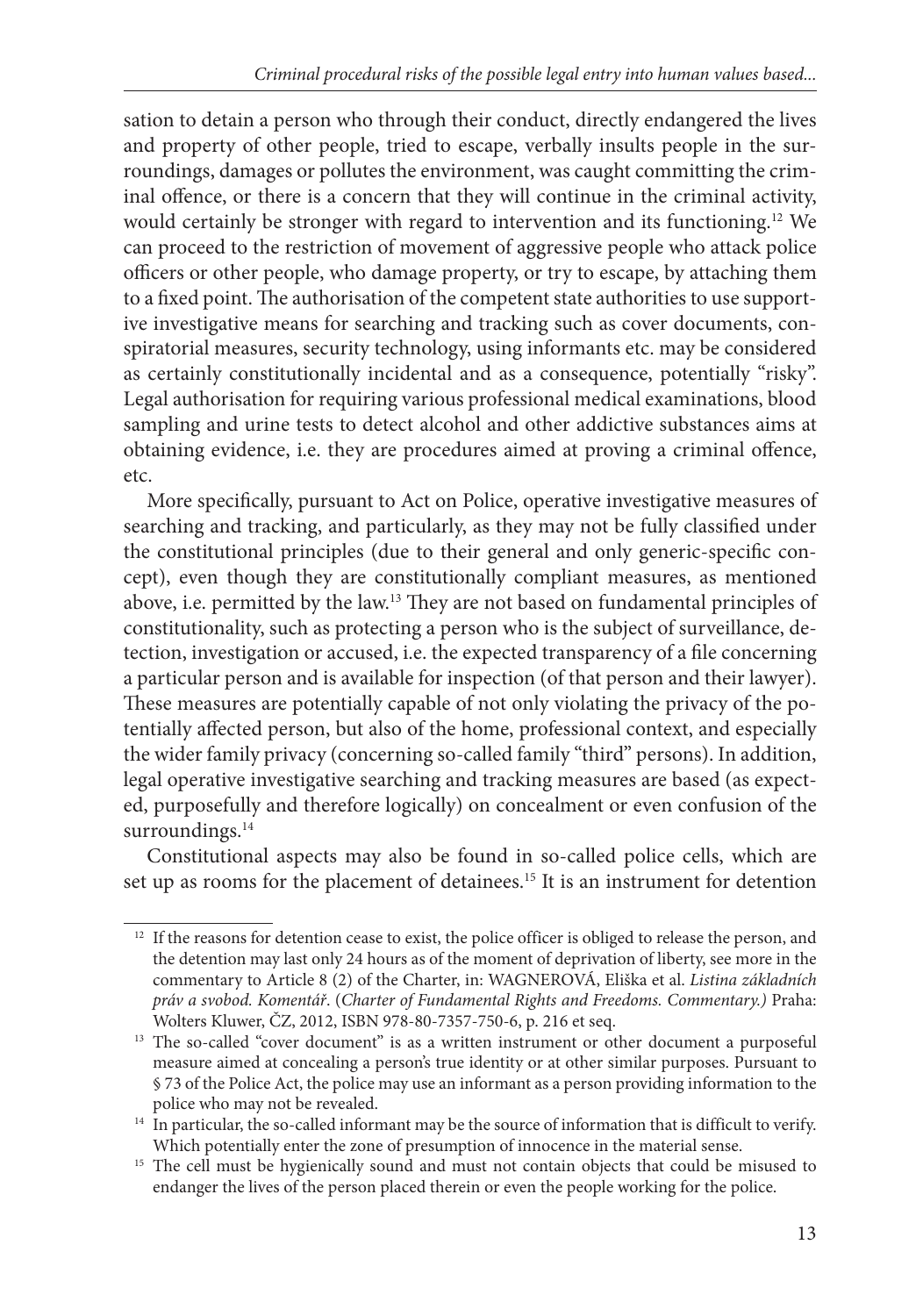sation to detain a person who through their conduct, directly endangered the lives and property of other people, tried to escape, verbally insults people in the surroundings, damages or pollutes the environment, was caught committing the criminal offence, or there is a concern that they will continue in the criminal activity, would certainly be stronger with regard to intervention and its functioning.[12] We can proceed to the restriction of movement of aggressive people who attack police officers or other people, who damage property, or try to escape, by attaching them to a fixed point. The authorisation of the competent state authorities to use supportive investigative means for searching and tracking such as cover documents, conspiratorial measures, security technology, using informants etc. may be considered as certainly constitutionally incidental and as a consequence, potentially "risky". Legal authorisation for requiring various professional medical examinations, blood sampling and urine tests to detect alcohol and other addictive substances aims at obtaining evidence, i.e. they are procedures aimed at proving a criminal offence, etc.

More specifically, pursuant to Act on Police, operative investigative measures of searching and tracking, and particularly, as they may not be fully classified under the constitutional principles (due to their general and only generic-specific concept), even though they are constitutionally compliant measures, as mentioned above, i.e. permitted by the law.[13] They are not based on fundamental principles of constitutionality, such as protecting a person who is the subject of surveillance, detection, investigation or accused, i.e. the expected transparency of a file concerning a particular person and is available for inspection (of that person and their lawyer). These measures are potentially capable of not only violating the privacy of the potentially affected person, but also of the home, professional context, and especially the wider family privacy (concerning so-called family "third" persons). In addition, legal operative investigative searching and tracking measures are based (as expected, purposefully and therefore logically) on concealment or even confusion of the surroundings.[14]

Constitutional aspects may also be found in so-called police cells, which are set up as rooms for the placement of detainees.[15] It is an instrument for detention

---

[12] If the reasons for detention cease to exist, the police officer is obliged to release the person, and the detention may last only 24 hours as of the moment of deprivation of liberty, see more in the commentary to Article 8 (2) of the Charter, in: WAGNEROVÁ, Eliška et al. *Listina základních práv a svobod. Komentář*. (*Charter of Fundamental Rights and Freedoms. Commentary.)* Praha: Wolters Kluwer, ČZ, 2012, ISBN 978-80-7357-750-6, p. 216 et seq.

[13] The so-called "cover document" is as a written instrument or other document a purposeful measure aimed at concealing a person's true identity or at other similar purposes. Pursuant to § 73 of the Police Act, the police may use an informant as a person providing information to the police who may not be revealed.

[14] In particular, the so-called informant may be the source of information that is difficult to verify. Which potentially enter the zone of presumption of innocence in the material sense.

[15] The cell must be hygienically sound and must not contain objects that could be misused to endanger the lives of the person placed therein or even the people working for the police.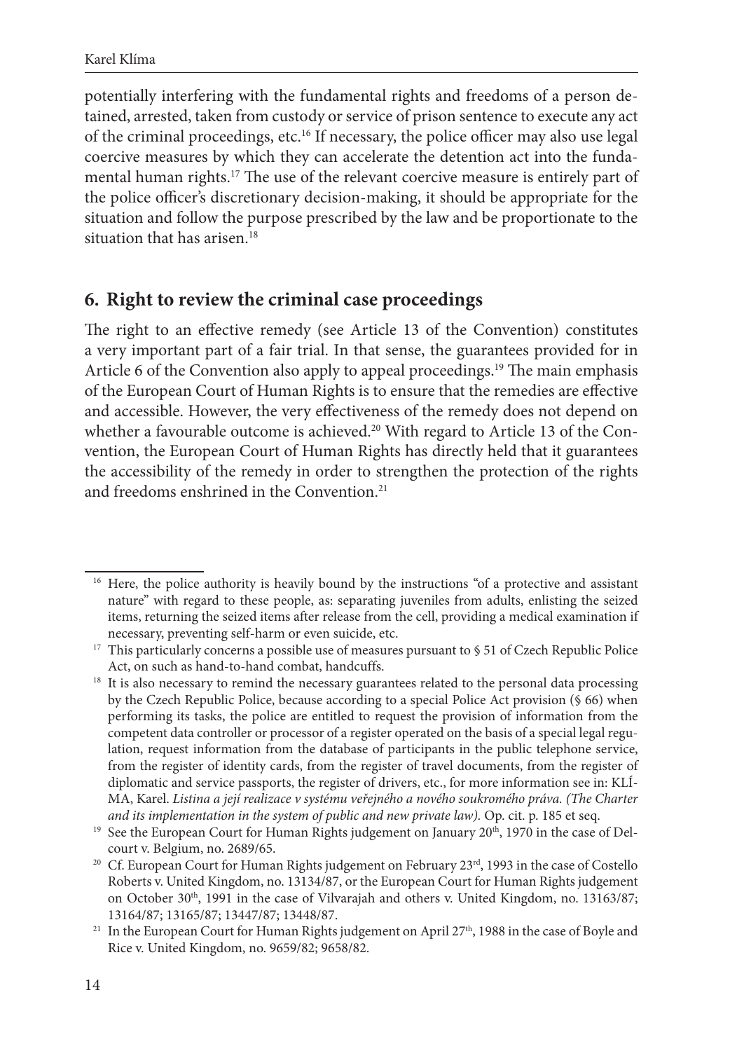potentially interfering with the fundamental rights and freedoms of a person detained, arrested, taken from custody or service of prison sentence to execute any act of the criminal proceedings, etc.[16] If necessary, the police officer may also use legal coercive measures by which they can accelerate the detention act into the fundamental human rights.[17] The use of the relevant coercive measure is entirely part of the police officer's discretionary decision-making, it should be appropriate for the situation and follow the purpose prescribed by the law and be proportionate to the situation that has arisen.[18]

## 6. Right to review the criminal case proceedings

The right to an effective remedy (see Article 13 of the Convention) constitutes a very important part of a fair trial. In that sense, the guarantees provided for in Article 6 of the Convention also apply to appeal proceedings.[19] The main emphasis of the European Court of Human Rights is to ensure that the remedies are effective and accessible. However, the very effectiveness of the remedy does not depend on whether a favourable outcome is achieved.[20] With regard to Article 13 of the Convention, the European Court of Human Rights has directly held that it guarantees the accessibility of the remedy in order to strengthen the protection of the rights and freedoms enshrined in the Convention.[21]

---

[16] Here, the police authority is heavily bound by the instructions "of a protective and assistant nature" with regard to these people, as: separating juveniles from adults, enlisting the seized items, returning the seized items after release from the cell, providing a medical examination if necessary, preventing self-harm or even suicide, etc.

[17] This particularly concerns a possible use of measures pursuant to § 51 of Czech Republic Police Act, on such as hand-to-hand combat, handcuffs.

[18] It is also necessary to remind the necessary guarantees related to the personal data processing by the Czech Republic Police, because according to a special Police Act provision (§ 66) when performing its tasks, the police are entitled to request the provision of information from the competent data controller or processor of a register operated on the basis of a special legal regulation, request information from the database of participants in the public telephone service, from the register of identity cards, from the register of travel documents, from the register of diplomatic and service passports, the register of drivers, etc., for more information see in: KLÍMA, Karel. *Listina a její realizace v systému veřejného a nového soukromého práva. (The Charter and its implementation in the system of public and new private law).* Op. cit. p. 185 et seq.

[19] See the European Court for Human Rights judgement on January 20th, 1970 in the case of Delcourt v. Belgium, no. 2689/65.

[20] Cf. European Court for Human Rights judgement on February 23rd, 1993 in the case of Costello Roberts v. United Kingdom, no. 13134/87, or the European Court for Human Rights judgement on October 30th, 1991 in the case of Vilvarajah and others v. United Kingdom, no. 13163/87; 13164/87; 13165/87; 13447/87; 13448/87.

[21] In the European Court for Human Rights judgement on April 27th, 1988 in the case of Boyle and Rice v. United Kingdom, no. 9659/82; 9658/82.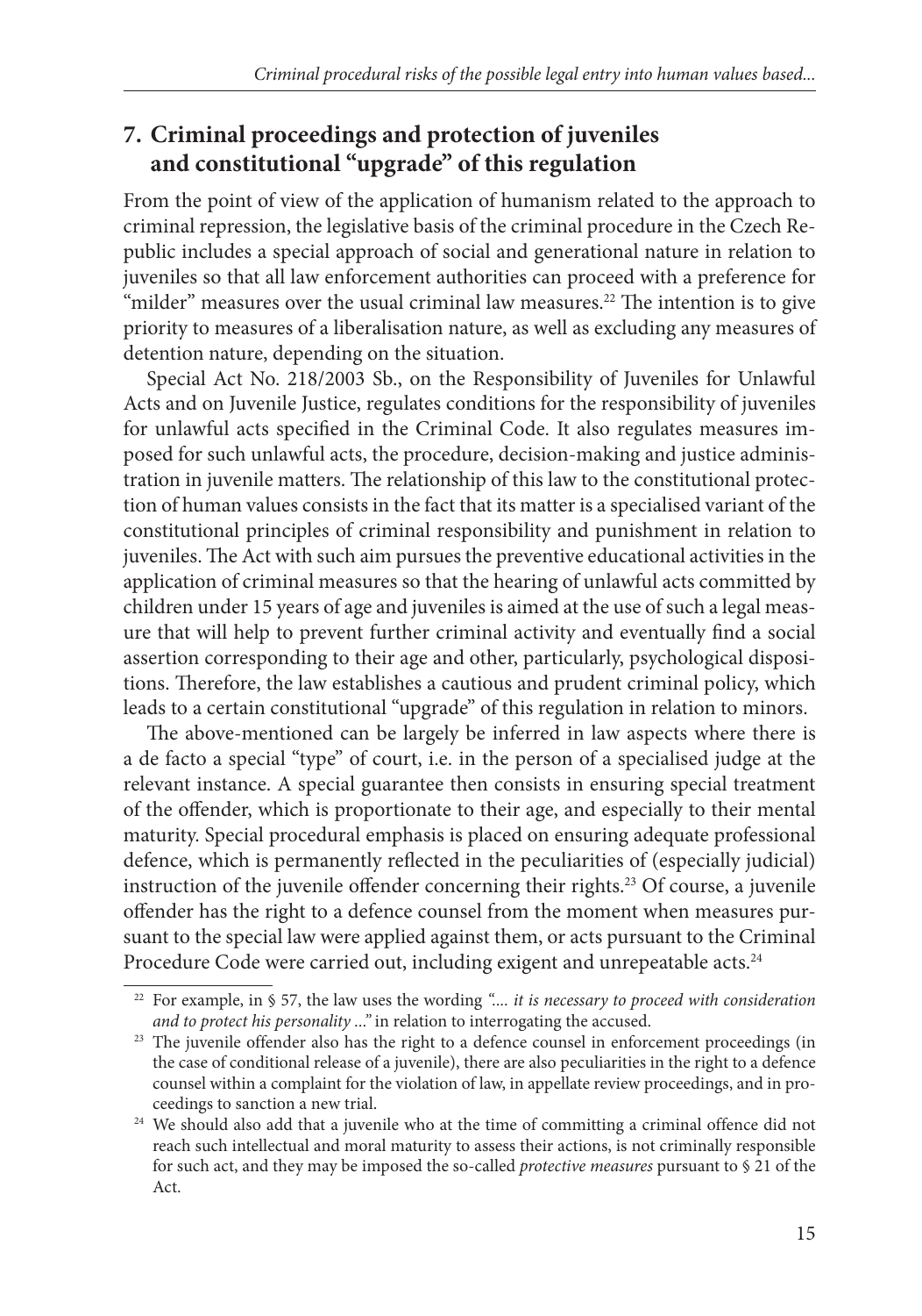## 7. Criminal proceedings and protection of juveniles and constitutional "upgrade" of this regulation

From the point of view of the application of humanism related to the approach to criminal repression, the legislative basis of the criminal procedure in the Czech Republic includes a special approach of social and generational nature in relation to juveniles so that all law enforcement authorities can proceed with a preference for "milder" measures over the usual criminal law measures.[22] The intention is to give priority to measures of a liberalisation nature, as well as excluding any measures of detention nature, depending on the situation.

Special Act No. 218/2003 Sb., on the Responsibility of Juveniles for Unlawful Acts and on Juvenile Justice, regulates conditions for the responsibility of juveniles for unlawful acts specified in the Criminal Code. It also regulates measures imposed for such unlawful acts, the procedure, decision-making and justice administration in juvenile matters. The relationship of this law to the constitutional protection of human values consists in the fact that its matter is a specialised variant of the constitutional principles of criminal responsibility and punishment in relation to juveniles. The Act with such aim pursues the preventive educational activities in the application of criminal measures so that the hearing of unlawful acts committed by children under 15 years of age and juveniles is aimed at the use of such a legal measure that will help to prevent further criminal activity and eventually find a social assertion corresponding to their age and other, particularly, psychological dispositions. Therefore, the law establishes a cautious and prudent criminal policy, which leads to a certain constitutional "upgrade" of this regulation in relation to minors.

The above-mentioned can be largely be inferred in law aspects where there is a de facto a special "type" of court, i.e. in the person of a specialised judge at the relevant instance. A special guarantee then consists in ensuring special treatment of the offender, which is proportionate to their age, and especially to their mental maturity. Special procedural emphasis is placed on ensuring adequate professional defence, which is permanently reflected in the peculiarities of (especially judicial) instruction of the juvenile offender concerning their rights.[23] Of course, a juvenile offender has the right to a defence counsel from the moment when measures pursuant to the special law were applied against them, or acts pursuant to the Criminal Procedure Code were carried out, including exigent and unrepeatable acts.[24]

---

[22] For example, in § 57, the law uses the wording *".... it is necessary to proceed with consideration and to protect his personality ..."* in relation to interrogating the accused.

[23] The juvenile offender also has the right to a defence counsel in enforcement proceedings (in the case of conditional release of a juvenile), there are also peculiarities in the right to a defence counsel within a complaint for the violation of law, in appellate review proceedings, and in proceedings to sanction a new trial.

[24] We should also add that a juvenile who at the time of committing a criminal offence did not reach such intellectual and moral maturity to assess their actions, is not criminally responsible for such act, and they may be imposed the so-called *protective measures* pursuant to § 21 of the Act.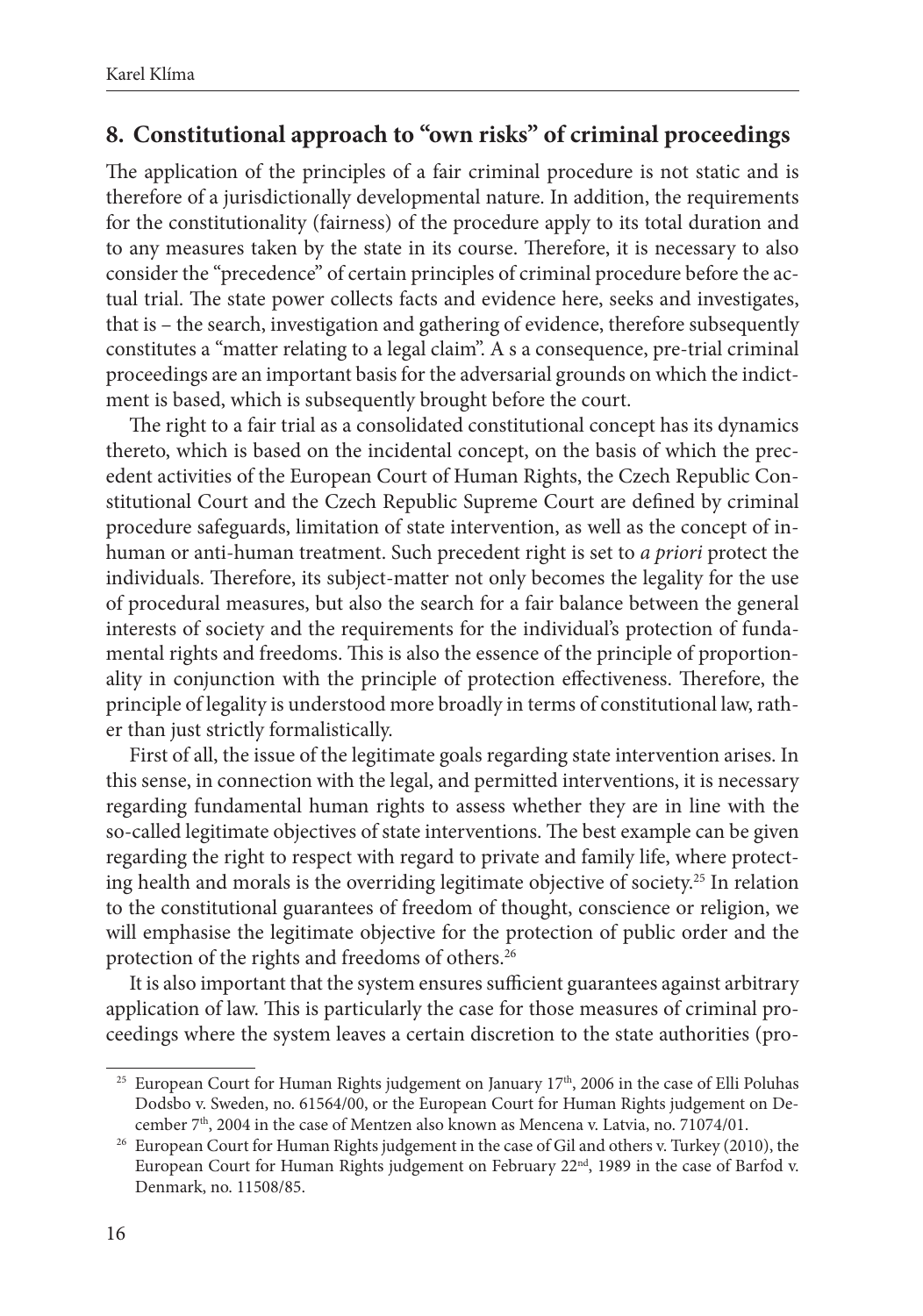## 8. Constitutional approach to "own risks" of criminal proceedings

The application of the principles of a fair criminal procedure is not static and is therefore of a jurisdictionally developmental nature. In addition, the requirements for the constitutionality (fairness) of the procedure apply to its total duration and to any measures taken by the state in its course. Therefore, it is necessary to also consider the "precedence" of certain principles of criminal procedure before the actual trial. The state power collects facts and evidence here, seeks and investigates, that is – the search, investigation and gathering of evidence, therefore subsequently constitutes a "matter relating to a legal claim". A s a consequence, pre-trial criminal proceedings are an important basis for the adversarial grounds on which the indictment is based, which is subsequently brought before the court.

The right to a fair trial as a consolidated constitutional concept has its dynamics thereto, which is based on the incidental concept, on the basis of which the precedent activities of the European Court of Human Rights, the Czech Republic Constitutional Court and the Czech Republic Supreme Court are defined by criminal procedure safeguards, limitation of state intervention, as well as the concept of inhuman or anti-human treatment. Such precedent right is set to *a priori* protect the individuals. Therefore, its subject-matter not only becomes the legality for the use of procedural measures, but also the search for a fair balance between the general interests of society and the requirements for the individual's protection of fundamental rights and freedoms. This is also the essence of the principle of proportionality in conjunction with the principle of protection effectiveness. Therefore, the principle of legality is understood more broadly in terms of constitutional law, rather than just strictly formalistically.

First of all, the issue of the legitimate goals regarding state intervention arises. In this sense, in connection with the legal, and permitted interventions, it is necessary regarding fundamental human rights to assess whether they are in line with the so-called legitimate objectives of state interventions. The best example can be given regarding the right to respect with regard to private and family life, where protecting health and morals is the overriding legitimate objective of society.[25] In relation to the constitutional guarantees of freedom of thought, conscience or religion, we will emphasise the legitimate objective for the protection of public order and the protection of the rights and freedoms of others.[26]

It is also important that the system ensures sufficient guarantees against arbitrary application of law. This is particularly the case for those measures of criminal proceedings where the system leaves a certain discretion to the state authorities (pro-

---

[25] European Court for Human Rights judgement on January 17th, 2006 in the case of Elli Poluhas Dodsbo v. Sweden, no. 61564/00, or the European Court for Human Rights judgement on December 7th, 2004 in the case of Mentzen also known as Mencena v. Latvia, no. 71074/01.

[26] European Court for Human Rights judgement in the case of Gil and others v. Turkey (2010), the European Court for Human Rights judgement on February 22nd, 1989 in the case of Barfod v. Denmark, no. 11508/85.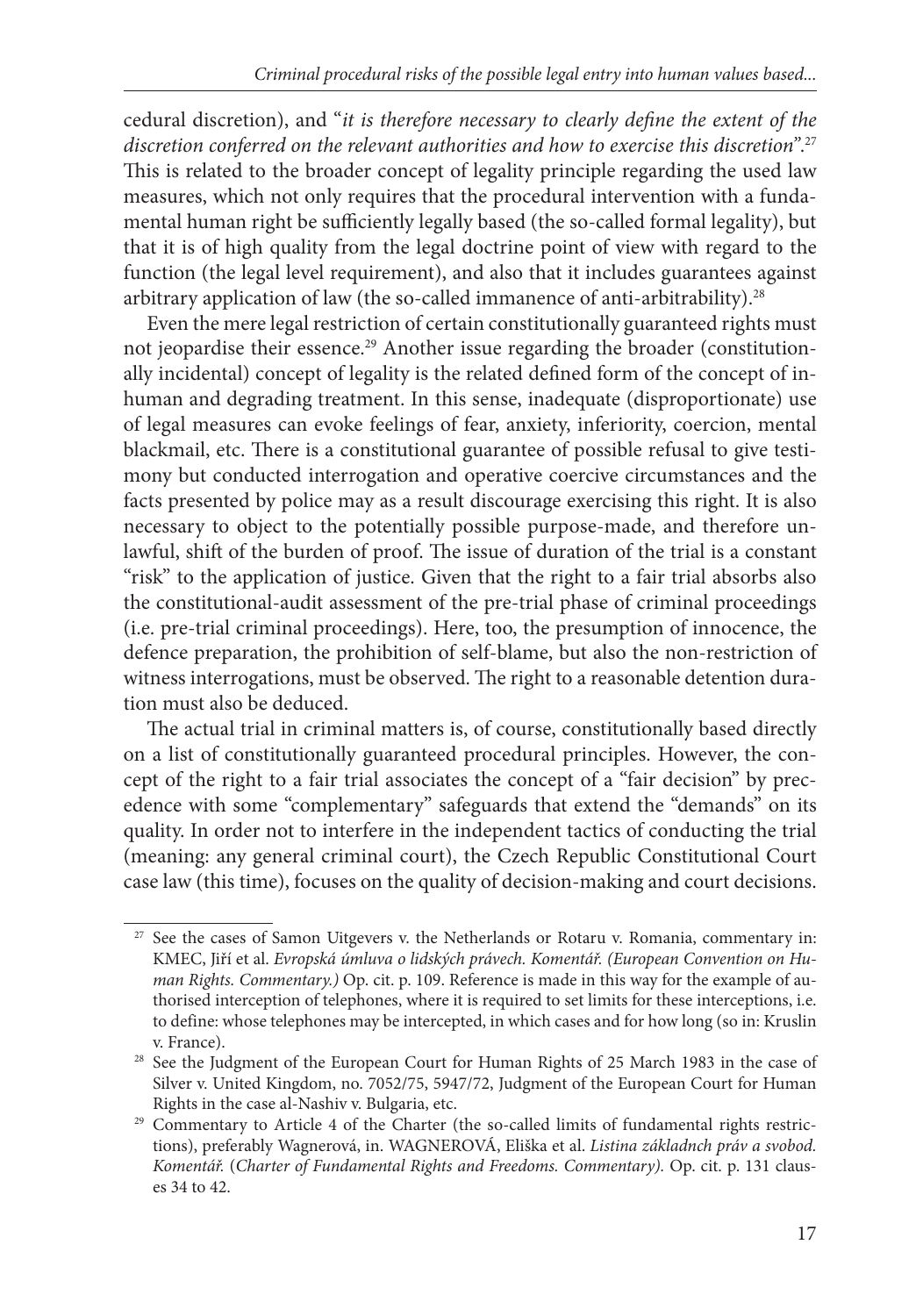cedural discretion), and "*it is therefore necessary to clearly define the extent of the discretion conferred on the relevant authorities and how to exercise this discretion*".[27] This is related to the broader concept of legality principle regarding the used law measures, which not only requires that the procedural intervention with a fundamental human right be sufficiently legally based (the so-called formal legality), but that it is of high quality from the legal doctrine point of view with regard to the function (the legal level requirement), and also that it includes guarantees against arbitrary application of law (the so-called immanence of anti-arbitrability).[28]

Even the mere legal restriction of certain constitutionally guaranteed rights must not jeopardise their essence.[29] Another issue regarding the broader (constitutionally incidental) concept of legality is the related defined form of the concept of inhuman and degrading treatment. In this sense, inadequate (disproportionate) use of legal measures can evoke feelings of fear, anxiety, inferiority, coercion, mental blackmail, etc. There is a constitutional guarantee of possible refusal to give testimony but conducted interrogation and operative coercive circumstances and the facts presented by police may as a result discourage exercising this right. It is also necessary to object to the potentially possible purpose-made, and therefore unlawful, shift of the burden of proof. The issue of duration of the trial is a constant "risk" to the application of justice. Given that the right to a fair trial absorbs also the constitutional-audit assessment of the pre-trial phase of criminal proceedings (i.e. pre-trial criminal proceedings). Here, too, the presumption of innocence, the defence preparation, the prohibition of self-blame, but also the non-restriction of witness interrogations, must be observed. The right to a reasonable detention duration must also be deduced.

The actual trial in criminal matters is, of course, constitutionally based directly on a list of constitutionally guaranteed procedural principles. However, the concept of the right to a fair trial associates the concept of a "fair decision" by precedence with some "complementary" safeguards that extend the "demands" on its quality. In order not to interfere in the independent tactics of conducting the trial (meaning: any general criminal court), the Czech Republic Constitutional Court case law (this time), focuses on the quality of decision-making and court decisions.

---

[27] See the cases of Samon Uitgevers v. the Netherlands or Rotaru v. Romania, commentary in: KMEC, Jiří et al. *Evropská úmluva o lidských právech. Komentář. (European Convention on Human Rights. Commentary.)* Op. cit. p. 109. Reference is made in this way for the example of authorised interception of telephones, where it is required to set limits for these interceptions, i.e. to define: whose telephones may be intercepted, in which cases and for how long (so in: Kruslin v. France).

[28] See the Judgment of the European Court for Human Rights of 25 March 1983 in the case of Silver v. United Kingdom, no. 7052/75, 5947/72, Judgment of the European Court for Human Rights in the case al-Nashiv v. Bulgaria, etc.

[29] Commentary to Article 4 of the Charter (the so-called limits of fundamental rights restrictions), preferably Wagnerová, in. WAGNEROVÁ, Eliška et al. *Listina základnch práv a svobod. Komentář.* (*Charter of Fundamental Rights and Freedoms. Commentary).* Op. cit. p. 131 clauses 34 to 42.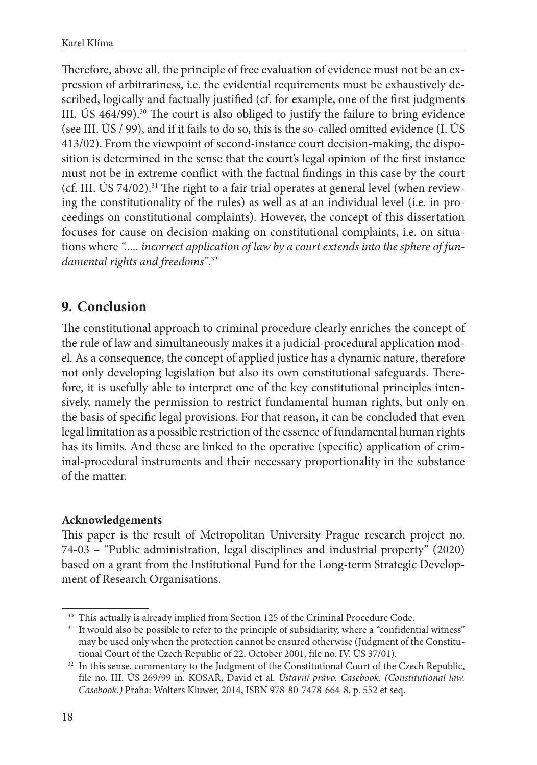Therefore, above all, the principle of free evaluation of evidence must not be an expression of arbitrariness, i.e. the evidential requirements must be exhaustively described, logically and factually justified (cf. for example, one of the first judgments III. ÚS 464/99).[30] The court is also obliged to justify the failure to bring evidence (see III. ÚS / 99), and if it fails to do so, this is the so-called omitted evidence (I. ÚS 413/02). From the viewpoint of second-instance court decision-making, the disposition is determined in the sense that the court's legal opinion of the first instance must not be in extreme conflict with the factual findings in this case by the court (cf. III. ÚS 74/02).[31] The right to a fair trial operates at general level (when reviewing the constitutionality of the rules) as well as at an individual level (i.e. in proceedings on constitutional complaints). However, the concept of this dissertation focuses for cause on decision-making on constitutional complaints, i.e. on situations where *"..... incorrect application of law by a court extends into the sphere of fundamental rights and freedoms"*.[32]

## 9. Conclusion

The constitutional approach to criminal procedure clearly enriches the concept of the rule of law and simultaneously makes it a judicial-procedural application model. As a consequence, the concept of applied justice has a dynamic nature, therefore not only developing legislation but also its own constitutional safeguards. Therefore, it is usefully able to interpret one of the key constitutional principles intensively, namely the permission to restrict fundamental human rights, but only on the basis of specific legal provisions. For that reason, it can be concluded that even legal limitation as a possible restriction of the essence of fundamental human rights has its limits. And these are linked to the operative (specific) application of criminal-procedural instruments and their necessary proportionality in the substance of the matter.

**Acknowledgements**

This paper is the result of Metropolitan University Prague research project no. 74-03 – "Public administration, legal disciplines and industrial property" (2020) based on a grant from the Institutional Fund for the Long-term Strategic Development of Research Organisations.

---

[30] This actually is already implied from Section 125 of the Criminal Procedure Code.

[31] It would also be possible to refer to the principle of subsidiarity, where a "confidential witness" may be used only when the protection cannot be ensured otherwise (Judgment of the Constitutional Court of the Czech Republic of 22. October 2001, file no. IV. ÚS 37/01).

[32] In this sense, commentary to the Judgment of the Constitutional Court of the Czech Republic, file no. III. ÚS 269/99 in. KOSAŘ, David et al. *Ústavní právo. Casebook. (Constitutional law. Casebook.)* Praha: Wolters Kluwer, 2014, ISBN 978-80-7478-664-8, p. 552 et seq.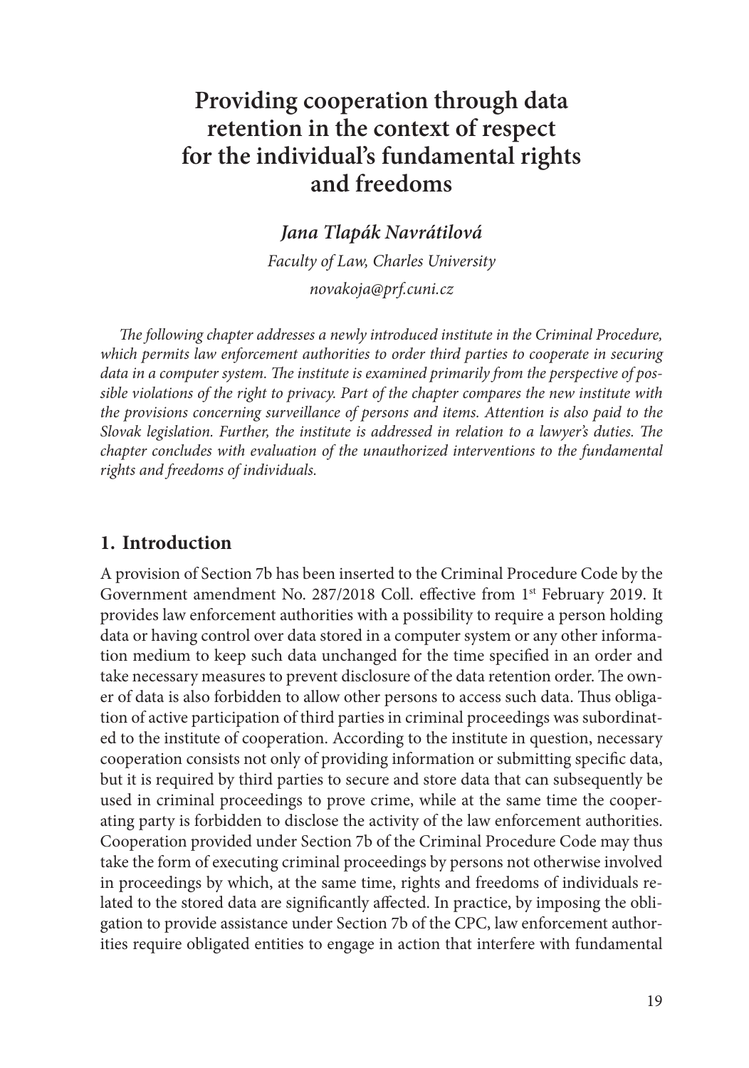# Providing cooperation through data retention in the context of respect for the individual's fundamental rights and freedoms

***Jana Tlapák Navrátilová***

*Faculty of Law, Charles University*

*novakoja@prf.cuni.cz*

*The following chapter addresses a newly introduced institute in the Criminal Procedure, which permits law enforcement authorities to order third parties to cooperate in securing data in a computer system. The institute is examined primarily from the perspective of possible violations of the right to privacy. Part of the chapter compares the new institute with the provisions concerning surveillance of persons and items. Attention is also paid to the Slovak legislation. Further, the institute is addressed in relation to a lawyer's duties. The chapter concludes with evaluation of the unauthorized interventions to the fundamental rights and freedoms of individuals.*

## 1. Introduction

A provision of Section 7b has been inserted to the Criminal Procedure Code by the Government amendment No. 287/2018 Coll. effective from 1st February 2019. It provides law enforcement authorities with a possibility to require a person holding data or having control over data stored in a computer system or any other information medium to keep such data unchanged for the time specified in an order and take necessary measures to prevent disclosure of the data retention order. The owner of data is also forbidden to allow other persons to access such data. Thus obligation of active participation of third parties in criminal proceedings was subordinated to the institute of cooperation. According to the institute in question, necessary cooperation consists not only of providing information or submitting specific data, but it is required by third parties to secure and store data that can subsequently be used in criminal proceedings to prove crime, while at the same time the cooperating party is forbidden to disclose the activity of the law enforcement authorities. Cooperation provided under Section 7b of the Criminal Procedure Code may thus take the form of executing criminal proceedings by persons not otherwise involved in proceedings by which, at the same time, rights and freedoms of individuals related to the stored data are significantly affected. In practice, by imposing the obligation to provide assistance under Section 7b of the CPC, law enforcement authorities require obligated entities to engage in action that interfere with fundamental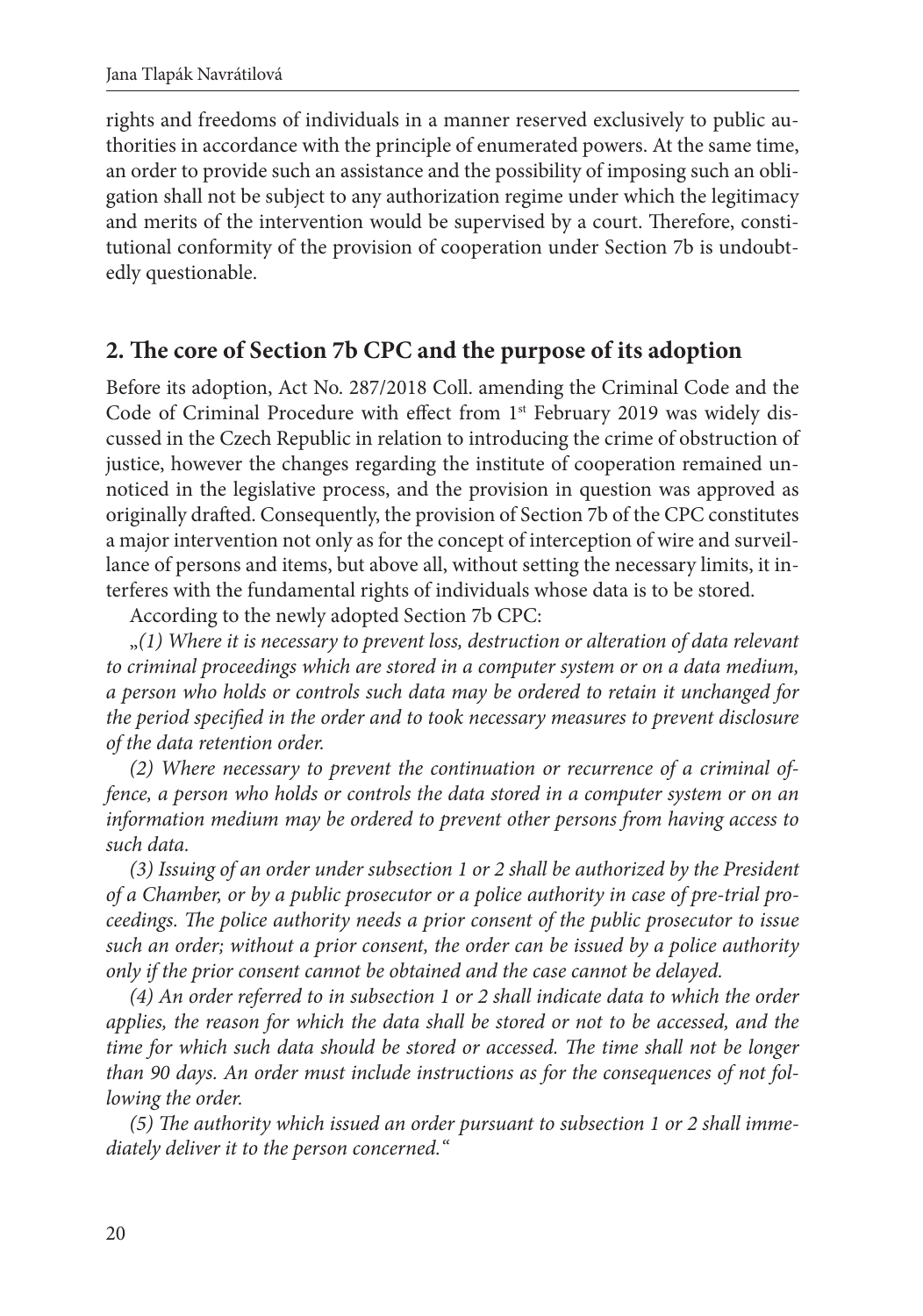rights and freedoms of individuals in a manner reserved exclusively to public authorities in accordance with the principle of enumerated powers. At the same time, an order to provide such an assistance and the possibility of imposing such an obligation shall not be subject to any authorization regime under which the legitimacy and merits of the intervention would be supervised by a court. Therefore, constitutional conformity of the provision of cooperation under Section 7b is undoubtedly questionable.

## 2. The core of Section 7b CPC and the purpose of its adoption

Before its adoption, Act No. 287/2018 Coll. amending the Criminal Code and the Code of Criminal Procedure with effect from 1st February 2019 was widely discussed in the Czech Republic in relation to introducing the crime of obstruction of justice, however the changes regarding the institute of cooperation remained unnoticed in the legislative process, and the provision in question was approved as originally drafted. Consequently, the provision of Section 7b of the CPC constitutes a major intervention not only as for the concept of interception of wire and surveillance of persons and items, but above all, without setting the necessary limits, it interferes with the fundamental rights of individuals whose data is to be stored.

According to the newly adopted Section 7b CPC:

„*(1) Where it is necessary to prevent loss, destruction or alteration of data relevant to criminal proceedings which are stored in a computer system or on a data medium, a person who holds or controls such data may be ordered to retain it unchanged for the period specified in the order and to took necessary measures to prevent disclosure of the data retention order.*

*(2) Where necessary to prevent the continuation or recurrence of a criminal offence, a person who holds or controls the data stored in a computer system or on an information medium may be ordered to prevent other persons from having access to such data.*

*(3) Issuing of an order under subsection 1 or 2 shall be authorized by the President of a Chamber, or by a public prosecutor or a police authority in case of pre-trial proceedings. The police authority needs a prior consent of the public prosecutor to issue such an order; without a prior consent, the order can be issued by a police authority only if the prior consent cannot be obtained and the case cannot be delayed.*

*(4) An order referred to in subsection 1 or 2 shall indicate data to which the order applies, the reason for which the data shall be stored or not to be accessed, and the time for which such data should be stored or accessed. The time shall not be longer than 90 days. An order must include instructions as for the consequences of not following the order.*

*(5) The authority which issued an order pursuant to subsection 1 or 2 shall immediately deliver it to the person concerned.*“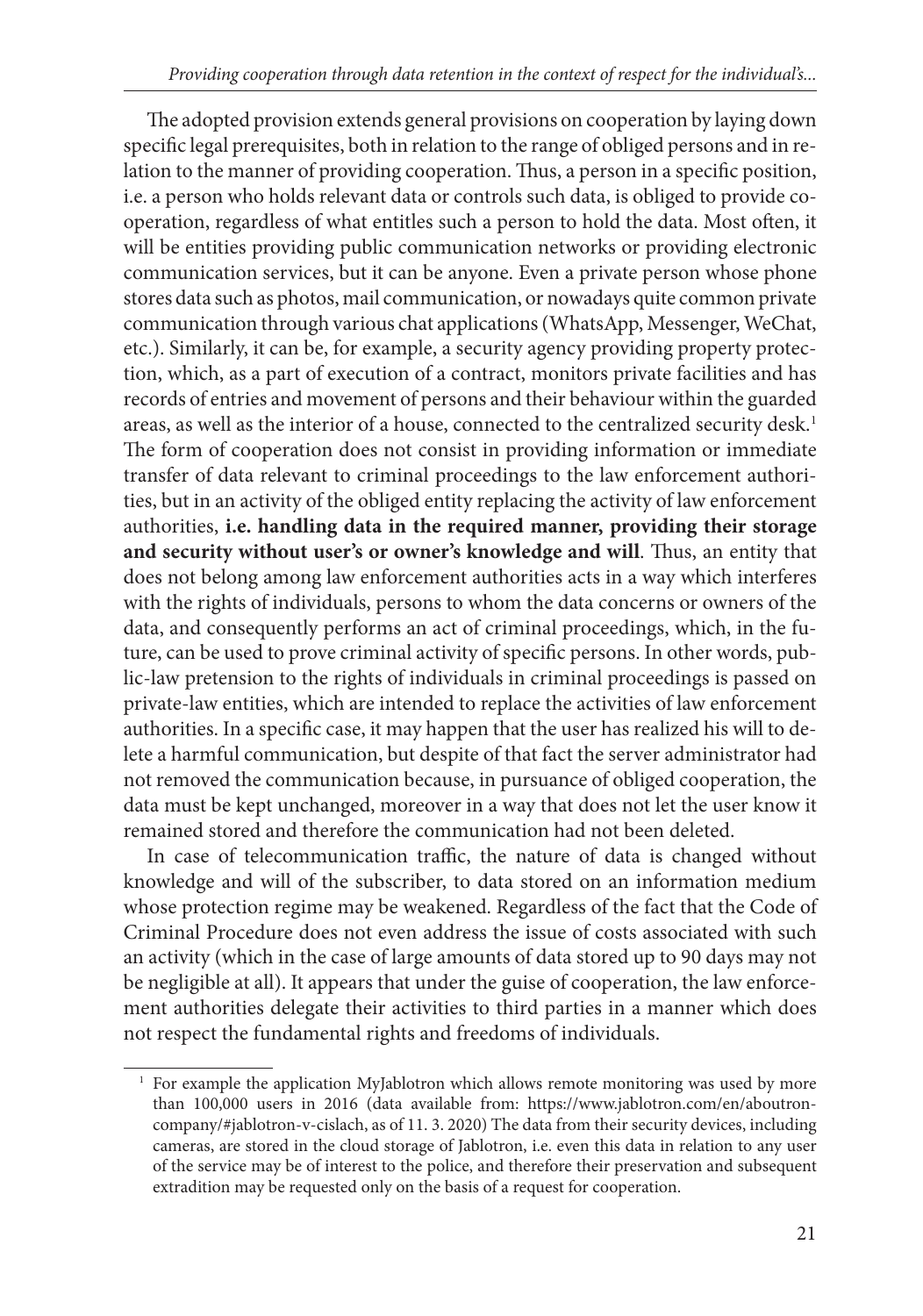The adopted provision extends general provisions on cooperation by laying down specific legal prerequisites, both in relation to the range of obliged persons and in relation to the manner of providing cooperation. Thus, a person in a specific position, i.e. a person who holds relevant data or controls such data, is obliged to provide cooperation, regardless of what entitles such a person to hold the data. Most often, it will be entities providing public communication networks or providing electronic communication services, but it can be anyone. Even a private person whose phone stores data such as photos, mail communication, or nowadays quite common private communication through various chat applications (WhatsApp, Messenger, WeChat, etc.). Similarly, it can be, for example, a security agency providing property protection, which, as a part of execution of a contract, monitors private facilities and has records of entries and movement of persons and their behaviour within the guarded areas, as well as the interior of a house, connected to the centralized security desk.[1] The form of cooperation does not consist in providing information or immediate transfer of data relevant to criminal proceedings to the law enforcement authorities, but in an activity of the obliged entity replacing the activity of law enforcement authorities, **i.e. handling data in the required manner, providing their storage and security without user's or owner's knowledge and will**. Thus, an entity that does not belong among law enforcement authorities acts in a way which interferes with the rights of individuals, persons to whom the data concerns or owners of the data, and consequently performs an act of criminal proceedings, which, in the future, can be used to prove criminal activity of specific persons. In other words, public-law pretension to the rights of individuals in criminal proceedings is passed on private-law entities, which are intended to replace the activities of law enforcement authorities. In a specific case, it may happen that the user has realized his will to delete a harmful communication, but despite of that fact the server administrator had not removed the communication because, in pursuance of obliged cooperation, the data must be kept unchanged, moreover in a way that does not let the user know it remained stored and therefore the communication had not been deleted.

In case of telecommunication traffic, the nature of data is changed without knowledge and will of the subscriber, to data stored on an information medium whose protection regime may be weakened. Regardless of the fact that the Code of Criminal Procedure does not even address the issue of costs associated with such an activity (which in the case of large amounts of data stored up to 90 days may not be negligible at all). It appears that under the guise of cooperation, the law enforcement authorities delegate their activities to third parties in a manner which does not respect the fundamental rights and freedoms of individuals.

[1] For example the application MyJablotron which allows remote monitoring was used by more than 100,000 users in 2016 (data available from: https://www.jablotron.com/en/aboutron-company/#jablotron-v-cislach, as of 11. 3. 2020) The data from their security devices, including cameras, are stored in the cloud storage of Jablotron, i.e. even this data in relation to any user of the service may be of interest to the police, and therefore their preservation and subsequent extradition may be requested only on the basis of a request for cooperation.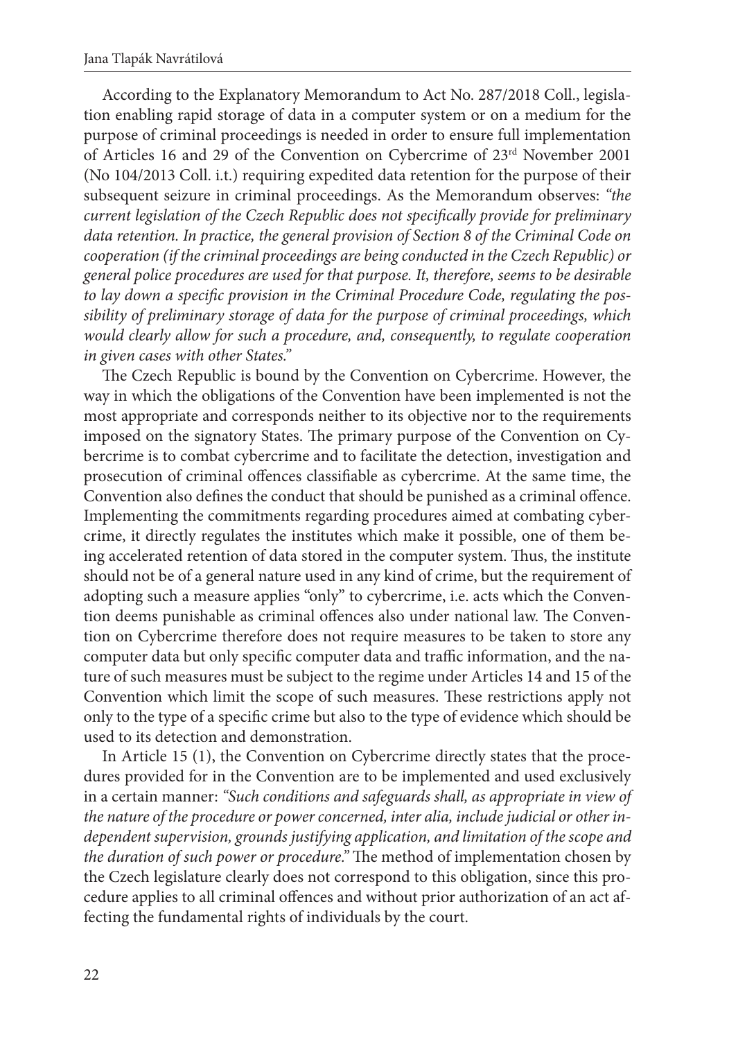According to the Explanatory Memorandum to Act No. 287/2018 Coll., legislation enabling rapid storage of data in a computer system or on a medium for the purpose of criminal proceedings is needed in order to ensure full implementation of Articles 16 and 29 of the Convention on Cybercrime of 23rd November 2001 (No 104/2013 Coll. i.t.) requiring expedited data retention for the purpose of their subsequent seizure in criminal proceedings. As the Memorandum observes: *"the current legislation of the Czech Republic does not specifically provide for preliminary data retention. In practice, the general provision of Section 8 of the Criminal Code on cooperation (if the criminal proceedings are being conducted in the Czech Republic) or general police procedures are used for that purpose. It, therefore, seems to be desirable to lay down a specific provision in the Criminal Procedure Code, regulating the possibility of preliminary storage of data for the purpose of criminal proceedings, which would clearly allow for such a procedure, and, consequently, to regulate cooperation in given cases with other States."*

The Czech Republic is bound by the Convention on Cybercrime. However, the way in which the obligations of the Convention have been implemented is not the most appropriate and corresponds neither to its objective nor to the requirements imposed on the signatory States. The primary purpose of the Convention on Cybercrime is to combat cybercrime and to facilitate the detection, investigation and prosecution of criminal offences classifiable as cybercrime. At the same time, the Convention also defines the conduct that should be punished as a criminal offence. Implementing the commitments regarding procedures aimed at combating cybercrime, it directly regulates the institutes which make it possible, one of them being accelerated retention of data stored in the computer system. Thus, the institute should not be of a general nature used in any kind of crime, but the requirement of adopting such a measure applies "only" to cybercrime, i.e. acts which the Convention deems punishable as criminal offences also under national law. The Convention on Cybercrime therefore does not require measures to be taken to store any computer data but only specific computer data and traffic information, and the nature of such measures must be subject to the regime under Articles 14 and 15 of the Convention which limit the scope of such measures. These restrictions apply not only to the type of a specific crime but also to the type of evidence which should be used to its detection and demonstration.

In Article 15 (1), the Convention on Cybercrime directly states that the procedures provided for in the Convention are to be implemented and used exclusively in a certain manner: *"Such conditions and safeguards shall, as appropriate in view of the nature of the procedure or power concerned, inter alia, include judicial or other independent supervision, grounds justifying application, and limitation of the scope and the duration of such power or procedure."* The method of implementation chosen by the Czech legislature clearly does not correspond to this obligation, since this procedure applies to all criminal offences and without prior authorization of an act affecting the fundamental rights of individuals by the court.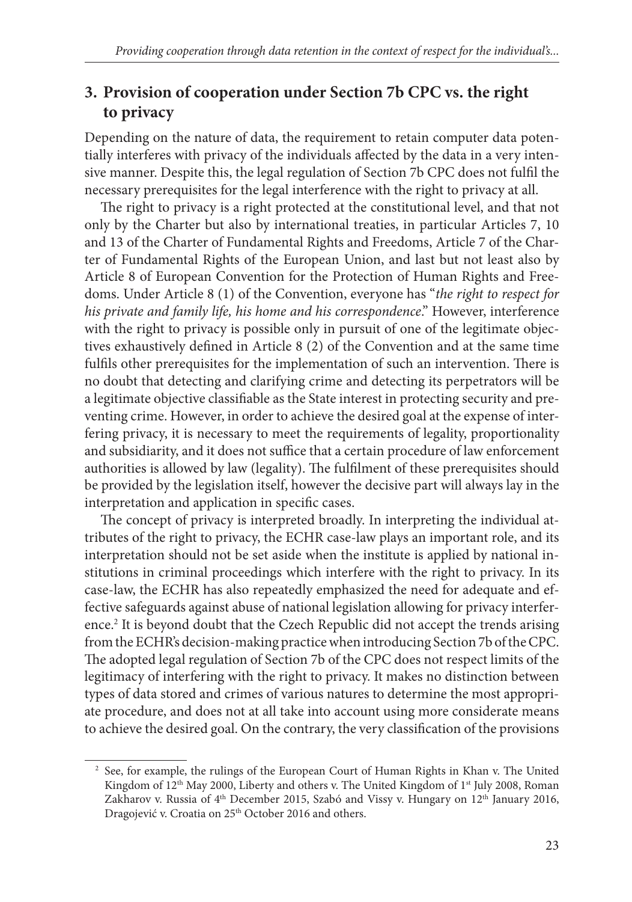## 3. Provision of cooperation under Section 7b CPC vs. the right to privacy

Depending on the nature of data, the requirement to retain computer data potentially interferes with privacy of the individuals affected by the data in a very intensive manner. Despite this, the legal regulation of Section 7b CPC does not fulfil the necessary prerequisites for the legal interference with the right to privacy at all.

The right to privacy is a right protected at the constitutional level, and that not only by the Charter but also by international treaties, in particular Articles 7, 10 and 13 of the Charter of Fundamental Rights and Freedoms, Article 7 of the Charter of Fundamental Rights of the European Union, and last but not least also by Article 8 of European Convention for the Protection of Human Rights and Freedoms. Under Article 8 (1) of the Convention, everyone has "*the right to respect for his private and family life, his home and his correspondence*." However, interference with the right to privacy is possible only in pursuit of one of the legitimate objectives exhaustively defined in Article 8 (2) of the Convention and at the same time fulfils other prerequisites for the implementation of such an intervention. There is no doubt that detecting and clarifying crime and detecting its perpetrators will be a legitimate objective classifiable as the State interest in protecting security and preventing crime. However, in order to achieve the desired goal at the expense of interfering privacy, it is necessary to meet the requirements of legality, proportionality and subsidiarity, and it does not suffice that a certain procedure of law enforcement authorities is allowed by law (legality). The fulfilment of these prerequisites should be provided by the legislation itself, however the decisive part will always lay in the interpretation and application in specific cases.

The concept of privacy is interpreted broadly. In interpreting the individual attributes of the right to privacy, the ECHR case-law plays an important role, and its interpretation should not be set aside when the institute is applied by national institutions in criminal proceedings which interfere with the right to privacy. In its case-law, the ECHR has also repeatedly emphasized the need for adequate and effective safeguards against abuse of national legislation allowing for privacy interference.[2] It is beyond doubt that the Czech Republic did not accept the trends arising from the ECHR's decision-making practice when introducing Section 7b of the CPC. The adopted legal regulation of Section 7b of the CPC does not respect limits of the legitimacy of interfering with the right to privacy. It makes no distinction between types of data stored and crimes of various natures to determine the most appropriate procedure, and does not at all take into account using more considerate means to achieve the desired goal. On the contrary, the very classification of the provisions

---

[2] See, for example, the rulings of the European Court of Human Rights in Khan v. The United Kingdom of 12th May 2000, Liberty and others v. The United Kingdom of 1st July 2008, Roman Zakharov v. Russia of 4th December 2015, Szabó and Vissy v. Hungary on 12th January 2016, Dragojević v. Croatia on 25th October 2016 and others.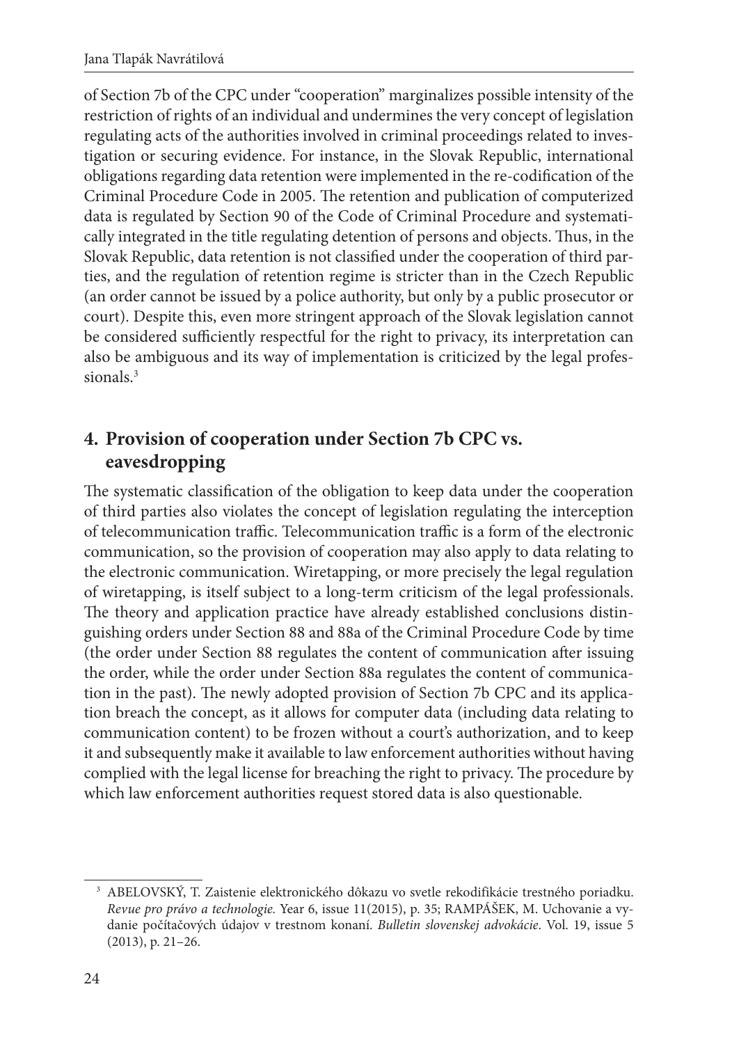of Section 7b of the CPC under "cooperation" marginalizes possible intensity of the restriction of rights of an individual and undermines the very concept of legislation regulating acts of the authorities involved in criminal proceedings related to investigation or securing evidence. For instance, in the Slovak Republic, international obligations regarding data retention were implemented in the re-codification of the Criminal Procedure Code in 2005. The retention and publication of computerized data is regulated by Section 90 of the Code of Criminal Procedure and systematically integrated in the title regulating detention of persons and objects. Thus, in the Slovak Republic, data retention is not classified under the cooperation of third parties, and the regulation of retention regime is stricter than in the Czech Republic (an order cannot be issued by a police authority, but only by a public prosecutor or court). Despite this, even more stringent approach of the Slovak legislation cannot be considered sufficiently respectful for the right to privacy, its interpretation can also be ambiguous and its way of implementation is criticized by the legal professionals.[3]

## 4. Provision of cooperation under Section 7b CPC vs. eavesdropping

The systematic classification of the obligation to keep data under the cooperation of third parties also violates the concept of legislation regulating the interception of telecommunication traffic. Telecommunication traffic is a form of the electronic communication, so the provision of cooperation may also apply to data relating to the electronic communication. Wiretapping, or more precisely the legal regulation of wiretapping, is itself subject to a long-term criticism of the legal professionals. The theory and application practice have already established conclusions distinguishing orders under Section 88 and 88a of the Criminal Procedure Code by time (the order under Section 88 regulates the content of communication after issuing the order, while the order under Section 88a regulates the content of communication in the past). The newly adopted provision of Section 7b CPC and its application breach the concept, as it allows for computer data (including data relating to communication content) to be frozen without a court's authorization, and to keep it and subsequently make it available to law enforcement authorities without having complied with the legal license for breaching the right to privacy. The procedure by which law enforcement authorities request stored data is also questionable.

---

[3] ABELOVSKÝ, T. Zaistenie elektronického dôkazu vo svetle rekodifikácie trestného poriadku. *Revue pro právo a technologie.* Year 6, issue 11(2015), p. 35; RAMPÁŠEK, M. Uchovanie a vydanie počítačových údajov v trestnom konaní. *Bulletin slovenskej advokácie*. Vol. 19, issue 5 (2013), p. 21–26.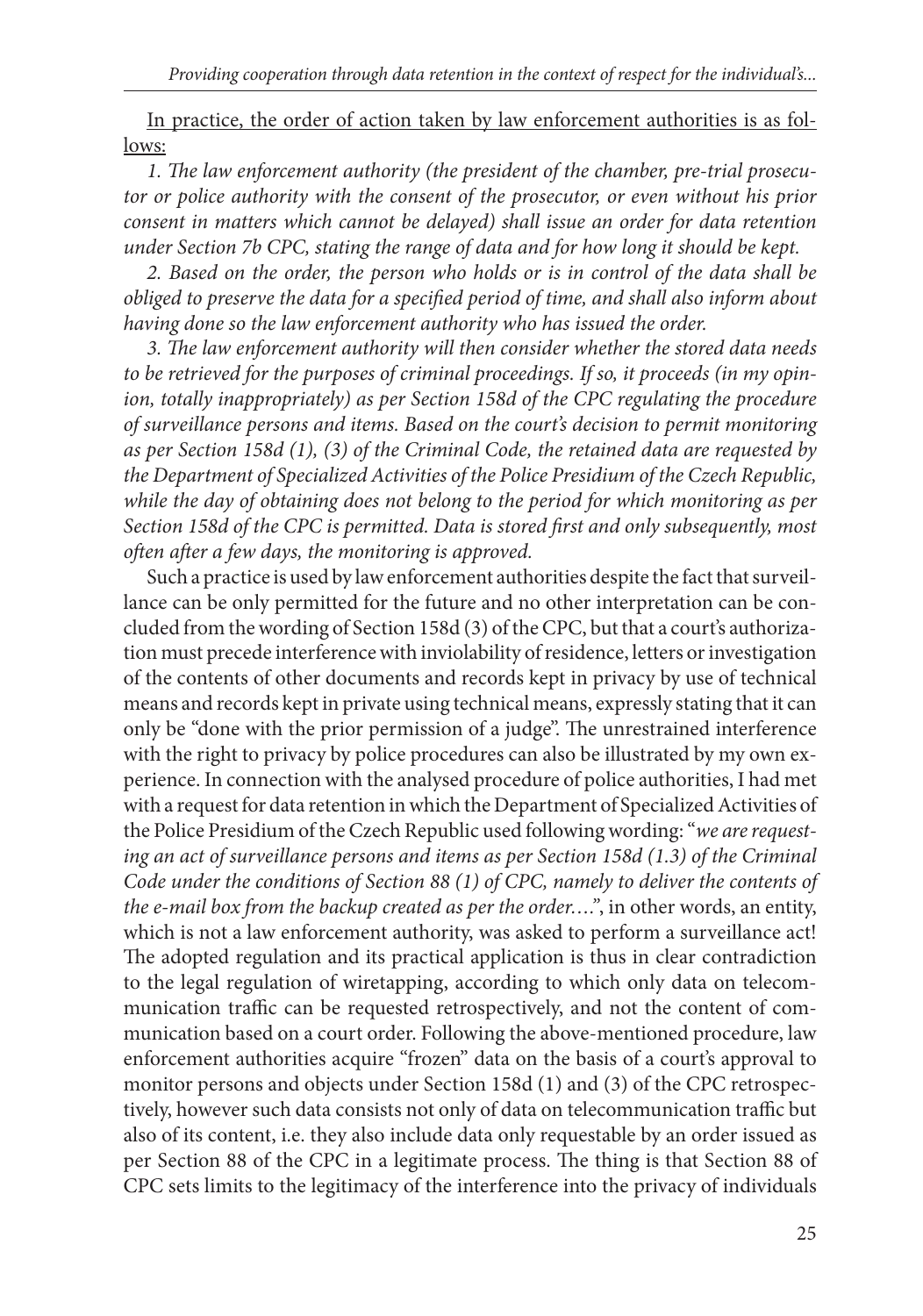<u>In practice, the order of action taken by law enforcement authorities is as follows:</u>

*1. The law enforcement authority (the president of the chamber, pre-trial prosecutor or police authority with the consent of the prosecutor, or even without his prior consent in matters which cannot be delayed) shall issue an order for data retention under Section 7b CPC, stating the range of data and for how long it should be kept.*

*2. Based on the order, the person who holds or is in control of the data shall be obliged to preserve the data for a specified period of time, and shall also inform about having done so the law enforcement authority who has issued the order.*

*3. The law enforcement authority will then consider whether the stored data needs to be retrieved for the purposes of criminal proceedings. If so, it proceeds (in my opinion, totally inappropriately) as per Section 158d of the CPC regulating the procedure of surveillance persons and items. Based on the court's decision to permit monitoring as per Section 158d (1), (3) of the Criminal Code, the retained data are requested by the Department of Specialized Activities of the Police Presidium of the Czech Republic, while the day of obtaining does not belong to the period for which monitoring as per Section 158d of the CPC is permitted. Data is stored first and only subsequently, most often after a few days, the monitoring is approved.*

Such a practice is used by law enforcement authorities despite the fact that surveillance can be only permitted for the future and no other interpretation can be concluded from the wording of Section 158d (3) of the CPC, but that a court's authorization must precede interference with inviolability of residence, letters or investigation of the contents of other documents and records kept in privacy by use of technical means and records kept in private using technical means, expressly stating that it can only be "done with the prior permission of a judge". The unrestrained interference with the right to privacy by police procedures can also be illustrated by my own experience. In connection with the analysed procedure of police authorities, I had met with a request for data retention in which the Department of Specialized Activities of the Police Presidium of the Czech Republic used following wording: "*we are requesting an act of surveillance persons and items as per Section 158d (1.3) of the Criminal Code under the conditions of Section 88 (1) of CPC, namely to deliver the contents of the e-mail box from the backup created as per the order….*", in other words, an entity, which is not a law enforcement authority, was asked to perform a surveillance act! The adopted regulation and its practical application is thus in clear contradiction to the legal regulation of wiretapping, according to which only data on telecommunication traffic can be requested retrospectively, and not the content of communication based on a court order. Following the above-mentioned procedure, law enforcement authorities acquire "frozen" data on the basis of a court's approval to monitor persons and objects under Section 158d (1) and (3) of the CPC retrospectively, however such data consists not only of data on telecommunication traffic but also of its content, i.e. they also include data only requestable by an order issued as per Section 88 of the CPC in a legitimate process. The thing is that Section 88 of CPC sets limits to the legitimacy of the interference into the privacy of individuals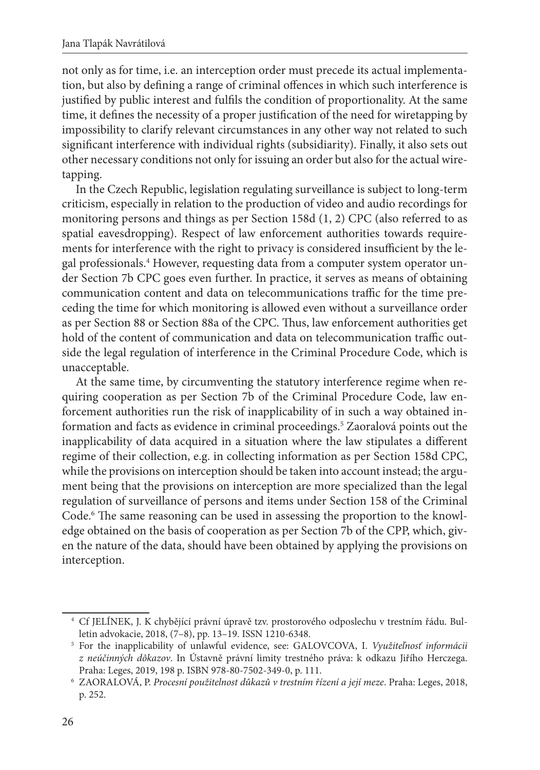not only as for time, i.e. an interception order must precede its actual implementation, but also by defining a range of criminal offences in which such interference is justified by public interest and fulfils the condition of proportionality. At the same time, it defines the necessity of a proper justification of the need for wiretapping by impossibility to clarify relevant circumstances in any other way not related to such significant interference with individual rights (subsidiarity). Finally, it also sets out other necessary conditions not only for issuing an order but also for the actual wiretapping.

In the Czech Republic, legislation regulating surveillance is subject to long-term criticism, especially in relation to the production of video and audio recordings for monitoring persons and things as per Section 158d (1, 2) CPC (also referred to as spatial eavesdropping). Respect of law enforcement authorities towards requirements for interference with the right to privacy is considered insufficient by the legal professionals.[4] However, requesting data from a computer system operator under Section 7b CPC goes even further. In practice, it serves as means of obtaining communication content and data on telecommunications traffic for the time preceding the time for which monitoring is allowed even without a surveillance order as per Section 88 or Section 88a of the CPC. Thus, law enforcement authorities get hold of the content of communication and data on telecommunication traffic outside the legal regulation of interference in the Criminal Procedure Code, which is unacceptable.

At the same time, by circumventing the statutory interference regime when requiring cooperation as per Section 7b of the Criminal Procedure Code, law enforcement authorities run the risk of inapplicability of in such a way obtained information and facts as evidence in criminal proceedings.[5] Zaoralová points out the inapplicability of data acquired in a situation where the law stipulates a different regime of their collection, e.g. in collecting information as per Section 158d CPC, while the provisions on interception should be taken into account instead; the argument being that the provisions on interception are more specialized than the legal regulation of surveillance of persons and items under Section 158 of the Criminal Code.[6] The same reasoning can be used in assessing the proportion to the knowledge obtained on the basis of cooperation as per Section 7b of the CPP, which, given the nature of the data, should have been obtained by applying the provisions on interception.

---

[4] Cf JELÍNEK, J. K chybějící právní úpravě tzv. prostorového odposlechu v trestním řádu. Bulletin advokacie, 2018, (7–8), pp. 13–19. ISSN 1210-6348.

[5] For the inapplicability of unlawful evidence, see: GALOVCOVA, I. *Využiteľnosť informácii z neúčinných dôkazov*. In Ústavně právní limity trestného práva: k odkazu Jiřího Herczega. Praha: Leges, 2019, 198 p. ISBN 978-80-7502-349-0, p. 111.

[6] ZAORALOVÁ, P. *Procesní použitelnost důkazů v trestním řízení a její meze*. Praha: Leges, 2018, p. 252.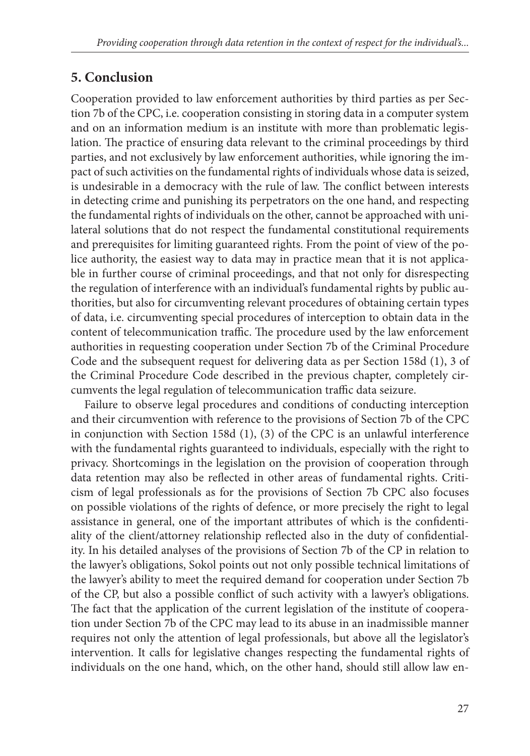## 5. Conclusion

Cooperation provided to law enforcement authorities by third parties as per Section 7b of the CPC, i.e. cooperation consisting in storing data in a computer system and on an information medium is an institute with more than problematic legislation. The practice of ensuring data relevant to the criminal proceedings by third parties, and not exclusively by law enforcement authorities, while ignoring the impact of such activities on the fundamental rights of individuals whose data is seized, is undesirable in a democracy with the rule of law. The conflict between interests in detecting crime and punishing its perpetrators on the one hand, and respecting the fundamental rights of individuals on the other, cannot be approached with unilateral solutions that do not respect the fundamental constitutional requirements and prerequisites for limiting guaranteed rights. From the point of view of the police authority, the easiest way to data may in practice mean that it is not applicable in further course of criminal proceedings, and that not only for disrespecting the regulation of interference with an individual's fundamental rights by public authorities, but also for circumventing relevant procedures of obtaining certain types of data, i.e. circumventing special procedures of interception to obtain data in the content of telecommunication traffic. The procedure used by the law enforcement authorities in requesting cooperation under Section 7b of the Criminal Procedure Code and the subsequent request for delivering data as per Section 158d (1), 3 of the Criminal Procedure Code described in the previous chapter, completely circumvents the legal regulation of telecommunication traffic data seizure.

Failure to observe legal procedures and conditions of conducting interception and their circumvention with reference to the provisions of Section 7b of the CPC in conjunction with Section 158d (1), (3) of the CPC is an unlawful interference with the fundamental rights guaranteed to individuals, especially with the right to privacy. Shortcomings in the legislation on the provision of cooperation through data retention may also be reflected in other areas of fundamental rights. Criticism of legal professionals as for the provisions of Section 7b CPC also focuses on possible violations of the rights of defence, or more precisely the right to legal assistance in general, one of the important attributes of which is the confidentiality of the client/attorney relationship reflected also in the duty of confidentiality. In his detailed analyses of the provisions of Section 7b of the CP in relation to the lawyer's obligations, Sokol points out not only possible technical limitations of the lawyer's ability to meet the required demand for cooperation under Section 7b of the CP, but also a possible conflict of such activity with a lawyer's obligations. The fact that the application of the current legislation of the institute of cooperation under Section 7b of the CPC may lead to its abuse in an inadmissible manner requires not only the attention of legal professionals, but above all the legislator's intervention. It calls for legislative changes respecting the fundamental rights of individuals on the one hand, which, on the other hand, should still allow law en-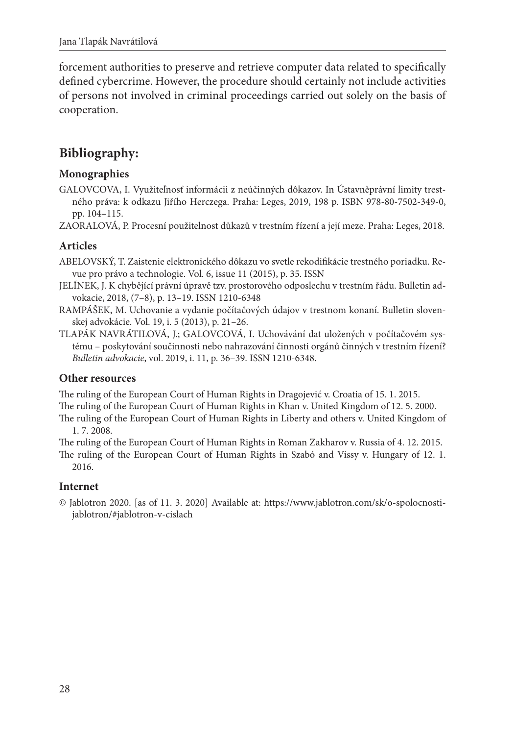forcement authorities to preserve and retrieve computer data related to specifically defined cybercrime. However, the procedure should certainly not include activities of persons not involved in criminal proceedings carried out solely on the basis of cooperation.

## Bibliography:

### Monographies

GALOVCOVA, I. Využiteľnosť informácii z neúčinných dôkazov. In Ústavněprávní limity trestného práva: k odkazu Jiřího Herczega. Praha: Leges, 2019, 198 p. ISBN 978-80-7502-349-0, pp. 104–115.

ZAORALOVÁ, P. Procesní použitelnost důkazů v trestním řízení a její meze. Praha: Leges, 2018.

### Articles

ABELOVSKÝ, T. Zaistenie elektronického dôkazu vo svetle rekodifikácie trestného poriadku. Revue pro právo a technologie. Vol. 6, issue 11 (2015), p. 35. ISSN

JELÍNEK, J. K chybějící právní úpravě tzv. prostorového odposlechu v trestním řádu. Bulletin advokacie, 2018, (7–8), p. 13–19. ISSN 1210-6348

RAMPÁŠEK, M. Uchovanie a vydanie počítačových údajov v trestnom konaní. Bulletin slovenskej advokácie. Vol. 19, i. 5 (2013), p. 21–26.

TLAPÁK NAVRÁTILOVÁ, J.; GALOVCOVÁ, I. Uchovávání dat uložených v počítačovém systému – poskytování součinnosti nebo nahrazování činnosti orgánů činných v trestním řízení? *Bulletin advokacie*, vol. 2019, i. 11, p. 36–39. ISSN 1210-6348.

### Other resources

The ruling of the European Court of Human Rights in Dragojević v. Croatia of 15. 1. 2015.

The ruling of the European Court of Human Rights in Khan v. United Kingdom of 12. 5. 2000.

The ruling of the European Court of Human Rights in Liberty and others v. United Kingdom of 1. 7. 2008.

The ruling of the European Court of Human Rights in Roman Zakharov v. Russia of 4. 12. 2015.

The ruling of the European Court of Human Rights in Szabó and Vissy v. Hungary of 12. 1. 2016.

### Internet

© Jablotron 2020. [as of 11. 3. 2020] Available at: https://www.jablotron.com/sk/o-spolocnosti-jablotron/#jablotron-v-cislach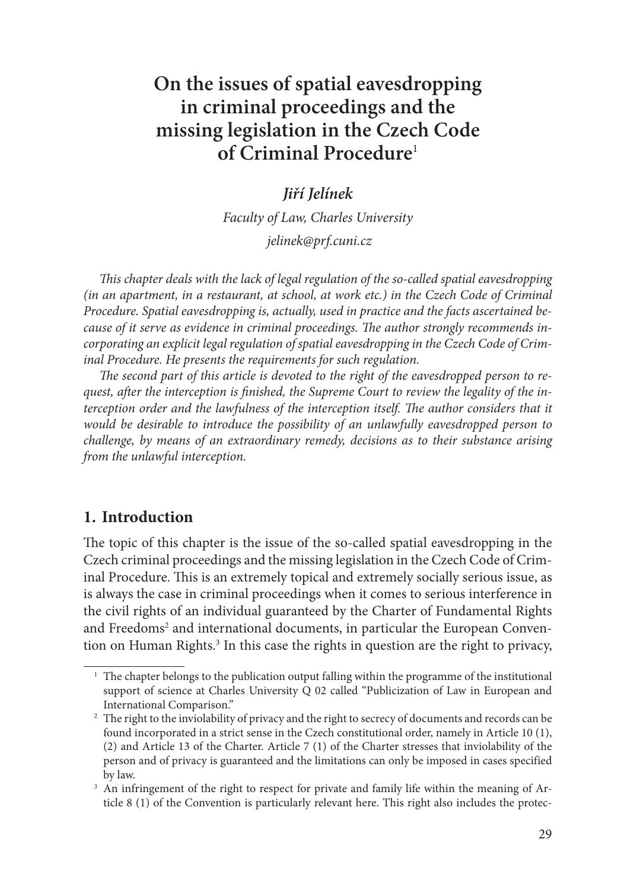# On the issues of spatial eavesdropping in criminal proceedings and the missing legislation in the Czech Code of Criminal Procedure[1]

***Jiří Jelínek***

*Faculty of Law, Charles University*

*jelinek@prf.cuni.cz*

*This chapter deals with the lack of legal regulation of the so-called spatial eavesdropping (in an apartment, in a restaurant, at school, at work etc.) in the Czech Code of Criminal Procedure. Spatial eavesdropping is, actually, used in practice and the facts ascertained because of it serve as evidence in criminal proceedings. The author strongly recommends incorporating an explicit legal regulation of spatial eavesdropping in the Czech Code of Criminal Procedure. He presents the requirements for such regulation.*

*The second part of this article is devoted to the right of the eavesdropped person to request, after the interception is finished, the Supreme Court to review the legality of the interception order and the lawfulness of the interception itself. The author considers that it would be desirable to introduce the possibility of an unlawfully eavesdropped person to challenge, by means of an extraordinary remedy, decisions as to their substance arising from the unlawful interception.*

## 1. Introduction

The topic of this chapter is the issue of the so-called spatial eavesdropping in the Czech criminal proceedings and the missing legislation in the Czech Code of Criminal Procedure. This is an extremely topical and extremely socially serious issue, as is always the case in criminal proceedings when it comes to serious interference in the civil rights of an individual guaranteed by the Charter of Fundamental Rights and Freedoms[2] and international documents, in particular the European Convention on Human Rights.[3] In this case the rights in question are the right to privacy,

---

[1] The chapter belongs to the publication output falling within the programme of the institutional support of science at Charles University Q 02 called "Publicization of Law in European and International Comparison."

[2] The right to the inviolability of privacy and the right to secrecy of documents and records can be found incorporated in a strict sense in the Czech constitutional order, namely in Article 10 (1), (2) and Article 13 of the Charter. Article 7 (1) of the Charter stresses that inviolability of the person and of privacy is guaranteed and the limitations can only be imposed in cases specified by law.

[3] An infringement of the right to respect for private and family life within the meaning of Article 8 (1) of the Convention is particularly relevant here. This right also includes the protec-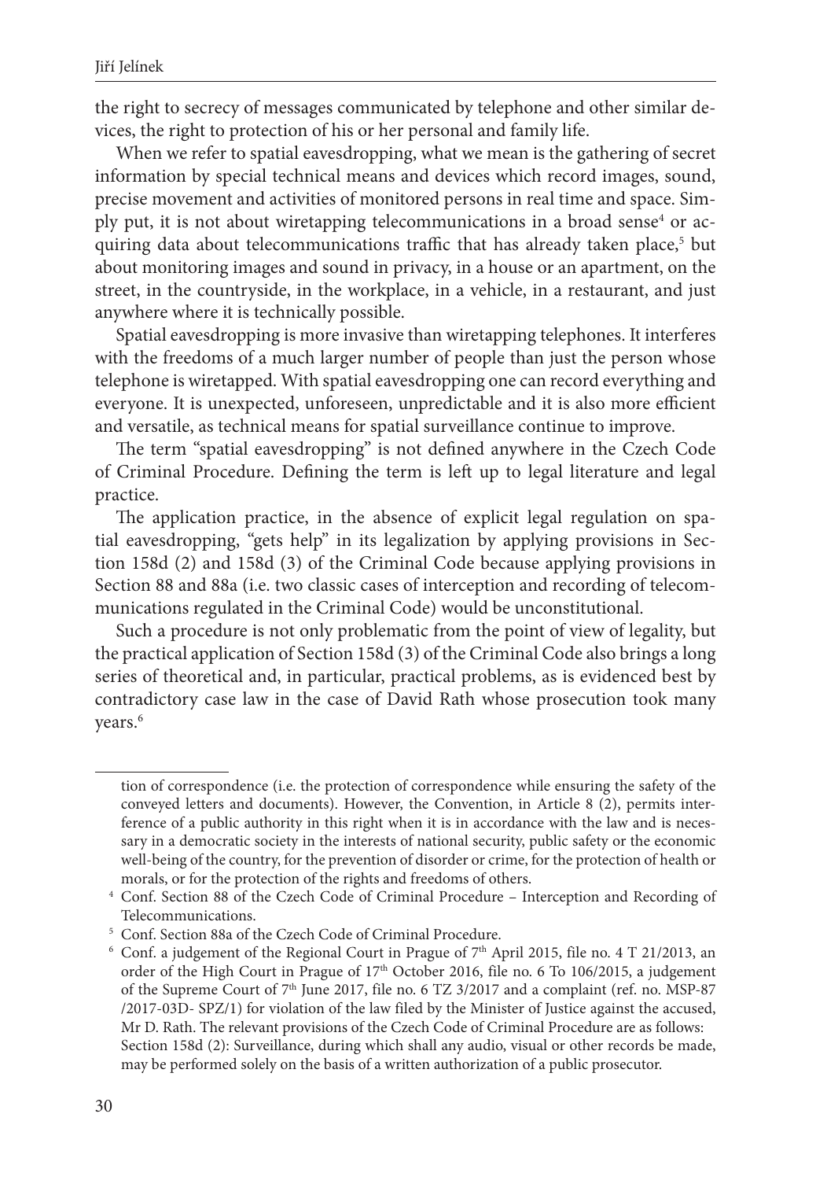the right to secrecy of messages communicated by telephone and other similar devices, the right to protection of his or her personal and family life.

When we refer to spatial eavesdropping, what we mean is the gathering of secret information by special technical means and devices which record images, sound, precise movement and activities of monitored persons in real time and space. Simply put, it is not about wiretapping telecommunications in a broad sense[4] or acquiring data about telecommunications traffic that has already taken place,[5] but about monitoring images and sound in privacy, in a house or an apartment, on the street, in the countryside, in the workplace, in a vehicle, in a restaurant, and just anywhere where it is technically possible.

Spatial eavesdropping is more invasive than wiretapping telephones. It interferes with the freedoms of a much larger number of people than just the person whose telephone is wiretapped. With spatial eavesdropping one can record everything and everyone. It is unexpected, unforeseen, unpredictable and it is also more efficient and versatile, as technical means for spatial surveillance continue to improve.

The term "spatial eavesdropping" is not defined anywhere in the Czech Code of Criminal Procedure. Defining the term is left up to legal literature and legal practice.

The application practice, in the absence of explicit legal regulation on spatial eavesdropping, "gets help" in its legalization by applying provisions in Section 158d (2) and 158d (3) of the Criminal Code because applying provisions in Section 88 and 88a (i.e. two classic cases of interception and recording of telecommunications regulated in the Criminal Code) would be unconstitutional.

Such a procedure is not only problematic from the point of view of legality, but the practical application of Section 158d (3) of the Criminal Code also brings a long series of theoretical and, in particular, practical problems, as is evidenced best by contradictory case law in the case of David Rath whose prosecution took many years.[6]

---

tion of correspondence (i.e. the protection of correspondence while ensuring the safety of the conveyed letters and documents). However, the Convention, in Article 8 (2), permits interference of a public authority in this right when it is in accordance with the law and is necessary in a democratic society in the interests of national security, public safety or the economic well-being of the country, for the prevention of disorder or crime, for the protection of health or morals, or for the protection of the rights and freedoms of others.

[4] Conf. Section 88 of the Czech Code of Criminal Procedure – Interception and Recording of Telecommunications.

[5] Conf. Section 88a of the Czech Code of Criminal Procedure.

[6] Conf. a judgement of the Regional Court in Prague of 7th April 2015, file no. 4 T 21/2013, an order of the High Court in Prague of 17th October 2016, file no. 6 To 106/2015, a judgement of the Supreme Court of 7th June 2017, file no. 6 TZ 3/2017 and a complaint (ref. no. MSP-87 /2017-03D- SPZ/1) for violation of the law filed by the Minister of Justice against the accused, Mr D. Rath. The relevant provisions of the Czech Code of Criminal Procedure are as follows: Section 158d (2): Surveillance, during which shall any audio, visual or other records be made, may be performed solely on the basis of a written authorization of a public prosecutor.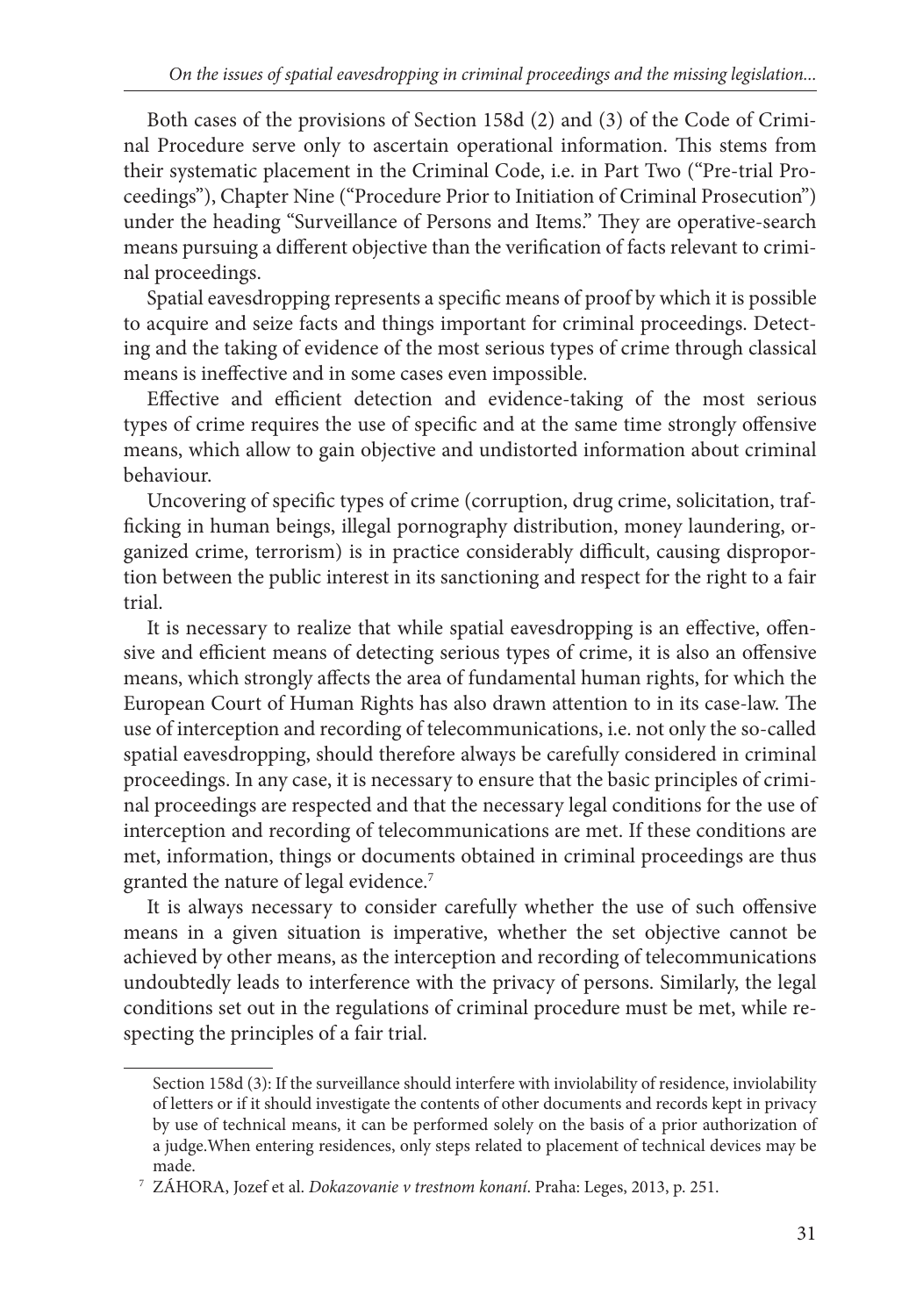Both cases of the provisions of Section 158d (2) and (3) of the Code of Criminal Procedure serve only to ascertain operational information. This stems from their systematic placement in the Criminal Code, i.e. in Part Two ("Pre-trial Proceedings"), Chapter Nine ("Procedure Prior to Initiation of Criminal Prosecution") under the heading "Surveillance of Persons and Items." They are operative-search means pursuing a different objective than the verification of facts relevant to criminal proceedings.

Spatial eavesdropping represents a specific means of proof by which it is possible to acquire and seize facts and things important for criminal proceedings. Detecting and the taking of evidence of the most serious types of crime through classical means is ineffective and in some cases even impossible.

Effective and efficient detection and evidence-taking of the most serious types of crime requires the use of specific and at the same time strongly offensive means, which allow to gain objective and undistorted information about criminal behaviour.

Uncovering of specific types of crime (corruption, drug crime, solicitation, trafficking in human beings, illegal pornography distribution, money laundering, organized crime, terrorism) is in practice considerably difficult, causing disproportion between the public interest in its sanctioning and respect for the right to a fair trial.

It is necessary to realize that while spatial eavesdropping is an effective, offensive and efficient means of detecting serious types of crime, it is also an offensive means, which strongly affects the area of fundamental human rights, for which the European Court of Human Rights has also drawn attention to in its case-law. The use of interception and recording of telecommunications, i.e. not only the so-called spatial eavesdropping, should therefore always be carefully considered in criminal proceedings. In any case, it is necessary to ensure that the basic principles of criminal proceedings are respected and that the necessary legal conditions for the use of interception and recording of telecommunications are met. If these conditions are met, information, things or documents obtained in criminal proceedings are thus granted the nature of legal evidence.[7]

It is always necessary to consider carefully whether the use of such offensive means in a given situation is imperative, whether the set objective cannot be achieved by other means, as the interception and recording of telecommunications undoubtedly leads to interference with the privacy of persons. Similarly, the legal conditions set out in the regulations of criminal procedure must be met, while respecting the principles of a fair trial.

---

Section 158d (3): If the surveillance should interfere with inviolability of residence, inviolability of letters or if it should investigate the contents of other documents and records kept in privacy by use of technical means, it can be performed solely on the basis of a prior authorization of a judge.When entering residences, only steps related to placement of technical devices may be made.

[7] ZÁHORA, Jozef et al. *Dokazovanie v trestnom konaní*. Praha: Leges, 2013, p. 251.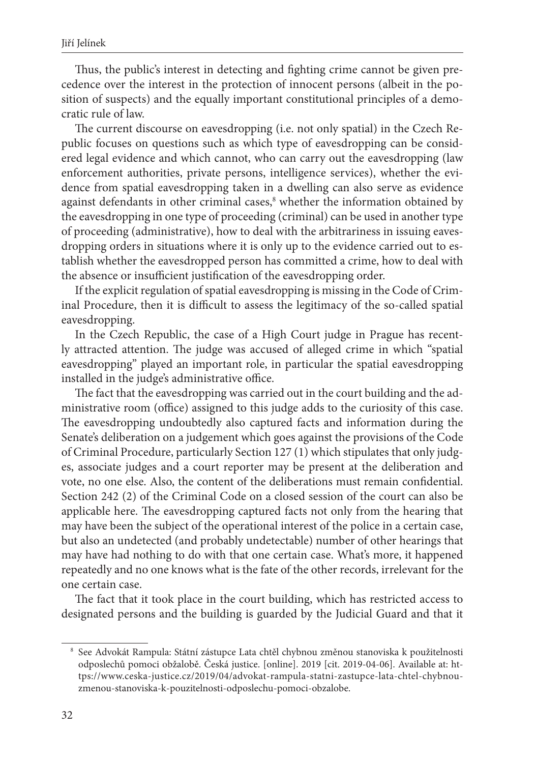Thus, the public's interest in detecting and fighting crime cannot be given precedence over the interest in the protection of innocent persons (albeit in the position of suspects) and the equally important constitutional principles of a democratic rule of law.

The current discourse on eavesdropping (i.e. not only spatial) in the Czech Republic focuses on questions such as which type of eavesdropping can be considered legal evidence and which cannot, who can carry out the eavesdropping (law enforcement authorities, private persons, intelligence services), whether the evidence from spatial eavesdropping taken in a dwelling can also serve as evidence against defendants in other criminal cases,[8] whether the information obtained by the eavesdropping in one type of proceeding (criminal) can be used in another type of proceeding (administrative), how to deal with the arbitrariness in issuing eavesdropping orders in situations where it is only up to the evidence carried out to establish whether the eavesdropped person has committed a crime, how to deal with the absence or insufficient justification of the eavesdropping order.

If the explicit regulation of spatial eavesdropping is missing in the Code of Criminal Procedure, then it is difficult to assess the legitimacy of the so-called spatial eavesdropping.

In the Czech Republic, the case of a High Court judge in Prague has recently attracted attention. The judge was accused of alleged crime in which "spatial eavesdropping" played an important role, in particular the spatial eavesdropping installed in the judge's administrative office.

The fact that the eavesdropping was carried out in the court building and the administrative room (office) assigned to this judge adds to the curiosity of this case. The eavesdropping undoubtedly also captured facts and information during the Senate's deliberation on a judgement which goes against the provisions of the Code of Criminal Procedure, particularly Section 127 (1) which stipulates that only judges, associate judges and a court reporter may be present at the deliberation and vote, no one else. Also, the content of the deliberations must remain confidential. Section 242 (2) of the Criminal Code on a closed session of the court can also be applicable here. The eavesdropping captured facts not only from the hearing that may have been the subject of the operational interest of the police in a certain case, but also an undetected (and probably undetectable) number of other hearings that may have had nothing to do with that one certain case. What's more, it happened repeatedly and no one knows what is the fate of the other records, irrelevant for the one certain case.

The fact that it took place in the court building, which has restricted access to designated persons and the building is guarded by the Judicial Guard and that it

---

[8] See Advokát Rampula: Státní zástupce Lata chtěl chybnou změnou stanoviska k použitelnosti odposlechů pomoci obžalobě. Česká justice. [online]. 2019 [cit. 2019-04-06]. Available at: https://www.ceska-justice.cz/2019/04/advokat-rampula-statni-zastupce-lata-chtel-chybnou-zmenou-stanoviska-k-pouzitelnosti-odposlechu-pomoci-obzalobe.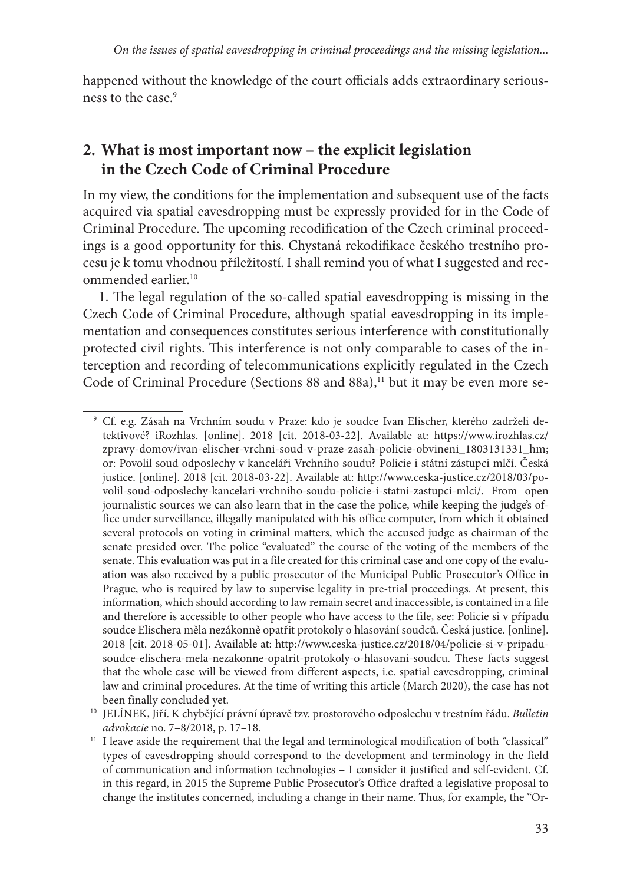happened without the knowledge of the court officials adds extraordinary seriousness to the case.[9]

## 2. What is most important now – the explicit legislation in the Czech Code of Criminal Procedure

In my view, the conditions for the implementation and subsequent use of the facts acquired via spatial eavesdropping must be expressly provided for in the Code of Criminal Procedure. The upcoming recodification of the Czech criminal proceedings is a good opportunity for this. Chystaná rekodifikace českého trestního procesu je k tomu vhodnou příležitostí. I shall remind you of what I suggested and recommended earlier.[10]

1. The legal regulation of the so-called spatial eavesdropping is missing in the Czech Code of Criminal Procedure, although spatial eavesdropping in its implementation and consequences constitutes serious interference with constitutionally protected civil rights. This interference is not only comparable to cases of the interception and recording of telecommunications explicitly regulated in the Czech Code of Criminal Procedure (Sections 88 and 88a),[11] but it may be even more se-

---

[9] Cf. e.g. Zásah na Vrchním soudu v Praze: kdo je soudce Ivan Elischer, kterého zadrželi detektivové? iRozhlas. [online]. 2018 [cit. 2018-03-22]. Available at: https://www.irozhlas.cz/zpravy-domov/ivan-elischer-vrchni-soud-v-praze-zasah-policie-obvineni_1803131331_hm; or: Povolil soud odposlechy v kanceláři Vrchního soudu? Policie i státní zástupci mlčí. Česká justice. [online]. 2018 [cit. 2018-03-22]. Available at: http://www.ceska-justice.cz/2018/03/povolil-soud-odposlechy-kancelari-vrchniho-soudu-policie-i-statni-zastupci-mlci/. From open journalistic sources we can also learn that in the case the police, while keeping the judge's office under surveillance, illegally manipulated with his office computer, from which it obtained several protocols on voting in criminal matters, which the accused judge as chairman of the senate presided over. The police "evaluated" the course of the voting of the members of the senate. This evaluation was put in a file created for this criminal case and one copy of the evaluation was also received by a public prosecutor of the Municipal Public Prosecutor's Office in Prague, who is required by law to supervise legality in pre-trial proceedings. At present, this information, which should according to law remain secret and inaccessible, is contained in a file and therefore is accessible to other people who have access to the file, see: Policie si v případu soudce Elischera měla nezákonně opatřit protokoly o hlasování soudců. Česká justice. [online]. 2018 [cit. 2018-05-01]. Available at: http://www.ceska-justice.cz/2018/04/policie-si-v-pripadu-soudce-elischera-mela-nezakonne-opatrit-protokoly-o-hlasovani-soudcu. These facts suggest that the whole case will be viewed from different aspects, i.e. spatial eavesdropping, criminal law and criminal procedures. At the time of writing this article (March 2020), the case has not been finally concluded yet.

[10] JELÍNEK, Jiří. K chybějící právní úpravě tzv. prostorového odposlechu v trestním řádu. *Bulletin advokacie* no. 7–8/2018, p. 17–18.

[11] I leave aside the requirement that the legal and terminological modification of both "classical" types of eavesdropping should correspond to the development and terminology in the field of communication and information technologies – I consider it justified and self-evident. Cf. in this regard, in 2015 the Supreme Public Prosecutor's Office drafted a legislative proposal to change the institutes concerned, including a change in their name. Thus, for example, the "Or-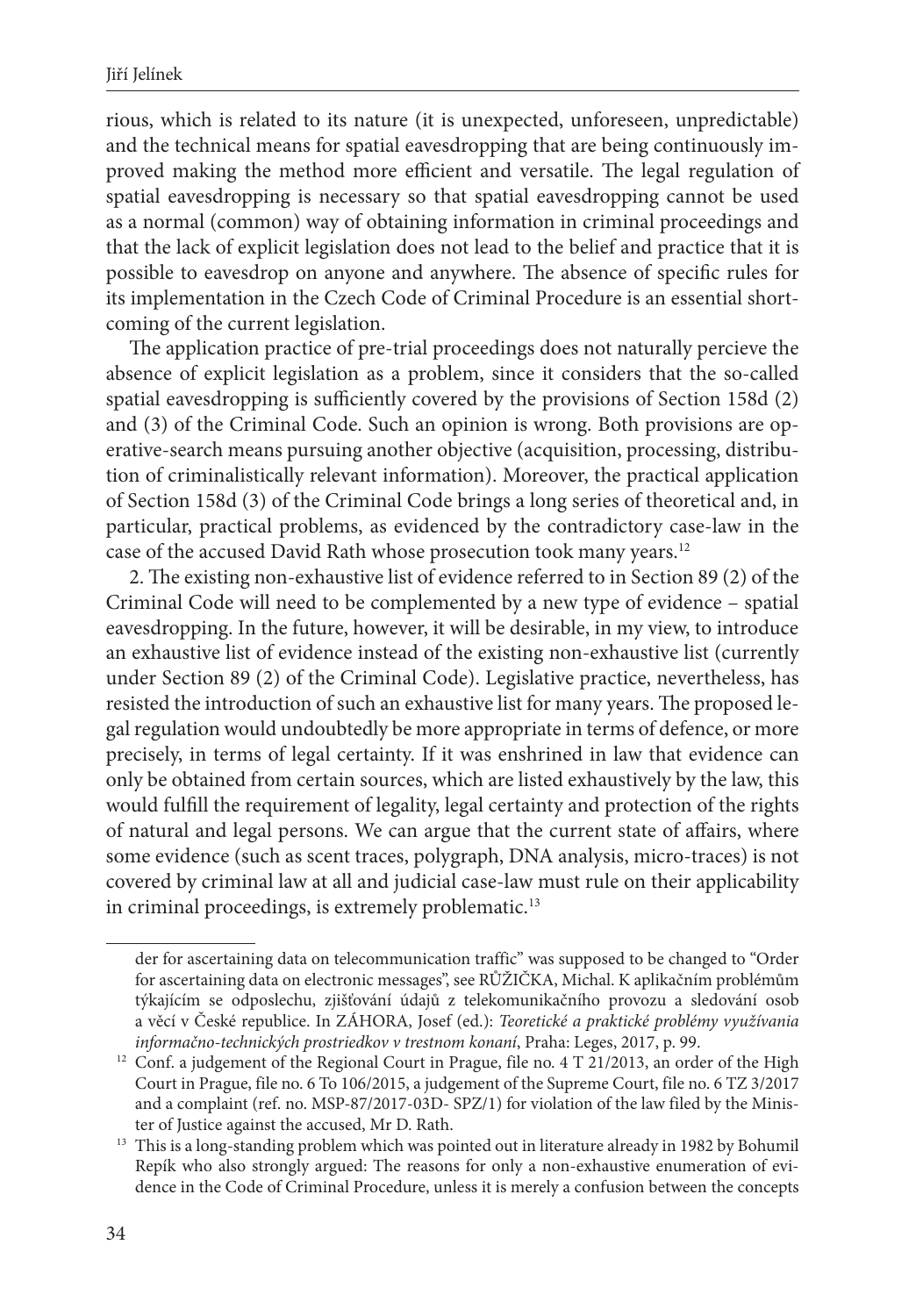rious, which is related to its nature (it is unexpected, unforeseen, unpredictable) and the technical means for spatial eavesdropping that are being continuously improved making the method more efficient and versatile. The legal regulation of spatial eavesdropping is necessary so that spatial eavesdropping cannot be used as a normal (common) way of obtaining information in criminal proceedings and that the lack of explicit legislation does not lead to the belief and practice that it is possible to eavesdrop on anyone and anywhere. The absence of specific rules for its implementation in the Czech Code of Criminal Procedure is an essential shortcoming of the current legislation.

The application practice of pre-trial proceedings does not naturally percieve the absence of explicit legislation as a problem, since it considers that the so-called spatial eavesdropping is sufficiently covered by the provisions of Section 158d (2) and (3) of the Criminal Code. Such an opinion is wrong. Both provisions are operative-search means pursuing another objective (acquisition, processing, distribution of criminalistically relevant information). Moreover, the practical application of Section 158d (3) of the Criminal Code brings a long series of theoretical and, in particular, practical problems, as evidenced by the contradictory case-law in the case of the accused David Rath whose prosecution took many years.[12]

2. The existing non-exhaustive list of evidence referred to in Section 89 (2) of the Criminal Code will need to be complemented by a new type of evidence – spatial eavesdropping. In the future, however, it will be desirable, in my view, to introduce an exhaustive list of evidence instead of the existing non-exhaustive list (currently under Section 89 (2) of the Criminal Code). Legislative practice, nevertheless, has resisted the introduction of such an exhaustive list for many years. The proposed legal regulation would undoubtedly be more appropriate in terms of defence, or more precisely, in terms of legal certainty. If it was enshrined in law that evidence can only be obtained from certain sources, which are listed exhaustively by the law, this would fulfill the requirement of legality, legal certainty and protection of the rights of natural and legal persons. We can argue that the current state of affairs, where some evidence (such as scent traces, polygraph, DNA analysis, micro-traces) is not covered by criminal law at all and judicial case-law must rule on their applicability in criminal proceedings, is extremely problematic.[13]

---

der for ascertaining data on telecommunication traffic" was supposed to be changed to "Order for ascertaining data on electronic messages", see RŮŽIČKA, Michal. K aplikačním problémům týkajícím se odposlechu, zjišťování údajů z telekomunikačního provozu a sledování osob a věcí v České republice. In ZÁHORA, Josef (ed.): *Teoretické a praktické problémy využívania informačno-technických prostriedkov v trestnom konaní*, Praha: Leges, 2017, p. 99.

[12] Conf. a judgement of the Regional Court in Prague, file no. 4 T 21/2013, an order of the High Court in Prague, file no. 6 To 106/2015, a judgement of the Supreme Court, file no. 6 TZ 3/2017 and a complaint (ref. no. MSP-87/2017-03D- SPZ/1) for violation of the law filed by the Minister of Justice against the accused, Mr D. Rath.

[13] This is a long-standing problem which was pointed out in literature already in 1982 by Bohumil Repík who also strongly argued: The reasons for only a non-exhaustive enumeration of evidence in the Code of Criminal Procedure, unless it is merely a confusion between the concepts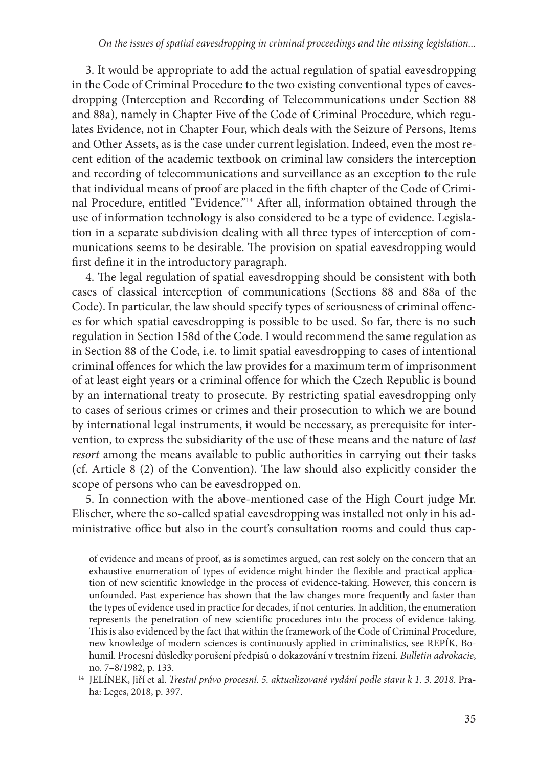3. It would be appropriate to add the actual regulation of spatial eavesdropping in the Code of Criminal Procedure to the two existing conventional types of eavesdropping (Interception and Recording of Telecommunications under Section 88 and 88a), namely in Chapter Five of the Code of Criminal Procedure, which regulates Evidence, not in Chapter Four, which deals with the Seizure of Persons, Items and Other Assets, as is the case under current legislation. Indeed, even the most recent edition of the academic textbook on criminal law considers the interception and recording of telecommunications and surveillance as an exception to the rule that individual means of proof are placed in the fifth chapter of the Code of Criminal Procedure, entitled "Evidence."[14] After all, information obtained through the use of information technology is also considered to be a type of evidence. Legislation in a separate subdivision dealing with all three types of interception of communications seems to be desirable. The provision on spatial eavesdropping would first define it in the introductory paragraph.

4. The legal regulation of spatial eavesdropping should be consistent with both cases of classical interception of communications (Sections 88 and 88a of the Code). In particular, the law should specify types of seriousness of criminal offences for which spatial eavesdropping is possible to be used. So far, there is no such regulation in Section 158d of the Code. I would recommend the same regulation as in Section 88 of the Code, i.e. to limit spatial eavesdropping to cases of intentional criminal offences for which the law provides for a maximum term of imprisonment of at least eight years or a criminal offence for which the Czech Republic is bound by an international treaty to prosecute. By restricting spatial eavesdropping only to cases of serious crimes or crimes and their prosecution to which we are bound by international legal instruments, it would be necessary, as prerequisite for intervention, to express the subsidiarity of the use of these means and the nature of *last resort* among the means available to public authorities in carrying out their tasks (cf. Article 8 (2) of the Convention). The law should also explicitly consider the scope of persons who can be eavesdropped on.

5. In connection with the above-mentioned case of the High Court judge Mr. Elischer, where the so-called spatial eavesdropping was installed not only in his administrative office but also in the court's consultation rooms and could thus cap-

---

of evidence and means of proof, as is sometimes argued, can rest solely on the concern that an exhaustive enumeration of types of evidence might hinder the flexible and practical application of new scientific knowledge in the process of evidence-taking. However, this concern is unfounded. Past experience has shown that the law changes more frequently and faster than the types of evidence used in practice for decades, if not centuries. In addition, the enumeration represents the penetration of new scientific procedures into the process of evidence-taking. This is also evidenced by the fact that within the framework of the Code of Criminal Procedure, new knowledge of modern sciences is continuously applied in criminalistics, see REPÍK, Bohumil. Procesní důsledky porušení předpisů o dokazování v trestním řízení. *Bulletin advokacie*, no. 7–8/1982, p. 133.

[14] JELÍNEK, Jiří et al. *Trestní právo procesní. 5. aktualizované vydání podle stavu k 1. 3. 2018*. Praha: Leges, 2018, p. 397.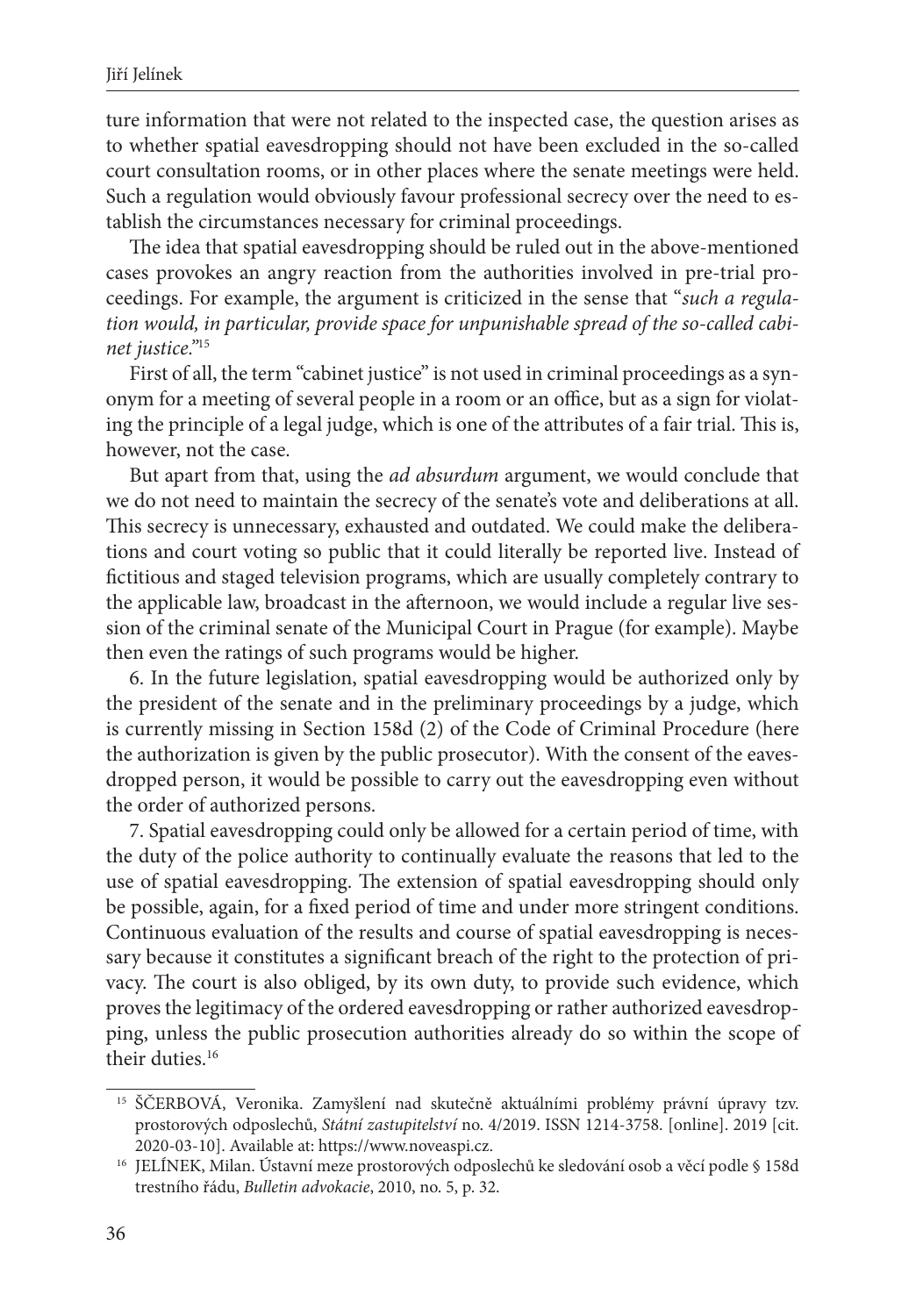ture information that were not related to the inspected case, the question arises as to whether spatial eavesdropping should not have been excluded in the so-called court consultation rooms, or in other places where the senate meetings were held. Such a regulation would obviously favour professional secrecy over the need to establish the circumstances necessary for criminal proceedings.

The idea that spatial eavesdropping should be ruled out in the above-mentioned cases provokes an angry reaction from the authorities involved in pre-trial proceedings. For example, the argument is criticized in the sense that "*such a regulation would, in particular, provide space for unpunishable spread of the so-called cabinet justice.*"[15]

First of all, the term "cabinet justice" is not used in criminal proceedings as a synonym for a meeting of several people in a room or an office, but as a sign for violating the principle of a legal judge, which is one of the attributes of a fair trial. This is, however, not the case.

But apart from that, using the *ad absurdum* argument, we would conclude that we do not need to maintain the secrecy of the senate's vote and deliberations at all. This secrecy is unnecessary, exhausted and outdated. We could make the deliberations and court voting so public that it could literally be reported live. Instead of fictitious and staged television programs, which are usually completely contrary to the applicable law, broadcast in the afternoon, we would include a regular live session of the criminal senate of the Municipal Court in Prague (for example). Maybe then even the ratings of such programs would be higher.

6. In the future legislation, spatial eavesdropping would be authorized only by the president of the senate and in the preliminary proceedings by a judge, which is currently missing in Section 158d (2) of the Code of Criminal Procedure (here the authorization is given by the public prosecutor). With the consent of the eavesdropped person, it would be possible to carry out the eavesdropping even without the order of authorized persons.

7. Spatial eavesdropping could only be allowed for a certain period of time, with the duty of the police authority to continually evaluate the reasons that led to the use of spatial eavesdropping. The extension of spatial eavesdropping should only be possible, again, for a fixed period of time and under more stringent conditions. Continuous evaluation of the results and course of spatial eavesdropping is necessary because it constitutes a significant breach of the right to the protection of privacy. The court is also obliged, by its own duty, to provide such evidence, which proves the legitimacy of the ordered eavesdropping or rather authorized eavesdropping, unless the public prosecution authorities already do so within the scope of their duties.[16]

---

[15] ŠČERBOVÁ, Veronika. Zamyšlení nad skutečně aktuálními problémy právní úpravy tzv. prostorových odposlechů, *Státní zastupitelství* no. 4/2019. ISSN 1214-3758. [online]. 2019 [cit. 2020-03-10]. Available at: https://www.noveaspi.cz.

[16] JELÍNEK, Milan. Ústavní meze prostorových odposlechů ke sledování osob a věcí podle § 158d trestního řádu, *Bulletin advokacie*, 2010, no. 5, p. 32.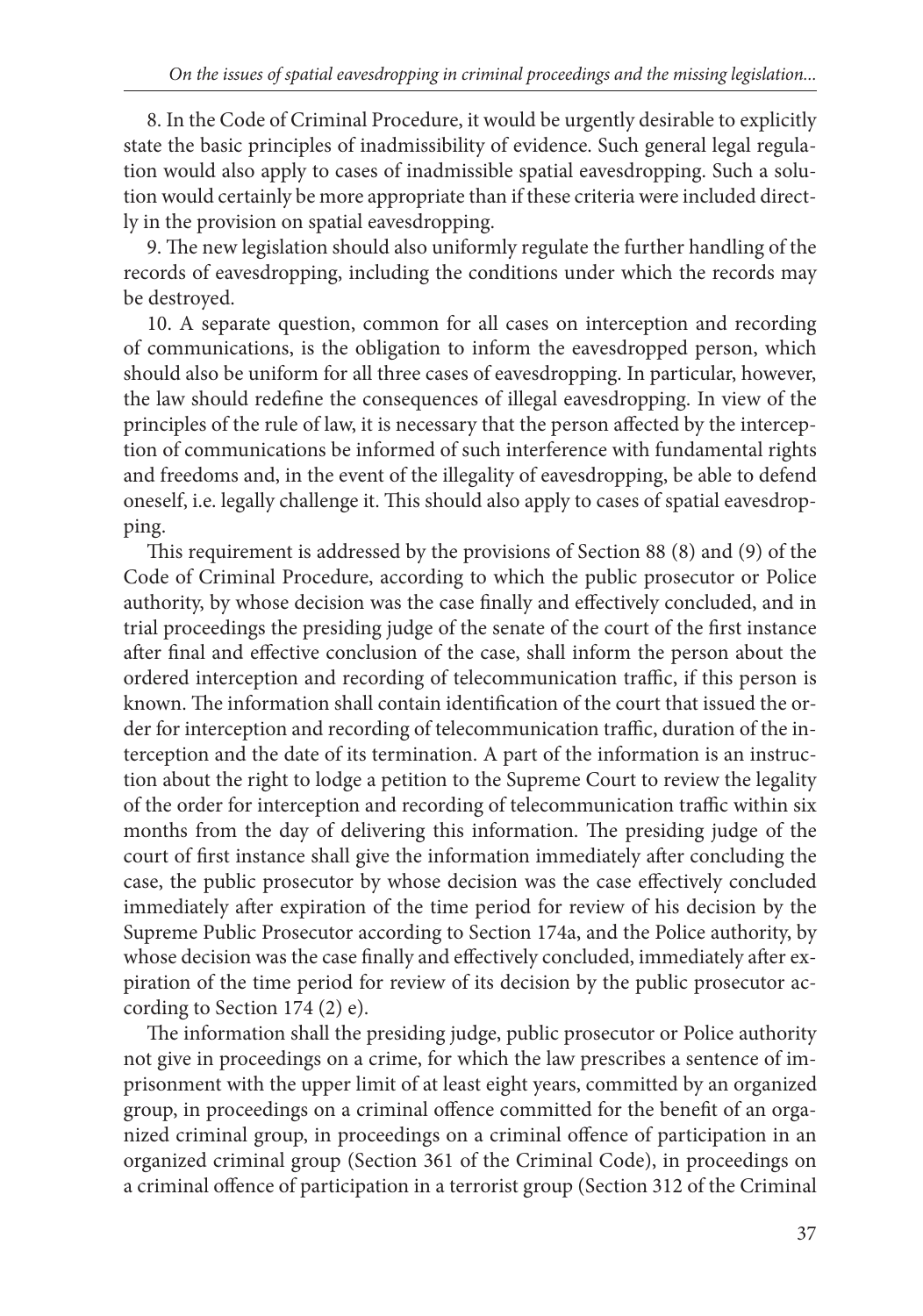8. In the Code of Criminal Procedure, it would be urgently desirable to explicitly state the basic principles of inadmissibility of evidence. Such general legal regulation would also apply to cases of inadmissible spatial eavesdropping. Such a solution would certainly be more appropriate than if these criteria were included directly in the provision on spatial eavesdropping.

9. The new legislation should also uniformly regulate the further handling of the records of eavesdropping, including the conditions under which the records may be destroyed.

10. A separate question, common for all cases on interception and recording of communications, is the obligation to inform the eavesdropped person, which should also be uniform for all three cases of eavesdropping. In particular, however, the law should redefine the consequences of illegal eavesdropping. In view of the principles of the rule of law, it is necessary that the person affected by the interception of communications be informed of such interference with fundamental rights and freedoms and, in the event of the illegality of eavesdropping, be able to defend oneself, i.e. legally challenge it. This should also apply to cases of spatial eavesdropping.

This requirement is addressed by the provisions of Section 88 (8) and (9) of the Code of Criminal Procedure, according to which the public prosecutor or Police authority, by whose decision was the case finally and effectively concluded, and in trial proceedings the presiding judge of the senate of the court of the first instance after final and effective conclusion of the case, shall inform the person about the ordered interception and recording of telecommunication traffic, if this person is known. The information shall contain identification of the court that issued the order for interception and recording of telecommunication traffic, duration of the interception and the date of its termination. A part of the information is an instruction about the right to lodge a petition to the Supreme Court to review the legality of the order for interception and recording of telecommunication traffic within six months from the day of delivering this information. The presiding judge of the court of first instance shall give the information immediately after concluding the case, the public prosecutor by whose decision was the case effectively concluded immediately after expiration of the time period for review of his decision by the Supreme Public Prosecutor according to Section 174a, and the Police authority, by whose decision was the case finally and effectively concluded, immediately after expiration of the time period for review of its decision by the public prosecutor according to Section 174 (2) e).

The information shall the presiding judge, public prosecutor or Police authority not give in proceedings on a crime, for which the law prescribes a sentence of imprisonment with the upper limit of at least eight years, committed by an organized group, in proceedings on a criminal offence committed for the benefit of an organized criminal group, in proceedings on a criminal offence of participation in an organized criminal group (Section 361 of the Criminal Code), in proceedings on a criminal offence of participation in a terrorist group (Section 312 of the Criminal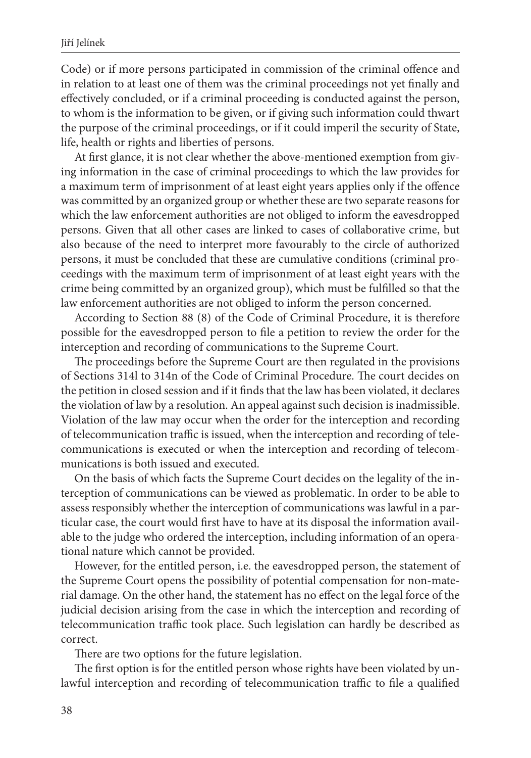Code) or if more persons participated in commission of the criminal offence and in relation to at least one of them was the criminal proceedings not yet finally and effectively concluded, or if a criminal proceeding is conducted against the person, to whom is the information to be given, or if giving such information could thwart the purpose of the criminal proceedings, or if it could imperil the security of State, life, health or rights and liberties of persons.

At first glance, it is not clear whether the above-mentioned exemption from giving information in the case of criminal proceedings to which the law provides for a maximum term of imprisonment of at least eight years applies only if the offence was committed by an organized group or whether these are two separate reasons for which the law enforcement authorities are not obliged to inform the eavesdropped persons. Given that all other cases are linked to cases of collaborative crime, but also because of the need to interpret more favourably to the circle of authorized persons, it must be concluded that these are cumulative conditions (criminal proceedings with the maximum term of imprisonment of at least eight years with the crime being committed by an organized group), which must be fulfilled so that the law enforcement authorities are not obliged to inform the person concerned.

According to Section 88 (8) of the Code of Criminal Procedure, it is therefore possible for the eavesdropped person to file a petition to review the order for the interception and recording of communications to the Supreme Court.

The proceedings before the Supreme Court are then regulated in the provisions of Sections 314l to 314n of the Code of Criminal Procedure. The court decides on the petition in closed session and if it finds that the law has been violated, it declares the violation of law by a resolution. An appeal against such decision is inadmissible. Violation of the law may occur when the order for the interception and recording of telecommunication traffic is issued, when the interception and recording of telecommunications is executed or when the interception and recording of telecommunications is both issued and executed.

On the basis of which facts the Supreme Court decides on the legality of the interception of communications can be viewed as problematic. In order to be able to assess responsibly whether the interception of communications was lawful in a particular case, the court would first have to have at its disposal the information available to the judge who ordered the interception, including information of an operational nature which cannot be provided.

However, for the entitled person, i.e. the eavesdropped person, the statement of the Supreme Court opens the possibility of potential compensation for non-material damage. On the other hand, the statement has no effect on the legal force of the judicial decision arising from the case in which the interception and recording of telecommunication traffic took place. Such legislation can hardly be described as correct.

There are two options for the future legislation.

The first option is for the entitled person whose rights have been violated by unlawful interception and recording of telecommunication traffic to file a qualified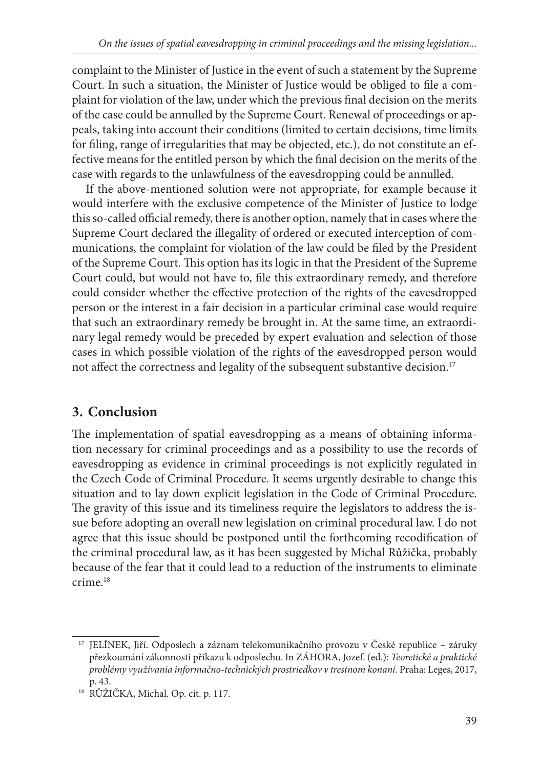complaint to the Minister of Justice in the event of such a statement by the Supreme Court. In such a situation, the Minister of Justice would be obliged to file a complaint for violation of the law, under which the previous final decision on the merits of the case could be annulled by the Supreme Court. Renewal of proceedings or appeals, taking into account their conditions (limited to certain decisions, time limits for filing, range of irregularities that may be objected, etc.), do not constitute an effective means for the entitled person by which the final decision on the merits of the case with regards to the unlawfulness of the eavesdropping could be annulled.

If the above-mentioned solution were not appropriate, for example because it would interfere with the exclusive competence of the Minister of Justice to lodge this so-called official remedy, there is another option, namely that in cases where the Supreme Court declared the illegality of ordered or executed interception of communications, the complaint for violation of the law could be filed by the President of the Supreme Court. This option has its logic in that the President of the Supreme Court could, but would not have to, file this extraordinary remedy, and therefore could consider whether the effective protection of the rights of the eavesdropped person or the interest in a fair decision in a particular criminal case would require that such an extraordinary remedy be brought in. At the same time, an extraordinary legal remedy would be preceded by expert evaluation and selection of those cases in which possible violation of the rights of the eavesdropped person would not affect the correctness and legality of the subsequent substantive decision.[17]

## 3. Conclusion

The implementation of spatial eavesdropping as a means of obtaining information necessary for criminal proceedings and as a possibility to use the records of eavesdropping as evidence in criminal proceedings is not explicitly regulated in the Czech Code of Criminal Procedure. It seems urgently desirable to change this situation and to lay down explicit legislation in the Code of Criminal Procedure. The gravity of this issue and its timeliness require the legislators to address the issue before adopting an overall new legislation on criminal procedural law. I do not agree that this issue should be postponed until the forthcoming recodification of the criminal procedural law, as it has been suggested by Michal Růžička, probably because of the fear that it could lead to a reduction of the instruments to eliminate crime.[18]

---

[17] JELÍNEK, Jiří. Odposlech a záznam telekomunikačního provozu v České republice – záruky přezkoumání zákonnosti příkazu k odposlechu. In ZÁHORA, Jozef. (ed.): *Teoretické a praktické problémy využívania informačno-technických prostriedkov v trestnom konaní.* Praha: Leges, 2017, p. 43.

[18] RŮŽIČKA, Michal. Op. cit. p. 117.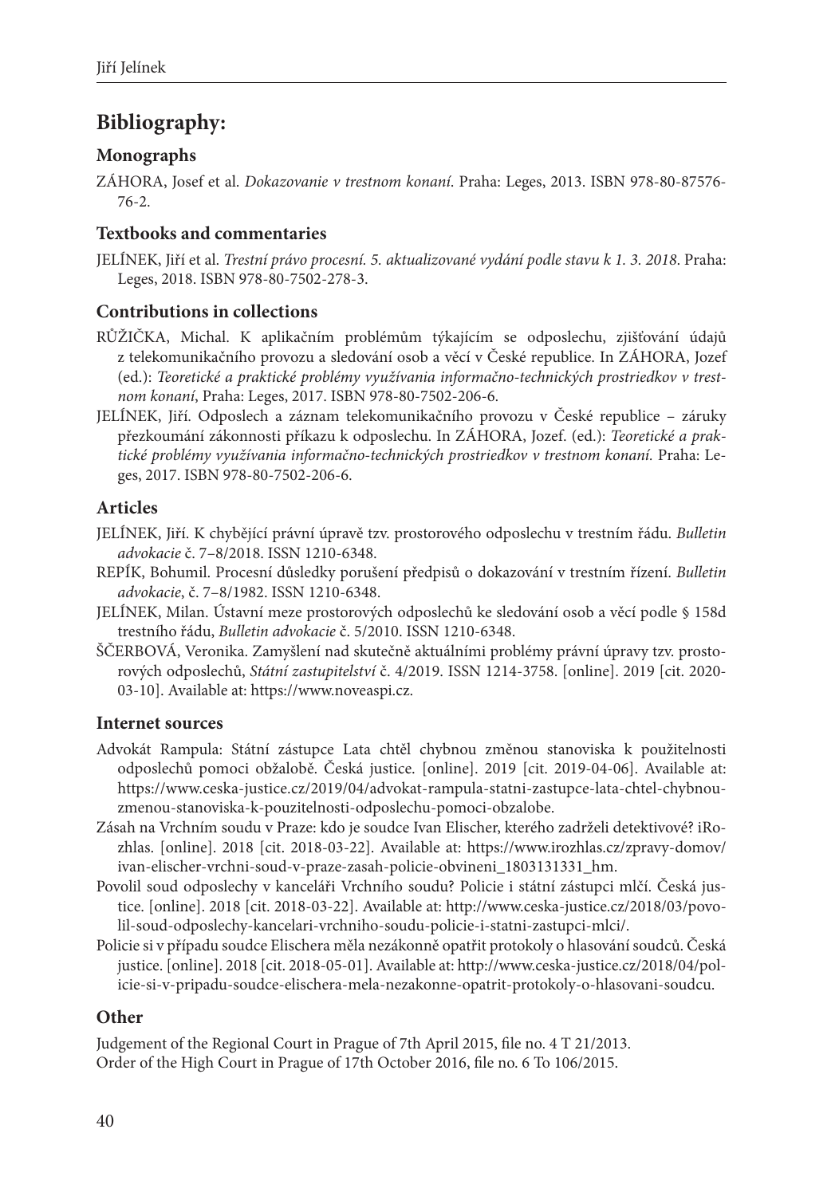## Bibliography:

### Monographs

ZÁHORA, Josef et al. *Dokazovanie v trestnom konaní.* Praha: Leges, 2013. ISBN 978-80-87576-76-2.

### Textbooks and commentaries

JELÍNEK, Jiří et al. *Trestní právo procesní. 5. aktualizované vydání podle stavu k 1. 3. 2018*. Praha: Leges, 2018. ISBN 978-80-7502-278-3.

### Contributions in collections

RŮŽIČKA, Michal. K aplikačním problémům týkajícím se odposlechu, zjišťování údajů z telekomunikačního provozu a sledování osob a věcí v České republice. In ZÁHORA, Jozef (ed.): *Teoretické a praktické problémy využívania informačno-technických prostriedkov v trestnom konaní*, Praha: Leges, 2017. ISBN 978-80-7502-206-6.

JELÍNEK, Jiří. Odposlech a záznam telekomunikačního provozu v České republice – záruky přezkoumání zákonnosti příkazu k odposlechu. In ZÁHORA, Jozef. (ed.): *Teoretické a praktické problémy využívania informačno-technických prostriedkov v trestnom konaní.* Praha: Leges, 2017. ISBN 978-80-7502-206-6.

### Articles

JELÍNEK, Jiří. K chybějící právní úpravě tzv. prostorového odposlechu v trestním řádu. *Bulletin advokacie* č. 7–8/2018. ISSN 1210-6348.

REPÍK, Bohumil. Procesní důsledky porušení předpisů o dokazování v trestním řízení. *Bulletin advokacie*, č. 7–8/1982. ISSN 1210-6348.

JELÍNEK, Milan. Ústavní meze prostorových odposlechů ke sledování osob a věcí podle § 158d trestního řádu, *Bulletin advokacie* č. 5/2010. ISSN 1210-6348.

ŠČERBOVÁ, Veronika. Zamyšlení nad skutečně aktuálními problémy právní úpravy tzv. prostorových odposlechů, *Státní zastupitelství* č. 4/2019. ISSN 1214-3758. [online]. 2019 [cit. 2020-03-10]. Available at: https://www.noveaspi.cz.

### Internet sources

Advokát Rampula: Státní zástupce Lata chtěl chybnou změnou stanoviska k použitelnosti odposlechů pomoci obžalobě. Česká justice. [online]. 2019 [cit. 2019-04-06]. Available at: https://www.ceska-justice.cz/2019/04/advokat-rampula-statni-zastupce-lata-chtel-chybnou-zmenou-stanoviska-k-pouzitelnosti-odposlechu-pomoci-obzalobe.

Zásah na Vrchním soudu v Praze: kdo je soudce Ivan Elischer, kterého zadrželi detektivové? iRozhlas. [online]. 2018 [cit. 2018-03-22]. Available at: https://www.irozhlas.cz/zpravy-domov/ivan-elischer-vrchni-soud-v-praze-zasah-policie-obvineni_1803131331_hm.

Povolil soud odposlechy v kanceláři Vrchního soudu? Policie i státní zástupci mlčí. Česká justice. [online]. 2018 [cit. 2018-03-22]. Available at: http://www.ceska-justice.cz/2018/03/povolil-soud-odposlechy-kancelari-vrchniho-soudu-policie-i-statni-zastupci-mlci/.

Policie si v případu soudce Elischera měla nezákonně opatřit protokoly o hlasování soudců. Česká justice. [online]. 2018 [cit. 2018-05-01]. Available at: http://www.ceska-justice.cz/2018/04/policie-si-v-pripadu-soudce-elischera-mela-nezakonne-opatrit-protokoly-o-hlasovani-soudcu.

### Other

Judgement of the Regional Court in Prague of 7th April 2015, file no. 4 T 21/2013.
Order of the High Court in Prague of 17th October 2016, file no. 6 To 106/2015.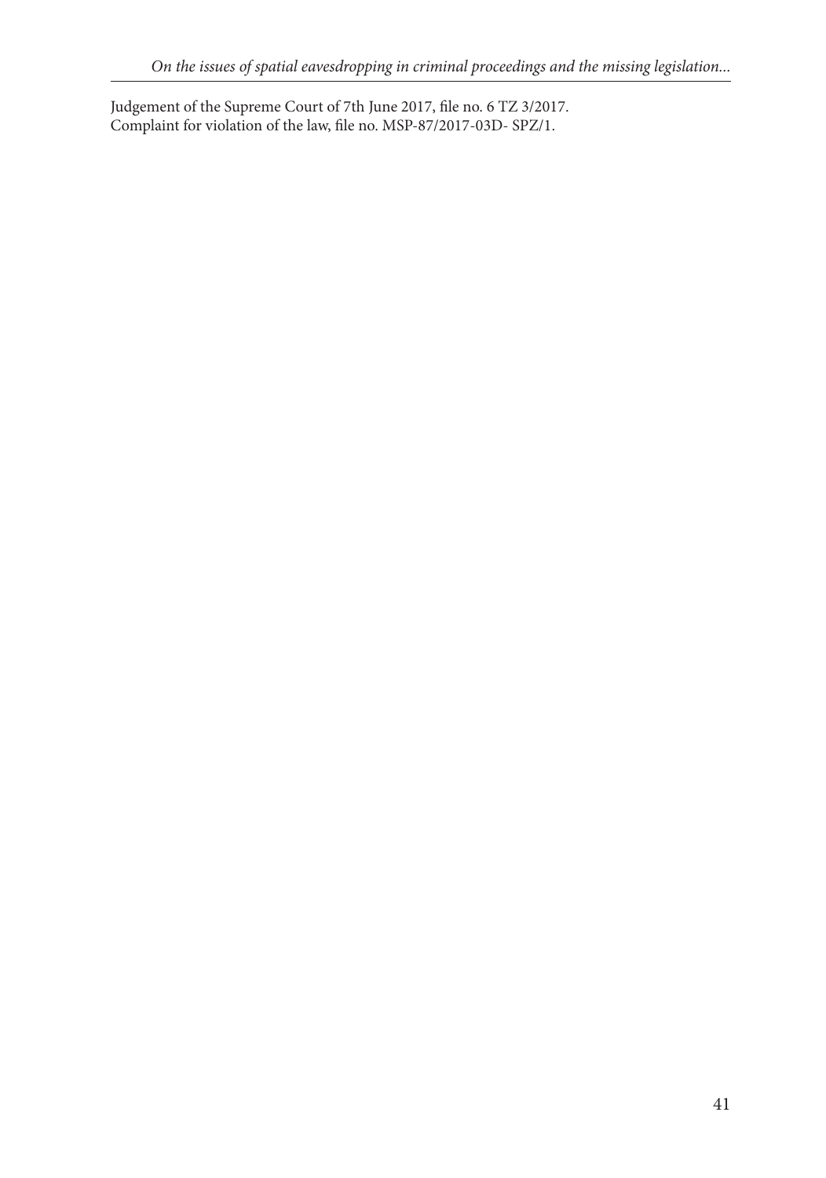Judgement of the Supreme Court of 7th June 2017, file no. 6 TZ 3/2017.
Complaint for violation of the law, file no. MSP-87/2017-03D- SPZ/1.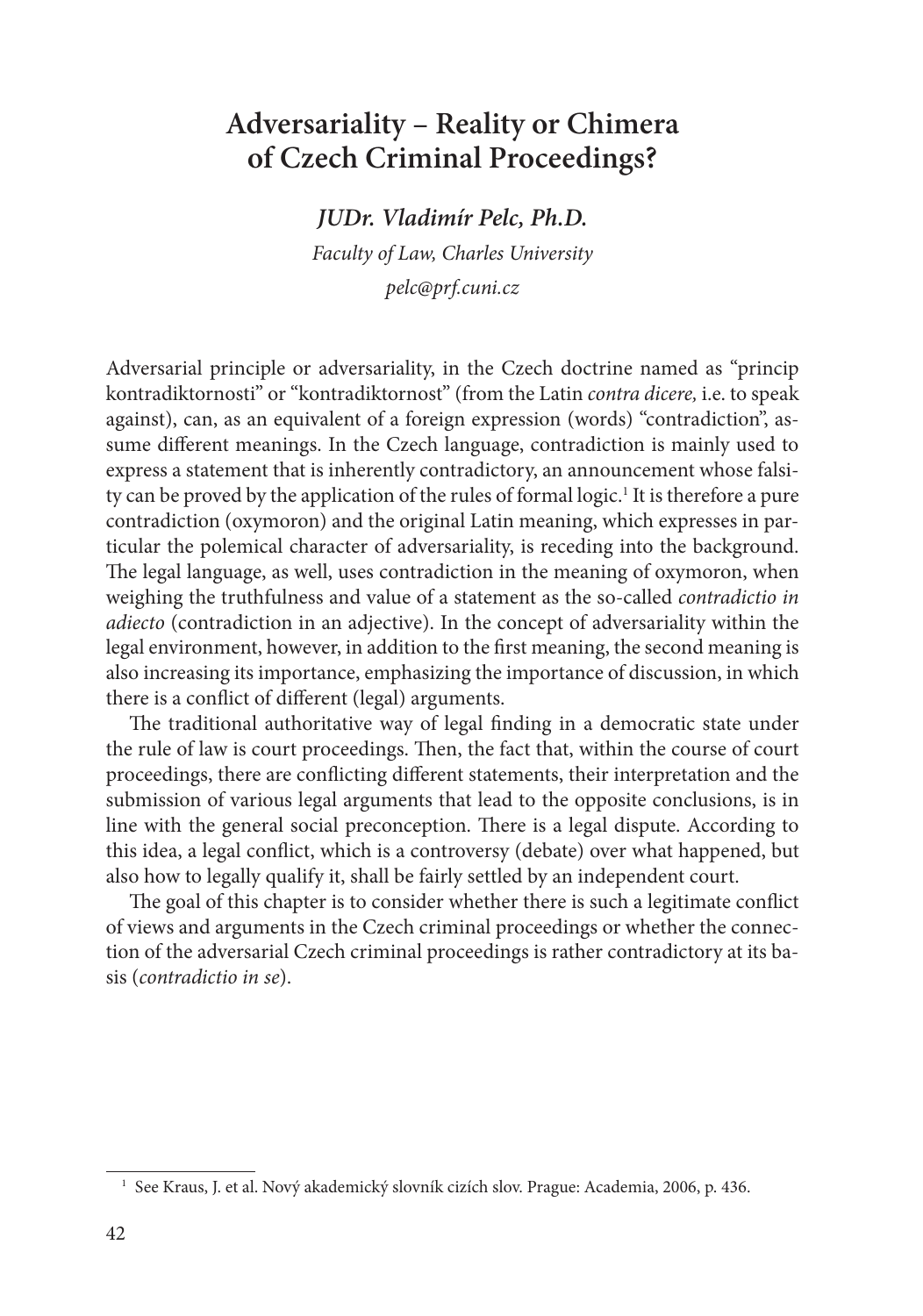# Adversariality – Reality or Chimera of Czech Criminal Proceedings?

***JUDr. Vladimír Pelc, Ph.D.***

*Faculty of Law, Charles University*

*pelc@prf.cuni.cz*

Adversarial principle or adversariality, in the Czech doctrine named as "princip kontradiktornosti" or "kontradiktornost" (from the Latin *contra dicere,* i.e. to speak against), can, as an equivalent of a foreign expression (words) "contradiction", assume different meanings. In the Czech language, contradiction is mainly used to express a statement that is inherently contradictory, an announcement whose falsity can be proved by the application of the rules of formal logic.[1] It is therefore a pure contradiction (oxymoron) and the original Latin meaning, which expresses in particular the polemical character of adversariality, is receding into the background. The legal language, as well, uses contradiction in the meaning of oxymoron, when weighing the truthfulness and value of a statement as the so-called *contradictio in adiecto* (contradiction in an adjective). In the concept of adversariality within the legal environment, however, in addition to the first meaning, the second meaning is also increasing its importance, emphasizing the importance of discussion, in which there is a conflict of different (legal) arguments.

The traditional authoritative way of legal finding in a democratic state under the rule of law is court proceedings. Then, the fact that, within the course of court proceedings, there are conflicting different statements, their interpretation and the submission of various legal arguments that lead to the opposite conclusions, is in line with the general social preconception. There is a legal dispute. According to this idea, a legal conflict, which is a controversy (debate) over what happened, but also how to legally qualify it, shall be fairly settled by an independent court.

The goal of this chapter is to consider whether there is such a legitimate conflict of views and arguments in the Czech criminal proceedings or whether the connection of the adversarial Czech criminal proceedings is rather contradictory at its basis (*contradictio in se*).

[1] See Kraus, J. et al. Nový akademický slovník cizích slov. Prague: Academia, 2006, p. 436.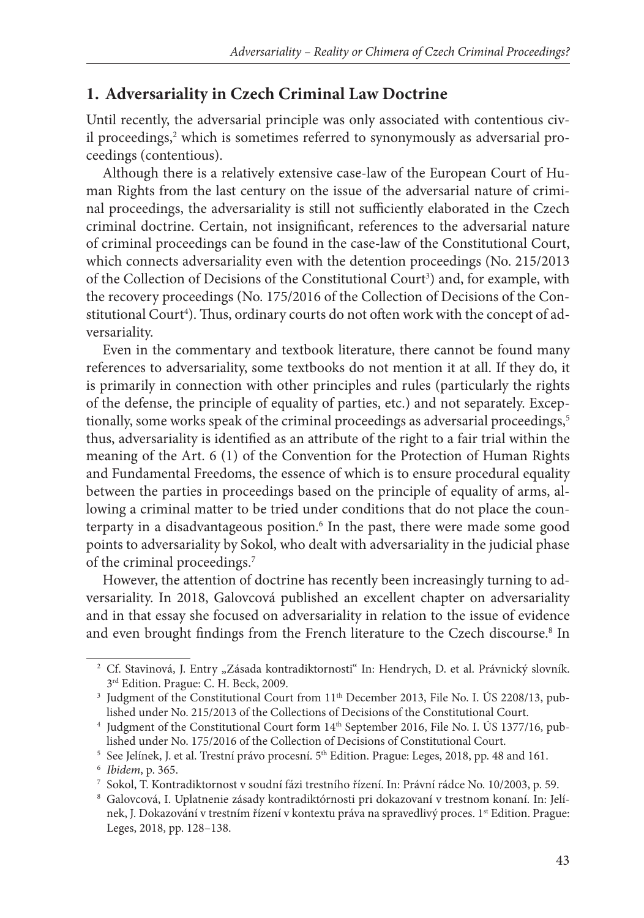## 1. Adversariality in Czech Criminal Law Doctrine

Until recently, the adversarial principle was only associated with contentious civil proceedings,[2] which is sometimes referred to synonymously as adversarial proceedings (contentious).

Although there is a relatively extensive case-law of the European Court of Human Rights from the last century on the issue of the adversarial nature of criminal proceedings, the adversariality is still not sufficiently elaborated in the Czech criminal doctrine. Certain, not insignificant, references to the adversarial nature of criminal proceedings can be found in the case-law of the Constitutional Court, which connects adversariality even with the detention proceedings (No. 215/2013 of the Collection of Decisions of the Constitutional Court[3]) and, for example, with the recovery proceedings (No. 175/2016 of the Collection of Decisions of the Constitutional Court[4]). Thus, ordinary courts do not often work with the concept of adversariality.

Even in the commentary and textbook literature, there cannot be found many references to adversariality, some textbooks do not mention it at all. If they do, it is primarily in connection with other principles and rules (particularly the rights of the defense, the principle of equality of parties, etc.) and not separately. Exceptionally, some works speak of the criminal proceedings as adversarial proceedings,[5] thus, adversariality is identified as an attribute of the right to a fair trial within the meaning of the Art. 6 (1) of the Convention for the Protection of Human Rights and Fundamental Freedoms, the essence of which is to ensure procedural equality between the parties in proceedings based on the principle of equality of arms, allowing a criminal matter to be tried under conditions that do not place the counterparty in a disadvantageous position.[6] In the past, there were made some good points to adversariality by Sokol, who dealt with adversariality in the judicial phase of the criminal proceedings.[7]

However, the attention of doctrine has recently been increasingly turning to adversariality. In 2018, Galovcová published an excellent chapter on adversariality and in that essay she focused on adversariality in relation to the issue of evidence and even brought findings from the French literature to the Czech discourse.[8] In

---

[2] Cf. Stavinová, J. Entry „Zásada kontradiktornosti" In: Hendrych, D. et al. Právnický slovník. 3rd Edition. Prague: C. H. Beck, 2009.

[3] Judgment of the Constitutional Court from 11th December 2013, File No. I. ÚS 2208/13, published under No. 215/2013 of the Collections of Decisions of the Constitutional Court.

[4] Judgment of the Constitutional Court form 14th September 2016, File No. I. ÚS 1377/16, published under No. 175/2016 of the Collection of Decisions of Constitutional Court.

[5] See Jelínek, J. et al. Trestní právo procesní. 5th Edition. Prague: Leges, 2018, pp. 48 and 161.

[6] *Ibidem*, p. 365.

[7] Sokol, T. Kontradiktornost v soudní fázi trestního řízení. In: Právní rádce No. 10/2003, p. 59.

[8] Galovcová, I. Uplatnenie zásady kontradiktórnosti pri dokazovaní v trestnom konaní. In: Jelínek, J. Dokazování v trestním řízení v kontextu práva na spravedlivý proces. 1st Edition. Prague: Leges, 2018, pp. 128–138.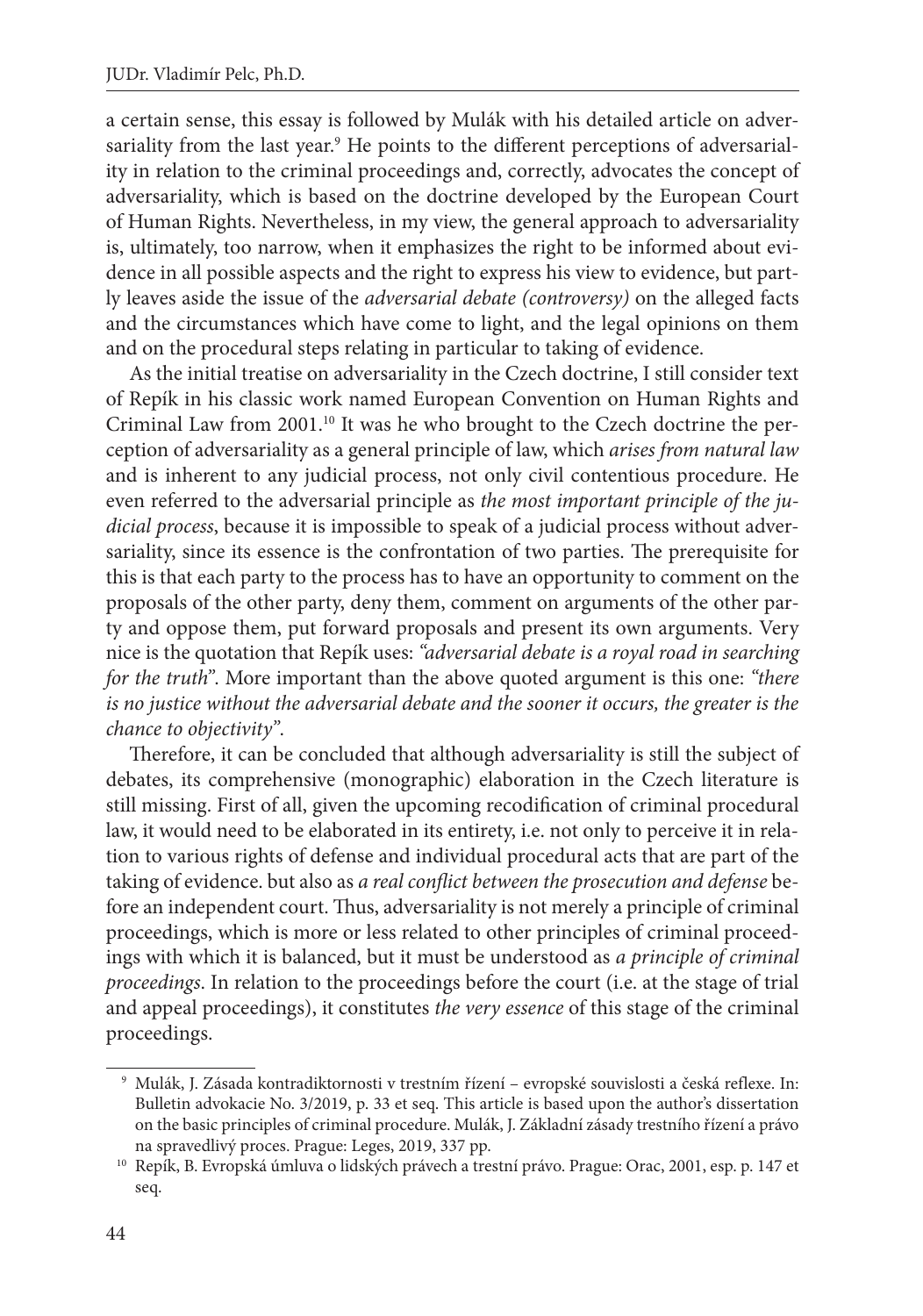a certain sense, this essay is followed by Mulák with his detailed article on adversariality from the last year.[9] He points to the different perceptions of adversariality in relation to the criminal proceedings and, correctly, advocates the concept of adversariality, which is based on the doctrine developed by the European Court of Human Rights. Nevertheless, in my view, the general approach to adversariality is, ultimately, too narrow, when it emphasizes the right to be informed about evidence in all possible aspects and the right to express his view to evidence, but partly leaves aside the issue of the *adversarial debate (controversy)* on the alleged facts and the circumstances which have come to light, and the legal opinions on them and on the procedural steps relating in particular to taking of evidence.

As the initial treatise on adversariality in the Czech doctrine, I still consider text of Repík in his classic work named European Convention on Human Rights and Criminal Law from 2001.[10] It was he who brought to the Czech doctrine the perception of adversariality as a general principle of law, which *arises from natural law* and is inherent to any judicial process, not only civil contentious procedure. He even referred to the adversarial principle as *the most important principle of the judicial process*, because it is impossible to speak of a judicial process without adversariality, since its essence is the confrontation of two parties. The prerequisite for this is that each party to the process has to have an opportunity to comment on the proposals of the other party, deny them, comment on arguments of the other party and oppose them, put forward proposals and present its own arguments. Very nice is the quotation that Repík uses: *"adversarial debate is a royal road in searching for the truth"*. More important than the above quoted argument is this one: *"there is no justice without the adversarial debate and the sooner it occurs, the greater is the chance to objectivity"*.

Therefore, it can be concluded that although adversariality is still the subject of debates, its comprehensive (monographic) elaboration in the Czech literature is still missing. First of all, given the upcoming recodification of criminal procedural law, it would need to be elaborated in its entirety, i.e. not only to perceive it in relation to various rights of defense and individual procedural acts that are part of the taking of evidence. but also as *a real conflict between the prosecution and defense* before an independent court. Thus, adversariality is not merely a principle of criminal proceedings, which is more or less related to other principles of criminal proceedings with which it is balanced, but it must be understood as *a principle of criminal proceedings*. In relation to the proceedings before the court (i.e. at the stage of trial and appeal proceedings), it constitutes *the very essence* of this stage of the criminal proceedings.

---

[9] Mulák, J. Zásada kontradiktornosti v trestním řízení – evropské souvislosti a česká reflexe. In: Bulletin advokacie No. 3/2019, p. 33 et seq. This article is based upon the author's dissertation on the basic principles of criminal procedure. Mulák, J. Základní zásady trestního řízení a právo na spravedlivý proces. Prague: Leges, 2019, 337 pp.

[10] Repík, B. Evropská úmluva o lidských právech a trestní právo. Prague: Orac, 2001, esp. p. 147 et seq.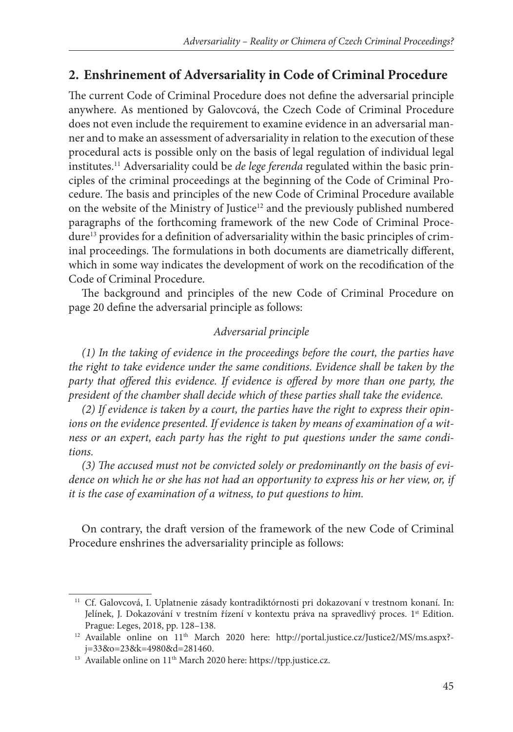## 2. Enshrinement of Adversariality in Code of Criminal Procedure

The current Code of Criminal Procedure does not define the adversarial principle anywhere. As mentioned by Galovcová, the Czech Code of Criminal Procedure does not even include the requirement to examine evidence in an adversarial manner and to make an assessment of adversariality in relation to the execution of these procedural acts is possible only on the basis of legal regulation of individual legal institutes.[11] Adversariality could be *de lege ferenda* regulated within the basic principles of the criminal proceedings at the beginning of the Code of Criminal Procedure. The basis and principles of the new Code of Criminal Procedure available on the website of the Ministry of Justice[12] and the previously published numbered paragraphs of the forthcoming framework of the new Code of Criminal Procedure[13] provides for a definition of adversariality within the basic principles of criminal proceedings. The formulations in both documents are diametrically different, which in some way indicates the development of work on the recodification of the Code of Criminal Procedure.

The background and principles of the new Code of Criminal Procedure on page 20 define the adversarial principle as follows:

*Adversarial principle*

*(1) In the taking of evidence in the proceedings before the court, the parties have the right to take evidence under the same conditions. Evidence shall be taken by the party that offered this evidence. If evidence is offered by more than one party, the president of the chamber shall decide which of these parties shall take the evidence.*

*(2) If evidence is taken by a court, the parties have the right to express their opinions on the evidence presented. If evidence is taken by means of examination of a witness or an expert, each party has the right to put questions under the same conditions.*

*(3) The accused must not be convicted solely or predominantly on the basis of evidence on which he or she has not had an opportunity to express his or her view, or, if it is the case of examination of a witness, to put questions to him.*

On contrary, the draft version of the framework of the new Code of Criminal Procedure enshrines the adversariality principle as follows:

---

[11] Cf. Galovcová, I. Uplatnenie zásady kontradiktórnosti pri dokazovaní v trestnom konaní. In: Jelínek, J. Dokazování v trestním řízení v kontextu práva na spravedlivý proces. 1st Edition. Prague: Leges, 2018, pp. 128–138.

[12] Available online on 11th March 2020 here: http://portal.justice.cz/Justice2/MS/ms.aspx?j=33&o=23&k=4980&d=281460.

[13] Available online on 11th March 2020 here: https://tpp.justice.cz.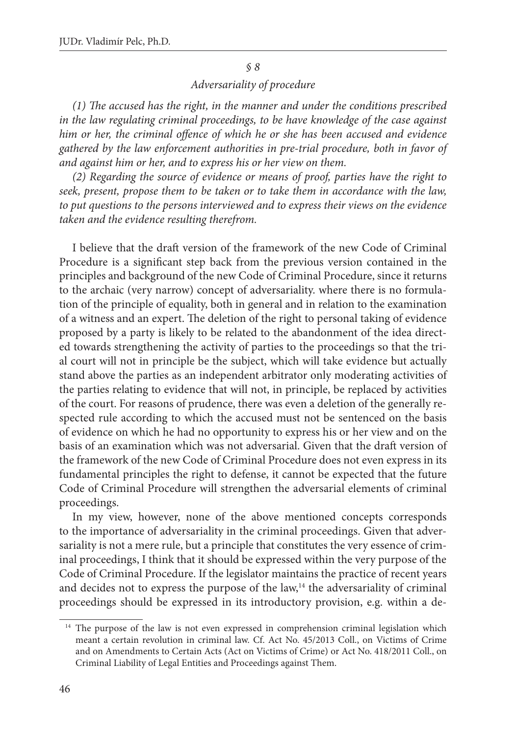*§ 8*

*Adversariality of procedure*

*(1) The accused has the right, in the manner and under the conditions prescribed in the law regulating criminal proceedings, to be have knowledge of the case against him or her, the criminal offence of which he or she has been accused and evidence gathered by the law enforcement authorities in pre-trial procedure, both in favor of and against him or her, and to express his or her view on them.*

*(2) Regarding the source of evidence or means of proof, parties have the right to seek, present, propose them to be taken or to take them in accordance with the law, to put questions to the persons interviewed and to express their views on the evidence taken and the evidence resulting therefrom.*

I believe that the draft version of the framework of the new Code of Criminal Procedure is a significant step back from the previous version contained in the principles and background of the new Code of Criminal Procedure, since it returns to the archaic (very narrow) concept of adversariality. where there is no formulation of the principle of equality, both in general and in relation to the examination of a witness and an expert. The deletion of the right to personal taking of evidence proposed by a party is likely to be related to the abandonment of the idea directed towards strengthening the activity of parties to the proceedings so that the trial court will not in principle be the subject, which will take evidence but actually stand above the parties as an independent arbitrator only moderating activities of the parties relating to evidence that will not, in principle, be replaced by activities of the court. For reasons of prudence, there was even a deletion of the generally respected rule according to which the accused must not be sentenced on the basis of evidence on which he had no opportunity to express his or her view and on the basis of an examination which was not adversarial. Given that the draft version of the framework of the new Code of Criminal Procedure does not even express in its fundamental principles the right to defense, it cannot be expected that the future Code of Criminal Procedure will strengthen the adversarial elements of criminal proceedings.

In my view, however, none of the above mentioned concepts corresponds to the importance of adversariality in the criminal proceedings. Given that adversariality is not a mere rule, but a principle that constitutes the very essence of criminal proceedings, I think that it should be expressed within the very purpose of the Code of Criminal Procedure. If the legislator maintains the practice of recent years and decides not to express the purpose of the law,[14] the adversariality of criminal proceedings should be expressed in its introductory provision, e.g. within a de-

[14] The purpose of the law is not even expressed in comprehension criminal legislation which meant a certain revolution in criminal law. Cf. Act No. 45/2013 Coll., on Victims of Crime and on Amendments to Certain Acts (Act on Victims of Crime) or Act No. 418/2011 Coll., on Criminal Liability of Legal Entities and Proceedings against Them.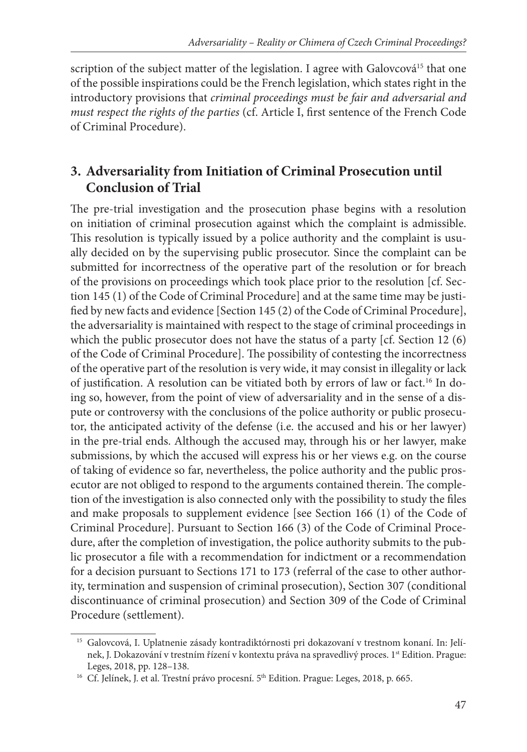scription of the subject matter of the legislation. I agree with Galovcová[15] that one of the possible inspirations could be the French legislation, which states right in the introductory provisions that *criminal proceedings must be fair and adversarial and must respect the rights of the parties* (cf. Article I, first sentence of the French Code of Criminal Procedure).

## 3. Adversariality from Initiation of Criminal Prosecution until Conclusion of Trial

The pre-trial investigation and the prosecution phase begins with a resolution on initiation of criminal prosecution against which the complaint is admissible. This resolution is typically issued by a police authority and the complaint is usually decided on by the supervising public prosecutor. Since the complaint can be submitted for incorrectness of the operative part of the resolution or for breach of the provisions on proceedings which took place prior to the resolution [cf. Section 145 (1) of the Code of Criminal Procedure] and at the same time may be justified by new facts and evidence [Section 145 (2) of the Code of Criminal Procedure], the adversariality is maintained with respect to the stage of criminal proceedings in which the public prosecutor does not have the status of a party [cf. Section 12 (6) of the Code of Criminal Procedure]. The possibility of contesting the incorrectness of the operative part of the resolution is very wide, it may consist in illegality or lack of justification. A resolution can be vitiated both by errors of law or fact.[16] In doing so, however, from the point of view of adversariality and in the sense of a dispute or controversy with the conclusions of the police authority or public prosecutor, the anticipated activity of the defense (i.e. the accused and his or her lawyer) in the pre-trial ends. Although the accused may, through his or her lawyer, make submissions, by which the accused will express his or her views e.g. on the course of taking of evidence so far, nevertheless, the police authority and the public prosecutor are not obliged to respond to the arguments contained therein. The completion of the investigation is also connected only with the possibility to study the files and make proposals to supplement evidence [see Section 166 (1) of the Code of Criminal Procedure]. Pursuant to Section 166 (3) of the Code of Criminal Procedure, after the completion of investigation, the police authority submits to the public prosecutor a file with a recommendation for indictment or a recommendation for a decision pursuant to Sections 171 to 173 (referral of the case to other authority, termination and suspension of criminal prosecution), Section 307 (conditional discontinuance of criminal prosecution) and Section 309 of the Code of Criminal Procedure (settlement).

---

[15] Galovcová, I. Uplatnenie zásady kontradiktórnosti pri dokazovaní v trestnom konaní. In: Jelínek, J. Dokazování v trestním řízení v kontextu práva na spravedlivý proces. 1st Edition. Prague: Leges, 2018, pp. 128–138.

[16] Cf. Jelínek, J. et al. Trestní právo procesní. 5th Edition. Prague: Leges, 2018, p. 665.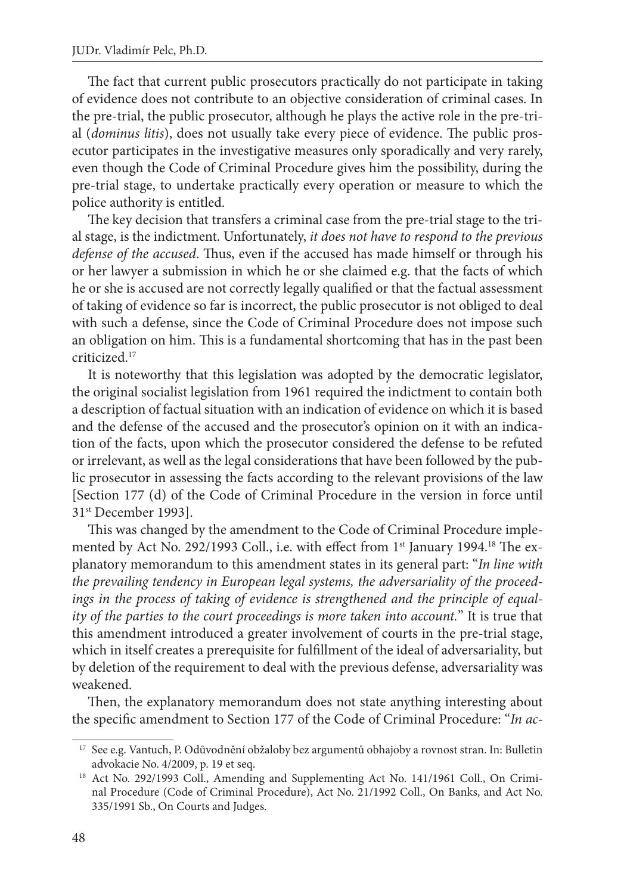The fact that current public prosecutors practically do not participate in taking of evidence does not contribute to an objective consideration of criminal cases. In the pre-trial, the public prosecutor, although he plays the active role in the pre-trial (*dominus litis*), does not usually take every piece of evidence. The public prosecutor participates in the investigative measures only sporadically and very rarely, even though the Code of Criminal Procedure gives him the possibility, during the pre-trial stage, to undertake practically every operation or measure to which the police authority is entitled.

The key decision that transfers a criminal case from the pre-trial stage to the trial stage, is the indictment. Unfortunately, *it does not have to respond to the previous defense of the accused*. Thus, even if the accused has made himself or through his or her lawyer a submission in which he or she claimed e.g. that the facts of which he or she is accused are not correctly legally qualified or that the factual assessment of taking of evidence so far is incorrect, the public prosecutor is not obliged to deal with such a defense, since the Code of Criminal Procedure does not impose such an obligation on him. This is a fundamental shortcoming that has in the past been criticized.[17]

It is noteworthy that this legislation was adopted by the democratic legislator, the original socialist legislation from 1961 required the indictment to contain both a description of factual situation with an indication of evidence on which it is based and the defense of the accused and the prosecutor's opinion on it with an indication of the facts, upon which the prosecutor considered the defense to be refuted or irrelevant, as well as the legal considerations that have been followed by the public prosecutor in assessing the facts according to the relevant provisions of the law [Section 177 (d) of the Code of Criminal Procedure in the version in force until 31st December 1993].

This was changed by the amendment to the Code of Criminal Procedure implemented by Act No. 292/1993 Coll., i.e. with effect from 1st January 1994.[18] The explanatory memorandum to this amendment states in its general part: "*In line with the prevailing tendency in European legal systems, the adversariality of the proceedings in the process of taking of evidence is strengthened and the principle of equality of the parties to the court proceedings is more taken into account.*" It is true that this amendment introduced a greater involvement of courts in the pre-trial stage, which in itself creates a prerequisite for fulfillment of the ideal of adversariality, but by deletion of the requirement to deal with the previous defense, adversariality was weakened.

Then, the explanatory memorandum does not state anything interesting about the specific amendment to Section 177 of the Code of Criminal Procedure: "*In ac-*

---

[17] See e.g. Vantuch, P. Odůvodnění obžaloby bez argumentů obhajoby a rovnost stran. In: Bulletin advokacie No. 4/2009, p. 19 et seq.

[18] Act No. 292/1993 Coll., Amending and Supplementing Act No. 141/1961 Coll., On Criminal Procedure (Code of Criminal Procedure), Act No. 21/1992 Coll., On Banks, and Act No. 335/1991 Sb., On Courts and Judges.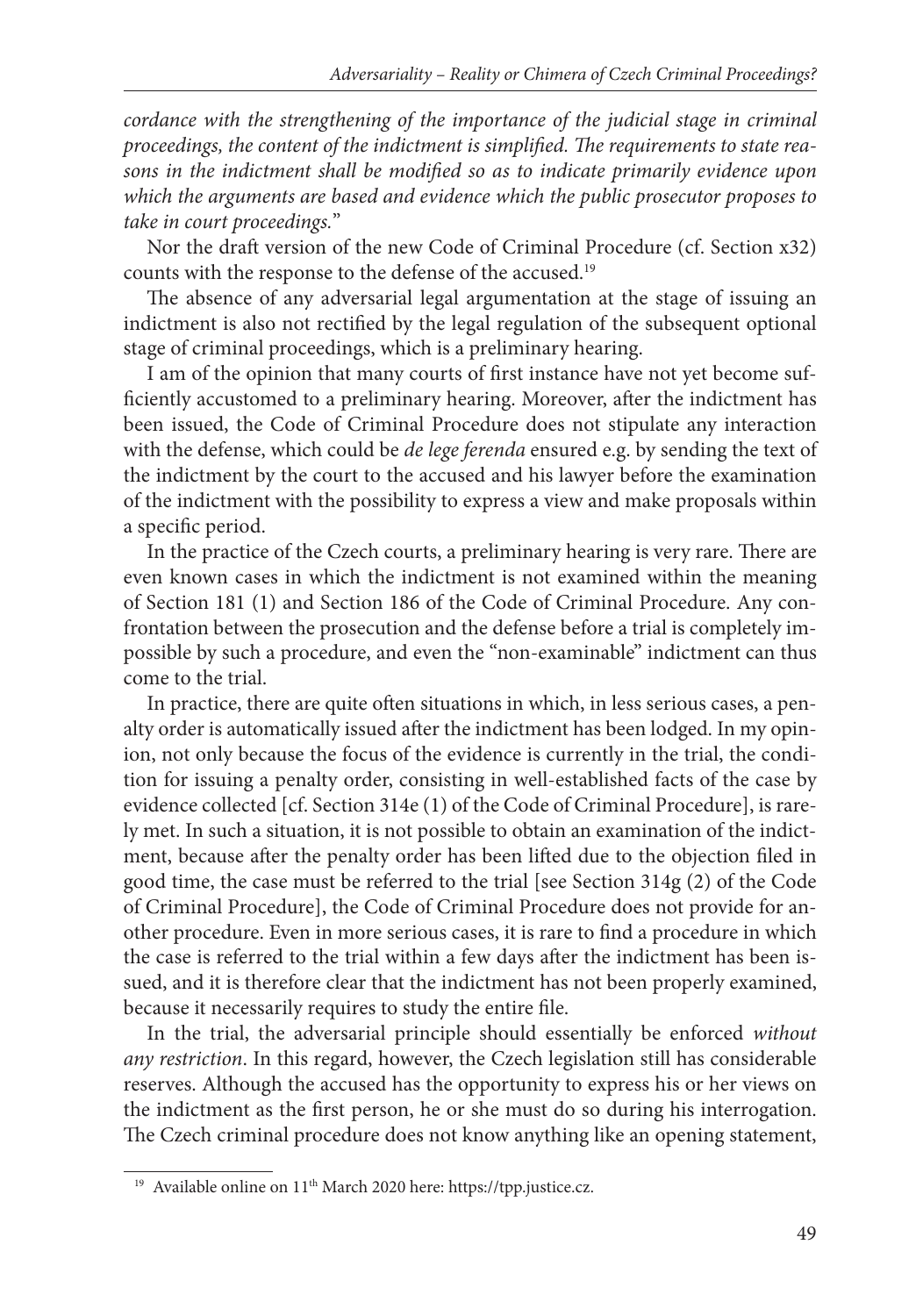*cordance with the strengthening of the importance of the judicial stage in criminal proceedings, the content of the indictment is simplified. The requirements to state reasons in the indictment shall be modified so as to indicate primarily evidence upon which the arguments are based and evidence which the public prosecutor proposes to take in court proceedings.*"

Nor the draft version of the new Code of Criminal Procedure (cf. Section x32) counts with the response to the defense of the accused.[19]

The absence of any adversarial legal argumentation at the stage of issuing an indictment is also not rectified by the legal regulation of the subsequent optional stage of criminal proceedings, which is a preliminary hearing.

I am of the opinion that many courts of first instance have not yet become sufficiently accustomed to a preliminary hearing. Moreover, after the indictment has been issued, the Code of Criminal Procedure does not stipulate any interaction with the defense, which could be *de lege ferenda* ensured e.g. by sending the text of the indictment by the court to the accused and his lawyer before the examination of the indictment with the possibility to express a view and make proposals within a specific period.

In the practice of the Czech courts, a preliminary hearing is very rare. There are even known cases in which the indictment is not examined within the meaning of Section 181 (1) and Section 186 of the Code of Criminal Procedure. Any confrontation between the prosecution and the defense before a trial is completely impossible by such a procedure, and even the "non-examinable" indictment can thus come to the trial.

In practice, there are quite often situations in which, in less serious cases, a penalty order is automatically issued after the indictment has been lodged. In my opinion, not only because the focus of the evidence is currently in the trial, the condition for issuing a penalty order, consisting in well-established facts of the case by evidence collected [cf. Section 314e (1) of the Code of Criminal Procedure], is rarely met. In such a situation, it is not possible to obtain an examination of the indictment, because after the penalty order has been lifted due to the objection filed in good time, the case must be referred to the trial [see Section 314g (2) of the Code of Criminal Procedure], the Code of Criminal Procedure does not provide for another procedure. Even in more serious cases, it is rare to find a procedure in which the case is referred to the trial within a few days after the indictment has been issued, and it is therefore clear that the indictment has not been properly examined, because it necessarily requires to study the entire file.

In the trial, the adversarial principle should essentially be enforced *without any restriction*. In this regard, however, the Czech legislation still has considerable reserves. Although the accused has the opportunity to express his or her views on the indictment as the first person, he or she must do so during his interrogation. The Czech criminal procedure does not know anything like an opening statement,

[19] Available online on 11th March 2020 here: https://tpp.justice.cz.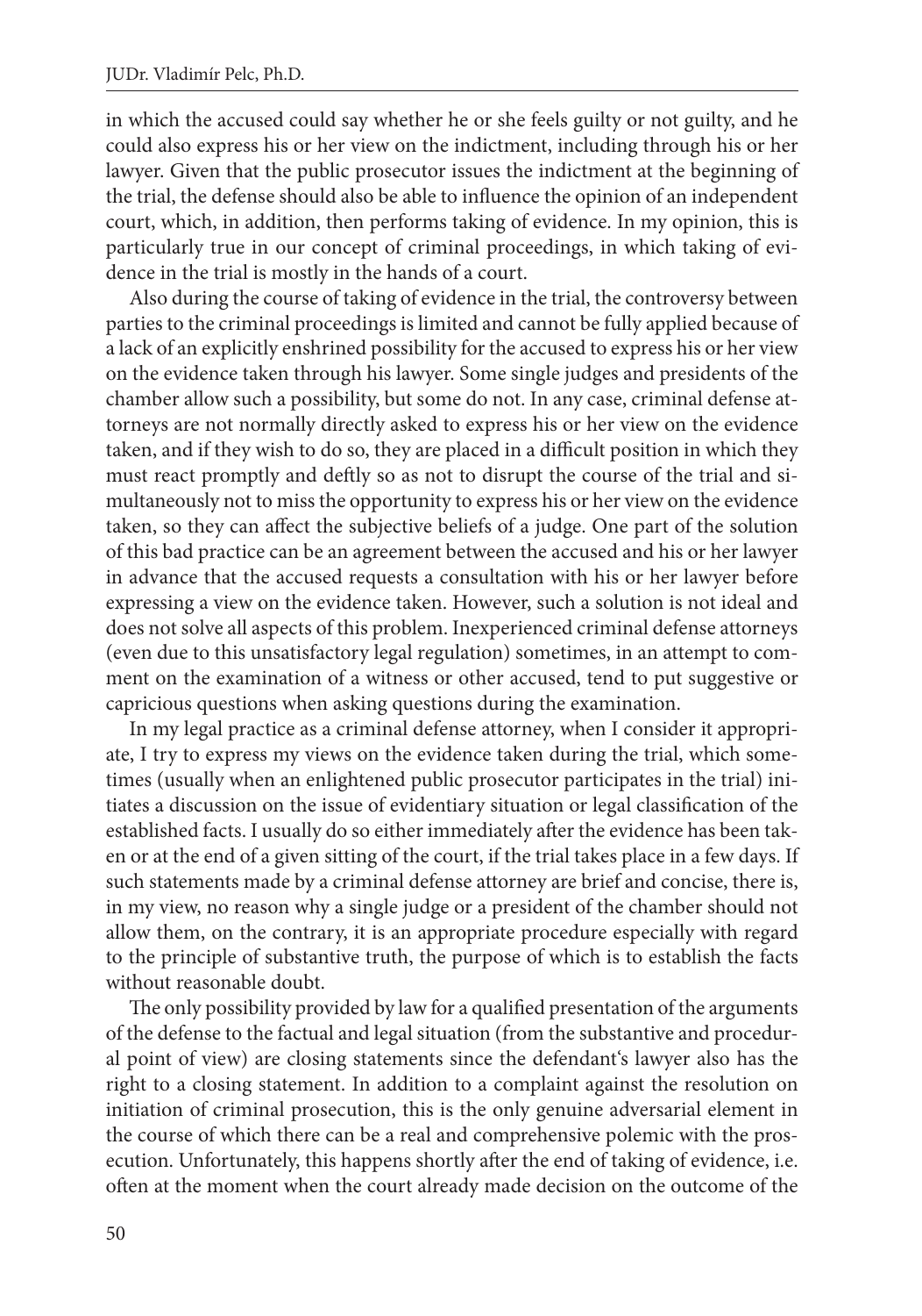in which the accused could say whether he or she feels guilty or not guilty, and he could also express his or her view on the indictment, including through his or her lawyer. Given that the public prosecutor issues the indictment at the beginning of the trial, the defense should also be able to influence the opinion of an independent court, which, in addition, then performs taking of evidence. In my opinion, this is particularly true in our concept of criminal proceedings, in which taking of evidence in the trial is mostly in the hands of a court.

Also during the course of taking of evidence in the trial, the controversy between parties to the criminal proceedings is limited and cannot be fully applied because of a lack of an explicitly enshrined possibility for the accused to express his or her view on the evidence taken through his lawyer. Some single judges and presidents of the chamber allow such a possibility, but some do not. In any case, criminal defense attorneys are not normally directly asked to express his or her view on the evidence taken, and if they wish to do so, they are placed in a difficult position in which they must react promptly and deftly so as not to disrupt the course of the trial and simultaneously not to miss the opportunity to express his or her view on the evidence taken, so they can affect the subjective beliefs of a judge. One part of the solution of this bad practice can be an agreement between the accused and his or her lawyer in advance that the accused requests a consultation with his or her lawyer before expressing a view on the evidence taken. However, such a solution is not ideal and does not solve all aspects of this problem. Inexperienced criminal defense attorneys (even due to this unsatisfactory legal regulation) sometimes, in an attempt to comment on the examination of a witness or other accused, tend to put suggestive or capricious questions when asking questions during the examination.

In my legal practice as a criminal defense attorney, when I consider it appropriate, I try to express my views on the evidence taken during the trial, which sometimes (usually when an enlightened public prosecutor participates in the trial) initiates a discussion on the issue of evidentiary situation or legal classification of the established facts. I usually do so either immediately after the evidence has been taken or at the end of a given sitting of the court, if the trial takes place in a few days. If such statements made by a criminal defense attorney are brief and concise, there is, in my view, no reason why a single judge or a president of the chamber should not allow them, on the contrary, it is an appropriate procedure especially with regard to the principle of substantive truth, the purpose of which is to establish the facts without reasonable doubt.

The only possibility provided by law for a qualified presentation of the arguments of the defense to the factual and legal situation (from the substantive and procedural point of view) are closing statements since the defendant's lawyer also has the right to a closing statement. In addition to a complaint against the resolution on initiation of criminal prosecution, this is the only genuine adversarial element in the course of which there can be a real and comprehensive polemic with the prosecution. Unfortunately, this happens shortly after the end of taking of evidence, i.e. often at the moment when the court already made decision on the outcome of the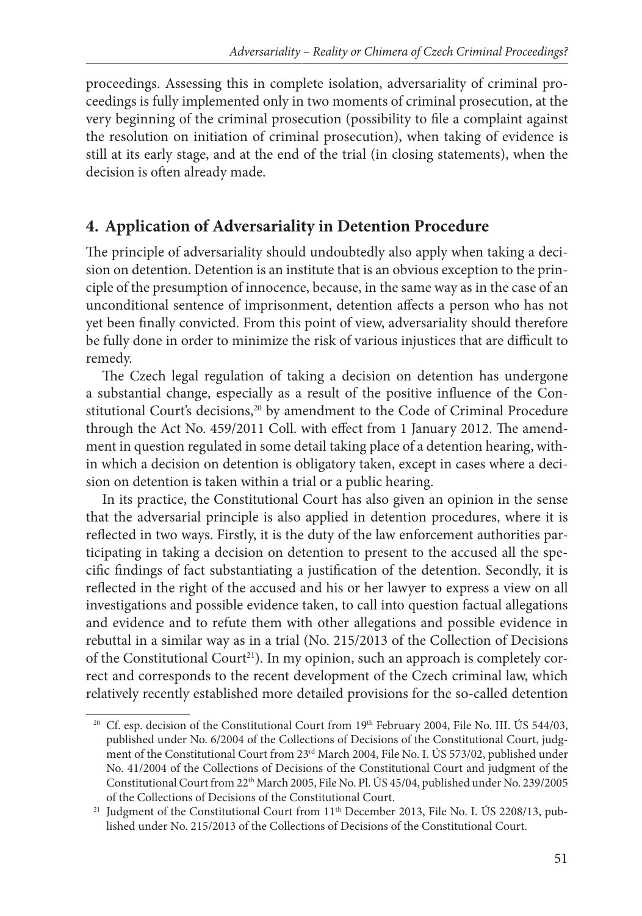proceedings. Assessing this in complete isolation, adversariality of criminal proceedings is fully implemented only in two moments of criminal prosecution, at the very beginning of the criminal prosecution (possibility to file a complaint against the resolution on initiation of criminal prosecution), when taking of evidence is still at its early stage, and at the end of the trial (in closing statements), when the decision is often already made.

## 4. Application of Adversariality in Detention Procedure

The principle of adversariality should undoubtedly also apply when taking a decision on detention. Detention is an institute that is an obvious exception to the principle of the presumption of innocence, because, in the same way as in the case of an unconditional sentence of imprisonment, detention affects a person who has not yet been finally convicted. From this point of view, adversariality should therefore be fully done in order to minimize the risk of various injustices that are difficult to remedy.

The Czech legal regulation of taking a decision on detention has undergone a substantial change, especially as a result of the positive influence of the Constitutional Court's decisions,[20] by amendment to the Code of Criminal Procedure through the Act No. 459/2011 Coll. with effect from 1 January 2012. The amendment in question regulated in some detail taking place of a detention hearing, within which a decision on detention is obligatory taken, except in cases where a decision on detention is taken within a trial or a public hearing.

In its practice, the Constitutional Court has also given an opinion in the sense that the adversarial principle is also applied in detention procedures, where it is reflected in two ways. Firstly, it is the duty of the law enforcement authorities participating in taking a decision on detention to present to the accused all the specific findings of fact substantiating a justification of the detention. Secondly, it is reflected in the right of the accused and his or her lawyer to express a view on all investigations and possible evidence taken, to call into question factual allegations and evidence and to refute them with other allegations and possible evidence in rebuttal in a similar way as in a trial (No. 215/2013 of the Collection of Decisions of the Constitutional Court[21]). In my opinion, such an approach is completely correct and corresponds to the recent development of the Czech criminal law, which relatively recently established more detailed provisions for the so-called detention

---

[20] Cf. esp. decision of the Constitutional Court from 19th February 2004, File No. III. ÚS 544/03, published under No. 6/2004 of the Collections of Decisions of the Constitutional Court, judgment of the Constitutional Court from 23rd March 2004, File No. I. ÚS 573/02, published under No. 41/2004 of the Collections of Decisions of the Constitutional Court and judgment of the Constitutional Court from 22th March 2005, File No. Pl. ÚS 45/04, published under No. 239/2005 of the Collections of Decisions of the Constitutional Court.

[21] Judgment of the Constitutional Court from 11th December 2013, File No. I. ÚS 2208/13, published under No. 215/2013 of the Collections of Decisions of the Constitutional Court.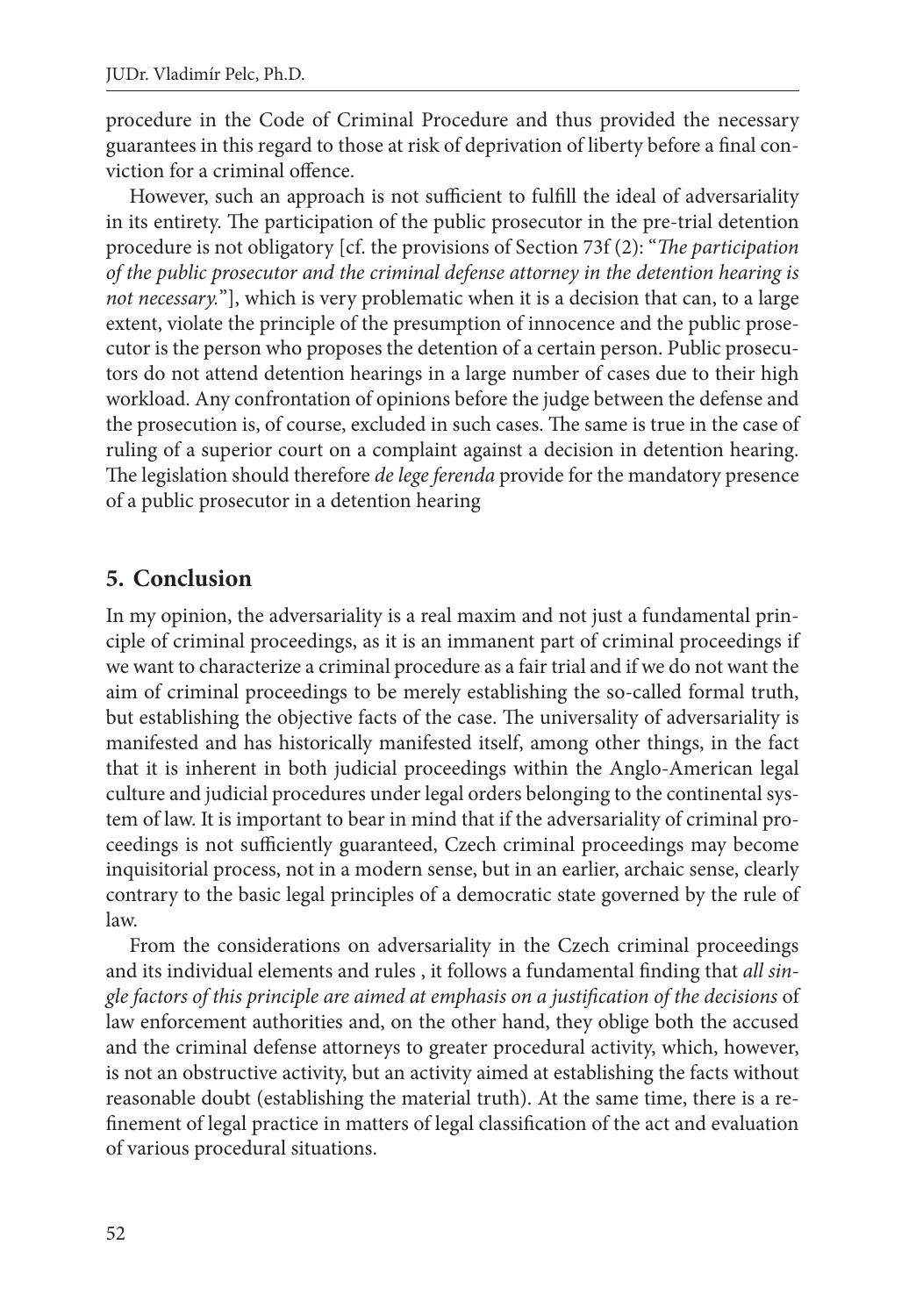procedure in the Code of Criminal Procedure and thus provided the necessary guarantees in this regard to those at risk of deprivation of liberty before a final conviction for a criminal offence.

However, such an approach is not sufficient to fulfill the ideal of adversariality in its entirety. The participation of the public prosecutor in the pre-trial detention procedure is not obligatory [cf. the provisions of Section 73f (2): "*The participation of the public prosecutor and the criminal defense attorney in the detention hearing is not necessary.*"], which is very problematic when it is a decision that can, to a large extent, violate the principle of the presumption of innocence and the public prosecutor is the person who proposes the detention of a certain person. Public prosecutors do not attend detention hearings in a large number of cases due to their high workload. Any confrontation of opinions before the judge between the defense and the prosecution is, of course, excluded in such cases. The same is true in the case of ruling of a superior court on a complaint against a decision in detention hearing. The legislation should therefore *de lege ferenda* provide for the mandatory presence of a public prosecutor in a detention hearing

## 5. Conclusion

In my opinion, the adversariality is a real maxim and not just a fundamental principle of criminal proceedings, as it is an immanent part of criminal proceedings if we want to characterize a criminal procedure as a fair trial and if we do not want the aim of criminal proceedings to be merely establishing the so-called formal truth, but establishing the objective facts of the case. The universality of adversariality is manifested and has historically manifested itself, among other things, in the fact that it is inherent in both judicial proceedings within the Anglo-American legal culture and judicial procedures under legal orders belonging to the continental system of law. It is important to bear in mind that if the adversariality of criminal proceedings is not sufficiently guaranteed, Czech criminal proceedings may become inquisitorial process, not in a modern sense, but in an earlier, archaic sense, clearly contrary to the basic legal principles of a democratic state governed by the rule of law.

From the considerations on adversariality in the Czech criminal proceedings and its individual elements and rules , it follows a fundamental finding that *all single factors of this principle are aimed at emphasis on a justification of the decisions* of law enforcement authorities and, on the other hand, they oblige both the accused and the criminal defense attorneys to greater procedural activity, which, however, is not an obstructive activity, but an activity aimed at establishing the facts without reasonable doubt (establishing the material truth). At the same time, there is a refinement of legal practice in matters of legal classification of the act and evaluation of various procedural situations.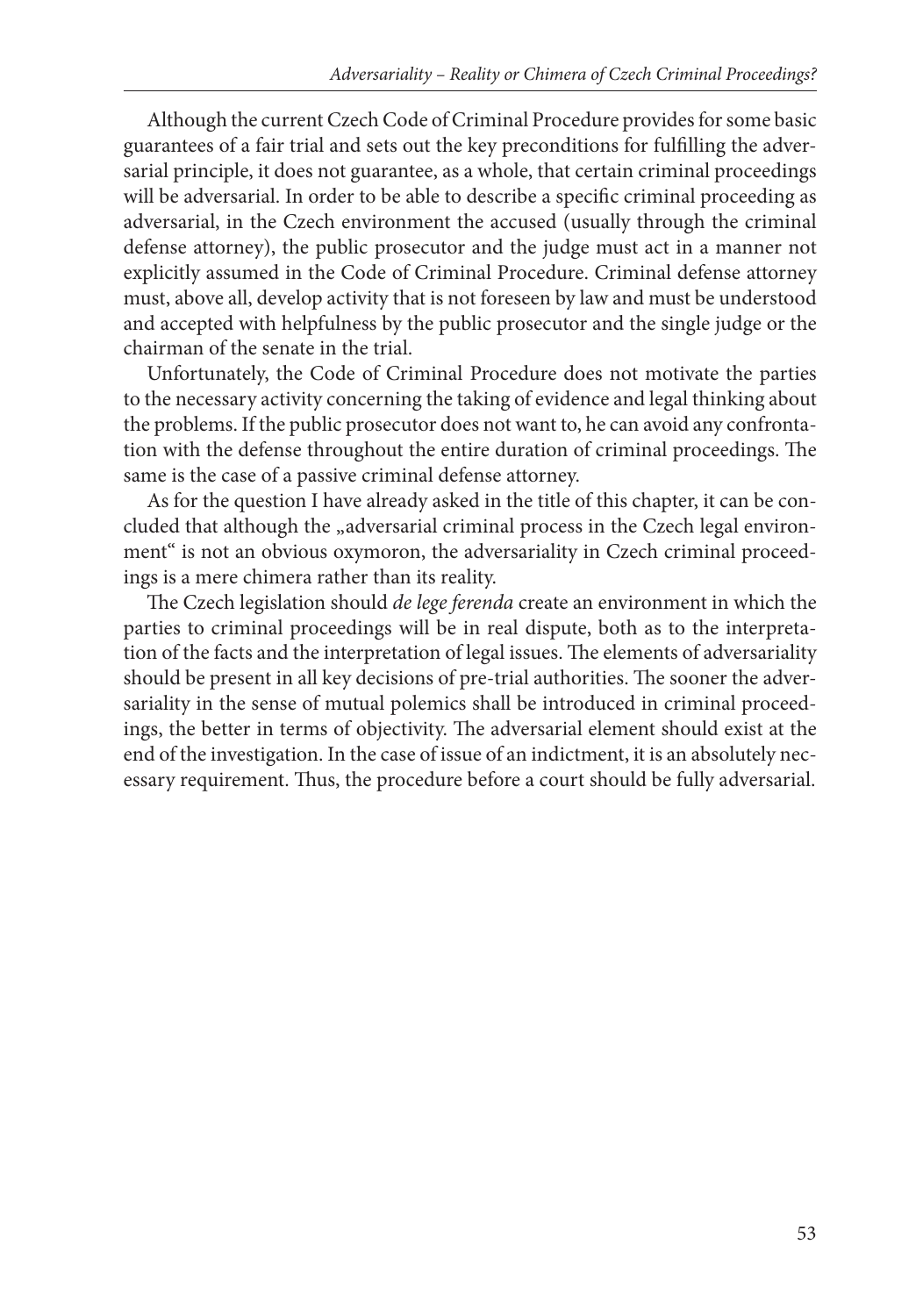Although the current Czech Code of Criminal Procedure provides for some basic guarantees of a fair trial and sets out the key preconditions for fulfilling the adversarial principle, it does not guarantee, as a whole, that certain criminal proceedings will be adversarial. In order to be able to describe a specific criminal proceeding as adversarial, in the Czech environment the accused (usually through the criminal defense attorney), the public prosecutor and the judge must act in a manner not explicitly assumed in the Code of Criminal Procedure. Criminal defense attorney must, above all, develop activity that is not foreseen by law and must be understood and accepted with helpfulness by the public prosecutor and the single judge or the chairman of the senate in the trial.

Unfortunately, the Code of Criminal Procedure does not motivate the parties to the necessary activity concerning the taking of evidence and legal thinking about the problems. If the public prosecutor does not want to, he can avoid any confrontation with the defense throughout the entire duration of criminal proceedings. The same is the case of a passive criminal defense attorney.

As for the question I have already asked in the title of this chapter, it can be concluded that although the „adversarial criminal process in the Czech legal environment" is not an obvious oxymoron, the adversariality in Czech criminal proceedings is a mere chimera rather than its reality.

The Czech legislation should *de lege ferenda* create an environment in which the parties to criminal proceedings will be in real dispute, both as to the interpretation of the facts and the interpretation of legal issues. The elements of adversariality should be present in all key decisions of pre-trial authorities. The sooner the adversariality in the sense of mutual polemics shall be introduced in criminal proceedings, the better in terms of objectivity. The adversarial element should exist at the end of the investigation. In the case of issue of an indictment, it is an absolutely necessary requirement. Thus, the procedure before a court should be fully adversarial.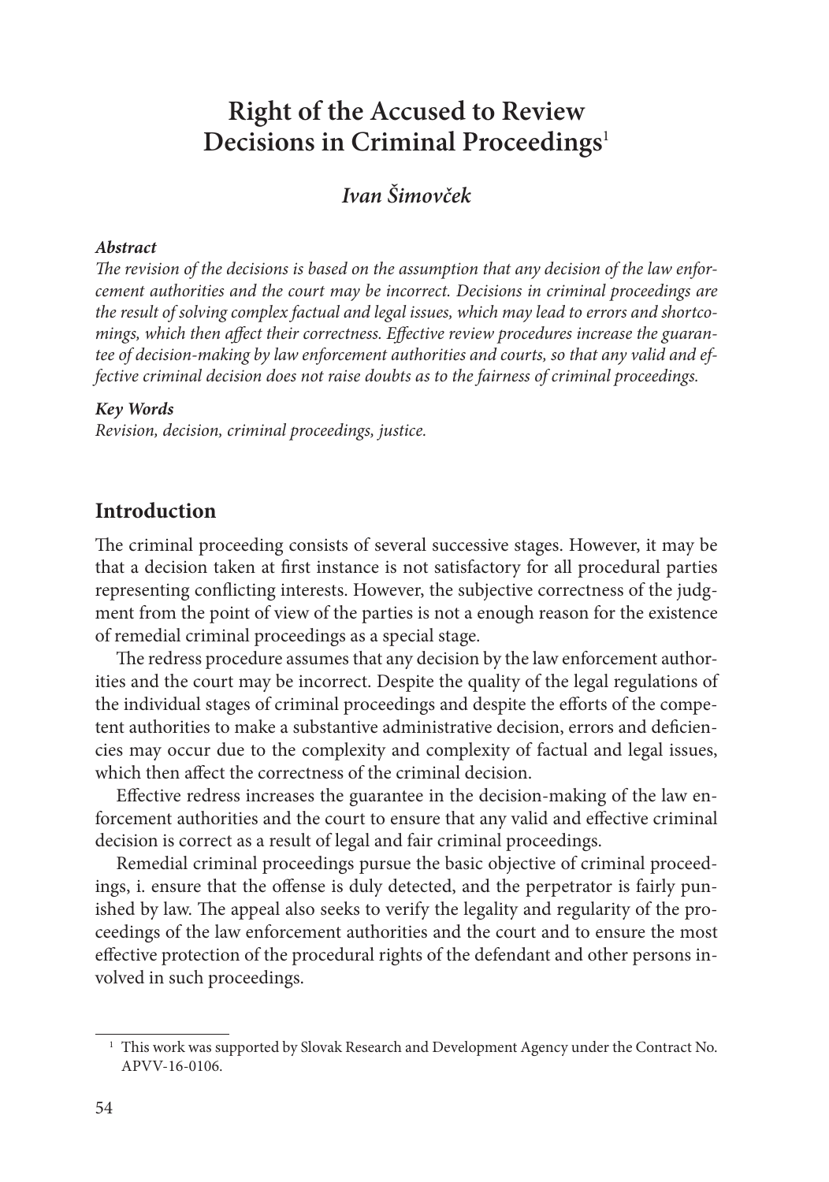# Right of the Accused to Review Decisions in Criminal Proceedings[1]

### *Ivan Šimovček*

***Abstract***

*The revision of the decisions is based on the assumption that any decision of the law enforcement authorities and the court may be incorrect. Decisions in criminal proceedings are the result of solving complex factual and legal issues, which may lead to errors and shortcomings, which then affect their correctness. Effective review procedures increase the guarantee of decision-making by law enforcement authorities and courts, so that any valid and effective criminal decision does not raise doubts as to the fairness of criminal proceedings.*

***Key Words***

*Revision, decision, criminal proceedings, justice.*

## Introduction

The criminal proceeding consists of several successive stages. However, it may be that a decision taken at first instance is not satisfactory for all procedural parties representing conflicting interests. However, the subjective correctness of the judgment from the point of view of the parties is not a enough reason for the existence of remedial criminal proceedings as a special stage.

The redress procedure assumes that any decision by the law enforcement authorities and the court may be incorrect. Despite the quality of the legal regulations of the individual stages of criminal proceedings and despite the efforts of the competent authorities to make a substantive administrative decision, errors and deficiencies may occur due to the complexity and complexity of factual and legal issues, which then affect the correctness of the criminal decision.

Effective redress increases the guarantee in the decision-making of the law enforcement authorities and the court to ensure that any valid and effective criminal decision is correct as a result of legal and fair criminal proceedings.

Remedial criminal proceedings pursue the basic objective of criminal proceedings, i. ensure that the offense is duly detected, and the perpetrator is fairly punished by law. The appeal also seeks to verify the legality and regularity of the proceedings of the law enforcement authorities and the court and to ensure the most effective protection of the procedural rights of the defendant and other persons involved in such proceedings.

---

[1] This work was supported by Slovak Research and Development Agency under the Contract No. APVV-16-0106.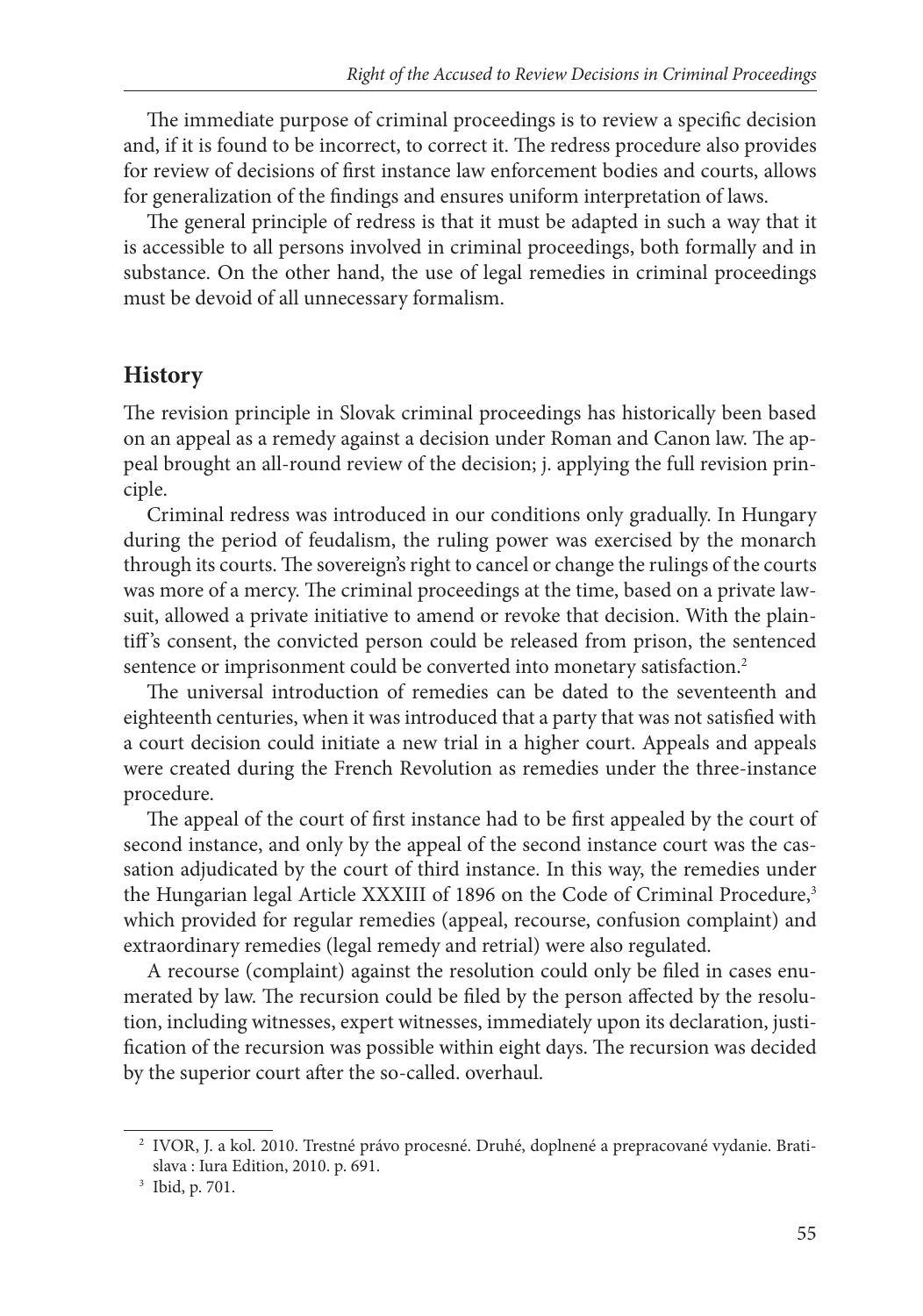The immediate purpose of criminal proceedings is to review a specific decision and, if it is found to be incorrect, to correct it. The redress procedure also provides for review of decisions of first instance law enforcement bodies and courts, allows for generalization of the findings and ensures uniform interpretation of laws.

The general principle of redress is that it must be adapted in such a way that it is accessible to all persons involved in criminal proceedings, both formally and in substance. On the other hand, the use of legal remedies in criminal proceedings must be devoid of all unnecessary formalism.

## History

The revision principle in Slovak criminal proceedings has historically been based on an appeal as a remedy against a decision under Roman and Canon law. The appeal brought an all-round review of the decision; j. applying the full revision principle.

Criminal redress was introduced in our conditions only gradually. In Hungary during the period of feudalism, the ruling power was exercised by the monarch through its courts. The sovereign's right to cancel or change the rulings of the courts was more of a mercy. The criminal proceedings at the time, based on a private lawsuit, allowed a private initiative to amend or revoke that decision. With the plaintiff's consent, the convicted person could be released from prison, the sentenced sentence or imprisonment could be converted into monetary satisfaction.[2]

The universal introduction of remedies can be dated to the seventeenth and eighteenth centuries, when it was introduced that a party that was not satisfied with a court decision could initiate a new trial in a higher court. Appeals and appeals were created during the French Revolution as remedies under the three-instance procedure.

The appeal of the court of first instance had to be first appealed by the court of second instance, and only by the appeal of the second instance court was the cassation adjudicated by the court of third instance. In this way, the remedies under the Hungarian legal Article XXXIII of 1896 on the Code of Criminal Procedure,[3] which provided for regular remedies (appeal, recourse, confusion complaint) and extraordinary remedies (legal remedy and retrial) were also regulated.

A recourse (complaint) against the resolution could only be filed in cases enumerated by law. The recursion could be filed by the person affected by the resolution, including witnesses, expert witnesses, immediately upon its declaration, justification of the recursion was possible within eight days. The recursion was decided by the superior court after the so-called. overhaul.

---

[2] IVOR, J. a kol. 2010. Trestné právo procesné. Druhé, doplnené a prepracované vydanie. Bratislava : Iura Edition, 2010. p. 691.

[3] Ibid, p. 701.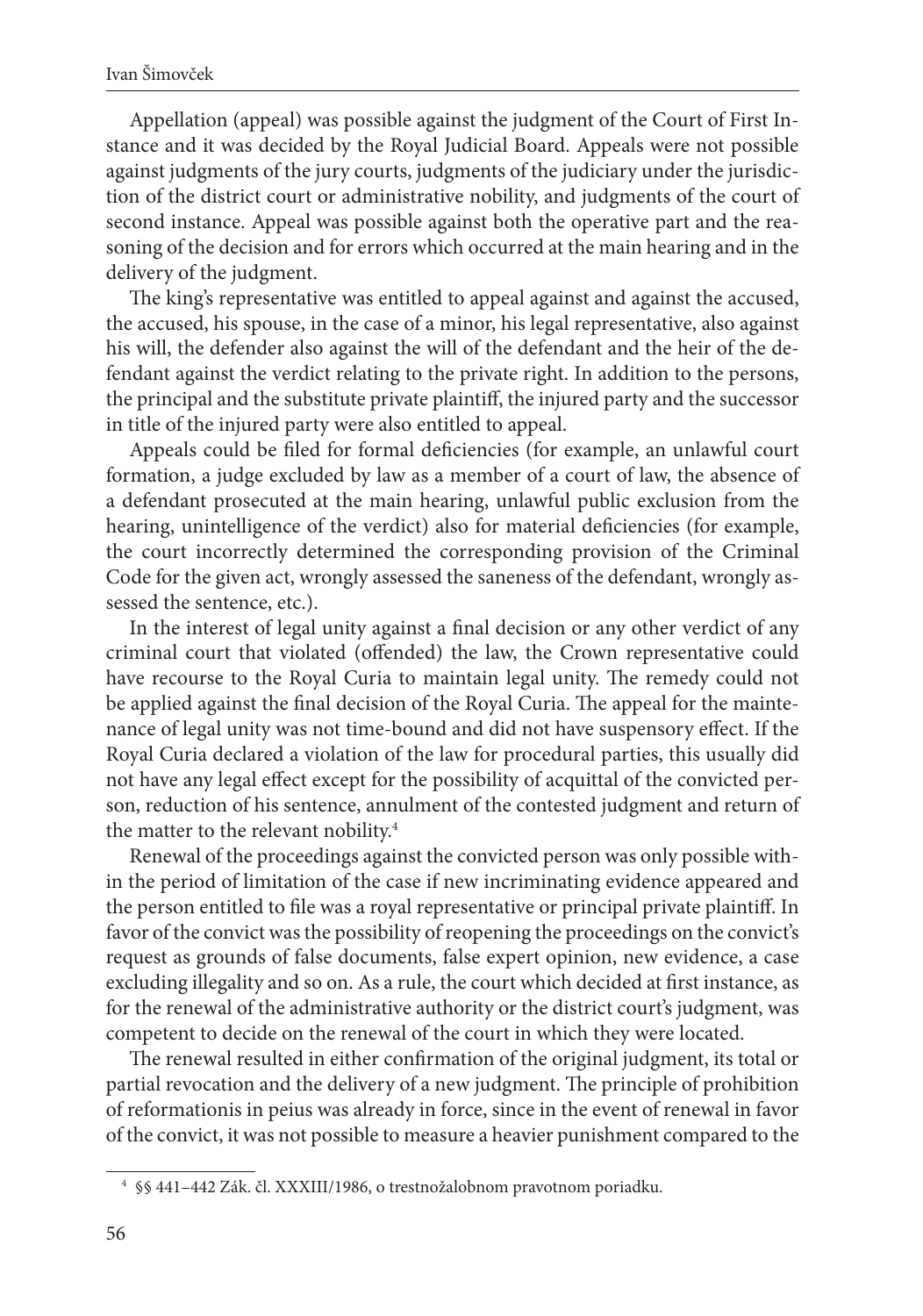Appellation (appeal) was possible against the judgment of the Court of First Instance and it was decided by the Royal Judicial Board. Appeals were not possible against judgments of the jury courts, judgments of the judiciary under the jurisdiction of the district court or administrative nobility, and judgments of the court of second instance. Appeal was possible against both the operative part and the reasoning of the decision and for errors which occurred at the main hearing and in the delivery of the judgment.

The king's representative was entitled to appeal against and against the accused, the accused, his spouse, in the case of a minor, his legal representative, also against his will, the defender also against the will of the defendant and the heir of the defendant against the verdict relating to the private right. In addition to the persons, the principal and the substitute private plaintiff, the injured party and the successor in title of the injured party were also entitled to appeal.

Appeals could be filed for formal deficiencies (for example, an unlawful court formation, a judge excluded by law as a member of a court of law, the absence of a defendant prosecuted at the main hearing, unlawful public exclusion from the hearing, unintelligence of the verdict) also for material deficiencies (for example, the court incorrectly determined the corresponding provision of the Criminal Code for the given act, wrongly assessed the saneness of the defendant, wrongly assessed the sentence, etc.).

In the interest of legal unity against a final decision or any other verdict of any criminal court that violated (offended) the law, the Crown representative could have recourse to the Royal Curia to maintain legal unity. The remedy could not be applied against the final decision of the Royal Curia. The appeal for the maintenance of legal unity was not time-bound and did not have suspensory effect. If the Royal Curia declared a violation of the law for procedural parties, this usually did not have any legal effect except for the possibility of acquittal of the convicted person, reduction of his sentence, annulment of the contested judgment and return of the matter to the relevant nobility.[4]

Renewal of the proceedings against the convicted person was only possible within the period of limitation of the case if new incriminating evidence appeared and the person entitled to file was a royal representative or principal private plaintiff. In favor of the convict was the possibility of reopening the proceedings on the convict's request as grounds of false documents, false expert opinion, new evidence, a case excluding illegality and so on. As a rule, the court which decided at first instance, as for the renewal of the administrative authority or the district court's judgment, was competent to decide on the renewal of the court in which they were located.

The renewal resulted in either confirmation of the original judgment, its total or partial revocation and the delivery of a new judgment. The principle of prohibition of reformationis in peius was already in force, since in the event of renewal in favor of the convict, it was not possible to measure a heavier punishment compared to the

[4] §§ 441–442 Zák. čl. XXXIII/1986, o trestnožalobnom pravotnom poriadku.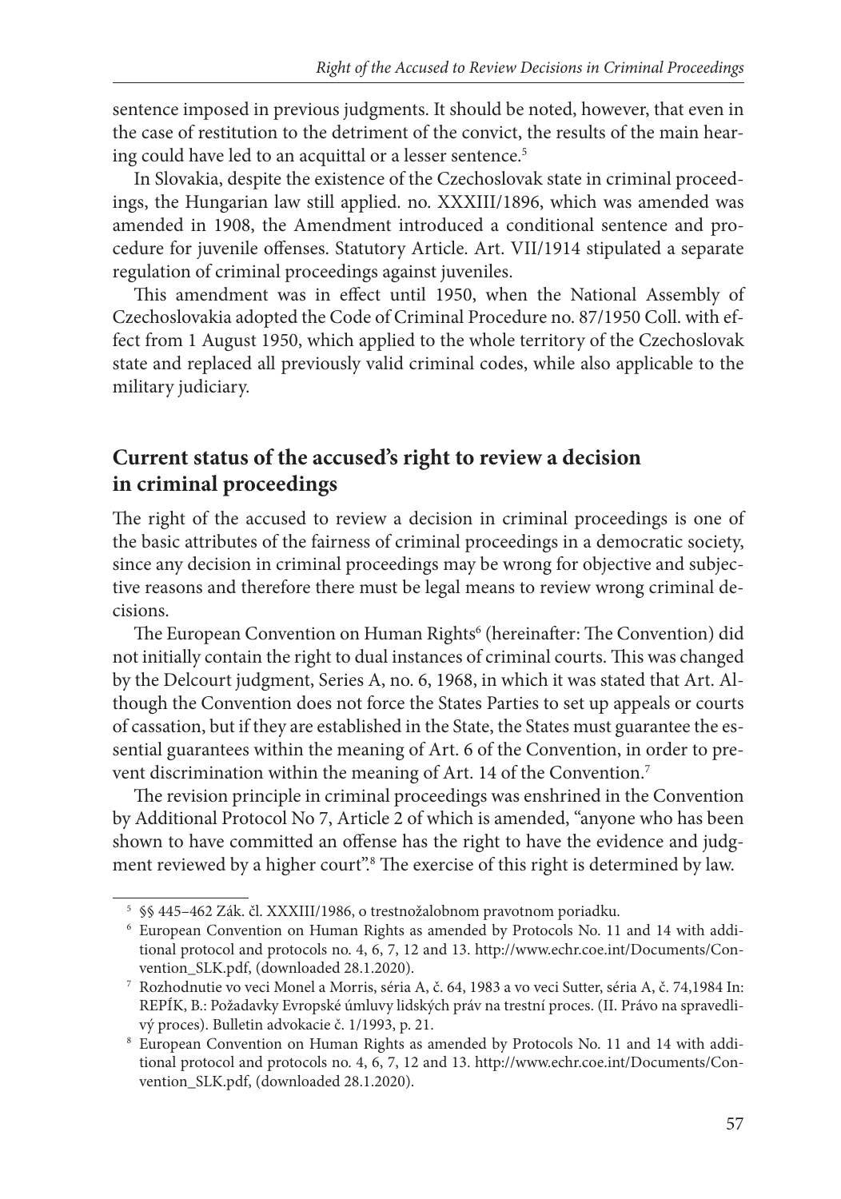sentence imposed in previous judgments. It should be noted, however, that even in the case of restitution to the detriment of the convict, the results of the main hearing could have led to an acquittal or a lesser sentence.[5]

In Slovakia, despite the existence of the Czechoslovak state in criminal proceedings, the Hungarian law still applied. no. XXXIII/1896, which was amended was amended in 1908, the Amendment introduced a conditional sentence and procedure for juvenile offenses. Statutory Article. Art. VII/1914 stipulated a separate regulation of criminal proceedings against juveniles.

This amendment was in effect until 1950, when the National Assembly of Czechoslovakia adopted the Code of Criminal Procedure no. 87/1950 Coll. with effect from 1 August 1950, which applied to the whole territory of the Czechoslovak state and replaced all previously valid criminal codes, while also applicable to the military judiciary.

## Current status of the accused's right to review a decision in criminal proceedings

The right of the accused to review a decision in criminal proceedings is one of the basic attributes of the fairness of criminal proceedings in a democratic society, since any decision in criminal proceedings may be wrong for objective and subjective reasons and therefore there must be legal means to review wrong criminal decisions.

The European Convention on Human Rights[6] (hereinafter: The Convention) did not initially contain the right to dual instances of criminal courts. This was changed by the Delcourt judgment, Series A, no. 6, 1968, in which it was stated that Art. Although the Convention does not force the States Parties to set up appeals or courts of cassation, but if they are established in the State, the States must guarantee the essential guarantees within the meaning of Art. 6 of the Convention, in order to prevent discrimination within the meaning of Art. 14 of the Convention.[7]

The revision principle in criminal proceedings was enshrined in the Convention by Additional Protocol No 7, Article 2 of which is amended, "anyone who has been shown to have committed an offense has the right to have the evidence and judgment reviewed by a higher court".[8] The exercise of this right is determined by law.

---

[5] §§ 445–462 Zák. čl. XXXIII/1986, o trestnožalobnom pravotnom poriadku.

[6] European Convention on Human Rights as amended by Protocols No. 11 and 14 with additional protocol and protocols no. 4, 6, 7, 12 and 13. http://www.echr.coe.int/Documents/Convention_SLK.pdf, (downloaded 28.1.2020).

[7] Rozhodnutie vo veci Monel a Morris, séria A, č. 64, 1983 a vo veci Sutter, séria A, č. 74,1984 In: REPÍK, B.: Požadavky Evropské úmluvy lidských práv na trestní proces. (II. Právo na spravedlivý proces). Bulletin advokacie č. 1/1993, p. 21.

[8] European Convention on Human Rights as amended by Protocols No. 11 and 14 with additional protocol and protocols no. 4, 6, 7, 12 and 13. http://www.echr.coe.int/Documents/Convention_SLK.pdf, (downloaded 28.1.2020).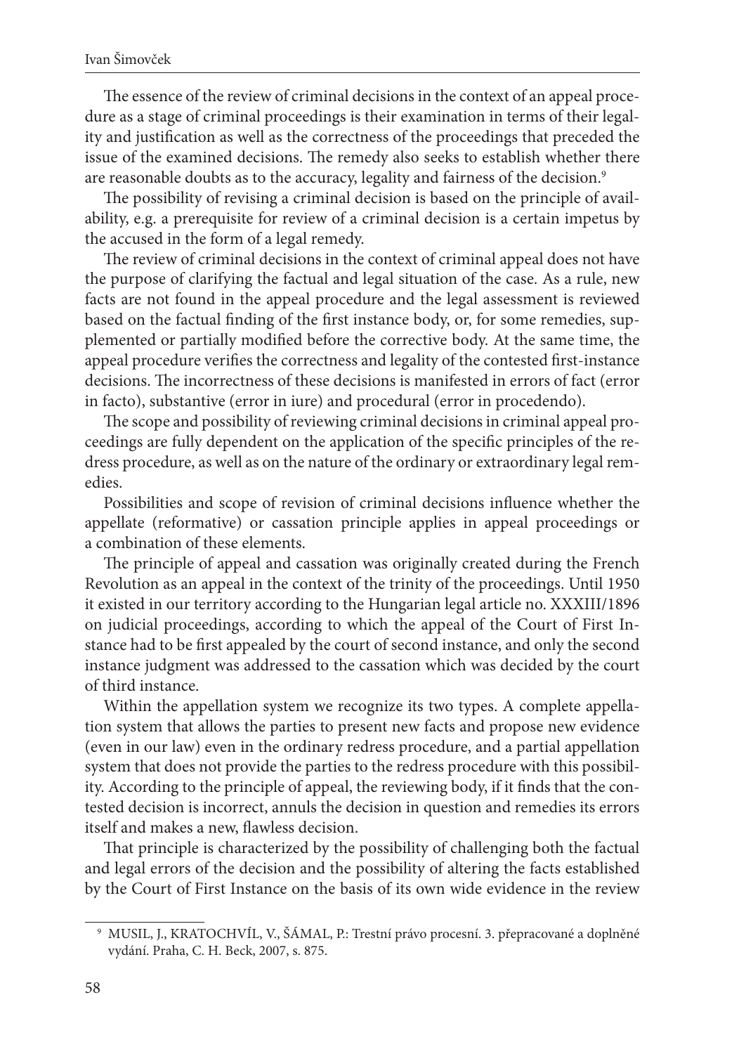The essence of the review of criminal decisions in the context of an appeal procedure as a stage of criminal proceedings is their examination in terms of their legality and justification as well as the correctness of the proceedings that preceded the issue of the examined decisions. The remedy also seeks to establish whether there are reasonable doubts as to the accuracy, legality and fairness of the decision.[9]

The possibility of revising a criminal decision is based on the principle of availability, e.g. a prerequisite for review of a criminal decision is a certain impetus by the accused in the form of a legal remedy.

The review of criminal decisions in the context of criminal appeal does not have the purpose of clarifying the factual and legal situation of the case. As a rule, new facts are not found in the appeal procedure and the legal assessment is reviewed based on the factual finding of the first instance body, or, for some remedies, supplemented or partially modified before the corrective body. At the same time, the appeal procedure verifies the correctness and legality of the contested first-instance decisions. The incorrectness of these decisions is manifested in errors of fact (error in facto), substantive (error in iure) and procedural (error in procedendo).

The scope and possibility of reviewing criminal decisions in criminal appeal proceedings are fully dependent on the application of the specific principles of the redress procedure, as well as on the nature of the ordinary or extraordinary legal remedies.

Possibilities and scope of revision of criminal decisions influence whether the appellate (reformative) or cassation principle applies in appeal proceedings or a combination of these elements.

The principle of appeal and cassation was originally created during the French Revolution as an appeal in the context of the trinity of the proceedings. Until 1950 it existed in our territory according to the Hungarian legal article no. XXXIII/1896 on judicial proceedings, according to which the appeal of the Court of First Instance had to be first appealed by the court of second instance, and only the second instance judgment was addressed to the cassation which was decided by the court of third instance.

Within the appellation system we recognize its two types. A complete appellation system that allows the parties to present new facts and propose new evidence (even in our law) even in the ordinary redress procedure, and a partial appellation system that does not provide the parties to the redress procedure with this possibility. According to the principle of appeal, the reviewing body, if it finds that the contested decision is incorrect, annuls the decision in question and remedies its errors itself and makes a new, flawless decision.

That principle is characterized by the possibility of challenging both the factual and legal errors of the decision and the possibility of altering the facts established by the Court of First Instance on the basis of its own wide evidence in the review

[9] MUSIL, J., KRATOCHVÍL, V., ŠÁMAL, P.: Trestní právo procesní. 3. přepracované a doplněné vydání. Praha, C. H. Beck, 2007, s. 875.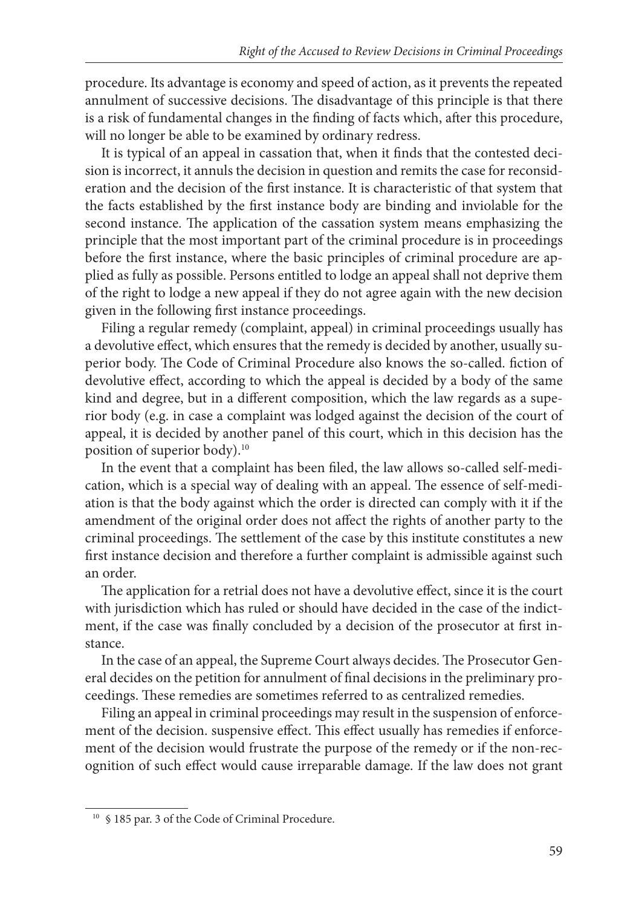procedure. Its advantage is economy and speed of action, as it prevents the repeated annulment of successive decisions. The disadvantage of this principle is that there is a risk of fundamental changes in the finding of facts which, after this procedure, will no longer be able to be examined by ordinary redress.

It is typical of an appeal in cassation that, when it finds that the contested decision is incorrect, it annuls the decision in question and remits the case for reconsideration and the decision of the first instance. It is characteristic of that system that the facts established by the first instance body are binding and inviolable for the second instance. The application of the cassation system means emphasizing the principle that the most important part of the criminal procedure is in proceedings before the first instance, where the basic principles of criminal procedure are applied as fully as possible. Persons entitled to lodge an appeal shall not deprive them of the right to lodge a new appeal if they do not agree again with the new decision given in the following first instance proceedings.

Filing a regular remedy (complaint, appeal) in criminal proceedings usually has a devolutive effect, which ensures that the remedy is decided by another, usually superior body. The Code of Criminal Procedure also knows the so-called. fiction of devolutive effect, according to which the appeal is decided by a body of the same kind and degree, but in a different composition, which the law regards as a superior body (e.g. in case a complaint was lodged against the decision of the court of appeal, it is decided by another panel of this court, which in this decision has the position of superior body).[10]

In the event that a complaint has been filed, the law allows so-called self-medication, which is a special way of dealing with an appeal. The essence of self-mediation is that the body against which the order is directed can comply with it if the amendment of the original order does not affect the rights of another party to the criminal proceedings. The settlement of the case by this institute constitutes a new first instance decision and therefore a further complaint is admissible against such an order.

The application for a retrial does not have a devolutive effect, since it is the court with jurisdiction which has ruled or should have decided in the case of the indictment, if the case was finally concluded by a decision of the prosecutor at first instance.

In the case of an appeal, the Supreme Court always decides. The Prosecutor General decides on the petition for annulment of final decisions in the preliminary proceedings. These remedies are sometimes referred to as centralized remedies.

Filing an appeal in criminal proceedings may result in the suspension of enforcement of the decision. suspensive effect. This effect usually has remedies if enforcement of the decision would frustrate the purpose of the remedy or if the non-recognition of such effect would cause irreparable damage. If the law does not grant

[10] § 185 par. 3 of the Code of Criminal Procedure.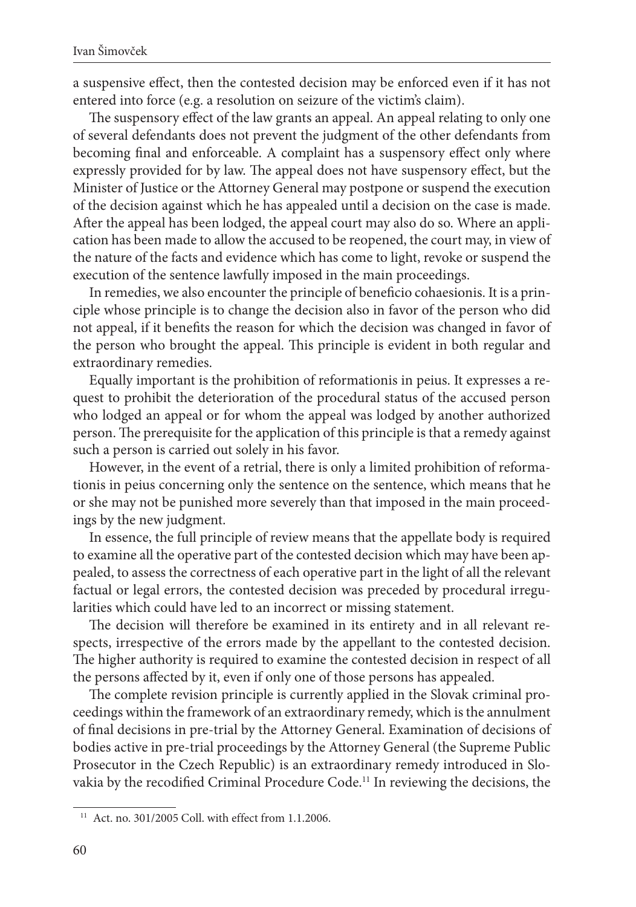a suspensive effect, then the contested decision may be enforced even if it has not entered into force (e.g. a resolution on seizure of the victim's claim).

The suspensory effect of the law grants an appeal. An appeal relating to only one of several defendants does not prevent the judgment of the other defendants from becoming final and enforceable. A complaint has a suspensory effect only where expressly provided for by law. The appeal does not have suspensory effect, but the Minister of Justice or the Attorney General may postpone or suspend the execution of the decision against which he has appealed until a decision on the case is made. After the appeal has been lodged, the appeal court may also do so. Where an application has been made to allow the accused to be reopened, the court may, in view of the nature of the facts and evidence which has come to light, revoke or suspend the execution of the sentence lawfully imposed in the main proceedings.

In remedies, we also encounter the principle of beneficio cohaesionis. It is a principle whose principle is to change the decision also in favor of the person who did not appeal, if it benefits the reason for which the decision was changed in favor of the person who brought the appeal. This principle is evident in both regular and extraordinary remedies.

Equally important is the prohibition of reformationis in peius. It expresses a request to prohibit the deterioration of the procedural status of the accused person who lodged an appeal or for whom the appeal was lodged by another authorized person. The prerequisite for the application of this principle is that a remedy against such a person is carried out solely in his favor.

However, in the event of a retrial, there is only a limited prohibition of reformationis in peius concerning only the sentence on the sentence, which means that he or she may not be punished more severely than that imposed in the main proceedings by the new judgment.

In essence, the full principle of review means that the appellate body is required to examine all the operative part of the contested decision which may have been appealed, to assess the correctness of each operative part in the light of all the relevant factual or legal errors, the contested decision was preceded by procedural irregularities which could have led to an incorrect or missing statement.

The decision will therefore be examined in its entirety and in all relevant respects, irrespective of the errors made by the appellant to the contested decision. The higher authority is required to examine the contested decision in respect of all the persons affected by it, even if only one of those persons has appealed.

The complete revision principle is currently applied in the Slovak criminal proceedings within the framework of an extraordinary remedy, which is the annulment of final decisions in pre-trial by the Attorney General. Examination of decisions of bodies active in pre-trial proceedings by the Attorney General (the Supreme Public Prosecutor in the Czech Republic) is an extraordinary remedy introduced in Slovakia by the recodified Criminal Procedure Code.[11] In reviewing the decisions, the

[11] Act. no. 301/2005 Coll. with effect from 1.1.2006.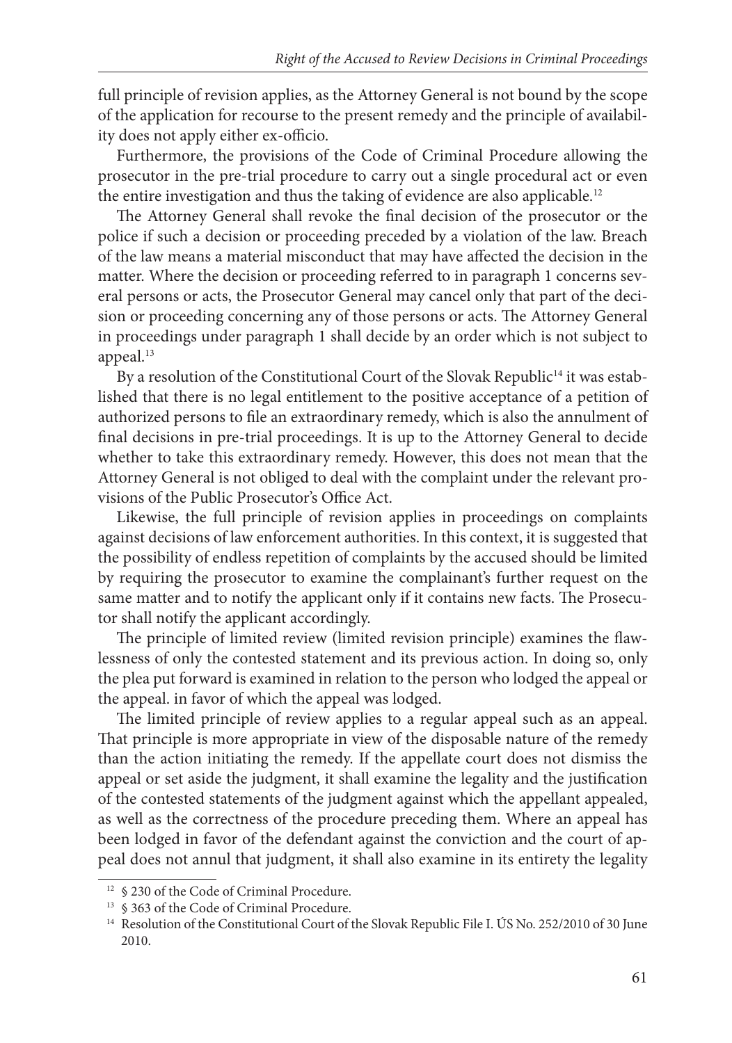full principle of revision applies, as the Attorney General is not bound by the scope of the application for recourse to the present remedy and the principle of availability does not apply either ex-officio.

Furthermore, the provisions of the Code of Criminal Procedure allowing the prosecutor in the pre-trial procedure to carry out a single procedural act or even the entire investigation and thus the taking of evidence are also applicable.[12]

The Attorney General shall revoke the final decision of the prosecutor or the police if such a decision or proceeding preceded by a violation of the law. Breach of the law means a material misconduct that may have affected the decision in the matter. Where the decision or proceeding referred to in paragraph 1 concerns several persons or acts, the Prosecutor General may cancel only that part of the decision or proceeding concerning any of those persons or acts. The Attorney General in proceedings under paragraph 1 shall decide by an order which is not subject to appeal.[13]

By a resolution of the Constitutional Court of the Slovak Republic[14] it was established that there is no legal entitlement to the positive acceptance of a petition of authorized persons to file an extraordinary remedy, which is also the annulment of final decisions in pre-trial proceedings. It is up to the Attorney General to decide whether to take this extraordinary remedy. However, this does not mean that the Attorney General is not obliged to deal with the complaint under the relevant provisions of the Public Prosecutor's Office Act.

Likewise, the full principle of revision applies in proceedings on complaints against decisions of law enforcement authorities. In this context, it is suggested that the possibility of endless repetition of complaints by the accused should be limited by requiring the prosecutor to examine the complainant's further request on the same matter and to notify the applicant only if it contains new facts. The Prosecutor shall notify the applicant accordingly.

The principle of limited review (limited revision principle) examines the flawlessness of only the contested statement and its previous action. In doing so, only the plea put forward is examined in relation to the person who lodged the appeal or the appeal. in favor of which the appeal was lodged.

The limited principle of review applies to a regular appeal such as an appeal. That principle is more appropriate in view of the disposable nature of the remedy than the action initiating the remedy. If the appellate court does not dismiss the appeal or set aside the judgment, it shall examine the legality and the justification of the contested statements of the judgment against which the appellant appealed, as well as the correctness of the procedure preceding them. Where an appeal has been lodged in favor of the defendant against the conviction and the court of appeal does not annul that judgment, it shall also examine in its entirety the legality

[12] § 230 of the Code of Criminal Procedure.

[13] § 363 of the Code of Criminal Procedure.

[14] Resolution of the Constitutional Court of the Slovak Republic File I. ÚS No. 252/2010 of 30 June 2010.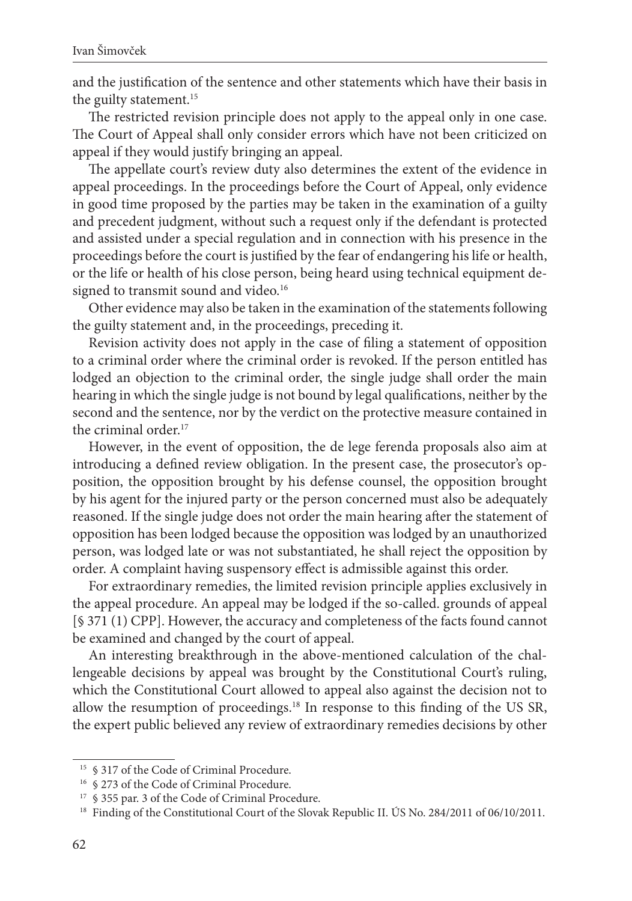and the justification of the sentence and other statements which have their basis in the guilty statement.[15]

The restricted revision principle does not apply to the appeal only in one case. The Court of Appeal shall only consider errors which have not been criticized on appeal if they would justify bringing an appeal.

The appellate court's review duty also determines the extent of the evidence in appeal proceedings. In the proceedings before the Court of Appeal, only evidence in good time proposed by the parties may be taken in the examination of a guilty and precedent judgment, without such a request only if the defendant is protected and assisted under a special regulation and in connection with his presence in the proceedings before the court is justified by the fear of endangering his life or health, or the life or health of his close person, being heard using technical equipment designed to transmit sound and video.[16]

Other evidence may also be taken in the examination of the statements following the guilty statement and, in the proceedings, preceding it.

Revision activity does not apply in the case of filing a statement of opposition to a criminal order where the criminal order is revoked. If the person entitled has lodged an objection to the criminal order, the single judge shall order the main hearing in which the single judge is not bound by legal qualifications, neither by the second and the sentence, nor by the verdict on the protective measure contained in the criminal order.[17]

However, in the event of opposition, the de lege ferenda proposals also aim at introducing a defined review obligation. In the present case, the prosecutor's opposition, the opposition brought by his defense counsel, the opposition brought by his agent for the injured party or the person concerned must also be adequately reasoned. If the single judge does not order the main hearing after the statement of opposition has been lodged because the opposition was lodged by an unauthorized person, was lodged late or was not substantiated, he shall reject the opposition by order. A complaint having suspensory effect is admissible against this order.

For extraordinary remedies, the limited revision principle applies exclusively in the appeal procedure. An appeal may be lodged if the so-called. grounds of appeal [§ 371 (1) CPP]. However, the accuracy and completeness of the facts found cannot be examined and changed by the court of appeal.

An interesting breakthrough in the above-mentioned calculation of the challengeable decisions by appeal was brought by the Constitutional Court's ruling, which the Constitutional Court allowed to appeal also against the decision not to allow the resumption of proceedings.[18] In response to this finding of the US SR, the expert public believed any review of extraordinary remedies decisions by other

---

[15] § 317 of the Code of Criminal Procedure.

[16] § 273 of the Code of Criminal Procedure.

[17] § 355 par. 3 of the Code of Criminal Procedure.

[18] Finding of the Constitutional Court of the Slovak Republic II. ÚS No. 284/2011 of 06/10/2011.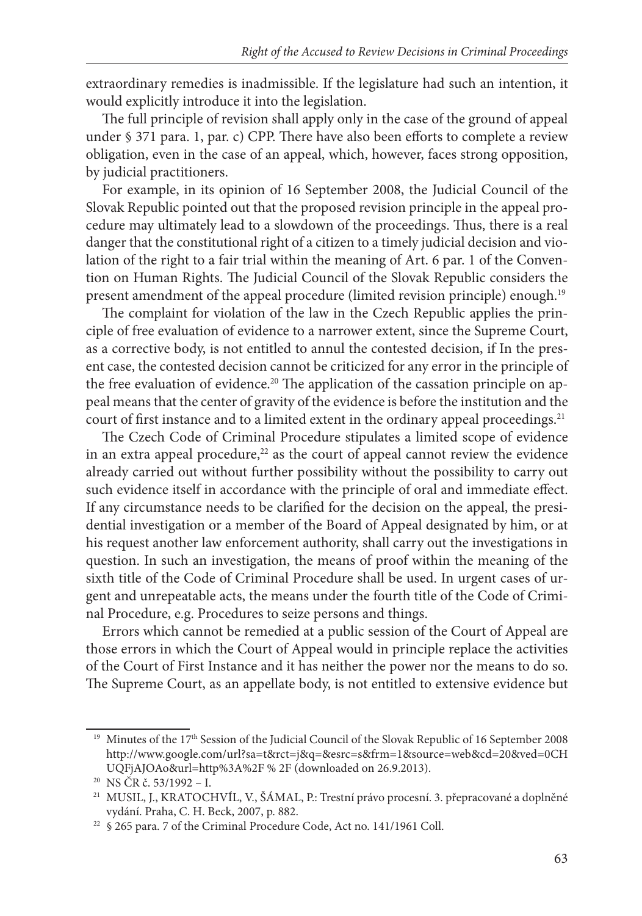extraordinary remedies is inadmissible. If the legislature had such an intention, it would explicitly introduce it into the legislation.

The full principle of revision shall apply only in the case of the ground of appeal under § 371 para. 1, par. c) CPP. There have also been efforts to complete a review obligation, even in the case of an appeal, which, however, faces strong opposition, by judicial practitioners.

For example, in its opinion of 16 September 2008, the Judicial Council of the Slovak Republic pointed out that the proposed revision principle in the appeal procedure may ultimately lead to a slowdown of the proceedings. Thus, there is a real danger that the constitutional right of a citizen to a timely judicial decision and violation of the right to a fair trial within the meaning of Art. 6 par. 1 of the Convention on Human Rights. The Judicial Council of the Slovak Republic considers the present amendment of the appeal procedure (limited revision principle) enough.[19]

The complaint for violation of the law in the Czech Republic applies the principle of free evaluation of evidence to a narrower extent, since the Supreme Court, as a corrective body, is not entitled to annul the contested decision, if In the present case, the contested decision cannot be criticized for any error in the principle of the free evaluation of evidence.[20] The application of the cassation principle on appeal means that the center of gravity of the evidence is before the institution and the court of first instance and to a limited extent in the ordinary appeal proceedings.[21]

The Czech Code of Criminal Procedure stipulates a limited scope of evidence in an extra appeal procedure,[22] as the court of appeal cannot review the evidence already carried out without further possibility without the possibility to carry out such evidence itself in accordance with the principle of oral and immediate effect. If any circumstance needs to be clarified for the decision on the appeal, the presidential investigation or a member of the Board of Appeal designated by him, or at his request another law enforcement authority, shall carry out the investigations in question. In such an investigation, the means of proof within the meaning of the sixth title of the Code of Criminal Procedure shall be used. In urgent cases of urgent and unrepeatable acts, the means under the fourth title of the Code of Criminal Procedure, e.g. Procedures to seize persons and things.

Errors which cannot be remedied at a public session of the Court of Appeal are those errors in which the Court of Appeal would in principle replace the activities of the Court of First Instance and it has neither the power nor the means to do so. The Supreme Court, as an appellate body, is not entitled to extensive evidence but

---

[19] Minutes of the 17th Session of the Judicial Council of the Slovak Republic of 16 September 2008 http://www.google.com/url?sa=t&rct=j&q=&esrc=s&frm=1&source=web&cd=20&ved=0CHUQFjAJOAo&url=http%3A%2F % 2F (downloaded on 26.9.2013).

[20] NS ČR č. 53/1992 – I.

[21] MUSIL, J., KRATOCHVÍL, V., ŠÁMAL, P.: Trestní právo procesní. 3. přepracované a doplněné vydání. Praha, C. H. Beck, 2007, p. 882.

[22] § 265 para. 7 of the Criminal Procedure Code, Act no. 141/1961 Coll.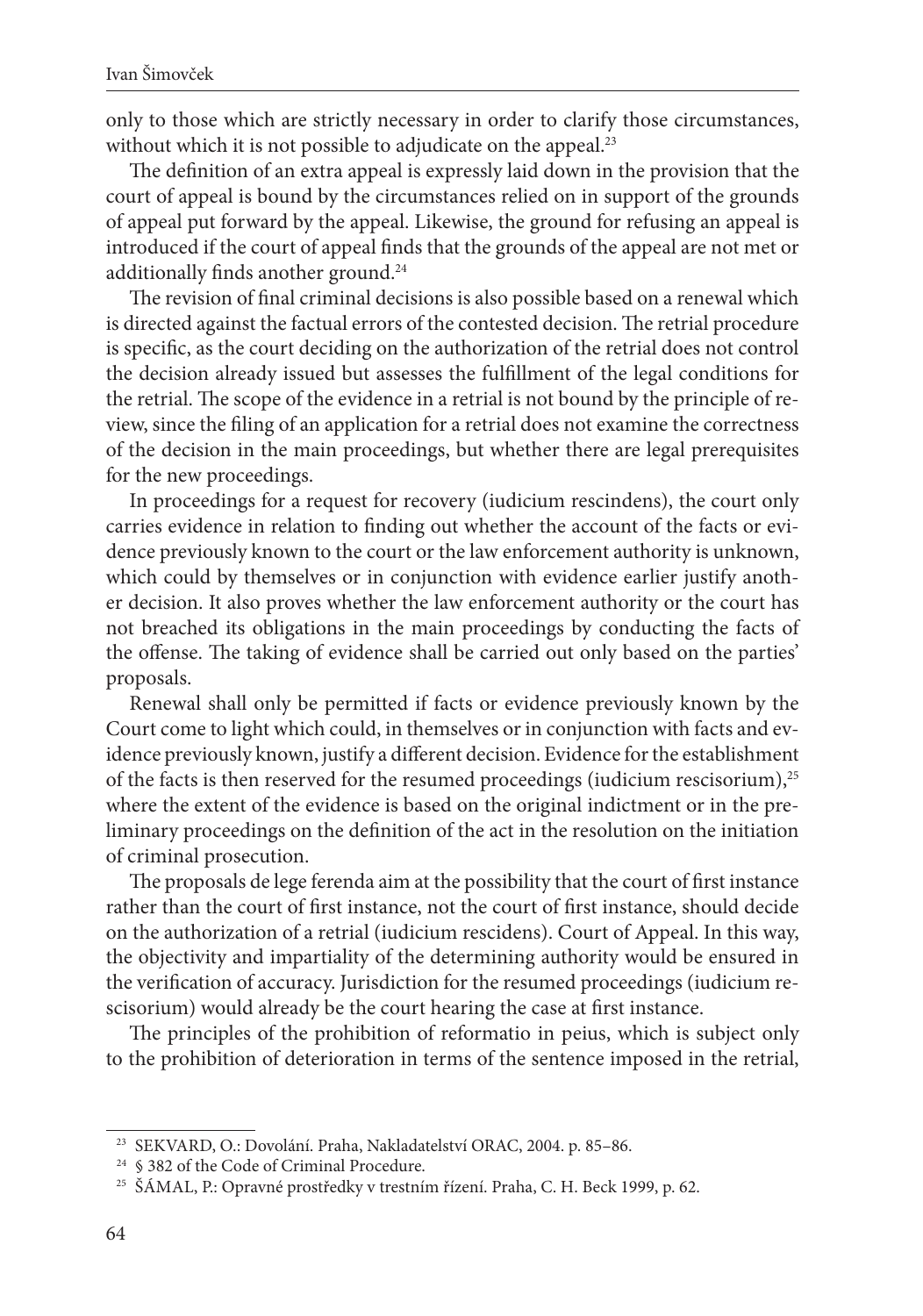only to those which are strictly necessary in order to clarify those circumstances, without which it is not possible to adjudicate on the appeal.[23]

The definition of an extra appeal is expressly laid down in the provision that the court of appeal is bound by the circumstances relied on in support of the grounds of appeal put forward by the appeal. Likewise, the ground for refusing an appeal is introduced if the court of appeal finds that the grounds of the appeal are not met or additionally finds another ground.[24]

The revision of final criminal decisions is also possible based on a renewal which is directed against the factual errors of the contested decision. The retrial procedure is specific, as the court deciding on the authorization of the retrial does not control the decision already issued but assesses the fulfillment of the legal conditions for the retrial. The scope of the evidence in a retrial is not bound by the principle of review, since the filing of an application for a retrial does not examine the correctness of the decision in the main proceedings, but whether there are legal prerequisites for the new proceedings.

In proceedings for a request for recovery (iudicium rescindens), the court only carries evidence in relation to finding out whether the account of the facts or evidence previously known to the court or the law enforcement authority is unknown, which could by themselves or in conjunction with evidence earlier justify another decision. It also proves whether the law enforcement authority or the court has not breached its obligations in the main proceedings by conducting the facts of the offense. The taking of evidence shall be carried out only based on the parties' proposals.

Renewal shall only be permitted if facts or evidence previously known by the Court come to light which could, in themselves or in conjunction with facts and evidence previously known, justify a different decision. Evidence for the establishment of the facts is then reserved for the resumed proceedings (iudicium rescisorium),[25] where the extent of the evidence is based on the original indictment or in the preliminary proceedings on the definition of the act in the resolution on the initiation of criminal prosecution.

The proposals de lege ferenda aim at the possibility that the court of first instance rather than the court of first instance, not the court of first instance, should decide on the authorization of a retrial (iudicium rescidens). Court of Appeal. In this way, the objectivity and impartiality of the determining authority would be ensured in the verification of accuracy. Jurisdiction for the resumed proceedings (iudicium rescisorium) would already be the court hearing the case at first instance.

The principles of the prohibition of reformatio in peius, which is subject only to the prohibition of deterioration in terms of the sentence imposed in the retrial,

---

[23] SEKVARD, O.: Dovolání. Praha, Nakladatelství ORAC, 2004. p. 85–86.

[24] § 382 of the Code of Criminal Procedure.

[25] ŠÁMAL, P.: Opravné prostředky v trestním řízení. Praha, C. H. Beck 1999, p. 62.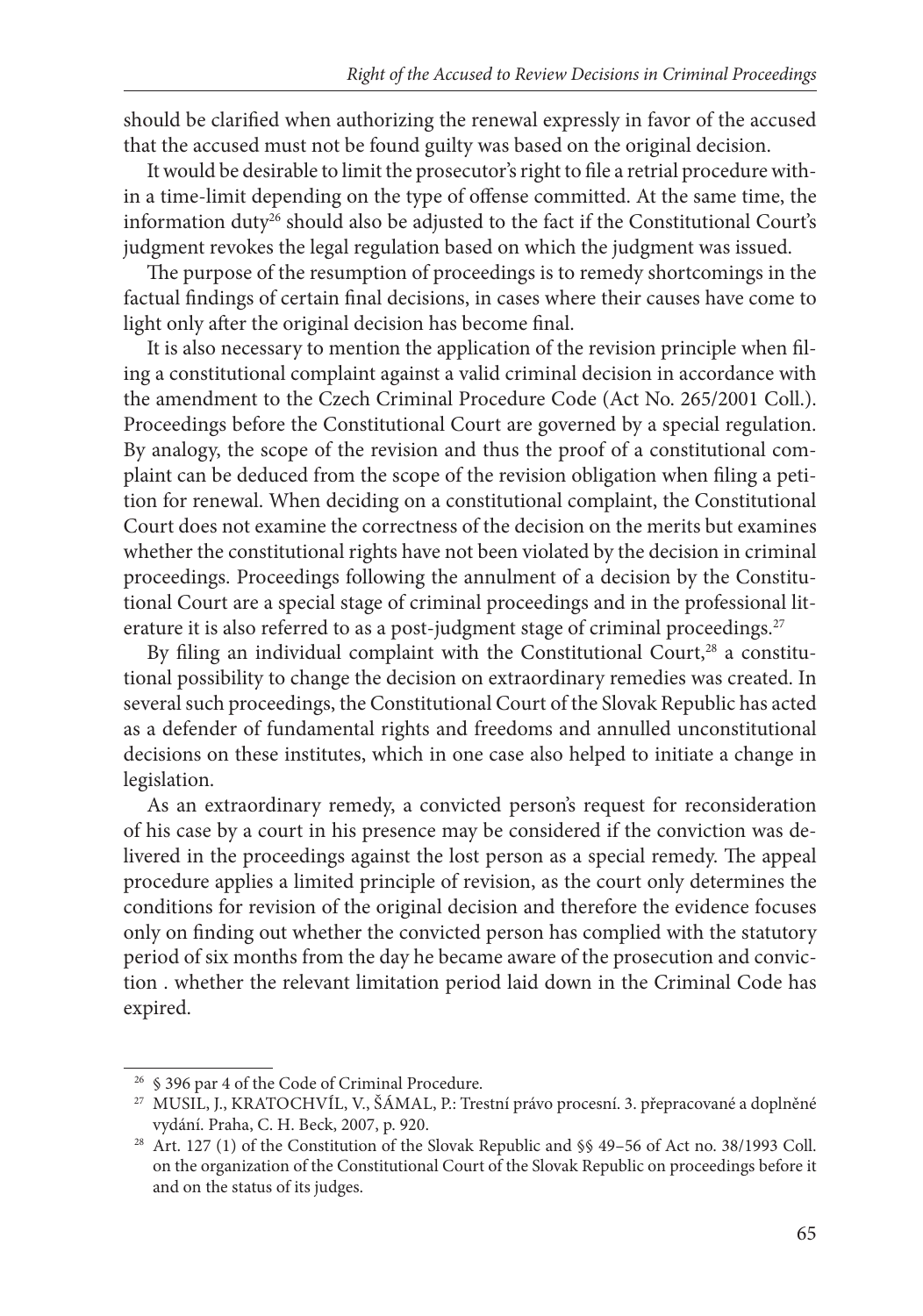should be clarified when authorizing the renewal expressly in favor of the accused that the accused must not be found guilty was based on the original decision.

It would be desirable to limit the prosecutor's right to file a retrial procedure within a time-limit depending on the type of offense committed. At the same time, the information duty[26] should also be adjusted to the fact if the Constitutional Court's judgment revokes the legal regulation based on which the judgment was issued.

The purpose of the resumption of proceedings is to remedy shortcomings in the factual findings of certain final decisions, in cases where their causes have come to light only after the original decision has become final.

It is also necessary to mention the application of the revision principle when filing a constitutional complaint against a valid criminal decision in accordance with the amendment to the Czech Criminal Procedure Code (Act No. 265/2001 Coll.). Proceedings before the Constitutional Court are governed by a special regulation. By analogy, the scope of the revision and thus the proof of a constitutional complaint can be deduced from the scope of the revision obligation when filing a petition for renewal. When deciding on a constitutional complaint, the Constitutional Court does not examine the correctness of the decision on the merits but examines whether the constitutional rights have not been violated by the decision in criminal proceedings. Proceedings following the annulment of a decision by the Constitutional Court are a special stage of criminal proceedings and in the professional literature it is also referred to as a post-judgment stage of criminal proceedings.[27]

By filing an individual complaint with the Constitutional Court,[28] a constitutional possibility to change the decision on extraordinary remedies was created. In several such proceedings, the Constitutional Court of the Slovak Republic has acted as a defender of fundamental rights and freedoms and annulled unconstitutional decisions on these institutes, which in one case also helped to initiate a change in legislation.

As an extraordinary remedy, a convicted person's request for reconsideration of his case by a court in his presence may be considered if the conviction was delivered in the proceedings against the lost person as a special remedy. The appeal procedure applies a limited principle of revision, as the court only determines the conditions for revision of the original decision and therefore the evidence focuses only on finding out whether the convicted person has complied with the statutory period of six months from the day he became aware of the prosecution and conviction . whether the relevant limitation period laid down in the Criminal Code has expired.

---

[26] § 396 par 4 of the Code of Criminal Procedure.

[27] MUSIL, J., KRATOCHVÍL, V., ŠÁMAL, P.: Trestní právo procesní. 3. přepracované a doplněné vydání. Praha, C. H. Beck, 2007, p. 920.

[28] Art. 127 (1) of the Constitution of the Slovak Republic and §§ 49–56 of Act no. 38/1993 Coll. on the organization of the Constitutional Court of the Slovak Republic on proceedings before it and on the status of its judges.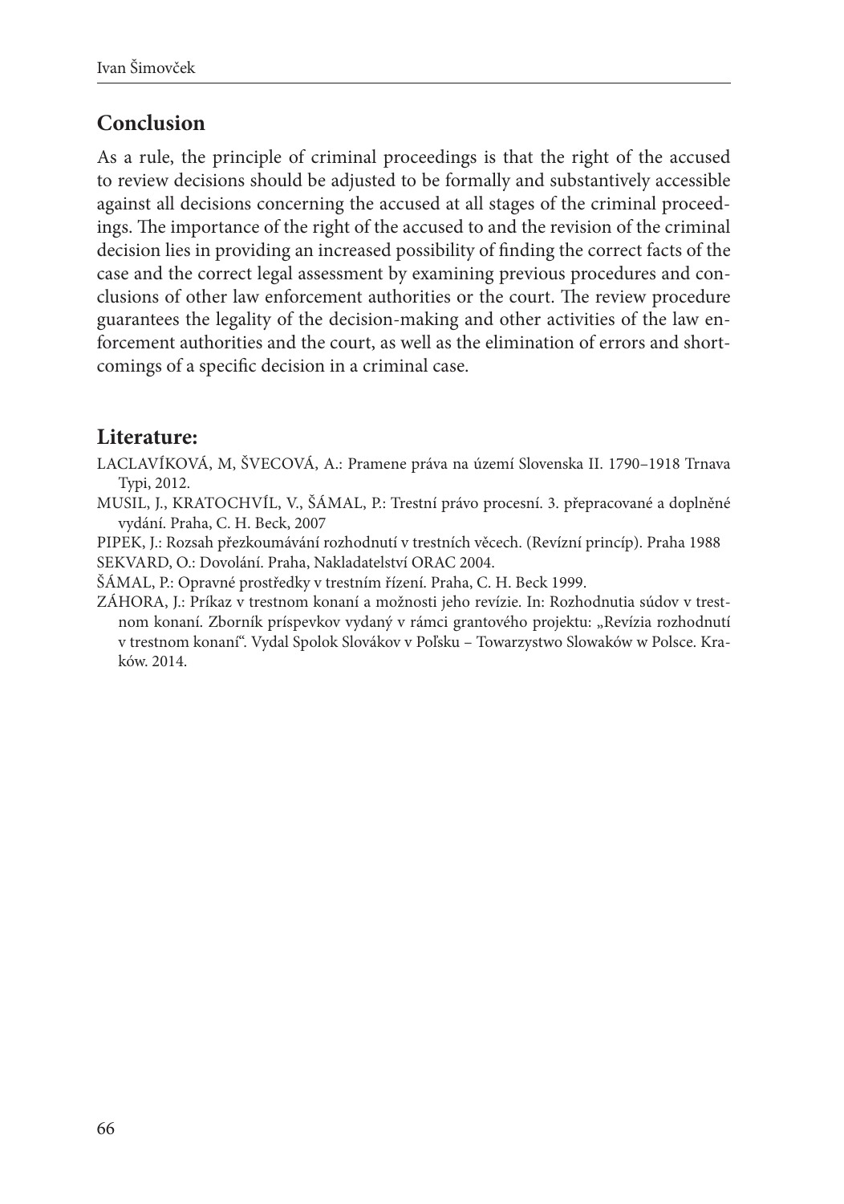## Conclusion

As a rule, the principle of criminal proceedings is that the right of the accused to review decisions should be adjusted to be formally and substantively accessible against all decisions concerning the accused at all stages of the criminal proceedings. The importance of the right of the accused to and the revision of the criminal decision lies in providing an increased possibility of finding the correct facts of the case and the correct legal assessment by examining previous procedures and conclusions of other law enforcement authorities or the court. The review procedure guarantees the legality of the decision-making and other activities of the law enforcement authorities and the court, as well as the elimination of errors and shortcomings of a specific decision in a criminal case.

## Literature:

LACLAVÍKOVÁ, M, ŠVECOVÁ, A.: Pramene práva na území Slovenska II. 1790–1918 Trnava Typi, 2012.

MUSIL, J., KRATOCHVÍL, V., ŠÁMAL, P.: Trestní právo procesní. 3. přepracované a doplněné vydání. Praha, C. H. Beck, 2007

PIPEK, J.: Rozsah přezkoumávání rozhodnutí v trestních věcech. (Revízní princíp). Praha 1988

SEKVARD, O.: Dovolání. Praha, Nakladatelství ORAC 2004.

ŠÁMAL, P.: Opravné prostředky v trestním řízení. Praha, C. H. Beck 1999.

ZÁHORA, J.: Príkaz v trestnom konaní a možnosti jeho revízie. In: Rozhodnutia súdov v trestnom konaní. Zborník príspevkov vydaný v rámci grantového projektu: „Revízia rozhodnutí v trestnom konaní". Vydal Spolok Slovákov v Poľsku – Towarzystwo Slowaków w Polsce. Kraków. 2014.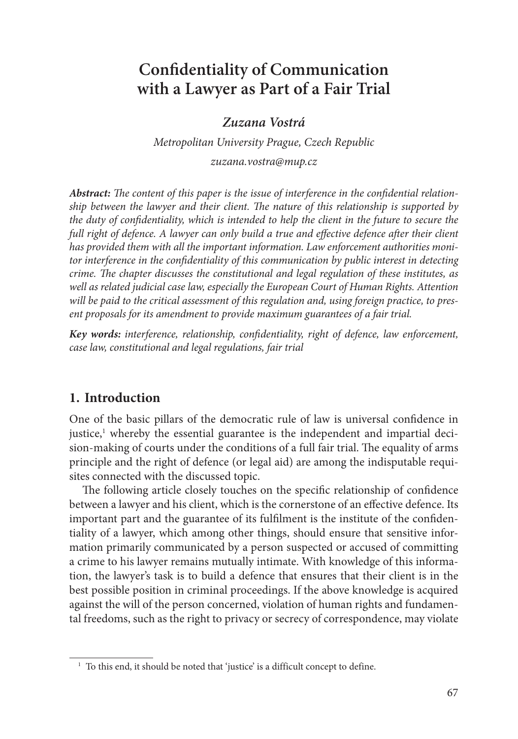# Confidentiality of Communication with a Lawyer as Part of a Fair Trial

***Zuzana Vostrá***

*Metropolitan University Prague, Czech Republic*

*zuzana.vostra@mup.cz*

***Abstract:*** *The content of this paper is the issue of interference in the confidential relationship between the lawyer and their client. The nature of this relationship is supported by the duty of confidentiality, which is intended to help the client in the future to secure the full right of defence. A lawyer can only build a true and effective defence after their client has provided them with all the important information. Law enforcement authorities monitor interference in the confidentiality of this communication by public interest in detecting crime. The chapter discusses the constitutional and legal regulation of these institutes, as well as related judicial case law, especially the European Court of Human Rights. Attention will be paid to the critical assessment of this regulation and, using foreign practice, to present proposals for its amendment to provide maximum guarantees of a fair trial.*

***Key words:*** *interference, relationship, confidentiality, right of defence, law enforcement, case law, constitutional and legal regulations, fair trial*

## 1. Introduction

One of the basic pillars of the democratic rule of law is universal confidence in justice,[1] whereby the essential guarantee is the independent and impartial decision-making of courts under the conditions of a full fair trial. The equality of arms principle and the right of defence (or legal aid) are among the indisputable requisites connected with the discussed topic.

The following article closely touches on the specific relationship of confidence between a lawyer and his client, which is the cornerstone of an effective defence. Its important part and the guarantee of its fulfilment is the institute of the confidentiality of a lawyer, which among other things, should ensure that sensitive information primarily communicated by a person suspected or accused of committing a crime to his lawyer remains mutually intimate. With knowledge of this information, the lawyer's task is to build a defence that ensures that their client is in the best possible position in criminal proceedings. If the above knowledge is acquired against the will of the person concerned, violation of human rights and fundamental freedoms, such as the right to privacy or secrecy of correspondence, may violate

[1] To this end, it should be noted that 'justice' is a difficult concept to define.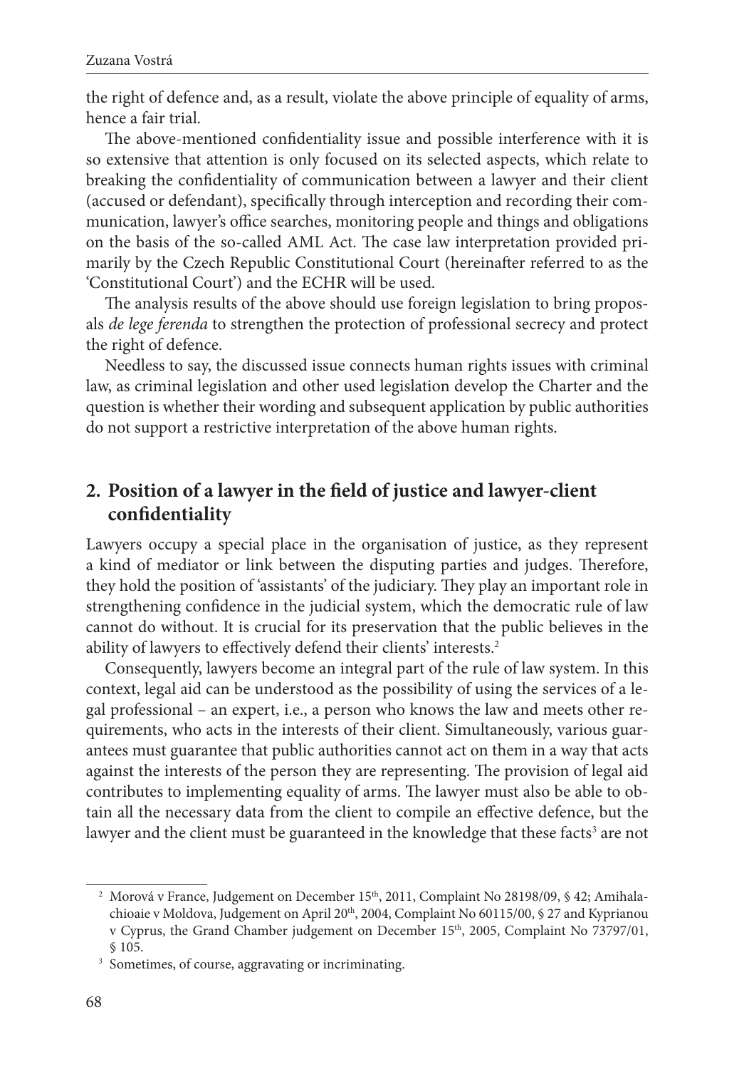the right of defence and, as a result, violate the above principle of equality of arms, hence a fair trial.

The above-mentioned confidentiality issue and possible interference with it is so extensive that attention is only focused on its selected aspects, which relate to breaking the confidentiality of communication between a lawyer and their client (accused or defendant), specifically through interception and recording their communication, lawyer's office searches, monitoring people and things and obligations on the basis of the so-called AML Act. The case law interpretation provided primarily by the Czech Republic Constitutional Court (hereinafter referred to as the 'Constitutional Court') and the ECHR will be used.

The analysis results of the above should use foreign legislation to bring proposals *de lege ferenda* to strengthen the protection of professional secrecy and protect the right of defence.

Needless to say, the discussed issue connects human rights issues with criminal law, as criminal legislation and other used legislation develop the Charter and the question is whether their wording and subsequent application by public authorities do not support a restrictive interpretation of the above human rights.

## 2. Position of a lawyer in the field of justice and lawyer-client confidentiality

Lawyers occupy a special place in the organisation of justice, as they represent a kind of mediator or link between the disputing parties and judges. Therefore, they hold the position of 'assistants' of the judiciary. They play an important role in strengthening confidence in the judicial system, which the democratic rule of law cannot do without. It is crucial for its preservation that the public believes in the ability of lawyers to effectively defend their clients' interests.[2]

Consequently, lawyers become an integral part of the rule of law system. In this context, legal aid can be understood as the possibility of using the services of a legal professional – an expert, i.e., a person who knows the law and meets other requirements, who acts in the interests of their client. Simultaneously, various guarantees must guarantee that public authorities cannot act on them in a way that acts against the interests of the person they are representing. The provision of legal aid contributes to implementing equality of arms. The lawyer must also be able to obtain all the necessary data from the client to compile an effective defence, but the lawyer and the client must be guaranteed in the knowledge that these facts[3] are not

---

[2] Morová v France, Judgement on December 15th, 2011, Complaint No 28198/09, § 42; Amihalachioaie v Moldova, Judgement on April 20th, 2004, Complaint No 60115/00, § 27 and Kyprianou v Cyprus, the Grand Chamber judgement on December 15th, 2005, Complaint No 73797/01, § 105.

[3] Sometimes, of course, aggravating or incriminating.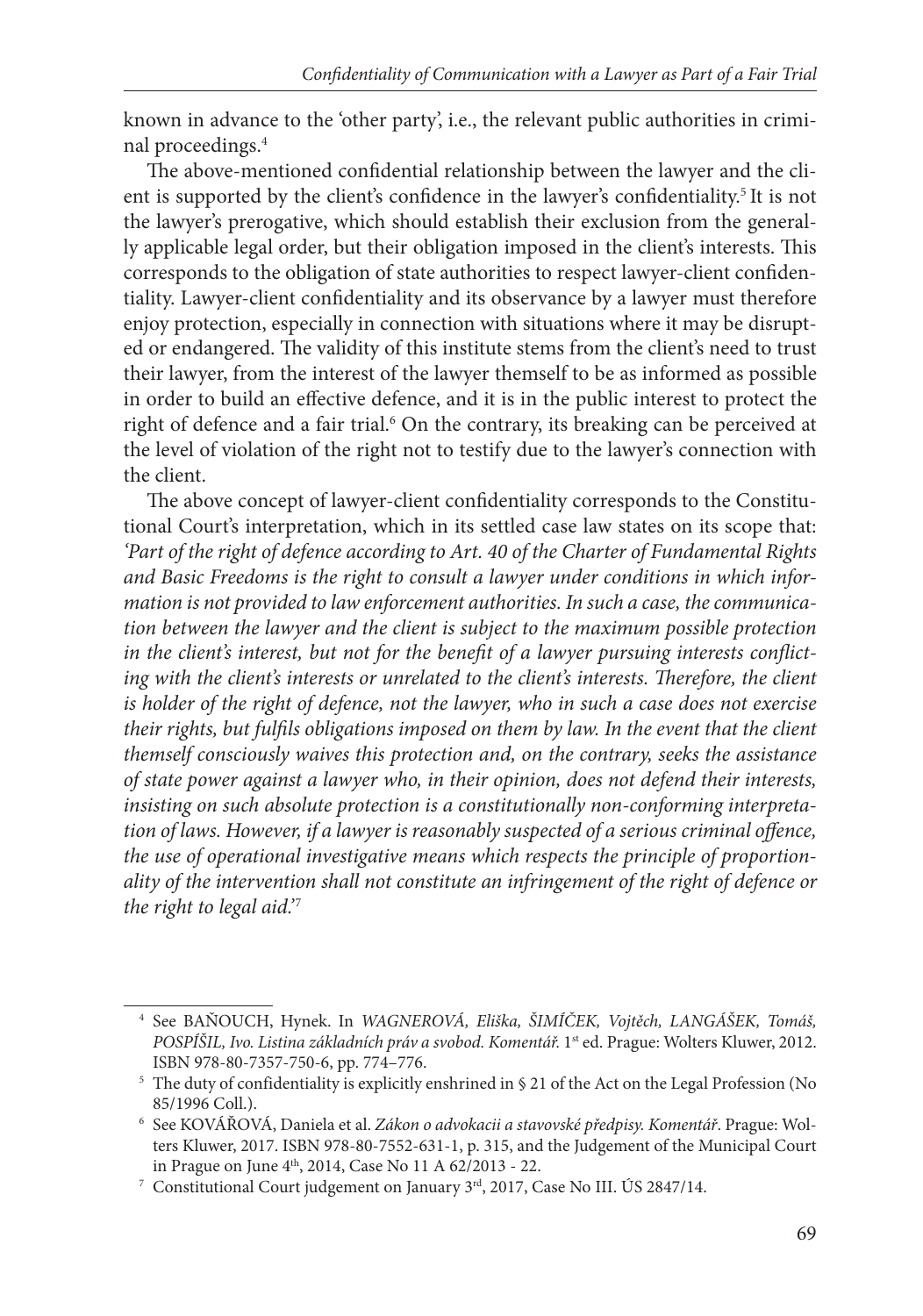known in advance to the 'other party', i.e., the relevant public authorities in criminal proceedings.[4]

The above-mentioned confidential relationship between the lawyer and the client is supported by the client's confidence in the lawyer's confidentiality.[5] It is not the lawyer's prerogative, which should establish their exclusion from the generally applicable legal order, but their obligation imposed in the client's interests. This corresponds to the obligation of state authorities to respect lawyer-client confidentiality. Lawyer-client confidentiality and its observance by a lawyer must therefore enjoy protection, especially in connection with situations where it may be disrupted or endangered. The validity of this institute stems from the client's need to trust their lawyer, from the interest of the lawyer themself to be as informed as possible in order to build an effective defence, and it is in the public interest to protect the right of defence and a fair trial.[6] On the contrary, its breaking can be perceived at the level of violation of the right not to testify due to the lawyer's connection with the client.

The above concept of lawyer-client confidentiality corresponds to the Constitutional Court's interpretation, which in its settled case law states on its scope that: *'Part of the right of defence according to Art. 40 of the Charter of Fundamental Rights and Basic Freedoms is the right to consult a lawyer under conditions in which information is not provided to law enforcement authorities. In such a case, the communication between the lawyer and the client is subject to the maximum possible protection in the client's interest, but not for the benefit of a lawyer pursuing interests conflicting with the client's interests or unrelated to the client's interests. Therefore, the client is holder of the right of defence, not the lawyer, who in such a case does not exercise their rights, but fulfils obligations imposed on them by law. In the event that the client themself consciously waives this protection and, on the contrary, seeks the assistance of state power against a lawyer who, in their opinion, does not defend their interests, insisting on such absolute protection is a constitutionally non-conforming interpretation of laws. However, if a lawyer is reasonably suspected of a serious criminal offence, the use of operational investigative means which respects the principle of proportionality of the intervention shall not constitute an infringement of the right of defence or the right to legal aid.'*[7]

---

[4] See BAŇOUCH, Hynek. In *WAGNEROVÁ, Eliška, ŠIMÍČEK, Vojtěch, LANGÁŠEK, Tomáš, POSPÍŠIL, Ivo. Listina základních práv a svobod. Komentář.* 1st ed. Prague: Wolters Kluwer, 2012. ISBN 978-80-7357-750-6, pp. 774–776.

[5] The duty of confidentiality is explicitly enshrined in § 21 of the Act on the Legal Profession (No 85/1996 Coll.).

[6] See KOVÁŘOVÁ, Daniela et al. *Zákon o advokacii a stavovské předpisy. Komentář*. Prague: Wolters Kluwer, 2017. ISBN 978-80-7552-631-1, p. 315, and the Judgement of the Municipal Court in Prague on June 4th, 2014, Case No 11 A 62/2013 - 22.

[7] Constitutional Court judgement on January 3rd, 2017, Case No III. ÚS 2847/14.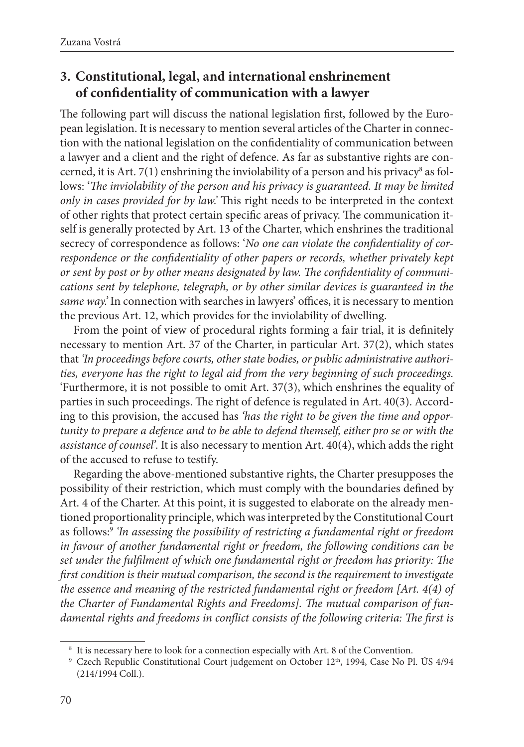## 3. Constitutional, legal, and international enshrinement of confidentiality of communication with a lawyer

The following part will discuss the national legislation first, followed by the European legislation. It is necessary to mention several articles of the Charter in connection with the national legislation on the confidentiality of communication between a lawyer and a client and the right of defence. As far as substantive rights are concerned, it is Art. 7(1) enshrining the inviolability of a person and his privacy[8] as follows: '*The inviolability of the person and his privacy is guaranteed. It may be limited only in cases provided for by law.*' This right needs to be interpreted in the context of other rights that protect certain specific areas of privacy. The communication itself is generally protected by Art. 13 of the Charter, which enshrines the traditional secrecy of correspondence as follows: '*No one can violate the confidentiality of correspondence or the confidentiality of other papers or records, whether privately kept or sent by post or by other means designated by law. The confidentiality of communications sent by telephone, telegraph, or by other similar devices is guaranteed in the same way.*' In connection with searches in lawyers' offices, it is necessary to mention the previous Art. 12, which provides for the inviolability of dwelling.

From the point of view of procedural rights forming a fair trial, it is definitely necessary to mention Art. 37 of the Charter, in particular Art. 37(2), which states that *'In proceedings before courts, other state bodies, or public administrative authorities, everyone has the right to legal aid from the very beginning of such proceedings.* 'Furthermore, it is not possible to omit Art. 37(3), which enshrines the equality of parties in such proceedings. The right of defence is regulated in Art. 40(3). According to this provision, the accused has *'has the right to be given the time and opportunity to prepare a defence and to be able to defend themself, either pro se or with the assistance of counsel'*. It is also necessary to mention Art. 40(4), which adds the right of the accused to refuse to testify.

Regarding the above-mentioned substantive rights, the Charter presupposes the possibility of their restriction, which must comply with the boundaries defined by Art. 4 of the Charter. At this point, it is suggested to elaborate on the already mentioned proportionality principle, which was interpreted by the Constitutional Court as follows:[9] *'In assessing the possibility of restricting a fundamental right or freedom in favour of another fundamental right or freedom, the following conditions can be set under the fulfilment of which one fundamental right or freedom has priority: The first condition is their mutual comparison, the second is the requirement to investigate the essence and meaning of the restricted fundamental right or freedom [Art. 4(4) of the Charter of Fundamental Rights and Freedoms]. The mutual comparison of fundamental rights and freedoms in conflict consists of the following criteria: The first is*

---

[8] It is necessary here to look for a connection especially with Art. 8 of the Convention.

[9] Czech Republic Constitutional Court judgement on October 12th, 1994, Case No Pl. ÚS 4/94 (214/1994 Coll.).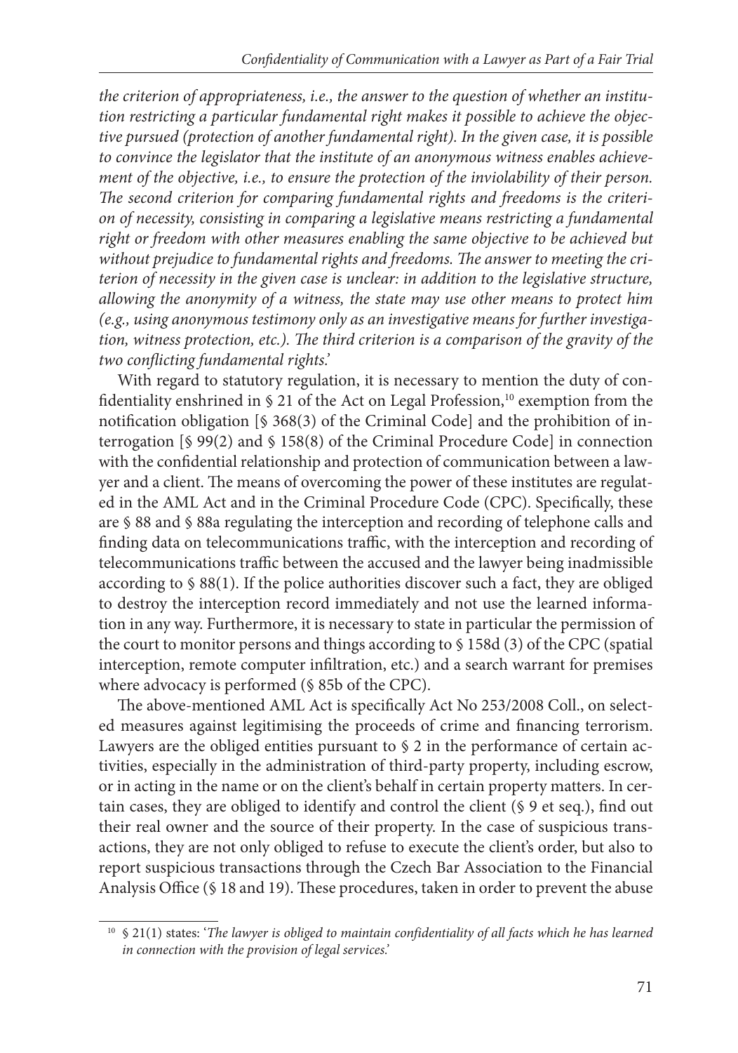*the criterion of appropriateness, i.e., the answer to the question of whether an institution restricting a particular fundamental right makes it possible to achieve the objective pursued (protection of another fundamental right). In the given case, it is possible to convince the legislator that the institute of an anonymous witness enables achievement of the objective, i.e., to ensure the protection of the inviolability of their person. The second criterion for comparing fundamental rights and freedoms is the criterion of necessity, consisting in comparing a legislative means restricting a fundamental right or freedom with other measures enabling the same objective to be achieved but without prejudice to fundamental rights and freedoms. The answer to meeting the criterion of necessity in the given case is unclear: in addition to the legislative structure, allowing the anonymity of a witness, the state may use other means to protect him (e.g., using anonymous testimony only as an investigative means for further investigation, witness protection, etc.). The third criterion is a comparison of the gravity of the two conflicting fundamental rights.*'

With regard to statutory regulation, it is necessary to mention the duty of confidentiality enshrined in § 21 of the Act on Legal Profession,[10] exemption from the notification obligation [§ 368(3) of the Criminal Code] and the prohibition of interrogation [§ 99(2) and § 158(8) of the Criminal Procedure Code] in connection with the confidential relationship and protection of communication between a lawyer and a client. The means of overcoming the power of these institutes are regulated in the AML Act and in the Criminal Procedure Code (CPC). Specifically, these are § 88 and § 88a regulating the interception and recording of telephone calls and finding data on telecommunications traffic, with the interception and recording of telecommunications traffic between the accused and the lawyer being inadmissible according to § 88(1). If the police authorities discover such a fact, they are obliged to destroy the interception record immediately and not use the learned information in any way. Furthermore, it is necessary to state in particular the permission of the court to monitor persons and things according to § 158d (3) of the CPC (spatial interception, remote computer infiltration, etc.) and a search warrant for premises where advocacy is performed (§ 85b of the CPC).

The above-mentioned AML Act is specifically Act No 253/2008 Coll., on selected measures against legitimising the proceeds of crime and financing terrorism. Lawyers are the obliged entities pursuant to § 2 in the performance of certain activities, especially in the administration of third-party property, including escrow, or in acting in the name or on the client's behalf in certain property matters. In certain cases, they are obliged to identify and control the client (§ 9 et seq.), find out their real owner and the source of their property. In the case of suspicious transactions, they are not only obliged to refuse to execute the client's order, but also to report suspicious transactions through the Czech Bar Association to the Financial Analysis Office (§ 18 and 19). These procedures, taken in order to prevent the abuse

---

[10] § 21(1) states: '*The lawyer is obliged to maintain confidentiality of all facts which he has learned in connection with the provision of legal services.*'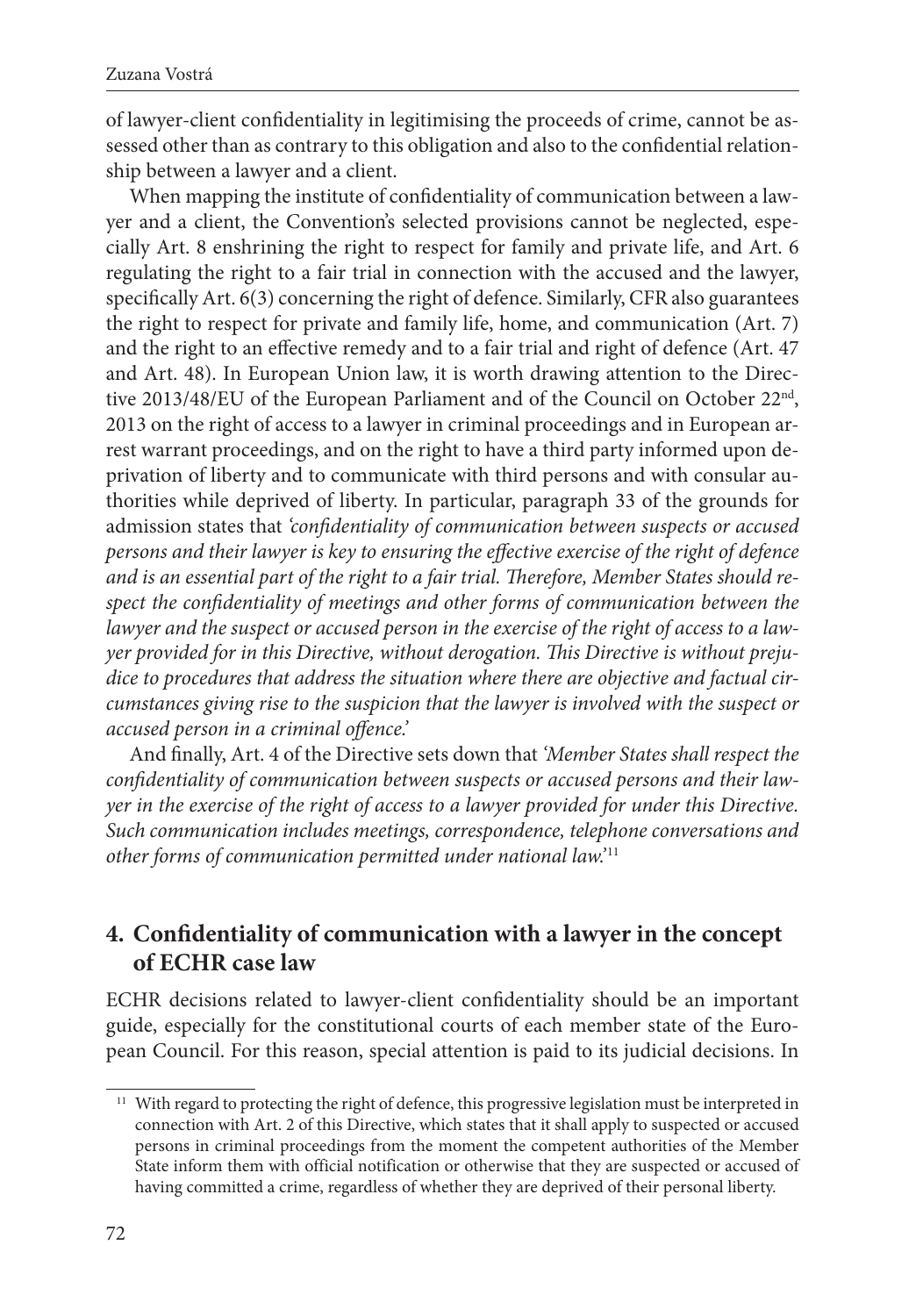of lawyer-client confidentiality in legitimising the proceeds of crime, cannot be assessed other than as contrary to this obligation and also to the confidential relationship between a lawyer and a client.

When mapping the institute of confidentiality of communication between a lawyer and a client, the Convention's selected provisions cannot be neglected, especially Art. 8 enshrining the right to respect for family and private life, and Art. 6 regulating the right to a fair trial in connection with the accused and the lawyer, specifically Art. 6(3) concerning the right of defence. Similarly, CFR also guarantees the right to respect for private and family life, home, and communication (Art. 7) and the right to an effective remedy and to a fair trial and right of defence (Art. 47 and Art. 48). In European Union law, it is worth drawing attention to the Directive 2013/48/EU of the European Parliament and of the Council on October 22nd, 2013 on the right of access to a lawyer in criminal proceedings and in European arrest warrant proceedings, and on the right to have a third party informed upon deprivation of liberty and to communicate with third persons and with consular authorities while deprived of liberty. In particular, paragraph 33 of the grounds for admission states that *'confidentiality of communication between suspects or accused persons and their lawyer is key to ensuring the effective exercise of the right of defence and is an essential part of the right to a fair trial. Therefore, Member States should respect the confidentiality of meetings and other forms of communication between the lawyer and the suspect or accused person in the exercise of the right of access to a lawyer provided for in this Directive, without derogation. This Directive is without prejudice to procedures that address the situation where there are objective and factual circumstances giving rise to the suspicion that the lawyer is involved with the suspect or accused person in a criminal offence.'*

And finally, Art. 4 of the Directive sets down that *'Member States shall respect the confidentiality of communication between suspects or accused persons and their lawyer in the exercise of the right of access to a lawyer provided for under this Directive. Such communication includes meetings, correspondence, telephone conversations and other forms of communication permitted under national law.'*[11]

## 4. Confidentiality of communication with a lawyer in the concept of ECHR case law

ECHR decisions related to lawyer-client confidentiality should be an important guide, especially for the constitutional courts of each member state of the European Council. For this reason, special attention is paid to its judicial decisions. In

[11] With regard to protecting the right of defence, this progressive legislation must be interpreted in connection with Art. 2 of this Directive, which states that it shall apply to suspected or accused persons in criminal proceedings from the moment the competent authorities of the Member State inform them with official notification or otherwise that they are suspected or accused of having committed a crime, regardless of whether they are deprived of their personal liberty.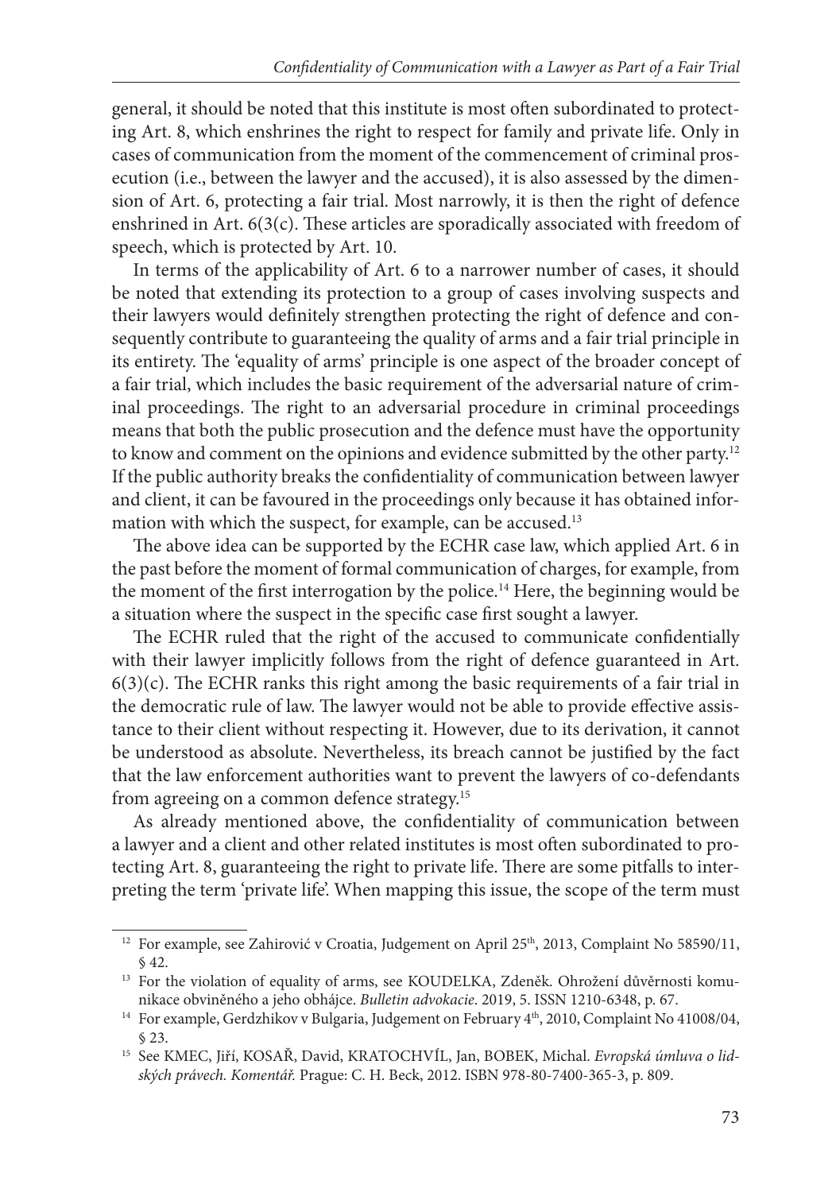general, it should be noted that this institute is most often subordinated to protecting Art. 8, which enshrines the right to respect for family and private life. Only in cases of communication from the moment of the commencement of criminal prosecution (i.e., between the lawyer and the accused), it is also assessed by the dimension of Art. 6, protecting a fair trial. Most narrowly, it is then the right of defence enshrined in Art. 6(3(c). These articles are sporadically associated with freedom of speech, which is protected by Art. 10.

In terms of the applicability of Art. 6 to a narrower number of cases, it should be noted that extending its protection to a group of cases involving suspects and their lawyers would definitely strengthen protecting the right of defence and consequently contribute to guaranteeing the quality of arms and a fair trial principle in its entirety. The 'equality of arms' principle is one aspect of the broader concept of a fair trial, which includes the basic requirement of the adversarial nature of criminal proceedings. The right to an adversarial procedure in criminal proceedings means that both the public prosecution and the defence must have the opportunity to know and comment on the opinions and evidence submitted by the other party.[12] If the public authority breaks the confidentiality of communication between lawyer and client, it can be favoured in the proceedings only because it has obtained information with which the suspect, for example, can be accused.[13]

The above idea can be supported by the ECHR case law, which applied Art. 6 in the past before the moment of formal communication of charges, for example, from the moment of the first interrogation by the police.[14] Here, the beginning would be a situation where the suspect in the specific case first sought a lawyer.

The ECHR ruled that the right of the accused to communicate confidentially with their lawyer implicitly follows from the right of defence guaranteed in Art. 6(3)(c). The ECHR ranks this right among the basic requirements of a fair trial in the democratic rule of law. The lawyer would not be able to provide effective assistance to their client without respecting it. However, due to its derivation, it cannot be understood as absolute. Nevertheless, its breach cannot be justified by the fact that the law enforcement authorities want to prevent the lawyers of co-defendants from agreeing on a common defence strategy.[15]

As already mentioned above, the confidentiality of communication between a lawyer and a client and other related institutes is most often subordinated to protecting Art. 8, guaranteeing the right to private life. There are some pitfalls to interpreting the term 'private life'. When mapping this issue, the scope of the term must

---

[12] For example, see Zahirović v Croatia, Judgement on April 25th, 2013, Complaint No 58590/11, § 42.

[13] For the violation of equality of arms, see KOUDELKA, Zdeněk. Ohrožení důvěrnosti komunikace obviněného a jeho obhájce. *Bulletin advokacie*. 2019, 5. ISSN 1210-6348, p. 67.

[14] For example, Gerdzhikov v Bulgaria, Judgement on February 4th, 2010, Complaint No 41008/04, § 23.

[15] See KMEC, Jiří, KOSAŘ, David, KRATOCHVÍL, Jan, BOBEK, Michal. *Evropská úmluva o lidských právech. Komentář.* Prague: C. H. Beck, 2012. ISBN 978-80-7400-365-3, p. 809.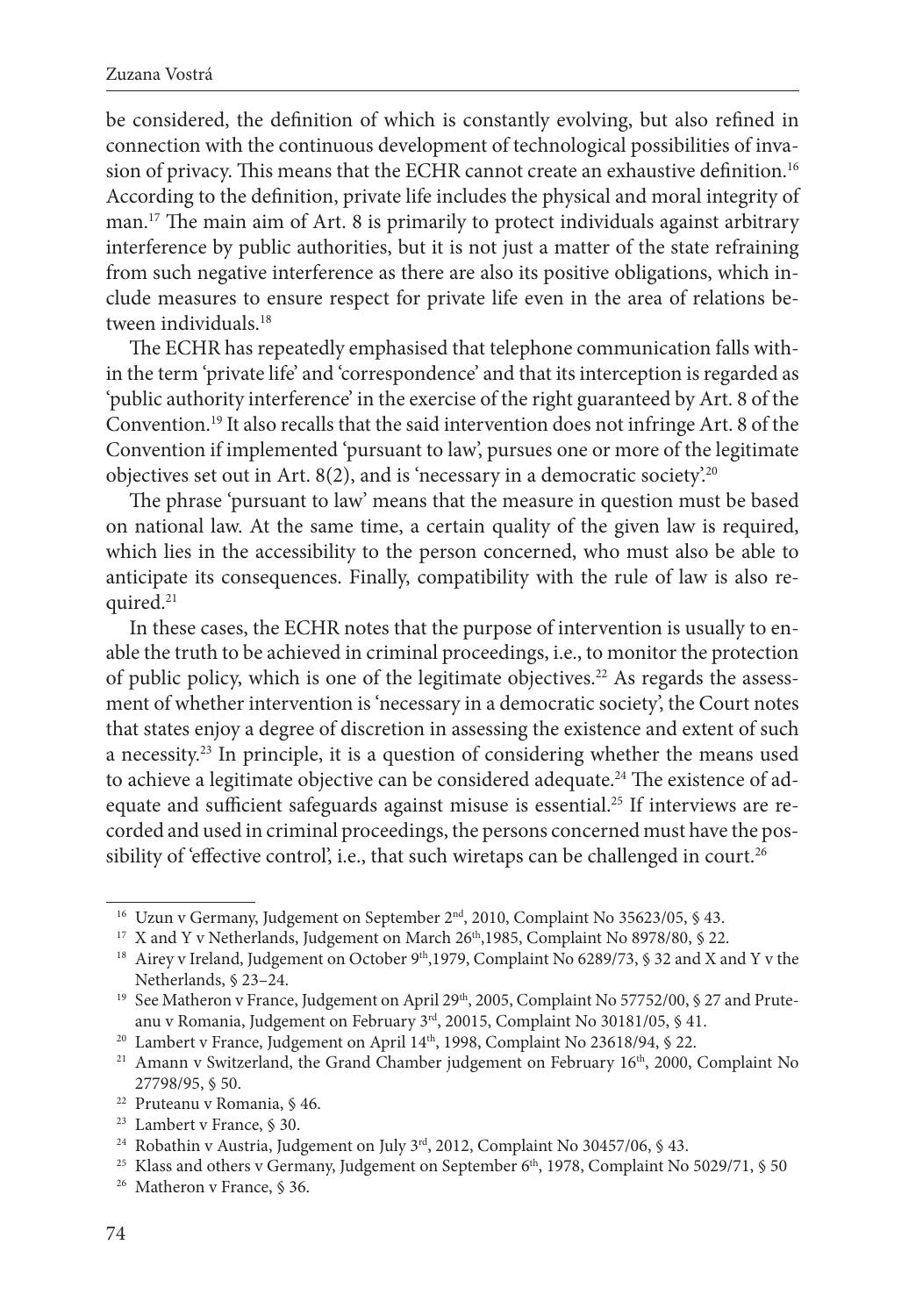be considered, the definition of which is constantly evolving, but also refined in connection with the continuous development of technological possibilities of invasion of privacy. This means that the ECHR cannot create an exhaustive definition.[16] According to the definition, private life includes the physical and moral integrity of man.[17] The main aim of Art. 8 is primarily to protect individuals against arbitrary interference by public authorities, but it is not just a matter of the state refraining from such negative interference as there are also its positive obligations, which include measures to ensure respect for private life even in the area of relations between individuals.[18]

The ECHR has repeatedly emphasised that telephone communication falls within the term 'private life' and 'correspondence' and that its interception is regarded as 'public authority interference' in the exercise of the right guaranteed by Art. 8 of the Convention.[19] It also recalls that the said intervention does not infringe Art. 8 of the Convention if implemented 'pursuant to law', pursues one or more of the legitimate objectives set out in Art. 8(2), and is 'necessary in a democratic society'.[20]

The phrase 'pursuant to law' means that the measure in question must be based on national law. At the same time, a certain quality of the given law is required, which lies in the accessibility to the person concerned, who must also be able to anticipate its consequences. Finally, compatibility with the rule of law is also required.[21]

In these cases, the ECHR notes that the purpose of intervention is usually to enable the truth to be achieved in criminal proceedings, i.e., to monitor the protection of public policy, which is one of the legitimate objectives.[22] As regards the assessment of whether intervention is 'necessary in a democratic society', the Court notes that states enjoy a degree of discretion in assessing the existence and extent of such a necessity.[23] In principle, it is a question of considering whether the means used to achieve a legitimate objective can be considered adequate.[24] The existence of adequate and sufficient safeguards against misuse is essential.[25] If interviews are recorded and used in criminal proceedings, the persons concerned must have the possibility of 'effective control', i.e., that such wiretaps can be challenged in court.[26]

---

[16] Uzun v Germany, Judgement on September 2nd, 2010, Complaint No 35623/05, § 43.

[17] X and Y v Netherlands, Judgement on March 26th,1985, Complaint No 8978/80, § 22.

[18] Airey v Ireland, Judgement on October 9th,1979, Complaint No 6289/73, § 32 and X and Y v the Netherlands, § 23–24.

[19] See Matheron v France, Judgement on April 29th, 2005, Complaint No 57752/00, § 27 and Pruteanu v Romania, Judgement on February 3rd, 20015, Complaint No 30181/05, § 41.

[20] Lambert v France, Judgement on April 14th, 1998, Complaint No 23618/94, § 22.

[21] Amann v Switzerland, the Grand Chamber judgement on February 16th, 2000, Complaint No 27798/95, § 50.

[22] Pruteanu v Romania, § 46.

[23] Lambert v France, § 30.

[24] Robathin v Austria, Judgement on July 3rd, 2012, Complaint No 30457/06, § 43.

[25] Klass and others v Germany, Judgement on September 6th, 1978, Complaint No 5029/71, § 50

[26] Matheron v France, § 36.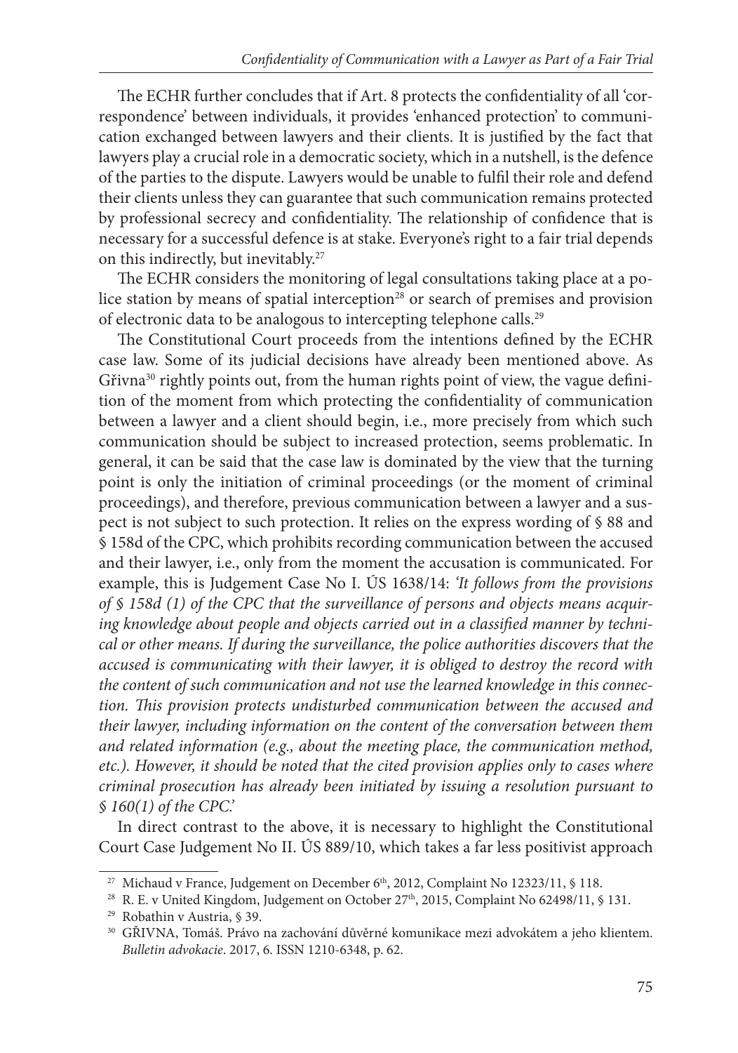The ECHR further concludes that if Art. 8 protects the confidentiality of all 'correspondence' between individuals, it provides 'enhanced protection' to communication exchanged between lawyers and their clients. It is justified by the fact that lawyers play a crucial role in a democratic society, which in a nutshell, is the defence of the parties to the dispute. Lawyers would be unable to fulfil their role and defend their clients unless they can guarantee that such communication remains protected by professional secrecy and confidentiality. The relationship of confidence that is necessary for a successful defence is at stake. Everyone's right to a fair trial depends on this indirectly, but inevitably.[27]

The ECHR considers the monitoring of legal consultations taking place at a police station by means of spatial interception[28] or search of premises and provision of electronic data to be analogous to intercepting telephone calls.[29]

The Constitutional Court proceeds from the intentions defined by the ECHR case law. Some of its judicial decisions have already been mentioned above. As Gřivna[30] rightly points out, from the human rights point of view, the vague definition of the moment from which protecting the confidentiality of communication between a lawyer and a client should begin, i.e., more precisely from which such communication should be subject to increased protection, seems problematic. In general, it can be said that the case law is dominated by the view that the turning point is only the initiation of criminal proceedings (or the moment of criminal proceedings), and therefore, previous communication between a lawyer and a suspect is not subject to such protection. It relies on the express wording of § 88 and § 158d of the CPC, which prohibits recording communication between the accused and their lawyer, i.e., only from the moment the accusation is communicated. For example, this is Judgement Case No I. ÚS 1638/14: *'It follows from the provisions of § 158d (1) of the CPC that the surveillance of persons and objects means acquiring knowledge about people and objects carried out in a classified manner by technical or other means. If during the surveillance, the police authorities discovers that the accused is communicating with their lawyer, it is obliged to destroy the record with the content of such communication and not use the learned knowledge in this connection. This provision protects undisturbed communication between the accused and their lawyer, including information on the content of the conversation between them and related information (e.g., about the meeting place, the communication method, etc.). However, it should be noted that the cited provision applies only to cases where criminal prosecution has already been initiated by issuing a resolution pursuant to § 160(1) of the CPC.'*

In direct contrast to the above, it is necessary to highlight the Constitutional Court Case Judgement No II. ÚS 889/10, which takes a far less positivist approach

---

[27] Michaud v France, Judgement on December 6th, 2012, Complaint No 12323/11, § 118.

[28] R. E. v United Kingdom, Judgement on October 27th, 2015, Complaint No 62498/11, § 131.

[29] Robathin v Austria, § 39.

[30] GŘIVNA, Tomáš. Právo na zachování důvěrné komunikace mezi advokátem a jeho klientem. *Bulletin advokacie*. 2017, 6. ISSN 1210-6348, p. 62.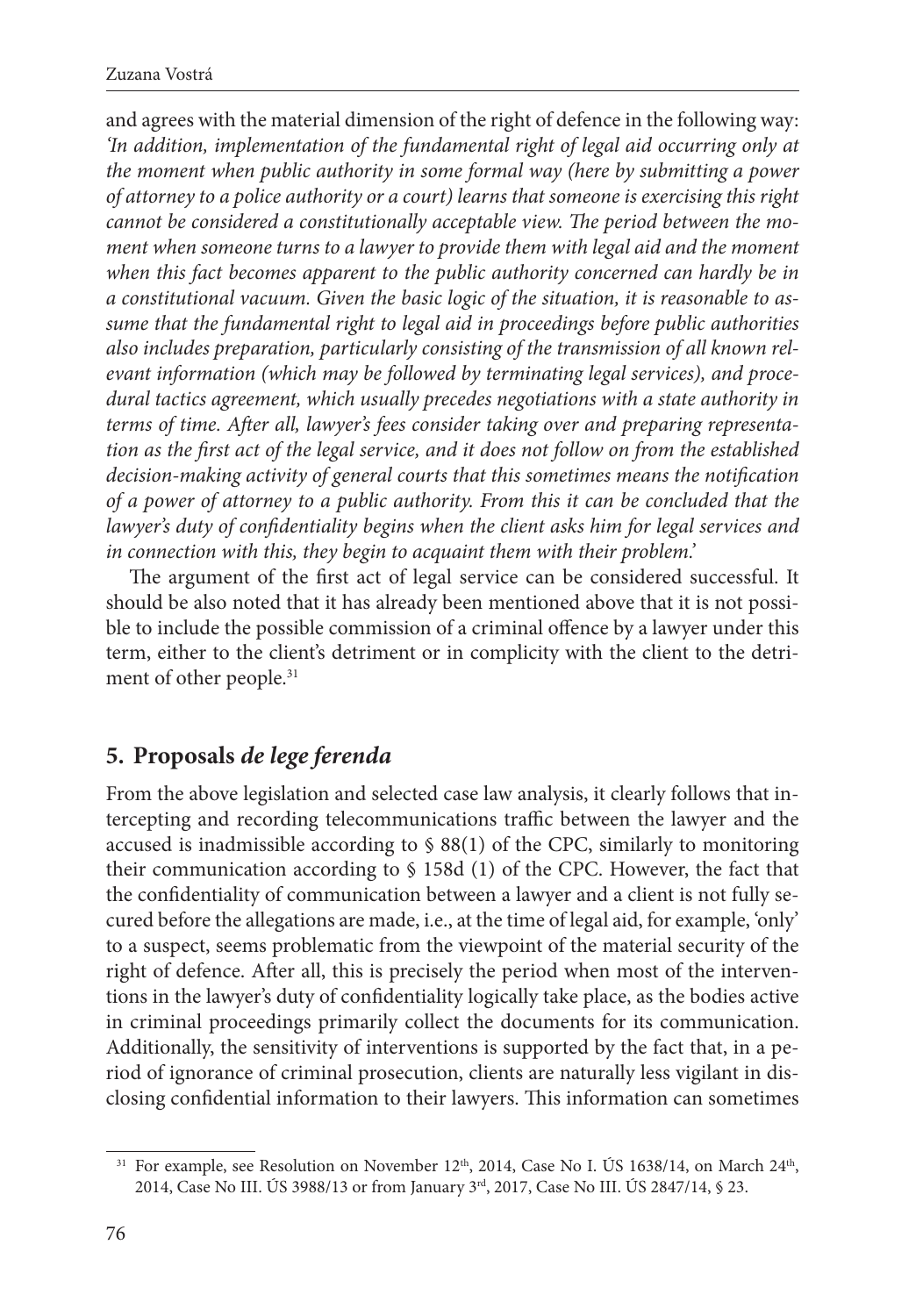and agrees with the material dimension of the right of defence in the following way: *'In addition, implementation of the fundamental right of legal aid occurring only at the moment when public authority in some formal way (here by submitting a power of attorney to a police authority or a court) learns that someone is exercising this right cannot be considered a constitutionally acceptable view. The period between the moment when someone turns to a lawyer to provide them with legal aid and the moment when this fact becomes apparent to the public authority concerned can hardly be in a constitutional vacuum. Given the basic logic of the situation, it is reasonable to assume that the fundamental right to legal aid in proceedings before public authorities also includes preparation, particularly consisting of the transmission of all known relevant information (which may be followed by terminating legal services), and procedural tactics agreement, which usually precedes negotiations with a state authority in terms of time. After all, lawyer's fees consider taking over and preparing representation as the first act of the legal service, and it does not follow on from the established decision-making activity of general courts that this sometimes means the notification of a power of attorney to a public authority. From this it can be concluded that the lawyer's duty of confidentiality begins when the client asks him for legal services and in connection with this, they begin to acquaint them with their problem.'*

The argument of the first act of legal service can be considered successful. It should be also noted that it has already been mentioned above that it is not possible to include the possible commission of a criminal offence by a lawyer under this term, either to the client's detriment or in complicity with the client to the detriment of other people.[31]

## 5. Proposals *de lege ferenda*

From the above legislation and selected case law analysis, it clearly follows that intercepting and recording telecommunications traffic between the lawyer and the accused is inadmissible according to § 88(1) of the CPC, similarly to monitoring their communication according to § 158d (1) of the CPC. However, the fact that the confidentiality of communication between a lawyer and a client is not fully secured before the allegations are made, i.e., at the time of legal aid, for example, 'only' to a suspect, seems problematic from the viewpoint of the material security of the right of defence. After all, this is precisely the period when most of the interventions in the lawyer's duty of confidentiality logically take place, as the bodies active in criminal proceedings primarily collect the documents for its communication. Additionally, the sensitivity of interventions is supported by the fact that, in a period of ignorance of criminal prosecution, clients are naturally less vigilant in disclosing confidential information to their lawyers. This information can sometimes

[31] For example, see Resolution on November 12th, 2014, Case No I. ÚS 1638/14, on March 24th, 2014, Case No III. ÚS 3988/13 or from January 3rd, 2017, Case No III. ÚS 2847/14, § 23.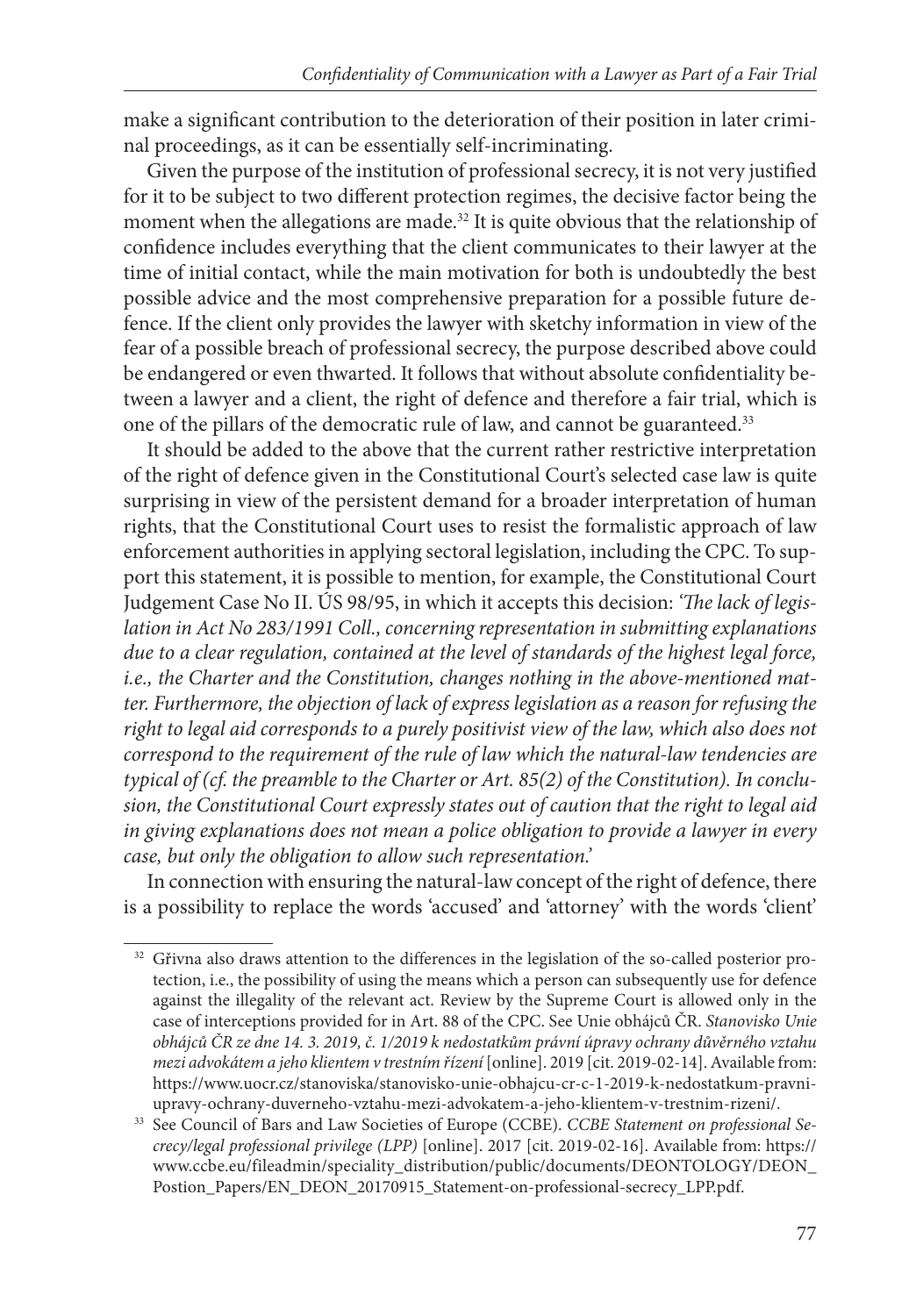make a significant contribution to the deterioration of their position in later criminal proceedings, as it can be essentially self-incriminating.

Given the purpose of the institution of professional secrecy, it is not very justified for it to be subject to two different protection regimes, the decisive factor being the moment when the allegations are made.[32] It is quite obvious that the relationship of confidence includes everything that the client communicates to their lawyer at the time of initial contact, while the main motivation for both is undoubtedly the best possible advice and the most comprehensive preparation for a possible future defence. If the client only provides the lawyer with sketchy information in view of the fear of a possible breach of professional secrecy, the purpose described above could be endangered or even thwarted. It follows that without absolute confidentiality between a lawyer and a client, the right of defence and therefore a fair trial, which is one of the pillars of the democratic rule of law, and cannot be guaranteed.[33]

It should be added to the above that the current rather restrictive interpretation of the right of defence given in the Constitutional Court's selected case law is quite surprising in view of the persistent demand for a broader interpretation of human rights, that the Constitutional Court uses to resist the formalistic approach of law enforcement authorities in applying sectoral legislation, including the CPC. To support this statement, it is possible to mention, for example, the Constitutional Court Judgement Case No II. ÚS 98/95, in which it accepts this decision: *'The lack of legislation in Act No 283/1991 Coll., concerning representation in submitting explanations due to a clear regulation, contained at the level of standards of the highest legal force, i.e., the Charter and the Constitution, changes nothing in the above-mentioned matter. Furthermore, the objection of lack of express legislation as a reason for refusing the right to legal aid corresponds to a purely positivist view of the law, which also does not correspond to the requirement of the rule of law which the natural-law tendencies are typical of (cf. the preamble to the Charter or Art. 85(2) of the Constitution). In conclusion, the Constitutional Court expressly states out of caution that the right to legal aid in giving explanations does not mean a police obligation to provide a lawyer in every case, but only the obligation to allow such representation.'*

In connection with ensuring the natural-law concept of the right of defence, there is a possibility to replace the words 'accused' and 'attorney' with the words 'client'

---

[32] Gřivna also draws attention to the differences in the legislation of the so-called posterior protection, i.e., the possibility of using the means which a person can subsequently use for defence against the illegality of the relevant act. Review by the Supreme Court is allowed only in the case of interceptions provided for in Art. 88 of the CPC. See Unie obhájců ČR. *Stanovisko Unie obhájců ČR ze dne 14. 3. 2019, č. 1/2019 k nedostatkům právní úpravy ochrany důvěrného vztahu mezi advokátem a jeho klientem v trestním řízení* [online]. 2019 [cit. 2019-02-14]. Available from: https://www.uocr.cz/stanoviska/stanovisko-unie-obhajcu-cr-c-1-2019-k-nedostatkum-pravni-upravy-ochrany-duverneho-vztahu-mezi-advokatem-a-jeho-klientem-v-trestnim-rizeni/.

[33] See Council of Bars and Law Societies of Europe (CCBE). *CCBE Statement on professional Secrecy/legal professional privilege (LPP)* [online]. 2017 [cit. 2019-02-16]. Available from: https://www.ccbe.eu/fileadmin/speciality_distribution/public/documents/DEONTOLOGY/DEON_Postion_Papers/EN_DEON_20170915_Statement-on-professional-secrecy_LPP.pdf.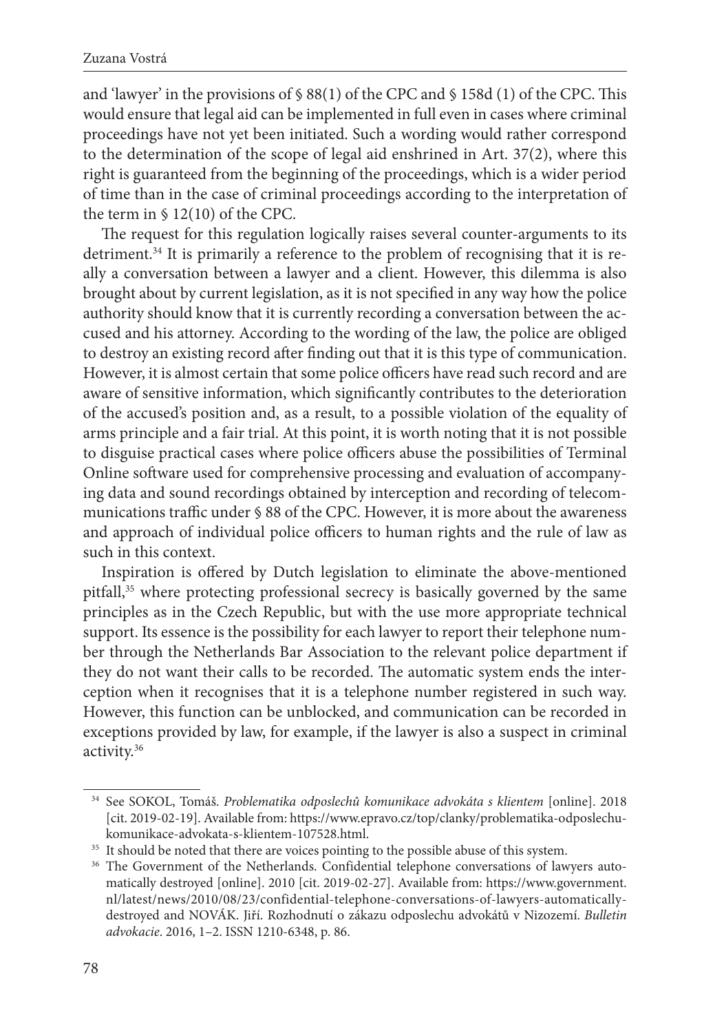and 'lawyer' in the provisions of § 88(1) of the CPC and § 158d (1) of the CPC. This would ensure that legal aid can be implemented in full even in cases where criminal proceedings have not yet been initiated. Such a wording would rather correspond to the determination of the scope of legal aid enshrined in Art. 37(2), where this right is guaranteed from the beginning of the proceedings, which is a wider period of time than in the case of criminal proceedings according to the interpretation of the term in § 12(10) of the CPC.

The request for this regulation logically raises several counter-arguments to its detriment.[34] It is primarily a reference to the problem of recognising that it is really a conversation between a lawyer and a client. However, this dilemma is also brought about by current legislation, as it is not specified in any way how the police authority should know that it is currently recording a conversation between the accused and his attorney. According to the wording of the law, the police are obliged to destroy an existing record after finding out that it is this type of communication. However, it is almost certain that some police officers have read such record and are aware of sensitive information, which significantly contributes to the deterioration of the accused's position and, as a result, to a possible violation of the equality of arms principle and a fair trial. At this point, it is worth noting that it is not possible to disguise practical cases where police officers abuse the possibilities of Terminal Online software used for comprehensive processing and evaluation of accompanying data and sound recordings obtained by interception and recording of telecommunications traffic under § 88 of the CPC. However, it is more about the awareness and approach of individual police officers to human rights and the rule of law as such in this context.

Inspiration is offered by Dutch legislation to eliminate the above-mentioned pitfall,[35] where protecting professional secrecy is basically governed by the same principles as in the Czech Republic, but with the use more appropriate technical support. Its essence is the possibility for each lawyer to report their telephone number through the Netherlands Bar Association to the relevant police department if they do not want their calls to be recorded. The automatic system ends the interception when it recognises that it is a telephone number registered in such way. However, this function can be unblocked, and communication can be recorded in exceptions provided by law, for example, if the lawyer is also a suspect in criminal activity.[36]

---

[34] See SOKOL, Tomáš. *Problematika odposlechů komunikace advokáta s klientem* [online]. 2018 [cit. 2019-02-19]. Available from: https://www.epravo.cz/top/clanky/problematika-odposlechu-komunikace-advokata-s-klientem-107528.html.

[35] It should be noted that there are voices pointing to the possible abuse of this system.

[36] The Government of the Netherlands. Confidential telephone conversations of lawyers automatically destroyed [online]. 2010 [cit. 2019-02-27]. Available from: https://www.government.nl/latest/news/2010/08/23/confidential-telephone-conversations-of-lawyers-automatically-destroyed and NOVÁK. Jiří. Rozhodnutí o zákazu odposlechu advokátů v Nizozemí. *Bulletin advokacie*. 2016, 1–2. ISSN 1210-6348, p. 86.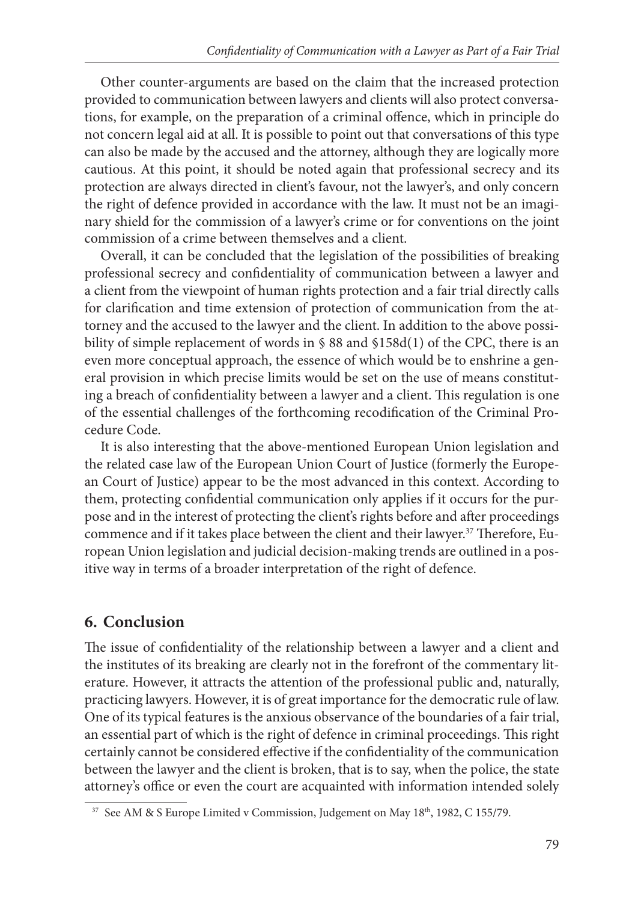Other counter-arguments are based on the claim that the increased protection provided to communication between lawyers and clients will also protect conversations, for example, on the preparation of a criminal offence, which in principle do not concern legal aid at all. It is possible to point out that conversations of this type can also be made by the accused and the attorney, although they are logically more cautious. At this point, it should be noted again that professional secrecy and its protection are always directed in client's favour, not the lawyer's, and only concern the right of defence provided in accordance with the law. It must not be an imaginary shield for the commission of a lawyer's crime or for conventions on the joint commission of a crime between themselves and a client.

Overall, it can be concluded that the legislation of the possibilities of breaking professional secrecy and confidentiality of communication between a lawyer and a client from the viewpoint of human rights protection and a fair trial directly calls for clarification and time extension of protection of communication from the attorney and the accused to the lawyer and the client. In addition to the above possibility of simple replacement of words in § 88 and §158d(1) of the CPC, there is an even more conceptual approach, the essence of which would be to enshrine a general provision in which precise limits would be set on the use of means constituting a breach of confidentiality between a lawyer and a client. This regulation is one of the essential challenges of the forthcoming recodification of the Criminal Procedure Code.

It is also interesting that the above-mentioned European Union legislation and the related case law of the European Union Court of Justice (formerly the European Court of Justice) appear to be the most advanced in this context. According to them, protecting confidential communication only applies if it occurs for the purpose and in the interest of protecting the client's rights before and after proceedings commence and if it takes place between the client and their lawyer.[37] Therefore, European Union legislation and judicial decision-making trends are outlined in a positive way in terms of a broader interpretation of the right of defence.

## 6. Conclusion

The issue of confidentiality of the relationship between a lawyer and a client and the institutes of its breaking are clearly not in the forefront of the commentary literature. However, it attracts the attention of the professional public and, naturally, practicing lawyers. However, it is of great importance for the democratic rule of law. One of its typical features is the anxious observance of the boundaries of a fair trial, an essential part of which is the right of defence in criminal proceedings. This right certainly cannot be considered effective if the confidentiality of the communication between the lawyer and the client is broken, that is to say, when the police, the state attorney's office or even the court are acquainted with information intended solely

[37] See AM & S Europe Limited v Commission, Judgement on May 18th, 1982, C 155/79.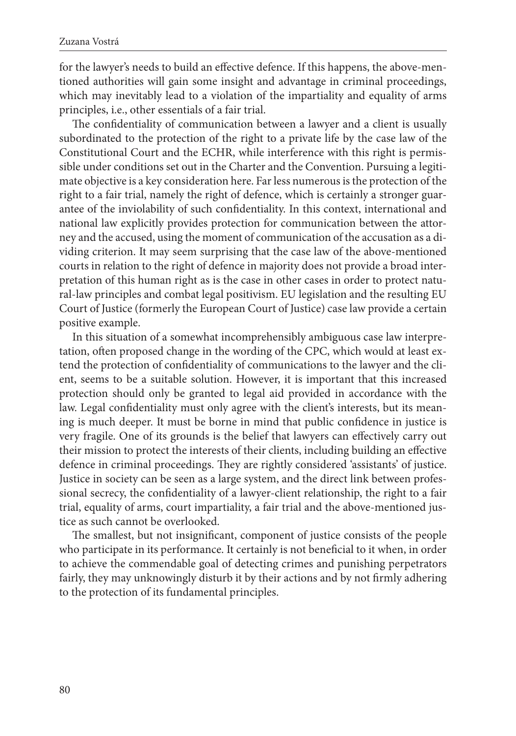for the lawyer's needs to build an effective defence. If this happens, the above-mentioned authorities will gain some insight and advantage in criminal proceedings, which may inevitably lead to a violation of the impartiality and equality of arms principles, i.e., other essentials of a fair trial.

The confidentiality of communication between a lawyer and a client is usually subordinated to the protection of the right to a private life by the case law of the Constitutional Court and the ECHR, while interference with this right is permissible under conditions set out in the Charter and the Convention. Pursuing a legitimate objective is a key consideration here. Far less numerous is the protection of the right to a fair trial, namely the right of defence, which is certainly a stronger guarantee of the inviolability of such confidentiality. In this context, international and national law explicitly provides protection for communication between the attorney and the accused, using the moment of communication of the accusation as a dividing criterion. It may seem surprising that the case law of the above-mentioned courts in relation to the right of defence in majority does not provide a broad interpretation of this human right as is the case in other cases in order to protect natural-law principles and combat legal positivism. EU legislation and the resulting EU Court of Justice (formerly the European Court of Justice) case law provide a certain positive example.

In this situation of a somewhat incomprehensibly ambiguous case law interpretation, often proposed change in the wording of the CPC, which would at least extend the protection of confidentiality of communications to the lawyer and the client, seems to be a suitable solution. However, it is important that this increased protection should only be granted to legal aid provided in accordance with the law. Legal confidentiality must only agree with the client's interests, but its meaning is much deeper. It must be borne in mind that public confidence in justice is very fragile. One of its grounds is the belief that lawyers can effectively carry out their mission to protect the interests of their clients, including building an effective defence in criminal proceedings. They are rightly considered 'assistants' of justice. Justice in society can be seen as a large system, and the direct link between professional secrecy, the confidentiality of a lawyer-client relationship, the right to a fair trial, equality of arms, court impartiality, a fair trial and the above-mentioned justice as such cannot be overlooked.

The smallest, but not insignificant, component of justice consists of the people who participate in its performance. It certainly is not beneficial to it when, in order to achieve the commendable goal of detecting crimes and punishing perpetrators fairly, they may unknowingly disturb it by their actions and by not firmly adhering to the protection of its fundamental principles.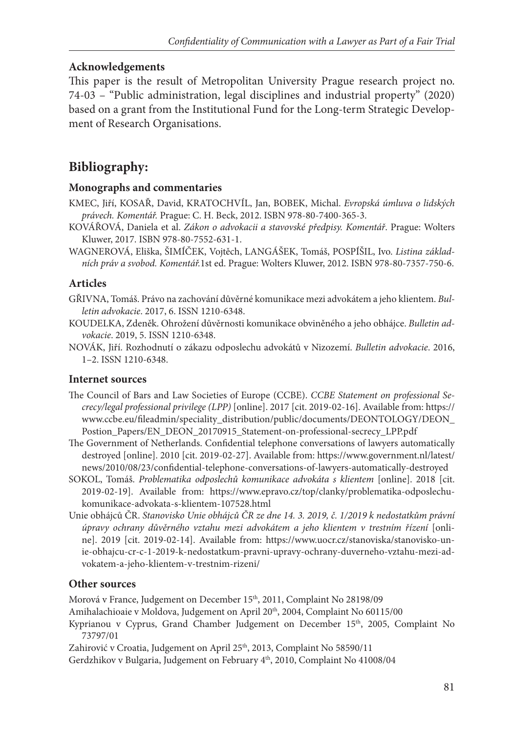### Acknowledgements

This paper is the result of Metropolitan University Prague research project no. 74-03 – "Public administration, legal disciplines and industrial property" (2020) based on a grant from the Institutional Fund for the Long-term Strategic Development of Research Organisations.

## Bibliography:

### Monographs and commentaries

KMEC, Jiří, KOSAŘ, David, KRATOCHVÍL, Jan, BOBEK, Michal. *Evropská úmluva o lidských právech. Komentář.* Prague: C. H. Beck, 2012. ISBN 978-80-7400-365-3.

KOVÁŘOVÁ, Daniela et al. *Zákon o advokacii a stavovské předpisy. Komentář*. Prague: Wolters Kluwer, 2017. ISBN 978-80-7552-631-1.

WAGNEROVÁ, Eliška, ŠIMÍČEK, Vojtěch, LANGÁŠEK, Tomáš, POSPÍŠIL, Ivo. *Listina základních práv a svobod. Komentář.*1st ed. Prague: Wolters Kluwer, 2012. ISBN 978-80-7357-750-6.

### Articles

GŘIVNA, Tomáš. Právo na zachování důvěrné komunikace mezi advokátem a jeho klientem. *Bulletin advokacie*. 2017, 6. ISSN 1210-6348.

KOUDELKA, Zdeněk. Ohrožení důvěrnosti komunikace obviněného a jeho obhájce. *Bulletin advokacie*. 2019, 5. ISSN 1210-6348.

NOVÁK, Jiří. Rozhodnutí o zákazu odposlechu advokátů v Nizozemí. *Bulletin advokacie*. 2016, 1–2. ISSN 1210-6348.

### Internet sources

The Council of Bars and Law Societies of Europe (CCBE). *CCBE Statement on professional Secrecy/legal professional privilege (LPP)* [online]. 2017 [cit. 2019-02-16]. Available from: https://www.ccbe.eu/fileadmin/speciality_distribution/public/documents/DEONTOLOGY/DEON_Postion_Papers/EN_DEON_20170915_Statement-on-professional-secrecy_LPP.pdf

The Government of Netherlands. Confidential telephone conversations of lawyers automatically destroyed [online]. 2010 [cit. 2019-02-27]. Available from: https://www.government.nl/latest/news/2010/08/23/confidential-telephone-conversations-of-lawyers-automatically-destroyed

SOKOL, Tomáš. *Problematika odposlechů komunikace advokáta s klientem* [online]. 2018 [cit. 2019-02-19]. Available from: https://www.epravo.cz/top/clanky/problematika-odposlechu-komunikace-advokata-s-klientem-107528.html

Unie obhájců ČR. *Stanovisko Unie obhájců ČR ze dne 14. 3. 2019, č. 1/2019 k nedostatkům právní úpravy ochrany důvěrného vztahu mezi advokátem a jeho klientem v trestním řízení* [online]. 2019 [cit. 2019-02-14]. Available from: https://www.uocr.cz/stanoviska/stanovisko-unie-obhajcu-cr-c-1-2019-k-nedostatkum-pravni-upravy-ochrany-duverneho-vztahu-mezi-advokatem-a-jeho-klientem-v-trestnim-rizeni/

### Other sources

Morová v France, Judgement on December 15th, 2011, Complaint No 28198/09

Amihalachioaie v Moldova, Judgement on April 20th, 2004, Complaint No 60115/00

Kyprianou v Cyprus, Grand Chamber Judgement on December 15th, 2005, Complaint No 73797/01

Zahirović v Croatia, Judgement on April 25th, 2013, Complaint No 58590/11

Gerdzhikov v Bulgaria, Judgement on February 4th, 2010, Complaint No 41008/04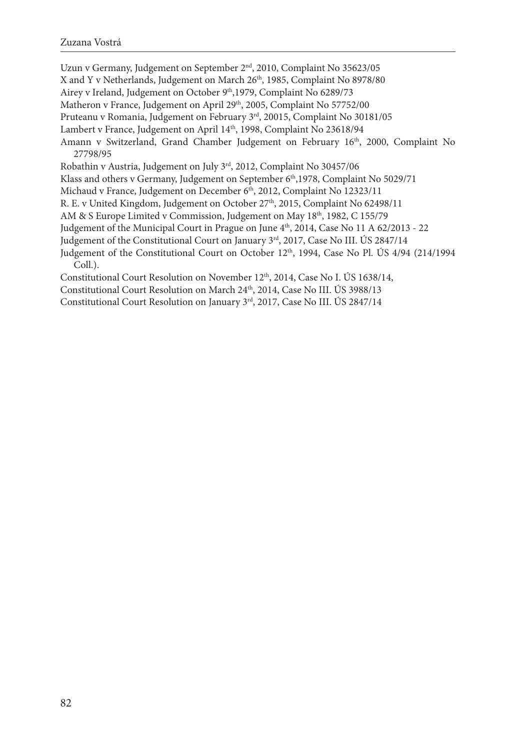Uzun v Germany, Judgement on September 2nd, 2010, Complaint No 35623/05

X and Y v Netherlands, Judgement on March 26th, 1985, Complaint No 8978/80

Airey v Ireland, Judgement on October 9th,1979, Complaint No 6289/73

Matheron v France, Judgement on April 29th, 2005, Complaint No 57752/00

Pruteanu v Romania, Judgement on February 3rd, 20015, Complaint No 30181/05

Lambert v France, Judgement on April 14th, 1998, Complaint No 23618/94

Amann v Switzerland, Grand Chamber Judgement on February 16th, 2000, Complaint No 27798/95

Robathin v Austria, Judgement on July 3rd, 2012, Complaint No 30457/06

Klass and others v Germany, Judgement on September 6th,1978, Complaint No 5029/71

Michaud v France, Judgement on December 6th, 2012, Complaint No 12323/11

R. E. v United Kingdom, Judgement on October 27th, 2015, Complaint No 62498/11

AM & S Europe Limited v Commission, Judgement on May 18th, 1982, C 155/79

Judgement of the Municipal Court in Prague on June 4th, 2014, Case No 11 A 62/2013 - 22

Judgement of the Constitutional Court on January 3rd, 2017, Case No III. ÚS 2847/14

Judgement of the Constitutional Court on October 12th, 1994, Case No Pl. ÚS 4/94 (214/1994 Coll.).

Constitutional Court Resolution on November 12th, 2014, Case No I. ÚS 1638/14,

Constitutional Court Resolution on March 24th, 2014, Case No III. ÚS 3988/13

Constitutional Court Resolution on January 3rd, 2017, Case No III. ÚS 2847/14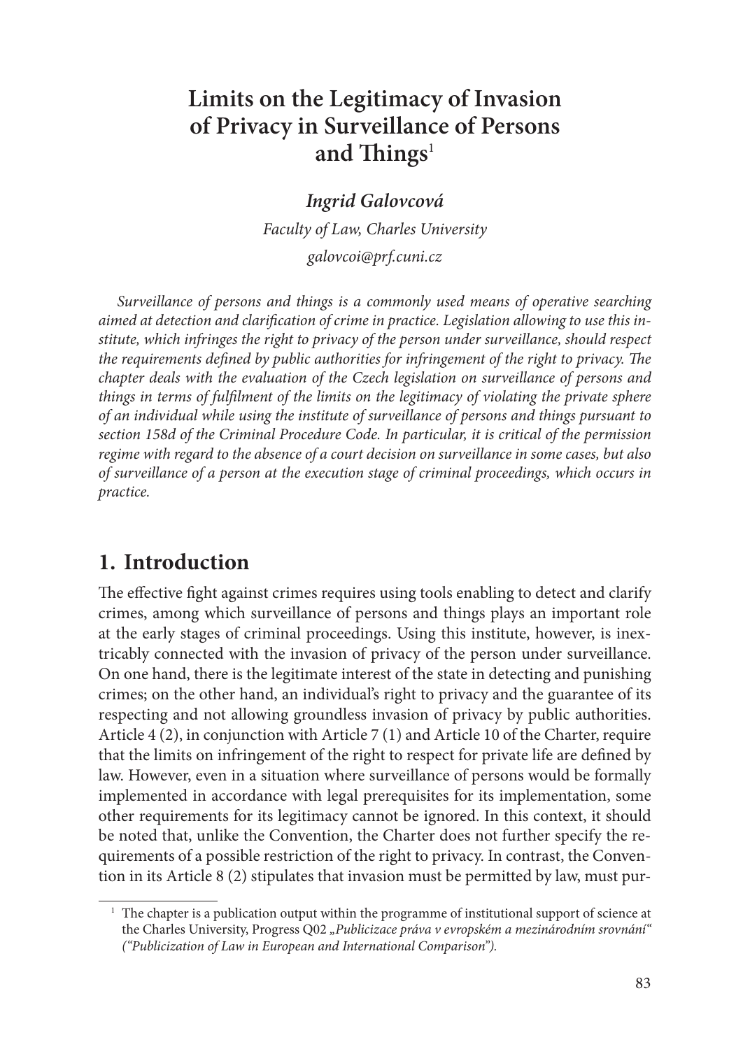# Limits on the Legitimacy of Invasion of Privacy in Surveillance of Persons and Things[1]

***Ingrid Galovcová***

*Faculty of Law, Charles University*

*galovcoi@prf.cuni.cz*

*Surveillance of persons and things is a commonly used means of operative searching aimed at detection and clarification of crime in practice. Legislation allowing to use this institute, which infringes the right to privacy of the person under surveillance, should respect the requirements defined by public authorities for infringement of the right to privacy. The chapter deals with the evaluation of the Czech legislation on surveillance of persons and things in terms of fulfilment of the limits on the legitimacy of violating the private sphere of an individual while using the institute of surveillance of persons and things pursuant to section 158d of the Criminal Procedure Code. In particular, it is critical of the permission regime with regard to the absence of a court decision on surveillance in some cases, but also of surveillance of a person at the execution stage of criminal proceedings, which occurs in practice.*

## 1. Introduction

The effective fight against crimes requires using tools enabling to detect and clarify crimes, among which surveillance of persons and things plays an important role at the early stages of criminal proceedings. Using this institute, however, is inextricably connected with the invasion of privacy of the person under surveillance. On one hand, there is the legitimate interest of the state in detecting and punishing crimes; on the other hand, an individual's right to privacy and the guarantee of its respecting and not allowing groundless invasion of privacy by public authorities. Article 4 (2), in conjunction with Article 7 (1) and Article 10 of the Charter, require that the limits on infringement of the right to respect for private life are defined by law. However, even in a situation where surveillance of persons would be formally implemented in accordance with legal prerequisites for its implementation, some other requirements for its legitimacy cannot be ignored. In this context, it should be noted that, unlike the Convention, the Charter does not further specify the requirements of a possible restriction of the right to privacy. In contrast, the Convention in its Article 8 (2) stipulates that invasion must be permitted by law, must pur-

[1] The chapter is a publication output within the programme of institutional support of science at the Charles University, Progress Q02 *„Publicizace práva v evropském a mezinárodním srovnání" ("Publicization of Law in European and International Comparison").*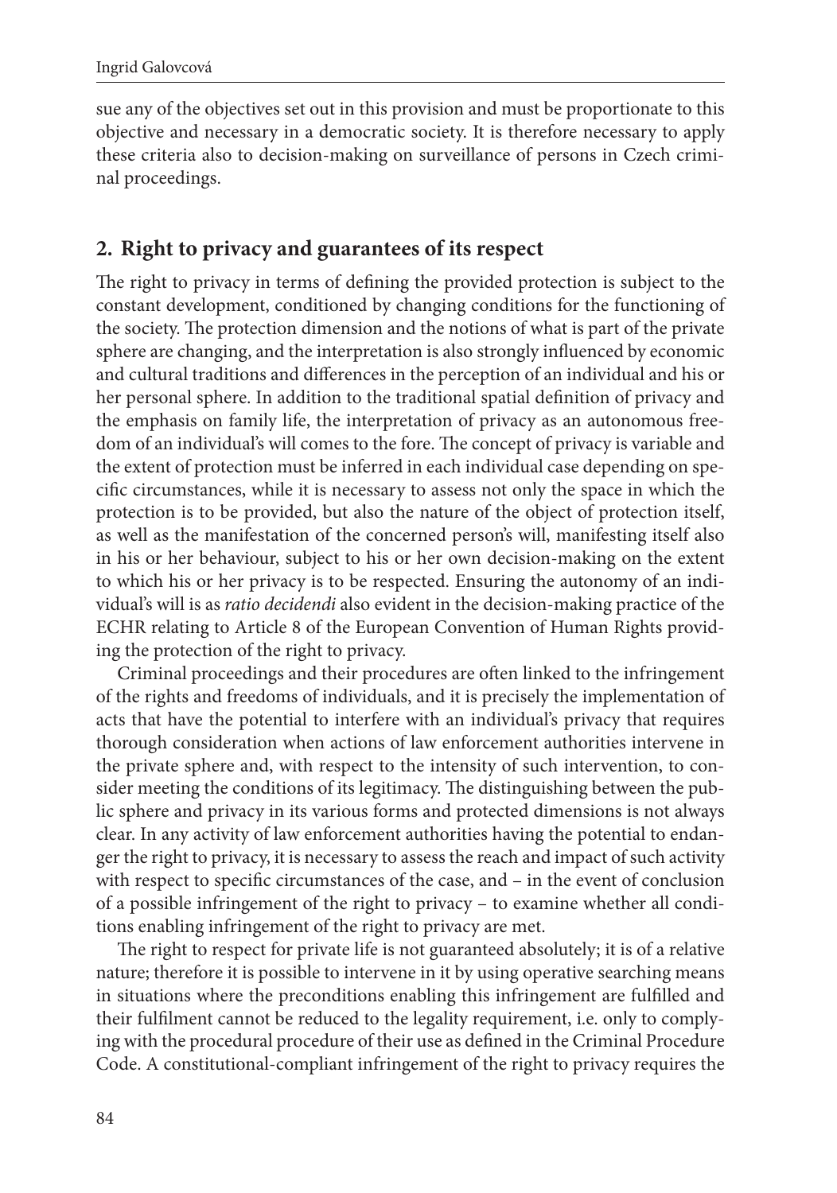sue any of the objectives set out in this provision and must be proportionate to this objective and necessary in a democratic society. It is therefore necessary to apply these criteria also to decision-making on surveillance of persons in Czech criminal proceedings.

## 2. Right to privacy and guarantees of its respect

The right to privacy in terms of defining the provided protection is subject to the constant development, conditioned by changing conditions for the functioning of the society. The protection dimension and the notions of what is part of the private sphere are changing, and the interpretation is also strongly influenced by economic and cultural traditions and differences in the perception of an individual and his or her personal sphere. In addition to the traditional spatial definition of privacy and the emphasis on family life, the interpretation of privacy as an autonomous freedom of an individual's will comes to the fore. The concept of privacy is variable and the extent of protection must be inferred in each individual case depending on specific circumstances, while it is necessary to assess not only the space in which the protection is to be provided, but also the nature of the object of protection itself, as well as the manifestation of the concerned person's will, manifesting itself also in his or her behaviour, subject to his or her own decision-making on the extent to which his or her privacy is to be respected. Ensuring the autonomy of an individual's will is as *ratio decidendi* also evident in the decision-making practice of the ECHR relating to Article 8 of the European Convention of Human Rights providing the protection of the right to privacy.

Criminal proceedings and their procedures are often linked to the infringement of the rights and freedoms of individuals, and it is precisely the implementation of acts that have the potential to interfere with an individual's privacy that requires thorough consideration when actions of law enforcement authorities intervene in the private sphere and, with respect to the intensity of such intervention, to consider meeting the conditions of its legitimacy. The distinguishing between the public sphere and privacy in its various forms and protected dimensions is not always clear. In any activity of law enforcement authorities having the potential to endanger the right to privacy, it is necessary to assess the reach and impact of such activity with respect to specific circumstances of the case, and – in the event of conclusion of a possible infringement of the right to privacy – to examine whether all conditions enabling infringement of the right to privacy are met.

The right to respect for private life is not guaranteed absolutely; it is of a relative nature; therefore it is possible to intervene in it by using operative searching means in situations where the preconditions enabling this infringement are fulfilled and their fulfilment cannot be reduced to the legality requirement, i.e. only to complying with the procedural procedure of their use as defined in the Criminal Procedure Code. A constitutional-compliant infringement of the right to privacy requires the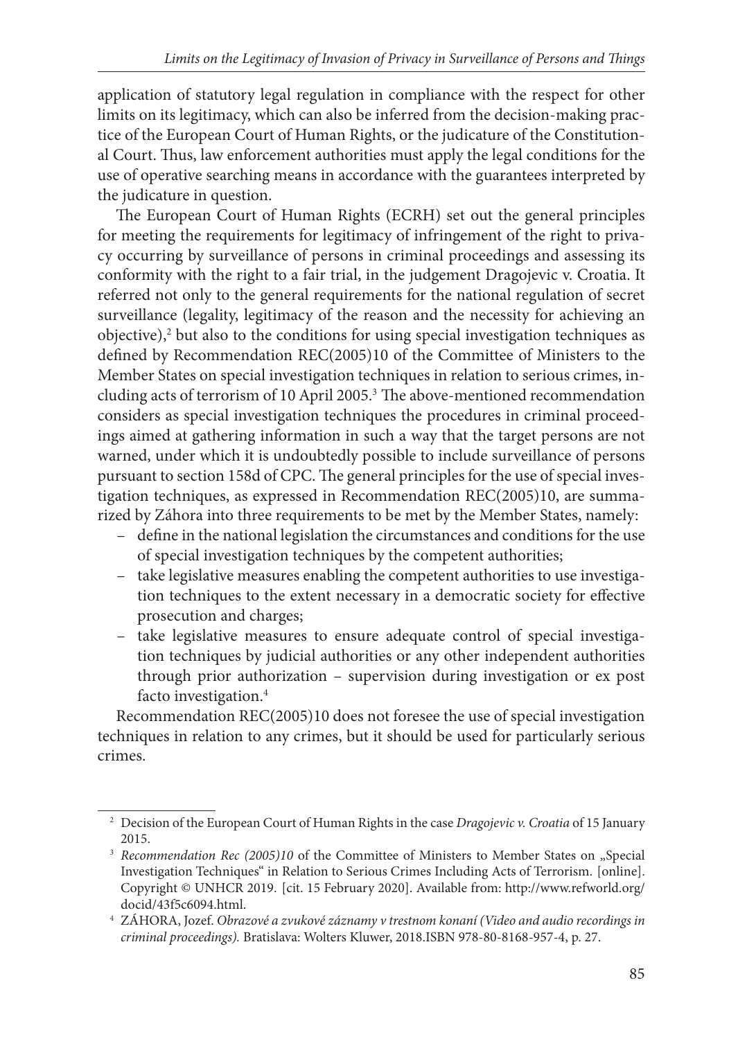application of statutory legal regulation in compliance with the respect for other limits on its legitimacy, which can also be inferred from the decision-making practice of the European Court of Human Rights, or the judicature of the Constitutional Court. Thus, law enforcement authorities must apply the legal conditions for the use of operative searching means in accordance with the guarantees interpreted by the judicature in question.

The European Court of Human Rights (ECRH) set out the general principles for meeting the requirements for legitimacy of infringement of the right to privacy occurring by surveillance of persons in criminal proceedings and assessing its conformity with the right to a fair trial, in the judgement Dragojevic v. Croatia. It referred not only to the general requirements for the national regulation of secret surveillance (legality, legitimacy of the reason and the necessity for achieving an objective),[2] but also to the conditions for using special investigation techniques as defined by Recommendation REC(2005)10 of the Committee of Ministers to the Member States on special investigation techniques in relation to serious crimes, including acts of terrorism of 10 April 2005.[3] The above-mentioned recommendation considers as special investigation techniques the procedures in criminal proceedings aimed at gathering information in such a way that the target persons are not warned, under which it is undoubtedly possible to include surveillance of persons pursuant to section 158d of CPC. The general principles for the use of special investigation techniques, as expressed in Recommendation REC(2005)10, are summarized by Záhora into three requirements to be met by the Member States, namely:

- define in the national legislation the circumstances and conditions for the use of special investigation techniques by the competent authorities;
- take legislative measures enabling the competent authorities to use investigation techniques to the extent necessary in a democratic society for effective prosecution and charges;
- take legislative measures to ensure adequate control of special investigation techniques by judicial authorities or any other independent authorities through prior authorization – supervision during investigation or ex post facto investigation.[4]

Recommendation REC(2005)10 does not foresee the use of special investigation techniques in relation to any crimes, but it should be used for particularly serious crimes.

---

[2] Decision of the European Court of Human Rights in the case *Dragojevic v. Croatia* of 15 January 2015.

[3] *Recommendation Rec (2005)10* of the Committee of Ministers to Member States on „Special Investigation Techniques" in Relation to Serious Crimes Including Acts of Terrorism. [online]. Copyright © UNHCR 2019. [cit. 15 February 2020]. Available from: http://www.refworld.org/docid/43f5c6094.html.

[4] ZÁHORA, Jozef. *Obrazové a zvukové záznamy v trestnom konaní (Video and audio recordings in criminal proceedings).* Bratislava: Wolters Kluwer, 2018.ISBN 978-80-8168-957-4, p. 27.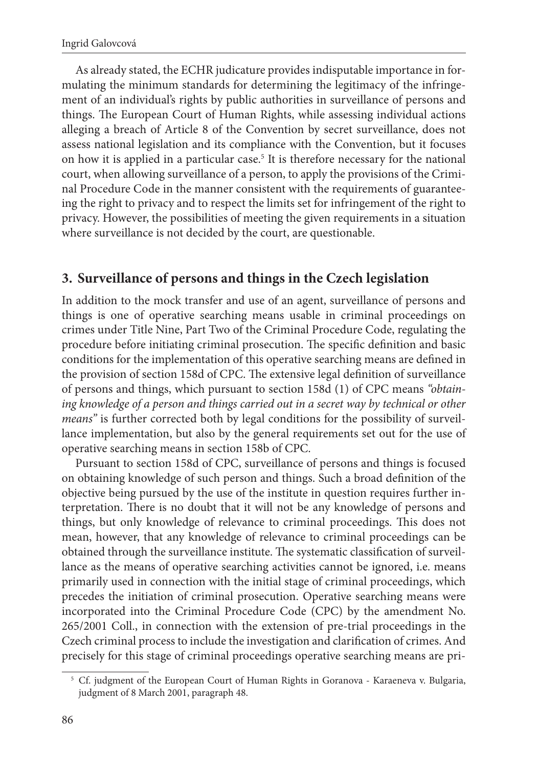As already stated, the ECHR judicature provides indisputable importance in formulating the minimum standards for determining the legitimacy of the infringement of an individual's rights by public authorities in surveillance of persons and things. The European Court of Human Rights, while assessing individual actions alleging a breach of Article 8 of the Convention by secret surveillance, does not assess national legislation and its compliance with the Convention, but it focuses on how it is applied in a particular case.[5] It is therefore necessary for the national court, when allowing surveillance of a person, to apply the provisions of the Criminal Procedure Code in the manner consistent with the requirements of guaranteeing the right to privacy and to respect the limits set for infringement of the right to privacy. However, the possibilities of meeting the given requirements in a situation where surveillance is not decided by the court, are questionable.

## 3. Surveillance of persons and things in the Czech legislation

In addition to the mock transfer and use of an agent, surveillance of persons and things is one of operative searching means usable in criminal proceedings on crimes under Title Nine, Part Two of the Criminal Procedure Code, regulating the procedure before initiating criminal prosecution. The specific definition and basic conditions for the implementation of this operative searching means are defined in the provision of section 158d of CPC. The extensive legal definition of surveillance of persons and things, which pursuant to section 158d (1) of CPC means *"obtaining knowledge of a person and things carried out in a secret way by technical or other means"* is further corrected both by legal conditions for the possibility of surveillance implementation, but also by the general requirements set out for the use of operative searching means in section 158b of CPC.

Pursuant to section 158d of CPC, surveillance of persons and things is focused on obtaining knowledge of such person and things. Such a broad definition of the objective being pursued by the use of the institute in question requires further interpretation. There is no doubt that it will not be any knowledge of persons and things, but only knowledge of relevance to criminal proceedings. This does not mean, however, that any knowledge of relevance to criminal proceedings can be obtained through the surveillance institute. The systematic classification of surveillance as the means of operative searching activities cannot be ignored, i.e. means primarily used in connection with the initial stage of criminal proceedings, which precedes the initiation of criminal prosecution. Operative searching means were incorporated into the Criminal Procedure Code (CPC) by the amendment No. 265/2001 Coll., in connection with the extension of pre-trial proceedings in the Czech criminal process to include the investigation and clarification of crimes. And precisely for this stage of criminal proceedings operative searching means are pri-

[5] Cf. judgment of the European Court of Human Rights in Goranova - Karaeneva v. Bulgaria, judgment of 8 March 2001, paragraph 48.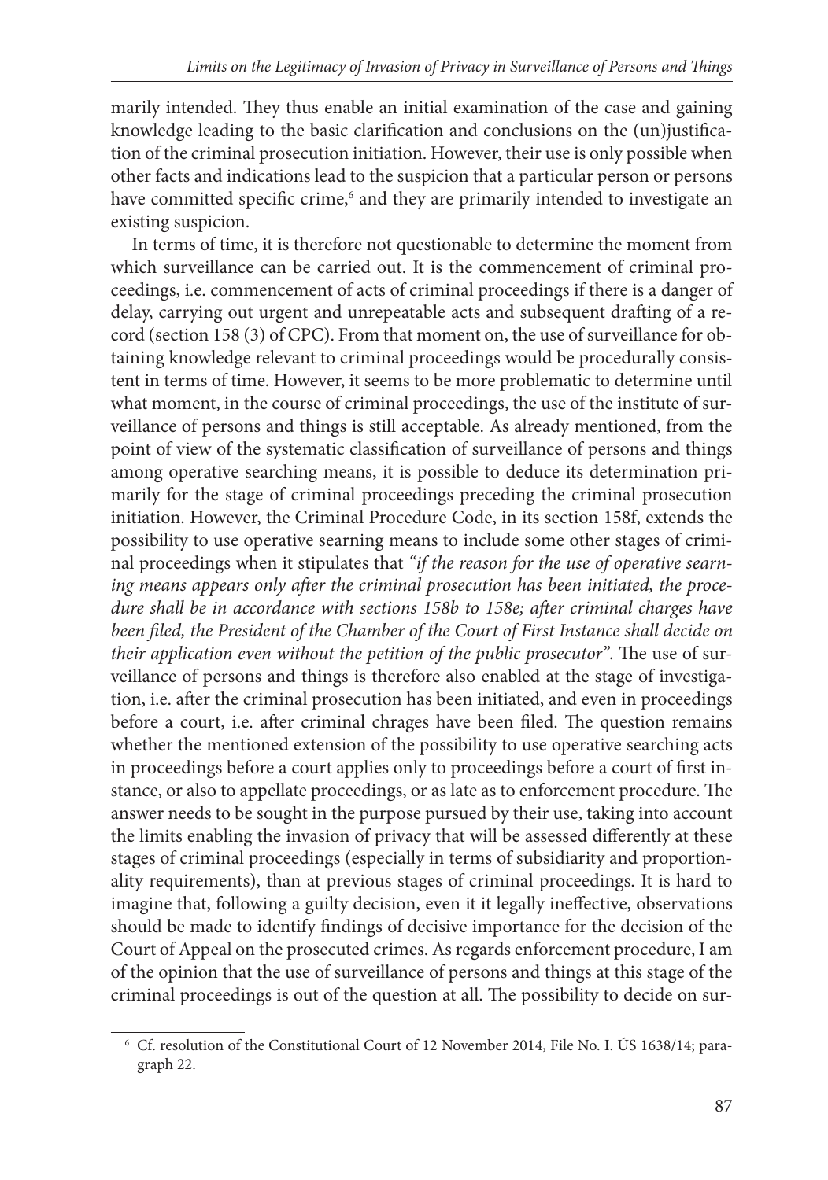marily intended. They thus enable an initial examination of the case and gaining knowledge leading to the basic clarification and conclusions on the (un)justification of the criminal prosecution initiation. However, their use is only possible when other facts and indications lead to the suspicion that a particular person or persons have committed specific crime,[6] and they are primarily intended to investigate an existing suspicion.

In terms of time, it is therefore not questionable to determine the moment from which surveillance can be carried out. It is the commencement of criminal proceedings, i.e. commencement of acts of criminal proceedings if there is a danger of delay, carrying out urgent and unrepeatable acts and subsequent drafting of a record (section 158 (3) of CPC). From that moment on, the use of surveillance for obtaining knowledge relevant to criminal proceedings would be procedurally consistent in terms of time. However, it seems to be more problematic to determine until what moment, in the course of criminal proceedings, the use of the institute of surveillance of persons and things is still acceptable. As already mentioned, from the point of view of the systematic classification of surveillance of persons and things among operative searching means, it is possible to deduce its determination primarily for the stage of criminal proceedings preceding the criminal prosecution initiation. However, the Criminal Procedure Code, in its section 158f, extends the possibility to use operative searning means to include some other stages of criminal proceedings when it stipulates that *"if the reason for the use of operative searning means appears only after the criminal prosecution has been initiated, the procedure shall be in accordance with sections 158b to 158e; after criminal charges have been filed, the President of the Chamber of the Court of First Instance shall decide on their application even without the petition of the public prosecutor"*. The use of surveillance of persons and things is therefore also enabled at the stage of investigation, i.e. after the criminal prosecution has been initiated, and even in proceedings before a court, i.e. after criminal chrages have been filed. The question remains whether the mentioned extension of the possibility to use operative searching acts in proceedings before a court applies only to proceedings before a court of first instance, or also to appellate proceedings, or as late as to enforcement procedure. The answer needs to be sought in the purpose pursued by their use, taking into account the limits enabling the invasion of privacy that will be assessed differently at these stages of criminal proceedings (especially in terms of subsidiarity and proportionality requirements), than at previous stages of criminal proceedings. It is hard to imagine that, following a guilty decision, even it it legally ineffective, observations should be made to identify findings of decisive importance for the decision of the Court of Appeal on the prosecuted crimes. As regards enforcement procedure, I am of the opinion that the use of surveillance of persons and things at this stage of the criminal proceedings is out of the question at all. The possibility to decide on sur-

---

[6] Cf. resolution of the Constitutional Court of 12 November 2014, File No. I. ÚS 1638/14; paragraph 22.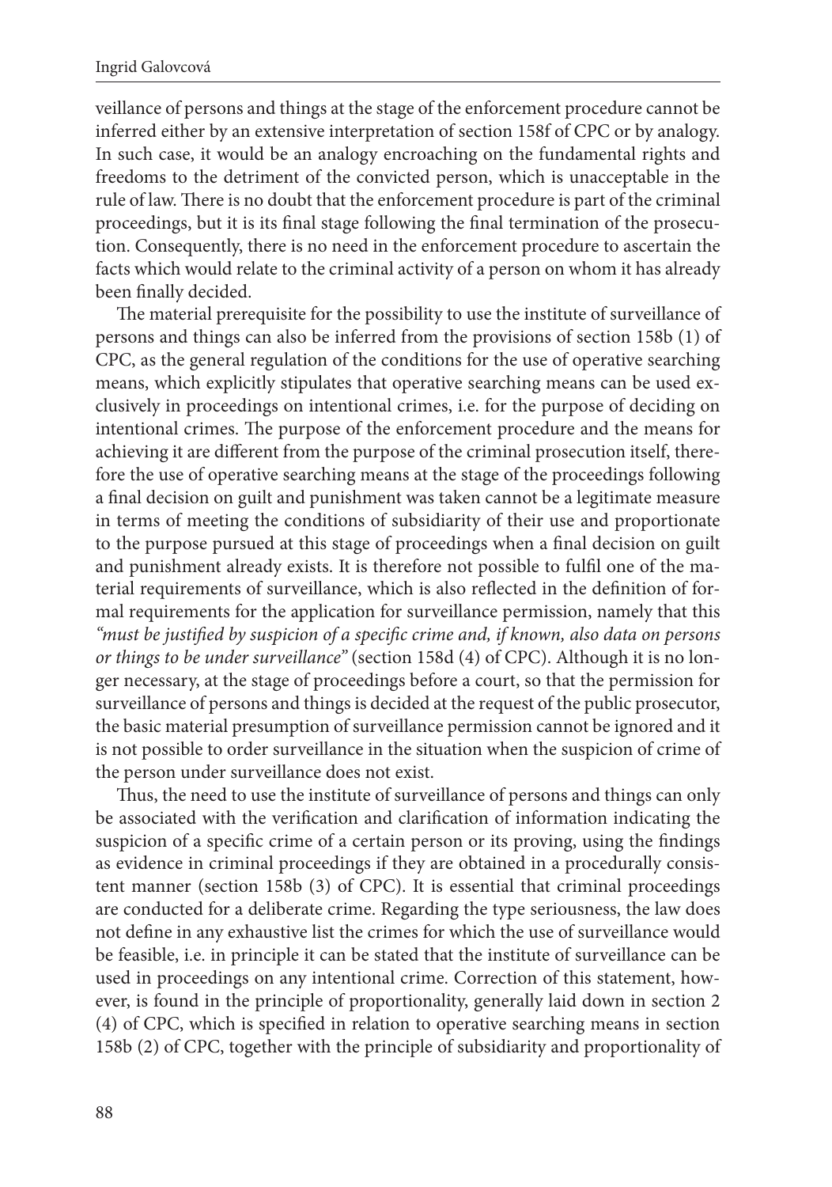veillance of persons and things at the stage of the enforcement procedure cannot be inferred either by an extensive interpretation of section 158f of CPC or by analogy. In such case, it would be an analogy encroaching on the fundamental rights and freedoms to the detriment of the convicted person, which is unacceptable in the rule of law. There is no doubt that the enforcement procedure is part of the criminal proceedings, but it is its final stage following the final termination of the prosecution. Consequently, there is no need in the enforcement procedure to ascertain the facts which would relate to the criminal activity of a person on whom it has already been finally decided.

The material prerequisite for the possibility to use the institute of surveillance of persons and things can also be inferred from the provisions of section 158b (1) of CPC, as the general regulation of the conditions for the use of operative searching means, which explicitly stipulates that operative searching means can be used exclusively in proceedings on intentional crimes, i.e. for the purpose of deciding on intentional crimes. The purpose of the enforcement procedure and the means for achieving it are different from the purpose of the criminal prosecution itself, therefore the use of operative searching means at the stage of the proceedings following a final decision on guilt and punishment was taken cannot be a legitimate measure in terms of meeting the conditions of subsidiarity of their use and proportionate to the purpose pursued at this stage of proceedings when a final decision on guilt and punishment already exists. It is therefore not possible to fulfil one of the material requirements of surveillance, which is also reflected in the definition of formal requirements for the application for surveillance permission, namely that this *"must be justified by suspicion of a specific crime and, if known, also data on persons or things to be under surveillance"* (section 158d (4) of CPC). Although it is no longer necessary, at the stage of proceedings before a court, so that the permission for surveillance of persons and things is decided at the request of the public prosecutor, the basic material presumption of surveillance permission cannot be ignored and it is not possible to order surveillance in the situation when the suspicion of crime of the person under surveillance does not exist.

Thus, the need to use the institute of surveillance of persons and things can only be associated with the verification and clarification of information indicating the suspicion of a specific crime of a certain person or its proving, using the findings as evidence in criminal proceedings if they are obtained in a procedurally consistent manner (section 158b (3) of CPC). It is essential that criminal proceedings are conducted for a deliberate crime. Regarding the type seriousness, the law does not define in any exhaustive list the crimes for which the use of surveillance would be feasible, i.e. in principle it can be stated that the institute of surveillance can be used in proceedings on any intentional crime. Correction of this statement, however, is found in the principle of proportionality, generally laid down in section 2 (4) of CPC, which is specified in relation to operative searching means in section 158b (2) of CPC, together with the principle of subsidiarity and proportionality of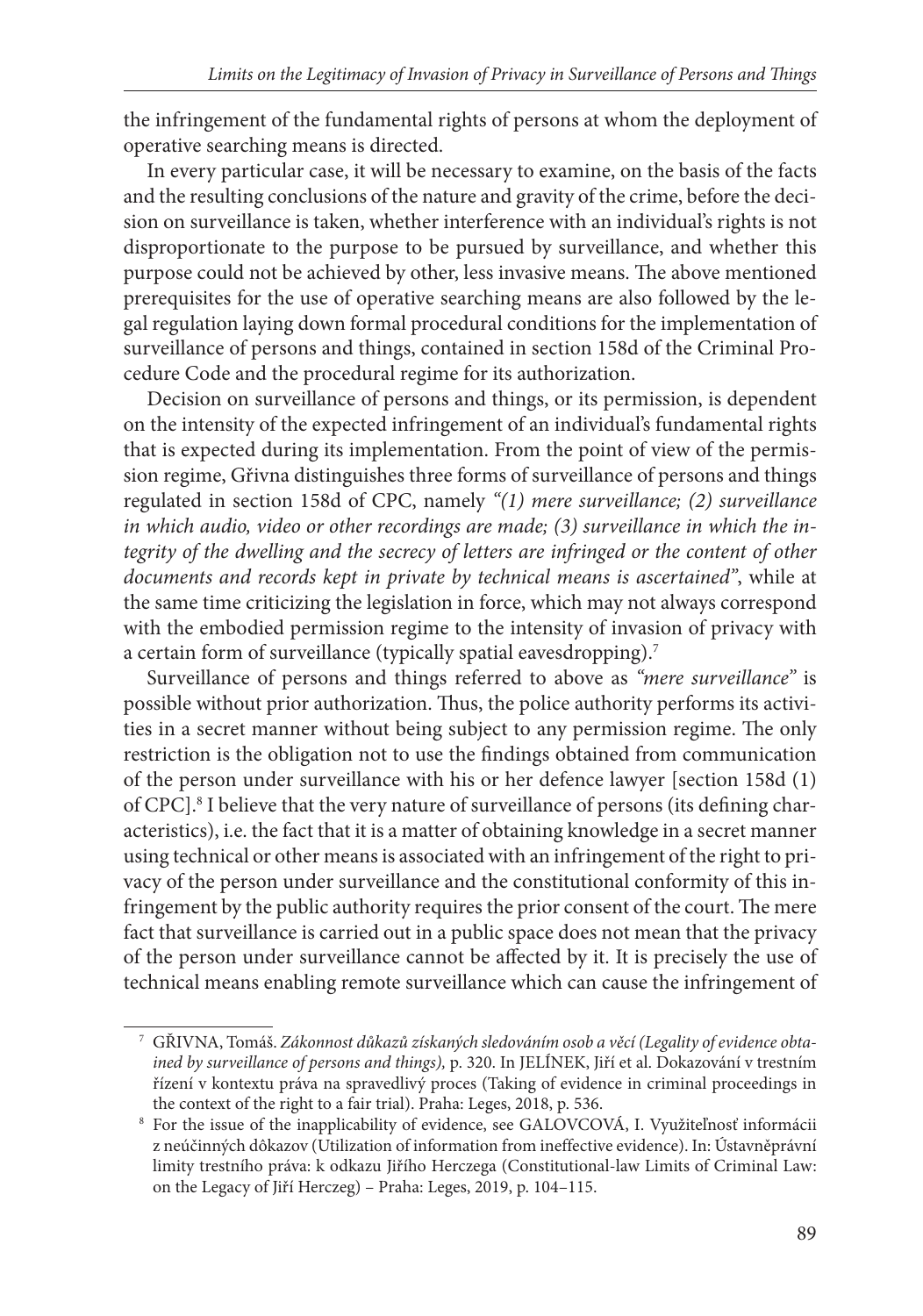the infringement of the fundamental rights of persons at whom the deployment of operative searching means is directed.

In every particular case, it will be necessary to examine, on the basis of the facts and the resulting conclusions of the nature and gravity of the crime, before the decision on surveillance is taken, whether interference with an individual's rights is not disproportionate to the purpose to be pursued by surveillance, and whether this purpose could not be achieved by other, less invasive means. The above mentioned prerequisites for the use of operative searching means are also followed by the legal regulation laying down formal procedural conditions for the implementation of surveillance of persons and things, contained in section 158d of the Criminal Procedure Code and the procedural regime for its authorization.

Decision on surveillance of persons and things, or its permission, is dependent on the intensity of the expected infringement of an individual's fundamental rights that is expected during its implementation. From the point of view of the permission regime, Gřivna distinguishes three forms of surveillance of persons and things regulated in section 158d of CPC, namely *"(1) mere surveillance; (2) surveillance in which audio, video or other recordings are made; (3) surveillance in which the integrity of the dwelling and the secrecy of letters are infringed or the content of other documents and records kept in private by technical means is ascertained"*, while at the same time criticizing the legislation in force, which may not always correspond with the embodied permission regime to the intensity of invasion of privacy with a certain form of surveillance (typically spatial eavesdropping).[7]

Surveillance of persons and things referred to above as *"mere surveillance"* is possible without prior authorization. Thus, the police authority performs its activities in a secret manner without being subject to any permission regime. The only restriction is the obligation not to use the findings obtained from communication of the person under surveillance with his or her defence lawyer [section 158d (1) of CPC].[8] I believe that the very nature of surveillance of persons (its defining characteristics), i.e. the fact that it is a matter of obtaining knowledge in a secret manner using technical or other means is associated with an infringement of the right to privacy of the person under surveillance and the constitutional conformity of this infringement by the public authority requires the prior consent of the court. The mere fact that surveillance is carried out in a public space does not mean that the privacy of the person under surveillance cannot be affected by it. It is precisely the use of technical means enabling remote surveillance which can cause the infringement of

---

[7] GŘIVNA, Tomáš. *Zákonnost důkazů získaných sledováním osob a věcí (Legality of evidence obtained by surveillance of persons and things),* p. 320. In JELÍNEK, Jiří et al. Dokazování v trestním řízení v kontextu práva na spravedlivý proces (Taking of evidence in criminal proceedings in the context of the right to a fair trial). Praha: Leges, 2018, p. 536.

[8] For the issue of the inapplicability of evidence, see GALOVCOVÁ, I. Využiteľnosť informácii z neúčinných dôkazov (Utilization of information from ineffective evidence). In: Ústavněprávní limity trestního práva: k odkazu Jiřího Herczega (Constitutional-law Limits of Criminal Law: on the Legacy of Jiří Herczeg) – Praha: Leges, 2019, p. 104–115.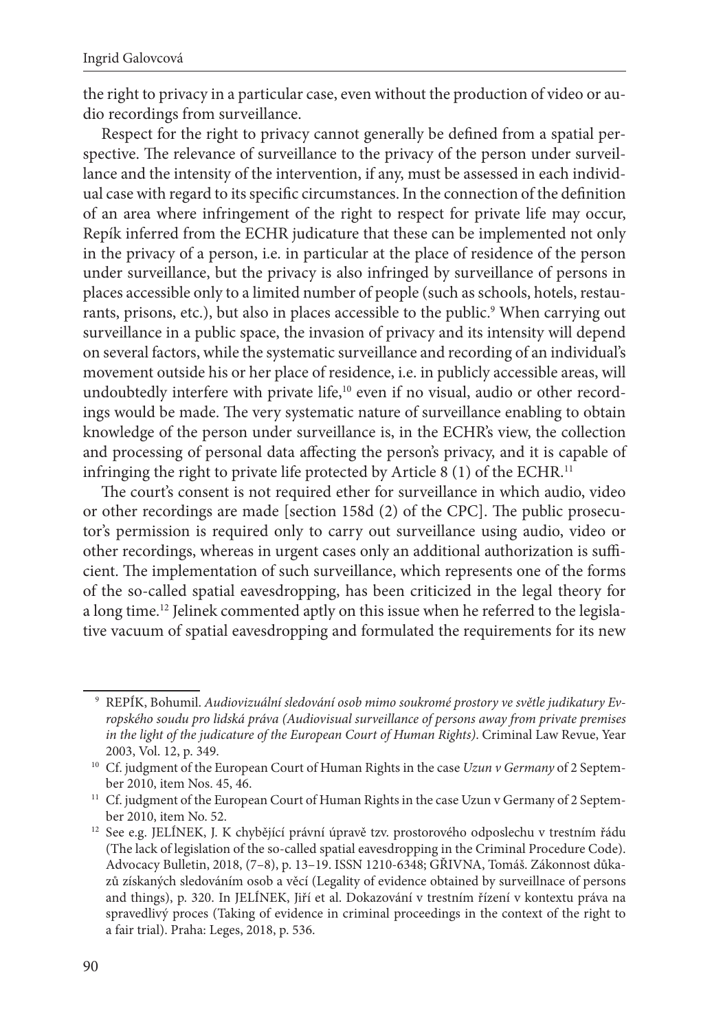the right to privacy in a particular case, even without the production of video or audio recordings from surveillance.

Respect for the right to privacy cannot generally be defined from a spatial perspective. The relevance of surveillance to the privacy of the person under surveillance and the intensity of the intervention, if any, must be assessed in each individual case with regard to its specific circumstances. In the connection of the definition of an area where infringement of the right to respect for private life may occur, Repík inferred from the ECHR judicature that these can be implemented not only in the privacy of a person, i.e. in particular at the place of residence of the person under surveillance, but the privacy is also infringed by surveillance of persons in places accessible only to a limited number of people (such as schools, hotels, restaurants, prisons, etc.), but also in places accessible to the public.[9] When carrying out surveillance in a public space, the invasion of privacy and its intensity will depend on several factors, while the systematic surveillance and recording of an individual's movement outside his or her place of residence, i.e. in publicly accessible areas, will undoubtedly interfere with private life,[10] even if no visual, audio or other recordings would be made. The very systematic nature of surveillance enabling to obtain knowledge of the person under surveillance is, in the ECHR's view, the collection and processing of personal data affecting the person's privacy, and it is capable of infringing the right to private life protected by Article 8 (1) of the ECHR.[11]

The court's consent is not required ether for surveillance in which audio, video or other recordings are made [section 158d (2) of the CPC]. The public prosecutor's permission is required only to carry out surveillance using audio, video or other recordings, whereas in urgent cases only an additional authorization is sufficient. The implementation of such surveillance, which represents one of the forms of the so-called spatial eavesdropping, has been criticized in the legal theory for a long time.[12] Jelinek commented aptly on this issue when he referred to the legislative vacuum of spatial eavesdropping and formulated the requirements for its new

---

[9] REPÍK, Bohumil. *Audiovizuální sledování osob mimo soukromé prostory ve světle judikatury Evropského soudu pro lidská práva (Audiovisual surveillance of persons away from private premises in the light of the judicature of the European Court of Human Rights)*. Criminal Law Revue, Year 2003, Vol. 12, p. 349.

[10] Cf. judgment of the European Court of Human Rights in the case *Uzun v Germany* of 2 September 2010, item Nos. 45, 46.

[11] Cf. judgment of the European Court of Human Rights in the case Uzun v Germany of 2 September 2010, item No. 52.

[12] See e.g. JELÍNEK, J. K chybějící právní úpravě tzv. prostorového odposlechu v trestním řádu (The lack of legislation of the so-called spatial eavesdropping in the Criminal Procedure Code). Advocacy Bulletin, 2018, (7–8), p. 13–19. ISSN 1210-6348; GŘIVNA, Tomáš. Zákonnost důkazů získaných sledováním osob a věcí (Legality of evidence obtained by surveillnace of persons and things), p. 320. In JELÍNEK, Jiří et al. Dokazování v trestním řízení v kontextu práva na spravedlivý proces (Taking of evidence in criminal proceedings in the context of the right to a fair trial). Praha: Leges, 2018, p. 536.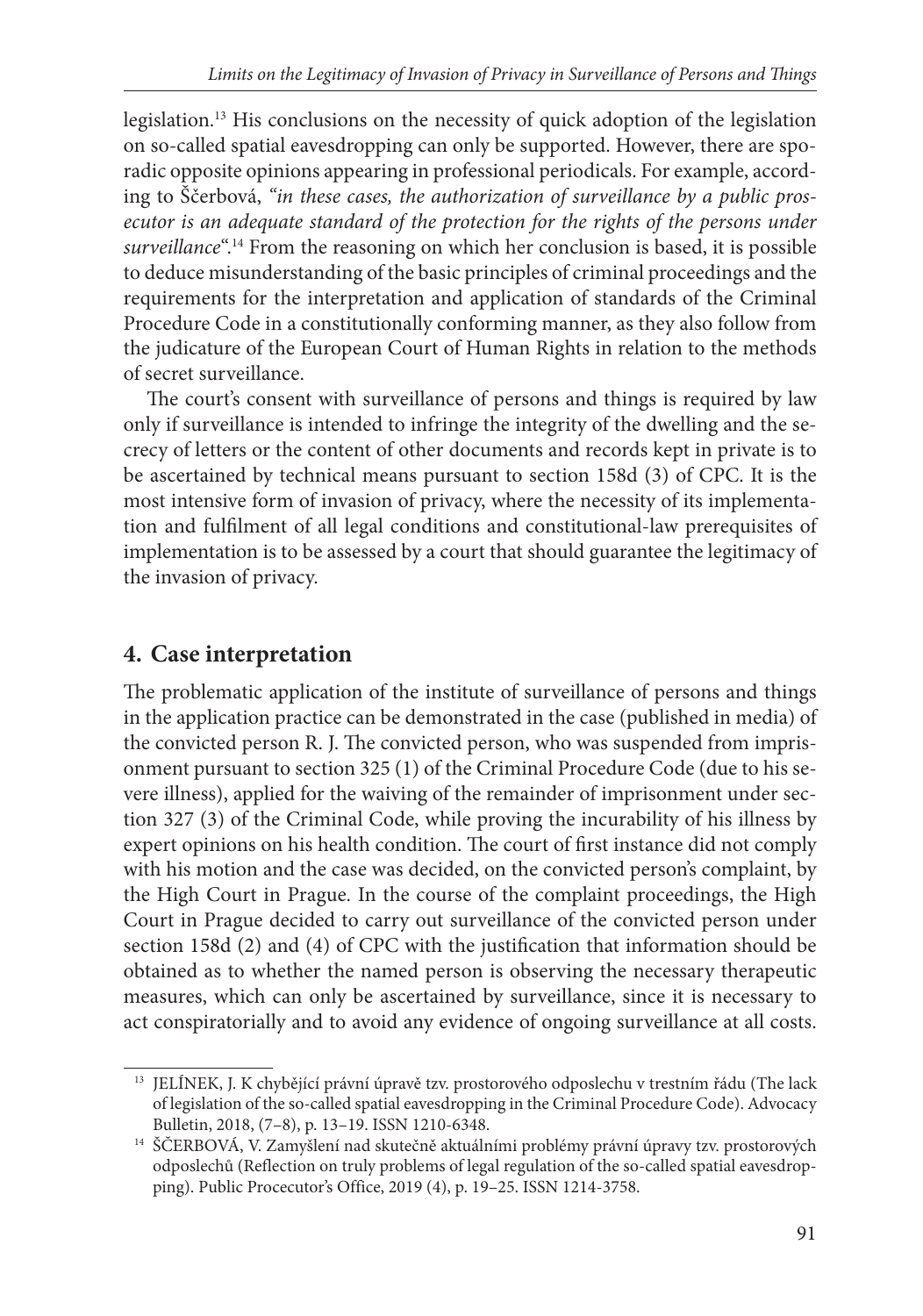legislation.[13] His conclusions on the necessity of quick adoption of the legislation on so-called spatial eavesdropping can only be supported. However, there are sporadic opposite opinions appearing in professional periodicals. For example, according to Ščerbová, *"in these cases, the authorization of surveillance by a public prosecutor is an adequate standard of the protection for the rights of the persons under surveillance*".[14] From the reasoning on which her conclusion is based, it is possible to deduce misunderstanding of the basic principles of criminal proceedings and the requirements for the interpretation and application of standards of the Criminal Procedure Code in a constitutionally conforming manner, as they also follow from the judicature of the European Court of Human Rights in relation to the methods of secret surveillance.

The court's consent with surveillance of persons and things is required by law only if surveillance is intended to infringe the integrity of the dwelling and the secrecy of letters or the content of other documents and records kept in private is to be ascertained by technical means pursuant to section 158d (3) of CPC. It is the most intensive form of invasion of privacy, where the necessity of its implementation and fulfilment of all legal conditions and constitutional-law prerequisites of implementation is to be assessed by a court that should guarantee the legitimacy of the invasion of privacy.

## 4. Case interpretation

The problematic application of the institute of surveillance of persons and things in the application practice can be demonstrated in the case (published in media) of the convicted person R. J. The convicted person, who was suspended from imprisonment pursuant to section 325 (1) of the Criminal Procedure Code (due to his severe illness), applied for the waiving of the remainder of imprisonment under section 327 (3) of the Criminal Code, while proving the incurability of his illness by expert opinions on his health condition. The court of first instance did not comply with his motion and the case was decided, on the convicted person's complaint, by the High Court in Prague. In the course of the complaint proceedings, the High Court in Prague decided to carry out surveillance of the convicted person under section 158d (2) and (4) of CPC with the justification that information should be obtained as to whether the named person is observing the necessary therapeutic measures, which can only be ascertained by surveillance, since it is necessary to act conspiratorially and to avoid any evidence of ongoing surveillance at all costs.

---

[13] JELÍNEK, J. K chybějící právní úpravě tzv. prostorového odposlechu v trestním řádu (The lack of legislation of the so-called spatial eavesdropping in the Criminal Procedure Code). Advocacy Bulletin, 2018, (7–8), p. 13–19. ISSN 1210-6348.

[14] ŠČERBOVÁ, V. Zamyšlení nad skutečně aktuálními problémy právní úpravy tzv. prostorových odposlechů (Reflection on truly problems of legal regulation of the so-called spatial eavesdropping). Public Procecutor's Office, 2019 (4), p. 19–25. ISSN 1214-3758.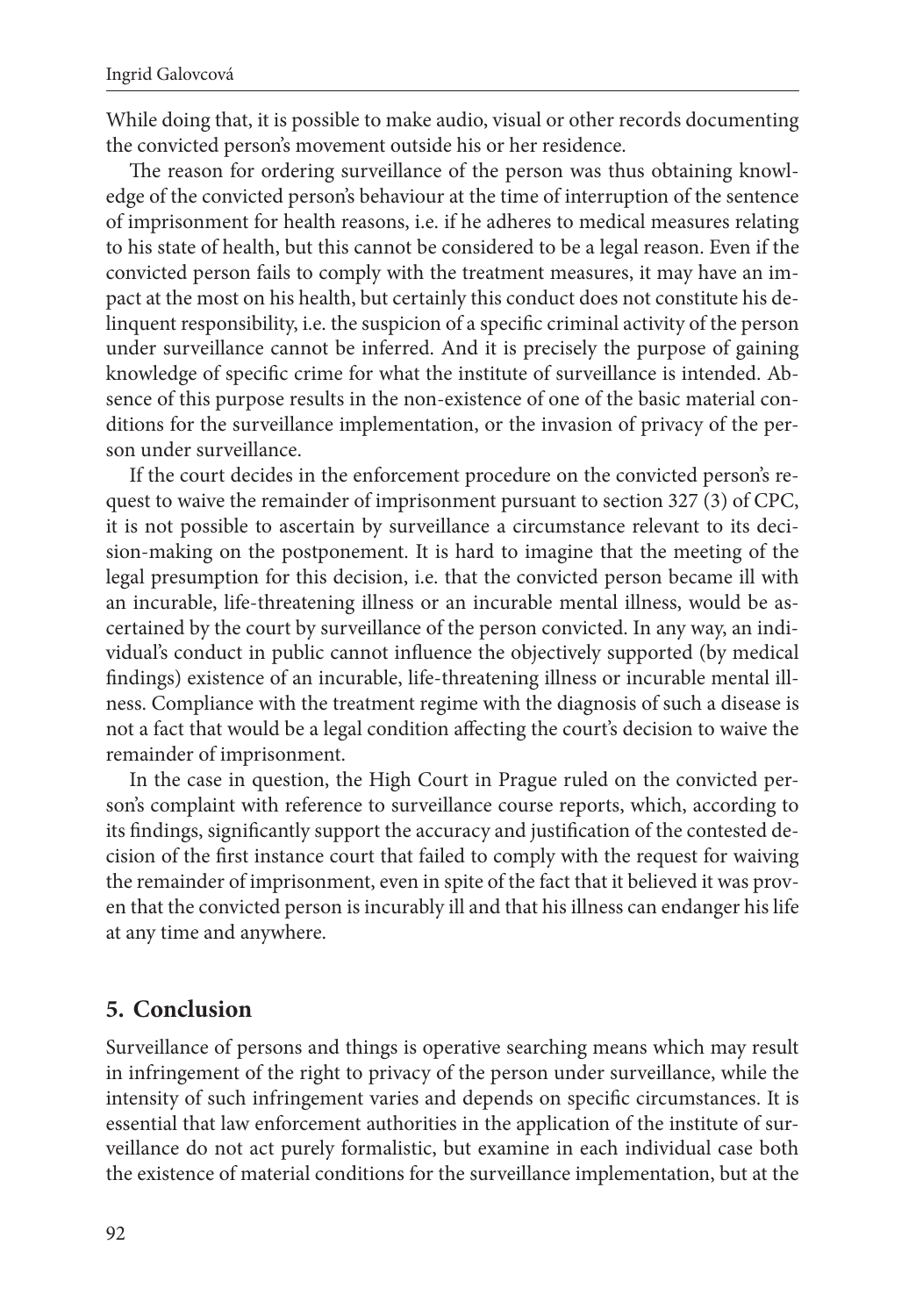While doing that, it is possible to make audio, visual or other records documenting the convicted person's movement outside his or her residence.

The reason for ordering surveillance of the person was thus obtaining knowledge of the convicted person's behaviour at the time of interruption of the sentence of imprisonment for health reasons, i.e. if he adheres to medical measures relating to his state of health, but this cannot be considered to be a legal reason. Even if the convicted person fails to comply with the treatment measures, it may have an impact at the most on his health, but certainly this conduct does not constitute his delinquent responsibility, i.e. the suspicion of a specific criminal activity of the person under surveillance cannot be inferred. And it is precisely the purpose of gaining knowledge of specific crime for what the institute of surveillance is intended. Absence of this purpose results in the non-existence of one of the basic material conditions for the surveillance implementation, or the invasion of privacy of the person under surveillance.

If the court decides in the enforcement procedure on the convicted person's request to waive the remainder of imprisonment pursuant to section 327 (3) of CPC, it is not possible to ascertain by surveillance a circumstance relevant to its decision-making on the postponement. It is hard to imagine that the meeting of the legal presumption for this decision, i.e. that the convicted person became ill with an incurable, life-threatening illness or an incurable mental illness, would be ascertained by the court by surveillance of the person convicted. In any way, an individual's conduct in public cannot influence the objectively supported (by medical findings) existence of an incurable, life-threatening illness or incurable mental illness. Compliance with the treatment regime with the diagnosis of such a disease is not a fact that would be a legal condition affecting the court's decision to waive the remainder of imprisonment.

In the case in question, the High Court in Prague ruled on the convicted person's complaint with reference to surveillance course reports, which, according to its findings, significantly support the accuracy and justification of the contested decision of the first instance court that failed to comply with the request for waiving the remainder of imprisonment, even in spite of the fact that it believed it was proven that the convicted person is incurably ill and that his illness can endanger his life at any time and anywhere.

## 5. Conclusion

Surveillance of persons and things is operative searching means which may result in infringement of the right to privacy of the person under surveillance, while the intensity of such infringement varies and depends on specific circumstances. It is essential that law enforcement authorities in the application of the institute of surveillance do not act purely formalistic, but examine in each individual case both the existence of material conditions for the surveillance implementation, but at the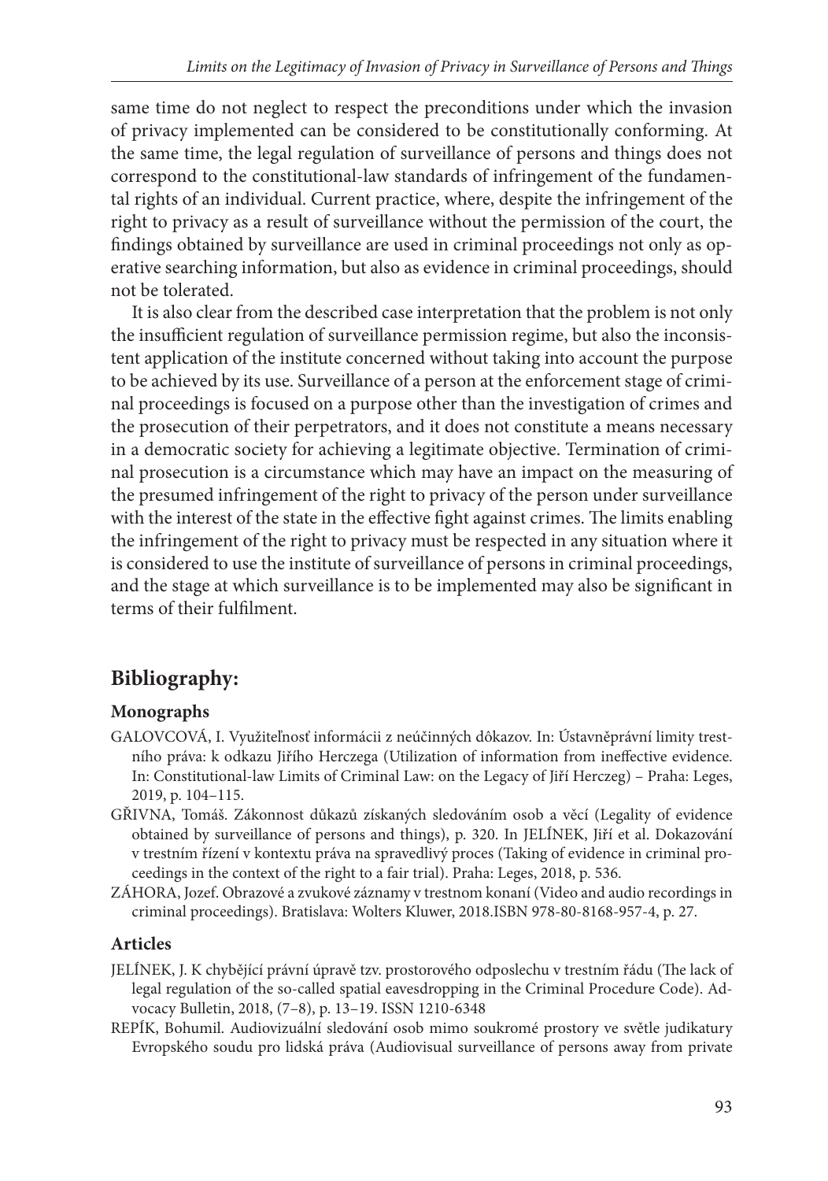same time do not neglect to respect the preconditions under which the invasion of privacy implemented can be considered to be constitutionally conforming. At the same time, the legal regulation of surveillance of persons and things does not correspond to the constitutional-law standards of infringement of the fundamental rights of an individual. Current practice, where, despite the infringement of the right to privacy as a result of surveillance without the permission of the court, the findings obtained by surveillance are used in criminal proceedings not only as operative searching information, but also as evidence in criminal proceedings, should not be tolerated.

It is also clear from the described case interpretation that the problem is not only the insufficient regulation of surveillance permission regime, but also the inconsistent application of the institute concerned without taking into account the purpose to be achieved by its use. Surveillance of a person at the enforcement stage of criminal proceedings is focused on a purpose other than the investigation of crimes and the prosecution of their perpetrators, and it does not constitute a means necessary in a democratic society for achieving a legitimate objective. Termination of criminal prosecution is a circumstance which may have an impact on the measuring of the presumed infringement of the right to privacy of the person under surveillance with the interest of the state in the effective fight against crimes. The limits enabling the infringement of the right to privacy must be respected in any situation where it is considered to use the institute of surveillance of persons in criminal proceedings, and the stage at which surveillance is to be implemented may also be significant in terms of their fulfilment.

## Bibliography:

### Monographs

GALOVCOVÁ, I. Využiteľnosť informácii z neúčinných dôkazov. In: Ústavněprávní limity trestního práva: k odkazu Jiřího Herczega (Utilization of information from ineffective evidence. In: Constitutional-law Limits of Criminal Law: on the Legacy of Jiří Herczeg) – Praha: Leges, 2019, p. 104–115.

GŘIVNA, Tomáš. Zákonnost důkazů získaných sledováním osob a věcí (Legality of evidence obtained by surveillance of persons and things), p. 320. In JELÍNEK, Jiří et al. Dokazování v trestním řízení v kontextu práva na spravedlivý proces (Taking of evidence in criminal proceedings in the context of the right to a fair trial). Praha: Leges, 2018, p. 536.

ZÁHORA, Jozef. Obrazové a zvukové záznamy v trestnom konaní (Video and audio recordings in criminal proceedings). Bratislava: Wolters Kluwer, 2018.ISBN 978-80-8168-957-4, p. 27.

### Articles

JELÍNEK, J. K chybějící právní úpravě tzv. prostorového odposlechu v trestním řádu (The lack of legal regulation of the so-called spatial eavesdropping in the Criminal Procedure Code). Advocacy Bulletin, 2018, (7–8), p. 13–19. ISSN 1210-6348

REPÍK, Bohumil. Audiovizuální sledování osob mimo soukromé prostory ve světle judikatury Evropského soudu pro lidská práva (Audiovisual surveillance of persons away from private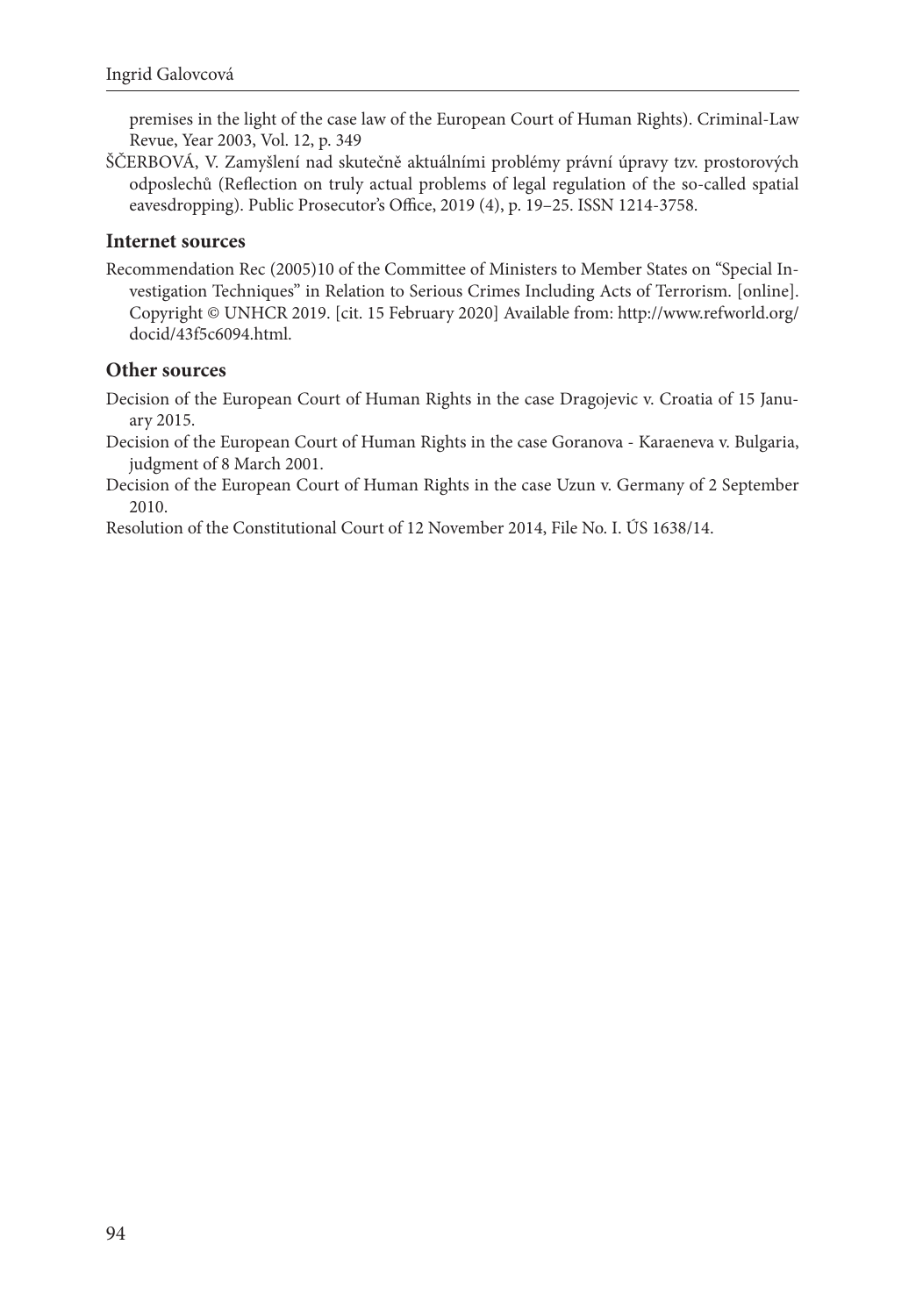premises in the light of the case law of the European Court of Human Rights). Criminal-Law Revue, Year 2003, Vol. 12, p. 349

ŠČERBOVÁ, V. Zamyšlení nad skutečně aktuálními problémy právní úpravy tzv. prostorových odposlechů (Reflection on truly actual problems of legal regulation of the so-called spatial eavesdropping). Public Prosecutor's Office, 2019 (4), p. 19–25. ISSN 1214-3758.

## Internet sources

Recommendation Rec (2005)10 of the Committee of Ministers to Member States on "Special Investigation Techniques" in Relation to Serious Crimes Including Acts of Terrorism. [online]. Copyright © UNHCR 2019. [cit. 15 February 2020] Available from: http://www.refworld.org/docid/43f5c6094.html.

## Other sources

Decision of the European Court of Human Rights in the case Dragojevic v. Croatia of 15 January 2015.

Decision of the European Court of Human Rights in the case Goranova - Karaeneva v. Bulgaria, judgment of 8 March 2001.

Decision of the European Court of Human Rights in the case Uzun v. Germany of 2 September 2010.

Resolution of the Constitutional Court of 12 November 2014, File No. I. ÚS 1638/14.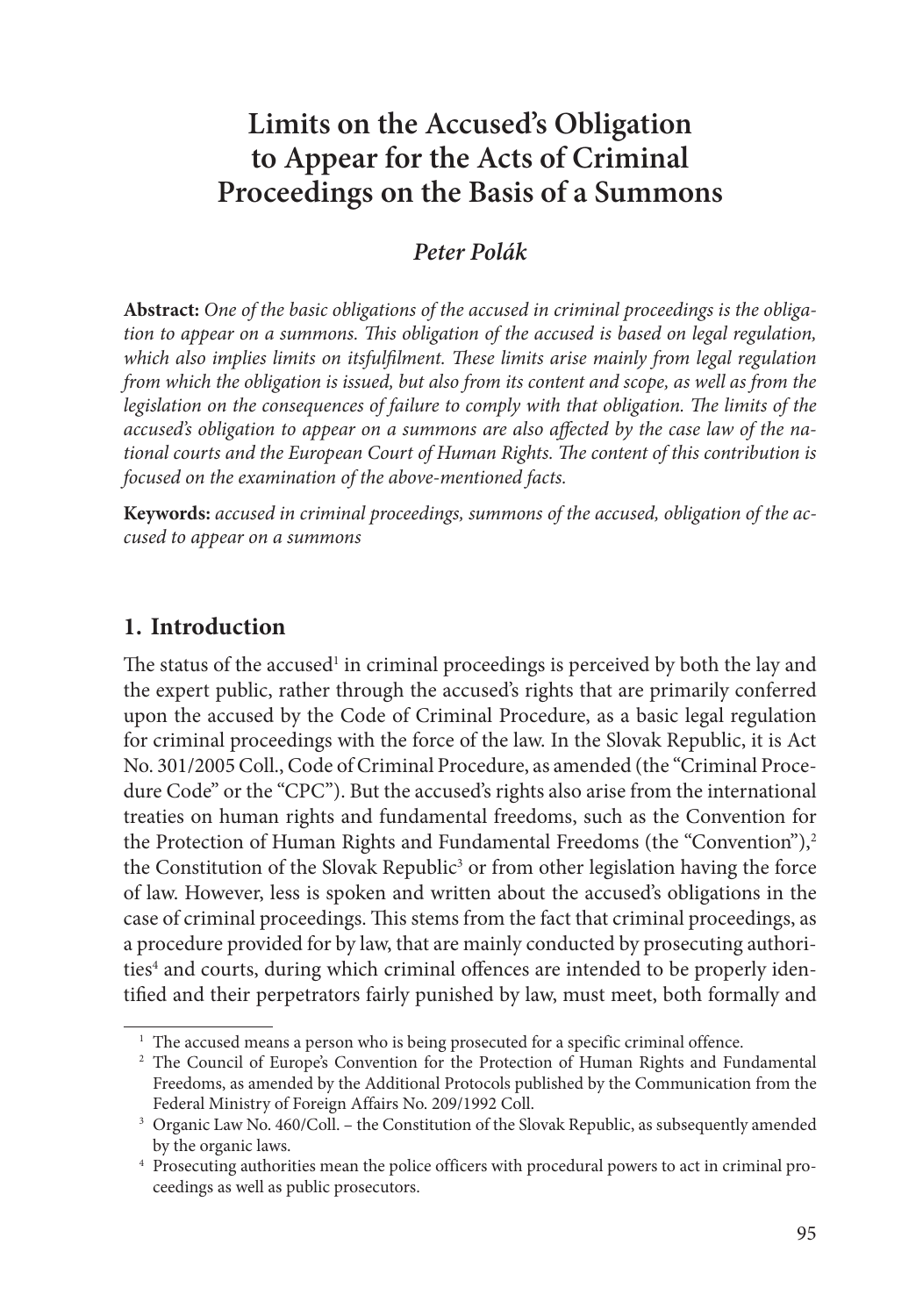# Limits on the Accused's Obligation to Appear for the Acts of Criminal Proceedings on the Basis of a Summons

***Peter Polák***

**Abstract:** *One of the basic obligations of the accused in criminal proceedings is the obligation to appear on a summons. This obligation of the accused is based on legal regulation, which also implies limits on itsfulfilment. These limits arise mainly from legal regulation from which the obligation is issued, but also from its content and scope, as well as from the legislation on the consequences of failure to comply with that obligation. The limits of the accused's obligation to appear on a summons are also affected by the case law of the national courts and the European Court of Human Rights. The content of this contribution is focused on the examination of the above-mentioned facts.*

**Keywords:** *accused in criminal proceedings, summons of the accused, obligation of the accused to appear on a summons*

## 1. Introduction

The status of the accused[1] in criminal proceedings is perceived by both the lay and the expert public, rather through the accused's rights that are primarily conferred upon the accused by the Code of Criminal Procedure, as a basic legal regulation for criminal proceedings with the force of the law. In the Slovak Republic, it is Act No. 301/2005 Coll., Code of Criminal Procedure, as amended (the "Criminal Procedure Code" or the "CPC"). But the accused's rights also arise from the international treaties on human rights and fundamental freedoms, such as the Convention for the Protection of Human Rights and Fundamental Freedoms (the "Convention"),[2] the Constitution of the Slovak Republic[3] or from other legislation having the force of law. However, less is spoken and written about the accused's obligations in the case of criminal proceedings. This stems from the fact that criminal proceedings, as a procedure provided for by law, that are mainly conducted by prosecuting authorities[4] and courts, during which criminal offences are intended to be properly identified and their perpetrators fairly punished by law, must meet, both formally and

---

[1] The accused means a person who is being prosecuted for a specific criminal offence.

[2] The Council of Europe's Convention for the Protection of Human Rights and Fundamental Freedoms, as amended by the Additional Protocols published by the Communication from the Federal Ministry of Foreign Affairs No. 209/1992 Coll.

[3] Organic Law No. 460/Coll. – the Constitution of the Slovak Republic, as subsequently amended by the organic laws.

[4] Prosecuting authorities mean the police officers with procedural powers to act in criminal proceedings as well as public prosecutors.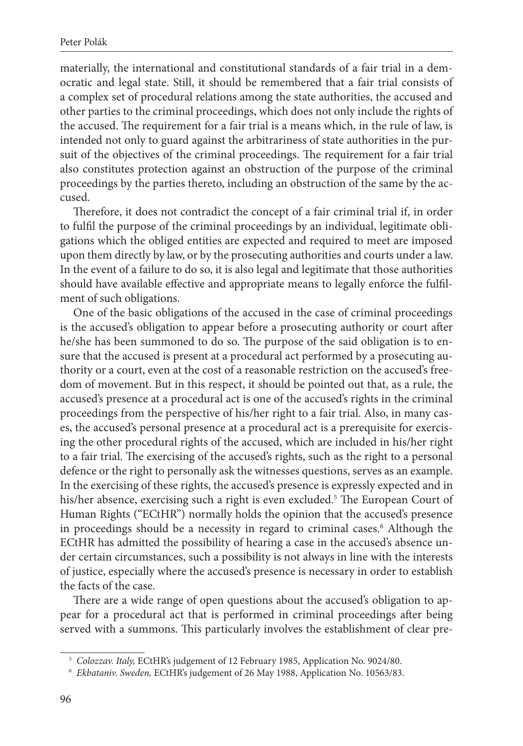materially, the international and constitutional standards of a fair trial in a democratic and legal state. Still, it should be remembered that a fair trial consists of a complex set of procedural relations among the state authorities, the accused and other parties to the criminal proceedings, which does not only include the rights of the accused. The requirement for a fair trial is a means which, in the rule of law, is intended not only to guard against the arbitrariness of state authorities in the pursuit of the objectives of the criminal proceedings. The requirement for a fair trial also constitutes protection against an obstruction of the purpose of the criminal proceedings by the parties thereto, including an obstruction of the same by the accused.

Therefore, it does not contradict the concept of a fair criminal trial if, in order to fulfil the purpose of the criminal proceedings by an individual, legitimate obligations which the obliged entities are expected and required to meet are imposed upon them directly by law, or by the prosecuting authorities and courts under a law. In the event of a failure to do so, it is also legal and legitimate that those authorities should have available effective and appropriate means to legally enforce the fulfilment of such obligations.

One of the basic obligations of the accused in the case of criminal proceedings is the accused's obligation to appear before a prosecuting authority or court after he/she has been summoned to do so. The purpose of the said obligation is to ensure that the accused is present at a procedural act performed by a prosecuting authority or a court, even at the cost of a reasonable restriction on the accused's freedom of movement. But in this respect, it should be pointed out that, as a rule, the accused's presence at a procedural act is one of the accused's rights in the criminal proceedings from the perspective of his/her right to a fair trial. Also, in many cases, the accused's personal presence at a procedural act is a prerequisite for exercising the other procedural rights of the accused, which are included in his/her right to a fair trial. The exercising of the accused's rights, such as the right to a personal defence or the right to personally ask the witnesses questions, serves as an example. In the exercising of these rights, the accused's presence is expressly expected and in his/her absence, exercising such a right is even excluded.[5] The European Court of Human Rights ("ECtHR") normally holds the opinion that the accused's presence in proceedings should be a necessity in regard to criminal cases.[6] Although the ECtHR has admitted the possibility of hearing a case in the accused's absence under certain circumstances, such a possibility is not always in line with the interests of justice, especially where the accused's presence is necessary in order to establish the facts of the case.

There are a wide range of open questions about the accused's obligation to appear for a procedural act that is performed in criminal proceedings after being served with a summons. This particularly involves the establishment of clear pre-

[5] *Colozzav. Italy,* ECtHR's judgement of 12 February 1985, Application No. 9024/80.

[6] *Ekbataniv. Sweden,* ECtHR's judgement of 26 May 1988, Application No. 10563/83.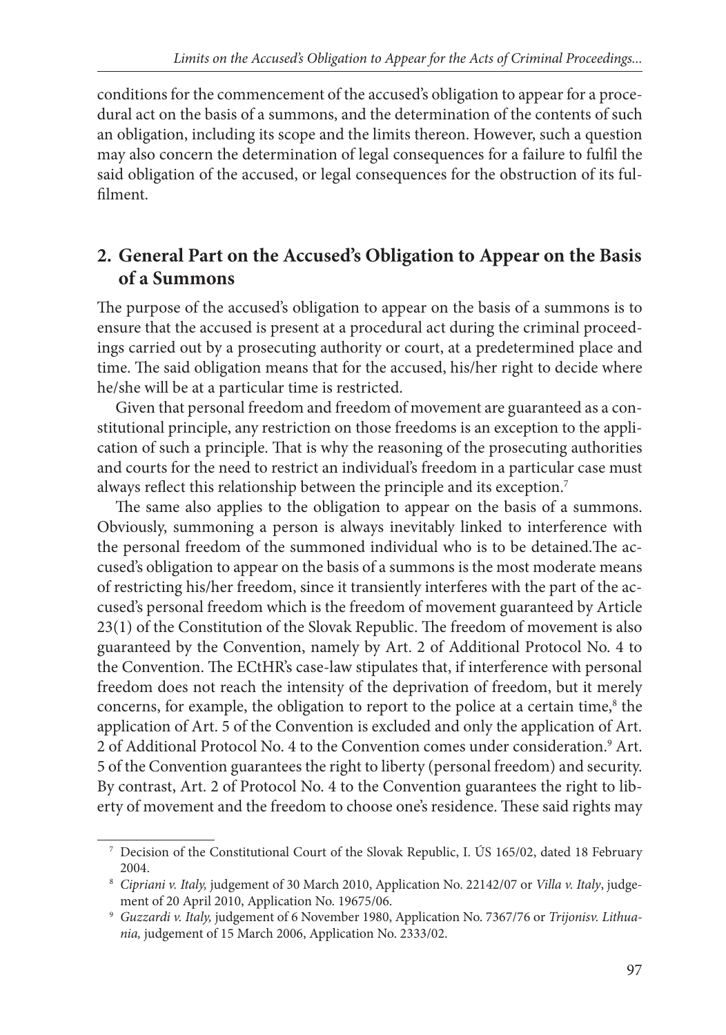conditions for the commencement of the accused's obligation to appear for a procedural act on the basis of a summons, and the determination of the contents of such an obligation, including its scope and the limits thereon. However, such a question may also concern the determination of legal consequences for a failure to fulfil the said obligation of the accused, or legal consequences for the obstruction of its fulfilment.

## 2. General Part on the Accused's Obligation to Appear on the Basis of a Summons

The purpose of the accused's obligation to appear on the basis of a summons is to ensure that the accused is present at a procedural act during the criminal proceedings carried out by a prosecuting authority or court, at a predetermined place and time. The said obligation means that for the accused, his/her right to decide where he/she will be at a particular time is restricted.

Given that personal freedom and freedom of movement are guaranteed as a constitutional principle, any restriction on those freedoms is an exception to the application of such a principle. That is why the reasoning of the prosecuting authorities and courts for the need to restrict an individual's freedom in a particular case must always reflect this relationship between the principle and its exception.[7]

The same also applies to the obligation to appear on the basis of a summons. Obviously, summoning a person is always inevitably linked to interference with the personal freedom of the summoned individual who is to be detained.The accused's obligation to appear on the basis of a summons is the most moderate means of restricting his/her freedom, since it transiently interferes with the part of the accused's personal freedom which is the freedom of movement guaranteed by Article 23(1) of the Constitution of the Slovak Republic. The freedom of movement is also guaranteed by the Convention, namely by Art. 2 of Additional Protocol No. 4 to the Convention. The ECtHR's case-law stipulates that, if interference with personal freedom does not reach the intensity of the deprivation of freedom, but it merely concerns, for example, the obligation to report to the police at a certain time,[8] the application of Art. 5 of the Convention is excluded and only the application of Art. 2 of Additional Protocol No. 4 to the Convention comes under consideration.[9] Art. 5 of the Convention guarantees the right to liberty (personal freedom) and security. By contrast, Art. 2 of Protocol No. 4 to the Convention guarantees the right to liberty of movement and the freedom to choose one's residence. These said rights may

---

[7] Decision of the Constitutional Court of the Slovak Republic, I. ÚS 165/02, dated 18 February 2004.

[8] *Cipriani v. Italy,* judgement of 30 March 2010, Application No. 22142/07 or *Villa v. Italy*, judgement of 20 April 2010, Application No. 19675/06.

[9] *Guzzardi v. Italy,* judgement of 6 November 1980, Application No. 7367/76 or *Trijonisv. Lithuania,* judgement of 15 March 2006, Application No. 2333/02.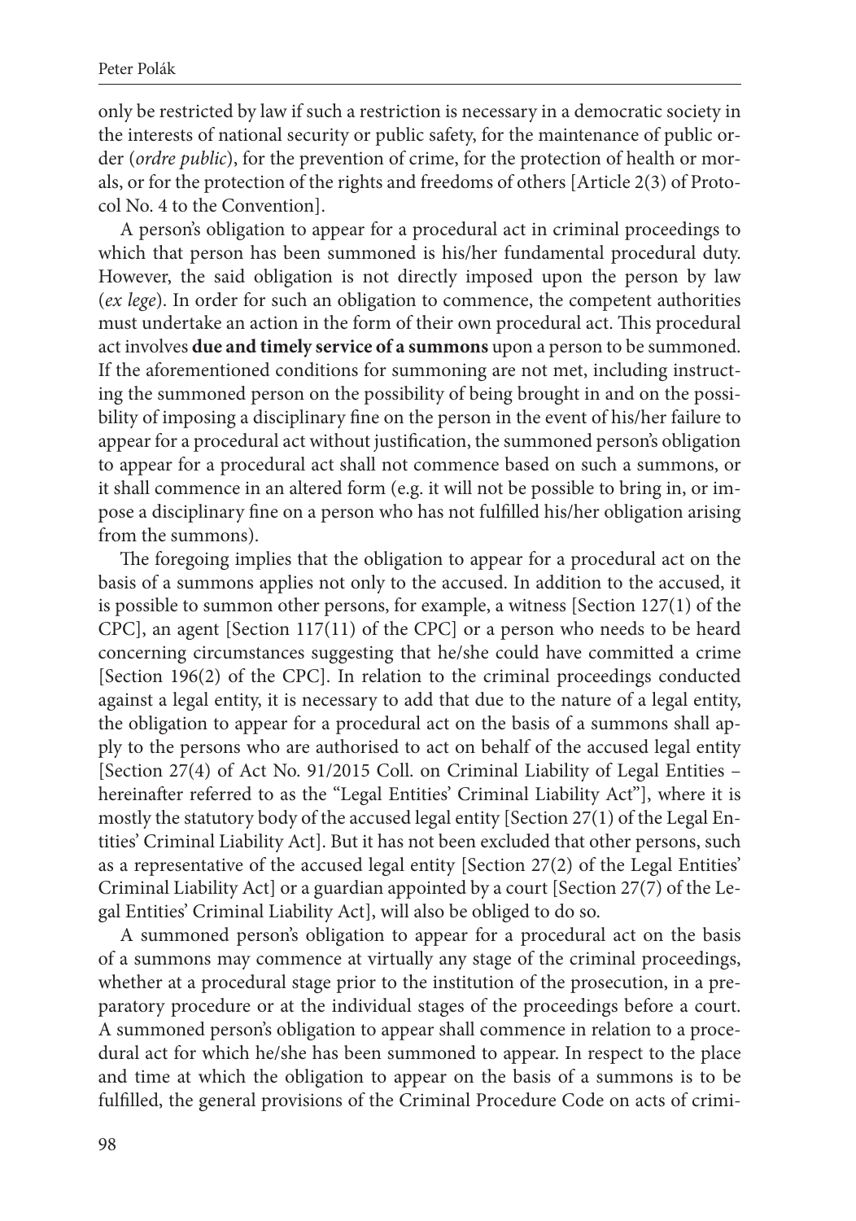only be restricted by law if such a restriction is necessary in a democratic society in the interests of national security or public safety, for the maintenance of public order (*ordre public*), for the prevention of crime, for the protection of health or morals, or for the protection of the rights and freedoms of others [Article 2(3) of Protocol No. 4 to the Convention].

A person's obligation to appear for a procedural act in criminal proceedings to which that person has been summoned is his/her fundamental procedural duty. However, the said obligation is not directly imposed upon the person by law (*ex lege*). In order for such an obligation to commence, the competent authorities must undertake an action in the form of their own procedural act. This procedural act involves **due and timely service of a summons** upon a person to be summoned. If the aforementioned conditions for summoning are not met, including instructing the summoned person on the possibility of being brought in and on the possibility of imposing a disciplinary fine on the person in the event of his/her failure to appear for a procedural act without justification, the summoned person's obligation to appear for a procedural act shall not commence based on such a summons, or it shall commence in an altered form (e.g. it will not be possible to bring in, or impose a disciplinary fine on a person who has not fulfilled his/her obligation arising from the summons).

The foregoing implies that the obligation to appear for a procedural act on the basis of a summons applies not only to the accused. In addition to the accused, it is possible to summon other persons, for example, a witness [Section 127(1) of the CPC], an agent [Section 117(11) of the CPC] or a person who needs to be heard concerning circumstances suggesting that he/she could have committed a crime [Section 196(2) of the CPC]. In relation to the criminal proceedings conducted against a legal entity, it is necessary to add that due to the nature of a legal entity, the obligation to appear for a procedural act on the basis of a summons shall apply to the persons who are authorised to act on behalf of the accused legal entity [Section 27(4) of Act No. 91/2015 Coll. on Criminal Liability of Legal Entities – hereinafter referred to as the "Legal Entities' Criminal Liability Act"], where it is mostly the statutory body of the accused legal entity [Section 27(1) of the Legal Entities' Criminal Liability Act]. But it has not been excluded that other persons, such as a representative of the accused legal entity [Section 27(2) of the Legal Entities' Criminal Liability Act] or a guardian appointed by a court [Section 27(7) of the Legal Entities' Criminal Liability Act], will also be obliged to do so.

A summoned person's obligation to appear for a procedural act on the basis of a summons may commence at virtually any stage of the criminal proceedings, whether at a procedural stage prior to the institution of the prosecution, in a preparatory procedure or at the individual stages of the proceedings before a court. A summoned person's obligation to appear shall commence in relation to a procedural act for which he/she has been summoned to appear. In respect to the place and time at which the obligation to appear on the basis of a summons is to be fulfilled, the general provisions of the Criminal Procedure Code on acts of crimi-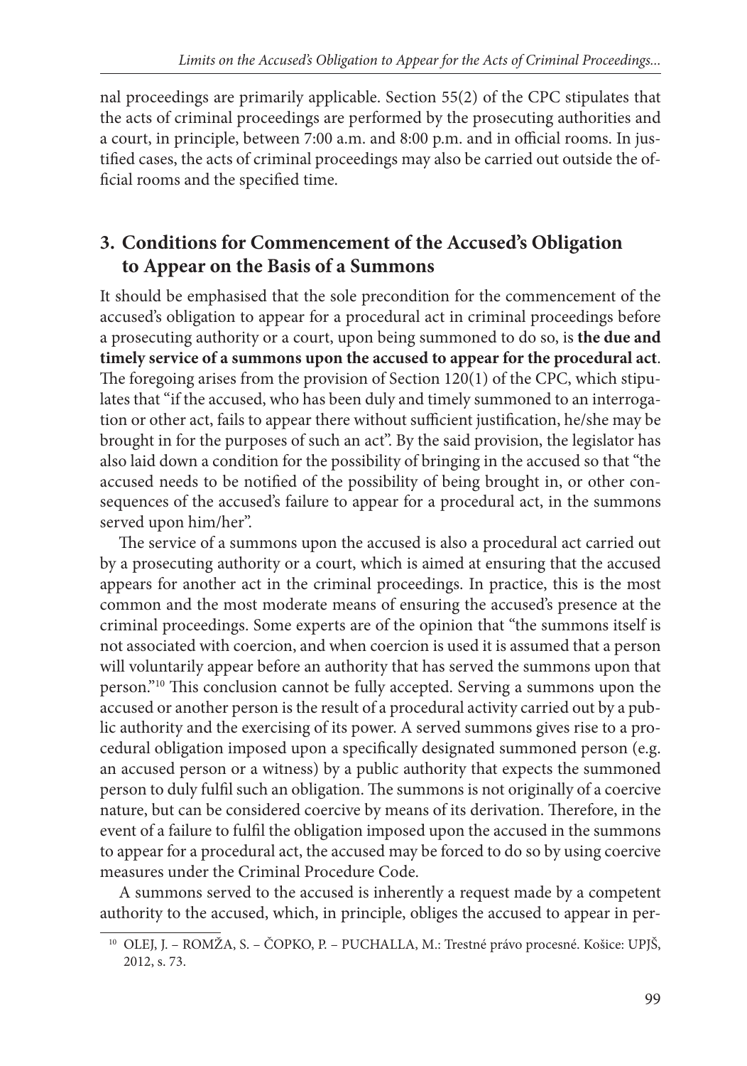nal proceedings are primarily applicable. Section 55(2) of the CPC stipulates that the acts of criminal proceedings are performed by the prosecuting authorities and a court, in principle, between 7:00 a.m. and 8:00 p.m. and in official rooms. In justified cases, the acts of criminal proceedings may also be carried out outside the official rooms and the specified time.

## 3. Conditions for Commencement of the Accused's Obligation to Appear on the Basis of a Summons

It should be emphasised that the sole precondition for the commencement of the accused's obligation to appear for a procedural act in criminal proceedings before a prosecuting authority or a court, upon being summoned to do so, is **the due and timely service of a summons upon the accused to appear for the procedural act**. The foregoing arises from the provision of Section 120(1) of the CPC, which stipulates that "if the accused, who has been duly and timely summoned to an interrogation or other act, fails to appear there without sufficient justification, he/she may be brought in for the purposes of such an act". By the said provision, the legislator has also laid down a condition for the possibility of bringing in the accused so that "the accused needs to be notified of the possibility of being brought in, or other consequences of the accused's failure to appear for a procedural act, in the summons served upon him/her".

The service of a summons upon the accused is also a procedural act carried out by a prosecuting authority or a court, which is aimed at ensuring that the accused appears for another act in the criminal proceedings. In practice, this is the most common and the most moderate means of ensuring the accused's presence at the criminal proceedings. Some experts are of the opinion that "the summons itself is not associated with coercion, and when coercion is used it is assumed that a person will voluntarily appear before an authority that has served the summons upon that person."[10] This conclusion cannot be fully accepted. Serving a summons upon the accused or another person is the result of a procedural activity carried out by a public authority and the exercising of its power. A served summons gives rise to a procedural obligation imposed upon a specifically designated summoned person (e.g. an accused person or a witness) by a public authority that expects the summoned person to duly fulfil such an obligation. The summons is not originally of a coercive nature, but can be considered coercive by means of its derivation. Therefore, in the event of a failure to fulfil the obligation imposed upon the accused in the summons to appear for a procedural act, the accused may be forced to do so by using coercive measures under the Criminal Procedure Code.

A summons served to the accused is inherently a request made by a competent authority to the accused, which, in principle, obliges the accused to appear in per-

[10] OLEJ, J. – ROMŽA, S. – ČOPKO, P. – PUCHALLA, M.: Trestné právo procesné. Košice: UPJŠ, 2012, s. 73.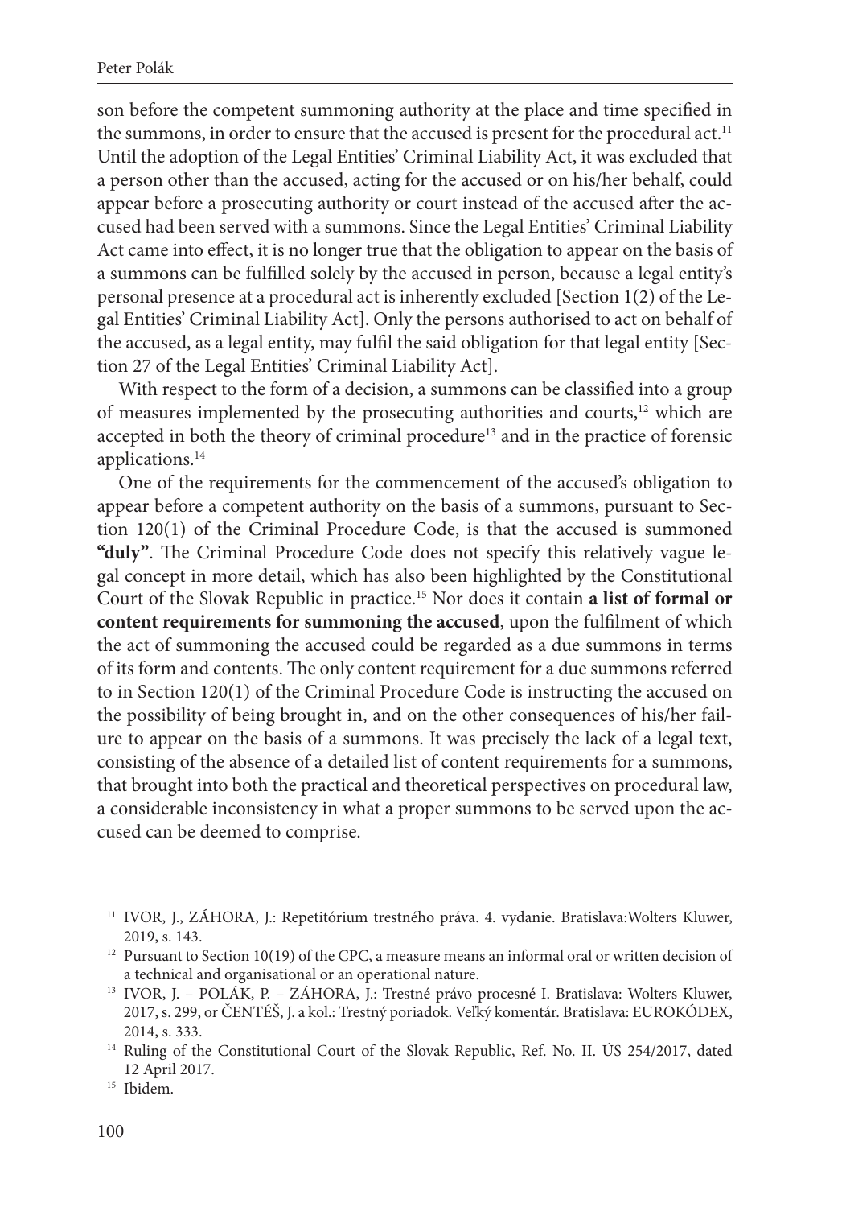son before the competent summoning authority at the place and time specified in the summons, in order to ensure that the accused is present for the procedural act.[11] Until the adoption of the Legal Entities' Criminal Liability Act, it was excluded that a person other than the accused, acting for the accused or on his/her behalf, could appear before a prosecuting authority or court instead of the accused after the accused had been served with a summons. Since the Legal Entities' Criminal Liability Act came into effect, it is no longer true that the obligation to appear on the basis of a summons can be fulfilled solely by the accused in person, because a legal entity's personal presence at a procedural act is inherently excluded [Section 1(2) of the Legal Entities' Criminal Liability Act]. Only the persons authorised to act on behalf of the accused, as a legal entity, may fulfil the said obligation for that legal entity [Section 27 of the Legal Entities' Criminal Liability Act].

With respect to the form of a decision, a summons can be classified into a group of measures implemented by the prosecuting authorities and courts,[12] which are accepted in both the theory of criminal procedure[13] and in the practice of forensic applications.[14]

One of the requirements for the commencement of the accused's obligation to appear before a competent authority on the basis of a summons, pursuant to Section 120(1) of the Criminal Procedure Code, is that the accused is summoned **"duly"**. The Criminal Procedure Code does not specify this relatively vague legal concept in more detail, which has also been highlighted by the Constitutional Court of the Slovak Republic in practice.[15] Nor does it contain **a list of formal or content requirements for summoning the accused**, upon the fulfilment of which the act of summoning the accused could be regarded as a due summons in terms of its form and contents. The only content requirement for a due summons referred to in Section 120(1) of the Criminal Procedure Code is instructing the accused on the possibility of being brought in, and on the other consequences of his/her failure to appear on the basis of a summons. It was precisely the lack of a legal text, consisting of the absence of a detailed list of content requirements for a summons, that brought into both the practical and theoretical perspectives on procedural law, a considerable inconsistency in what a proper summons to be served upon the accused can be deemed to comprise.

---

[11] IVOR, J., ZÁHORA, J.: Repetitórium trestného práva. 4. vydanie. Bratislava:Wolters Kluwer, 2019, s. 143.

[12] Pursuant to Section 10(19) of the CPC, a measure means an informal oral or written decision of a technical and organisational or an operational nature.

[13] IVOR, J. – POLÁK, P. – ZÁHORA, J.: Trestné právo procesné I. Bratislava: Wolters Kluwer, 2017, s. 299, or ČENTÉŠ, J. a kol.: Trestný poriadok. Veľký komentár. Bratislava: EUROKÓDEX, 2014, s. 333.

[14] Ruling of the Constitutional Court of the Slovak Republic, Ref. No. II. ÚS 254/2017, dated 12 April 2017.

[15] Ibidem.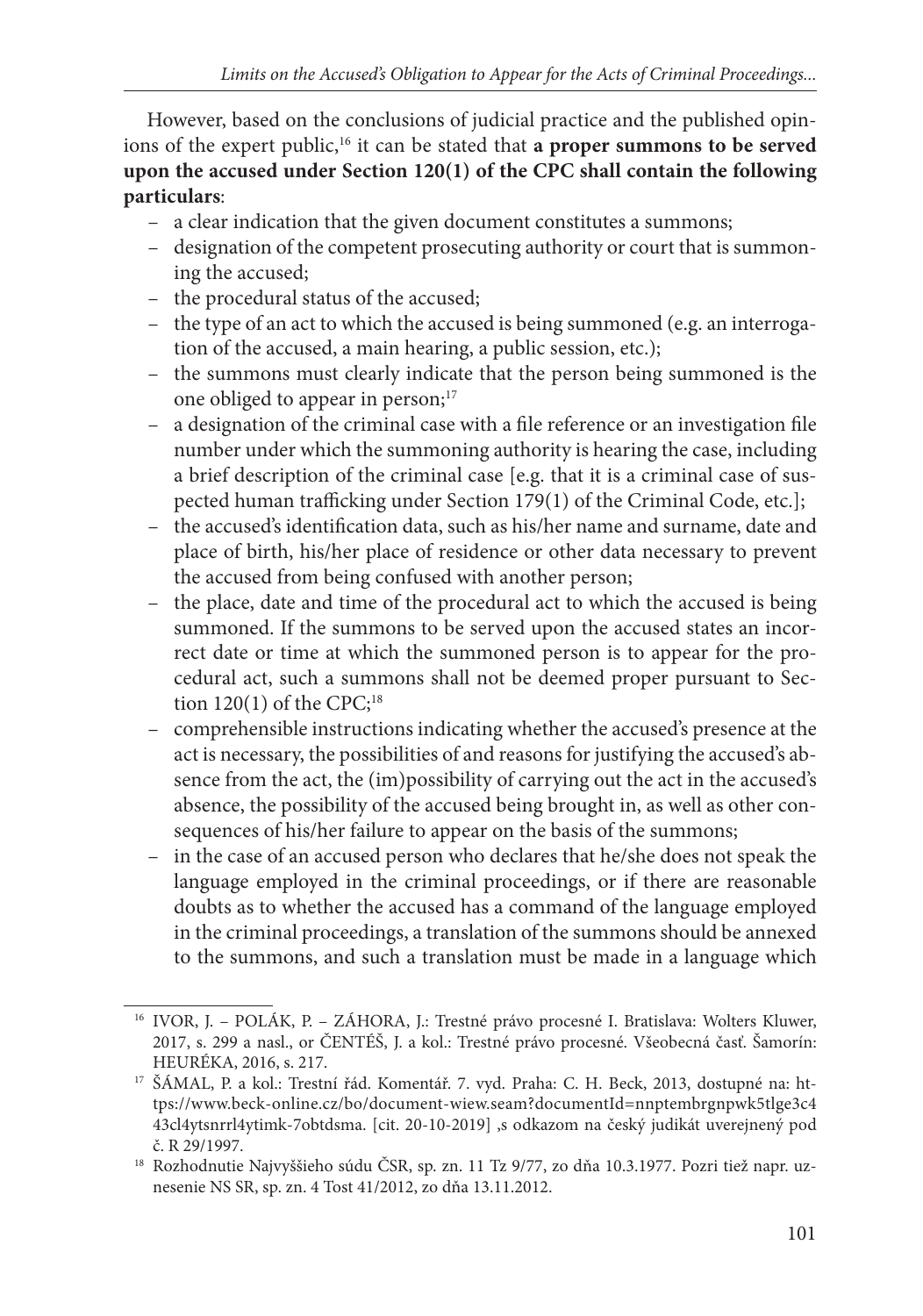However, based on the conclusions of judicial practice and the published opinions of the expert public,[16] it can be stated that **a proper summons to be served upon the accused under Section 120(1) of the CPC shall contain the following particulars**:

- a clear indication that the given document constitutes a summons;
- designation of the competent prosecuting authority or court that is summoning the accused;
- the procedural status of the accused;
- the type of an act to which the accused is being summoned (e.g. an interrogation of the accused, a main hearing, a public session, etc.);
- the summons must clearly indicate that the person being summoned is the one obliged to appear in person;[17]
- a designation of the criminal case with a file reference or an investigation file number under which the summoning authority is hearing the case, including a brief description of the criminal case [e.g. that it is a criminal case of suspected human trafficking under Section 179(1) of the Criminal Code, etc.];
- the accused's identification data, such as his/her name and surname, date and place of birth, his/her place of residence or other data necessary to prevent the accused from being confused with another person;
- the place, date and time of the procedural act to which the accused is being summoned. If the summons to be served upon the accused states an incorrect date or time at which the summoned person is to appear for the procedural act, such a summons shall not be deemed proper pursuant to Section 120(1) of the CPC;[18]
- comprehensible instructions indicating whether the accused's presence at the act is necessary, the possibilities of and reasons for justifying the accused's absence from the act, the (im)possibility of carrying out the act in the accused's absence, the possibility of the accused being brought in, as well as other consequences of his/her failure to appear on the basis of the summons;
- in the case of an accused person who declares that he/she does not speak the language employed in the criminal proceedings, or if there are reasonable doubts as to whether the accused has a command of the language employed in the criminal proceedings, a translation of the summons should be annexed to the summons, and such a translation must be made in a language which

---

[16] IVOR, J. – POLÁK, P. – ZÁHORA, J.: Trestné právo procesné I. Bratislava: Wolters Kluwer, 2017, s. 299 a nasl., or ČENTÉŠ, J. a kol.: Trestné právo procesné. Všeobecná časť. Šamorín: HEURÉKA, 2016, s. 217.

[17] ŠÁMAL, P. a kol.: Trestní řád. Komentář. 7. vyd. Praha: C. H. Beck, 2013, dostupné na: https://www.beck-online.cz/bo/document-wiew.seam?documentId=nnptembrgnpwk5tlge3c443cl4ytsnrrl4ytimk-7obtdsma. [cit. 20-10-2019] ,s odkazom na český judikát uverejnený pod č. R 29/1997.

[18] Rozhodnutie Najvyššieho súdu ČSR, sp. zn. 11 Tz 9/77, zo dňa 10.3.1977. Pozri tiež napr. uznesenie NS SR, sp. zn. 4 Tost 41/2012, zo dňa 13.11.2012.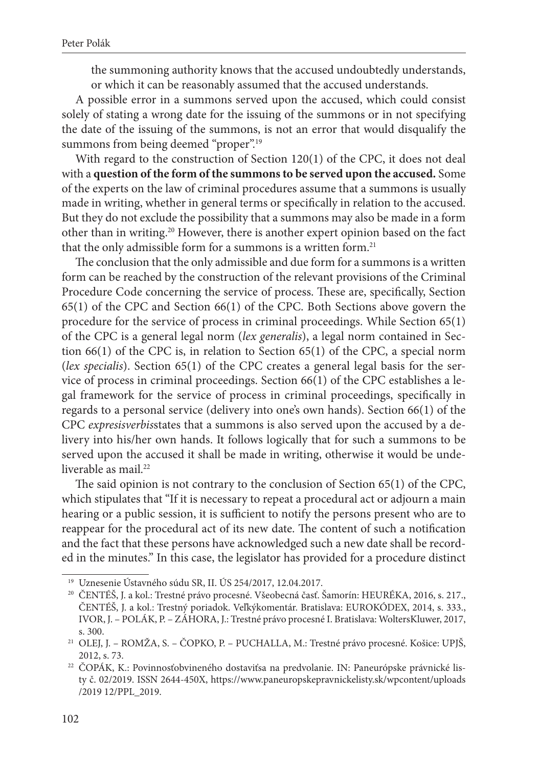the summoning authority knows that the accused undoubtedly understands, or which it can be reasonably assumed that the accused understands.

A possible error in a summons served upon the accused, which could consist solely of stating a wrong date for the issuing of the summons or in not specifying the date of the issuing of the summons, is not an error that would disqualify the summons from being deemed "proper".[19]

With regard to the construction of Section 120(1) of the CPC, it does not deal with a **question of the form of the summons to be served upon the accused.** Some of the experts on the law of criminal procedures assume that a summons is usually made in writing, whether in general terms or specifically in relation to the accused. But they do not exclude the possibility that a summons may also be made in a form other than in writing.[20] However, there is another expert opinion based on the fact that the only admissible form for a summons is a written form.[21]

The conclusion that the only admissible and due form for a summons is a written form can be reached by the construction of the relevant provisions of the Criminal Procedure Code concerning the service of process. These are, specifically, Section 65(1) of the CPC and Section 66(1) of the CPC. Both Sections above govern the procedure for the service of process in criminal proceedings. While Section 65(1) of the CPC is a general legal norm (*lex generalis*), a legal norm contained in Section 66(1) of the CPC is, in relation to Section 65(1) of the CPC, a special norm (*lex specialis*). Section 65(1) of the CPC creates a general legal basis for the service of process in criminal proceedings. Section 66(1) of the CPC establishes a legal framework for the service of process in criminal proceedings, specifically in regards to a personal service (delivery into one's own hands). Section 66(1) of the CPC *expresisverbis*states that a summons is also served upon the accused by a delivery into his/her own hands. It follows logically that for such a summons to be served upon the accused it shall be made in writing, otherwise it would be undeliverable as mail.[22]

The said opinion is not contrary to the conclusion of Section 65(1) of the CPC, which stipulates that "If it is necessary to repeat a procedural act or adjourn a main hearing or a public session, it is sufficient to notify the persons present who are to reappear for the procedural act of its new date. The content of such a notification and the fact that these persons have acknowledged such a new date shall be recorded in the minutes." In this case, the legislator has provided for a procedure distinct

---

[19] Uznesenie Ústavného súdu SR, II. ÚS 254/2017, 12.04.2017.

[20] ČENTÉŠ, J. a kol.: Trestné právo procesné. Všeobecná časť. Šamorín: HEURÉKA, 2016, s. 217., ČENTÉŠ, J. a kol.: Trestný poriadok. Veľkýkomentár. Bratislava: EUROKÓDEX, 2014, s. 333., IVOR, J. – POLÁK, P. – ZÁHORA, J.: Trestné právo procesné I. Bratislava: WoltersKluwer, 2017, s. 300.

[21] OLEJ, J. – ROMŽA, S. – ČOPKO, P. – PUCHALLA, M.: Trestné právo procesné. Košice: UPJŠ, 2012, s. 73.

[22] ČOPÁK, K.: Povinnosťobvineného dostaviťsa na predvolanie. IN: Paneurópske právnické listy č. 02/2019. ISSN 2644-450X, https://www.paneuropskepravnickelisty.sk/wpcontent/uploads/2019 12/PPL_2019.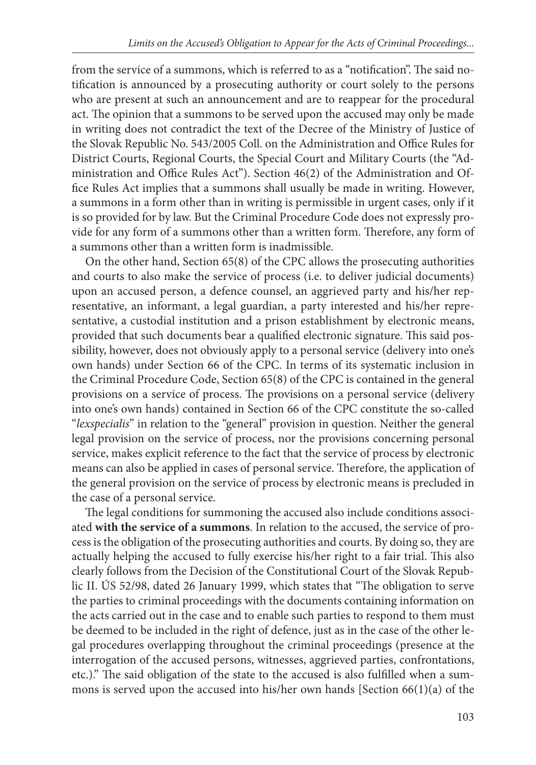from the service of a summons, which is referred to as a "notification". The said notification is announced by a prosecuting authority or court solely to the persons who are present at such an announcement and are to reappear for the procedural act. The opinion that a summons to be served upon the accused may only be made in writing does not contradict the text of the Decree of the Ministry of Justice of the Slovak Republic No. 543/2005 Coll. on the Administration and Office Rules for District Courts, Regional Courts, the Special Court and Military Courts (the "Administration and Office Rules Act"). Section 46(2) of the Administration and Office Rules Act implies that a summons shall usually be made in writing. However, a summons in a form other than in writing is permissible in urgent cases, only if it is so provided for by law. But the Criminal Procedure Code does not expressly provide for any form of a summons other than a written form. Therefore, any form of a summons other than a written form is inadmissible.

On the other hand, Section 65(8) of the CPC allows the prosecuting authorities and courts to also make the service of process (i.e. to deliver judicial documents) upon an accused person, a defence counsel, an aggrieved party and his/her representative, an informant, a legal guardian, a party interested and his/her representative, a custodial institution and a prison establishment by electronic means, provided that such documents bear a qualified electronic signature. This said possibility, however, does not obviously apply to a personal service (delivery into one's own hands) under Section 66 of the CPC. In terms of its systematic inclusion in the Criminal Procedure Code, Section 65(8) of the CPC is contained in the general provisions on a service of process. The provisions on a personal service (delivery into one's own hands) contained in Section 66 of the CPC constitute the so-called "*lexspecialis*" in relation to the "general" provision in question. Neither the general legal provision on the service of process, nor the provisions concerning personal service, makes explicit reference to the fact that the service of process by electronic means can also be applied in cases of personal service. Therefore, the application of the general provision on the service of process by electronic means is precluded in the case of a personal service.

The legal conditions for summoning the accused also include conditions associated **with the service of a summons**. In relation to the accused, the service of process is the obligation of the prosecuting authorities and courts. By doing so, they are actually helping the accused to fully exercise his/her right to a fair trial. This also clearly follows from the Decision of the Constitutional Court of the Slovak Republic II. ÚS 52/98, dated 26 January 1999, which states that "The obligation to serve the parties to criminal proceedings with the documents containing information on the acts carried out in the case and to enable such parties to respond to them must be deemed to be included in the right of defence, just as in the case of the other legal procedures overlapping throughout the criminal proceedings (presence at the interrogation of the accused persons, witnesses, aggrieved parties, confrontations, etc.)." The said obligation of the state to the accused is also fulfilled when a summons is served upon the accused into his/her own hands [Section 66(1)(a) of the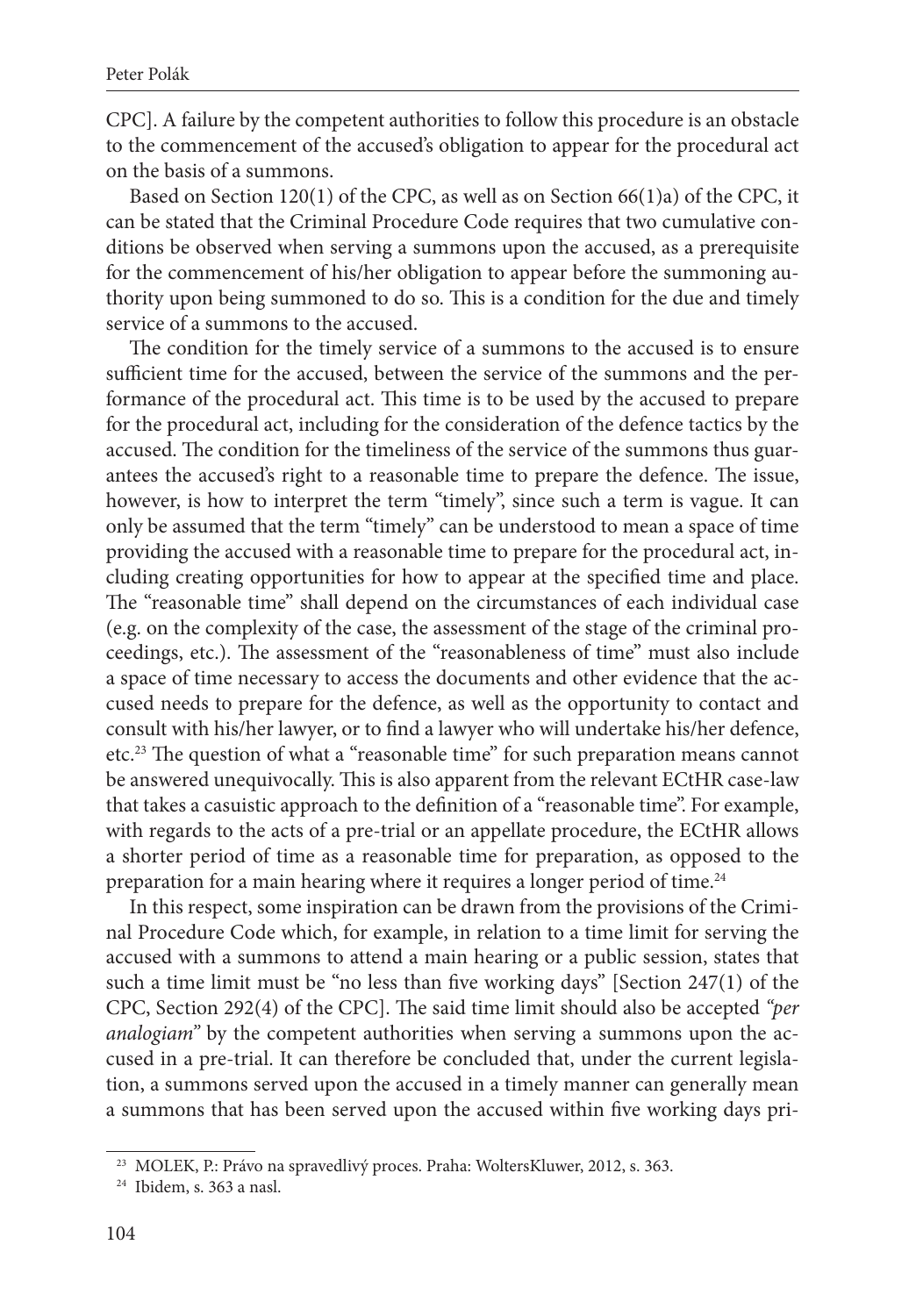CPC]. A failure by the competent authorities to follow this procedure is an obstacle to the commencement of the accused's obligation to appear for the procedural act on the basis of a summons.

Based on Section 120(1) of the CPC, as well as on Section 66(1)a) of the CPC, it can be stated that the Criminal Procedure Code requires that two cumulative conditions be observed when serving a summons upon the accused, as a prerequisite for the commencement of his/her obligation to appear before the summoning authority upon being summoned to do so. This is a condition for the due and timely service of a summons to the accused.

The condition for the timely service of a summons to the accused is to ensure sufficient time for the accused, between the service of the summons and the performance of the procedural act. This time is to be used by the accused to prepare for the procedural act, including for the consideration of the defence tactics by the accused. The condition for the timeliness of the service of the summons thus guarantees the accused's right to a reasonable time to prepare the defence. The issue, however, is how to interpret the term "timely", since such a term is vague. It can only be assumed that the term "timely" can be understood to mean a space of time providing the accused with a reasonable time to prepare for the procedural act, including creating opportunities for how to appear at the specified time and place. The "reasonable time" shall depend on the circumstances of each individual case (e.g. on the complexity of the case, the assessment of the stage of the criminal proceedings, etc.). The assessment of the "reasonableness of time" must also include a space of time necessary to access the documents and other evidence that the accused needs to prepare for the defence, as well as the opportunity to contact and consult with his/her lawyer, or to find a lawyer who will undertake his/her defence, etc.[23] The question of what a "reasonable time" for such preparation means cannot be answered unequivocally. This is also apparent from the relevant ECtHR case-law that takes a casuistic approach to the definition of a "reasonable time". For example, with regards to the acts of a pre-trial or an appellate procedure, the ECtHR allows a shorter period of time as a reasonable time for preparation, as opposed to the preparation for a main hearing where it requires a longer period of time.[24]

In this respect, some inspiration can be drawn from the provisions of the Criminal Procedure Code which, for example, in relation to a time limit for serving the accused with a summons to attend a main hearing or a public session, states that such a time limit must be "no less than five working days" [Section 247(1) of the CPC, Section 292(4) of the CPC]. The said time limit should also be accepted *"per analogiam"* by the competent authorities when serving a summons upon the accused in a pre-trial. It can therefore be concluded that, under the current legislation, a summons served upon the accused in a timely manner can generally mean a summons that has been served upon the accused within five working days pri-

---

[23] MOLEK, P.: Právo na spravedlivý proces. Praha: WoltersKluwer, 2012, s. 363.

[24] Ibidem, s. 363 a nasl.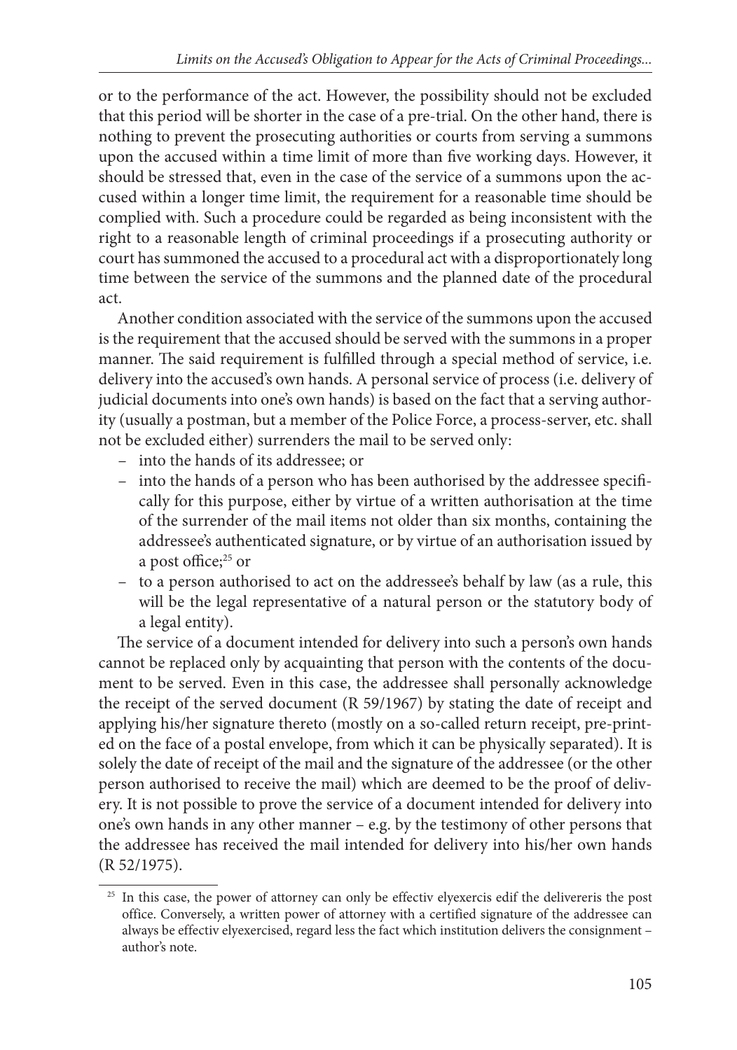or to the performance of the act. However, the possibility should not be excluded that this period will be shorter in the case of a pre-trial. On the other hand, there is nothing to prevent the prosecuting authorities or courts from serving a summons upon the accused within a time limit of more than five working days. However, it should be stressed that, even in the case of the service of a summons upon the accused within a longer time limit, the requirement for a reasonable time should be complied with. Such a procedure could be regarded as being inconsistent with the right to a reasonable length of criminal proceedings if a prosecuting authority or court has summoned the accused to a procedural act with a disproportionately long time between the service of the summons and the planned date of the procedural act.

Another condition associated with the service of the summons upon the accused is the requirement that the accused should be served with the summons in a proper manner. The said requirement is fulfilled through a special method of service, i.e. delivery into the accused's own hands. A personal service of process (i.e. delivery of judicial documents into one's own hands) is based on the fact that a serving authority (usually a postman, but a member of the Police Force, a process-server, etc. shall not be excluded either) surrenders the mail to be served only:

- into the hands of its addressee; or
- into the hands of a person who has been authorised by the addressee specifically for this purpose, either by virtue of a written authorisation at the time of the surrender of the mail items not older than six months, containing the addressee's authenticated signature, or by virtue of an authorisation issued by a post office;[25] or
- to a person authorised to act on the addressee's behalf by law (as a rule, this will be the legal representative of a natural person or the statutory body of a legal entity).

The service of a document intended for delivery into such a person's own hands cannot be replaced only by acquainting that person with the contents of the document to be served. Even in this case, the addressee shall personally acknowledge the receipt of the served document (R 59/1967) by stating the date of receipt and applying his/her signature thereto (mostly on a so-called return receipt, pre-printed on the face of a postal envelope, from which it can be physically separated). It is solely the date of receipt of the mail and the signature of the addressee (or the other person authorised to receive the mail) which are deemed to be the proof of delivery. It is not possible to prove the service of a document intended for delivery into one's own hands in any other manner – e.g. by the testimony of other persons that the addressee has received the mail intended for delivery into his/her own hands (R 52/1975).

[25] In this case, the power of attorney can only be effectiv elyexercis edif the delivereris the post office. Conversely, a written power of attorney with a certified signature of the addressee can always be effectiv elyexercised, regard less the fact which institution delivers the consignment – author's note.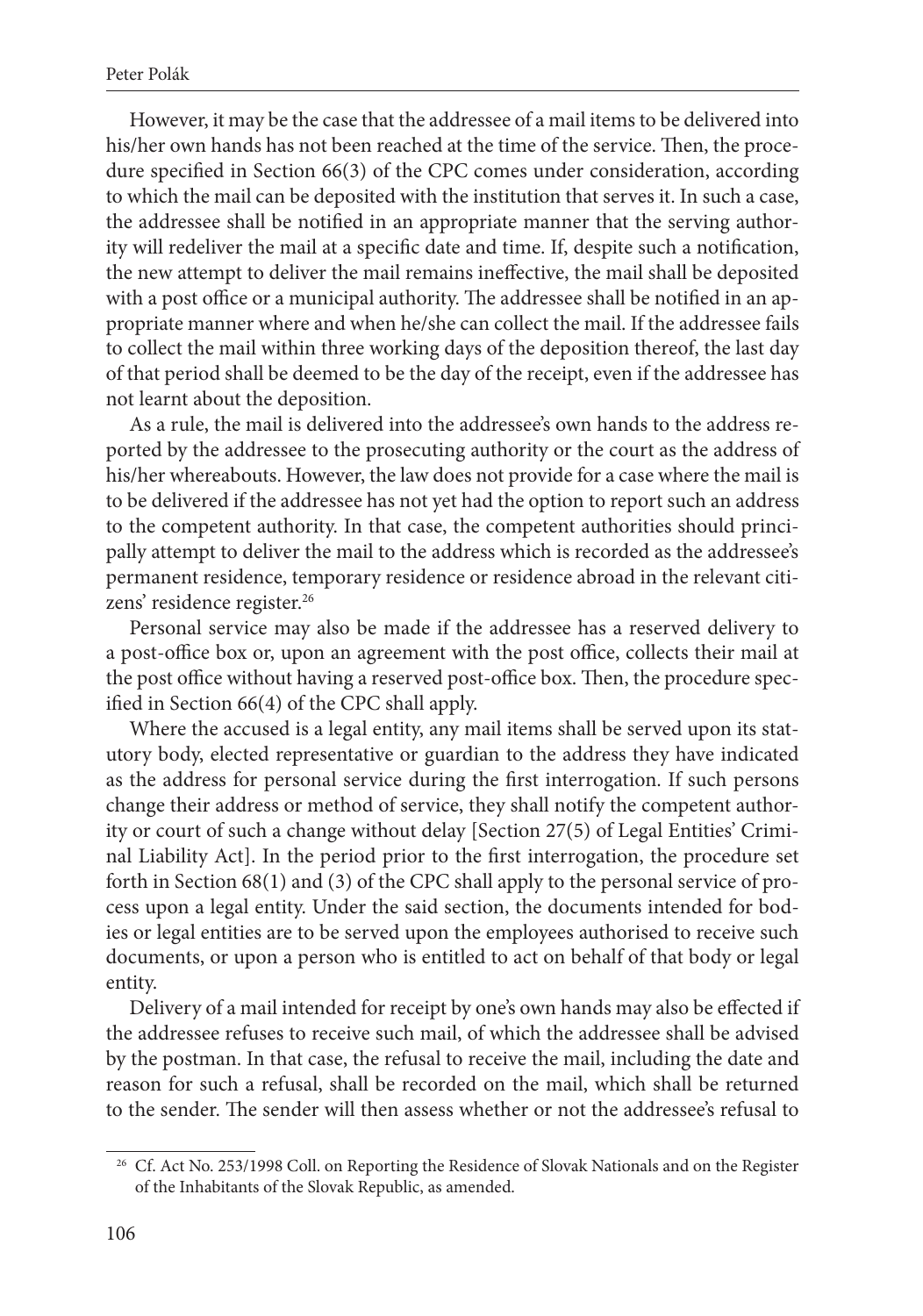However, it may be the case that the addressee of a mail items to be delivered into his/her own hands has not been reached at the time of the service. Then, the procedure specified in Section 66(3) of the CPC comes under consideration, according to which the mail can be deposited with the institution that serves it. In such a case, the addressee shall be notified in an appropriate manner that the serving authority will redeliver the mail at a specific date and time. If, despite such a notification, the new attempt to deliver the mail remains ineffective, the mail shall be deposited with a post office or a municipal authority. The addressee shall be notified in an appropriate manner where and when he/she can collect the mail. If the addressee fails to collect the mail within three working days of the deposition thereof, the last day of that period shall be deemed to be the day of the receipt, even if the addressee has not learnt about the deposition.

As a rule, the mail is delivered into the addressee's own hands to the address reported by the addressee to the prosecuting authority or the court as the address of his/her whereabouts. However, the law does not provide for a case where the mail is to be delivered if the addressee has not yet had the option to report such an address to the competent authority. In that case, the competent authorities should principally attempt to deliver the mail to the address which is recorded as the addressee's permanent residence, temporary residence or residence abroad in the relevant citizens' residence register.[26]

Personal service may also be made if the addressee has a reserved delivery to a post-office box or, upon an agreement with the post office, collects their mail at the post office without having a reserved post-office box. Then, the procedure specified in Section 66(4) of the CPC shall apply.

Where the accused is a legal entity, any mail items shall be served upon its statutory body, elected representative or guardian to the address they have indicated as the address for personal service during the first interrogation. If such persons change their address or method of service, they shall notify the competent authority or court of such a change without delay [Section 27(5) of Legal Entities' Criminal Liability Act]. In the period prior to the first interrogation, the procedure set forth in Section 68(1) and (3) of the CPC shall apply to the personal service of process upon a legal entity. Under the said section, the documents intended for bodies or legal entities are to be served upon the employees authorised to receive such documents, or upon a person who is entitled to act on behalf of that body or legal entity.

Delivery of a mail intended for receipt by one's own hands may also be effected if the addressee refuses to receive such mail, of which the addressee shall be advised by the postman. In that case, the refusal to receive the mail, including the date and reason for such a refusal, shall be recorded on the mail, which shall be returned to the sender. The sender will then assess whether or not the addressee's refusal to

[26] Cf. Act No. 253/1998 Coll. on Reporting the Residence of Slovak Nationals and on the Register of the Inhabitants of the Slovak Republic, as amended.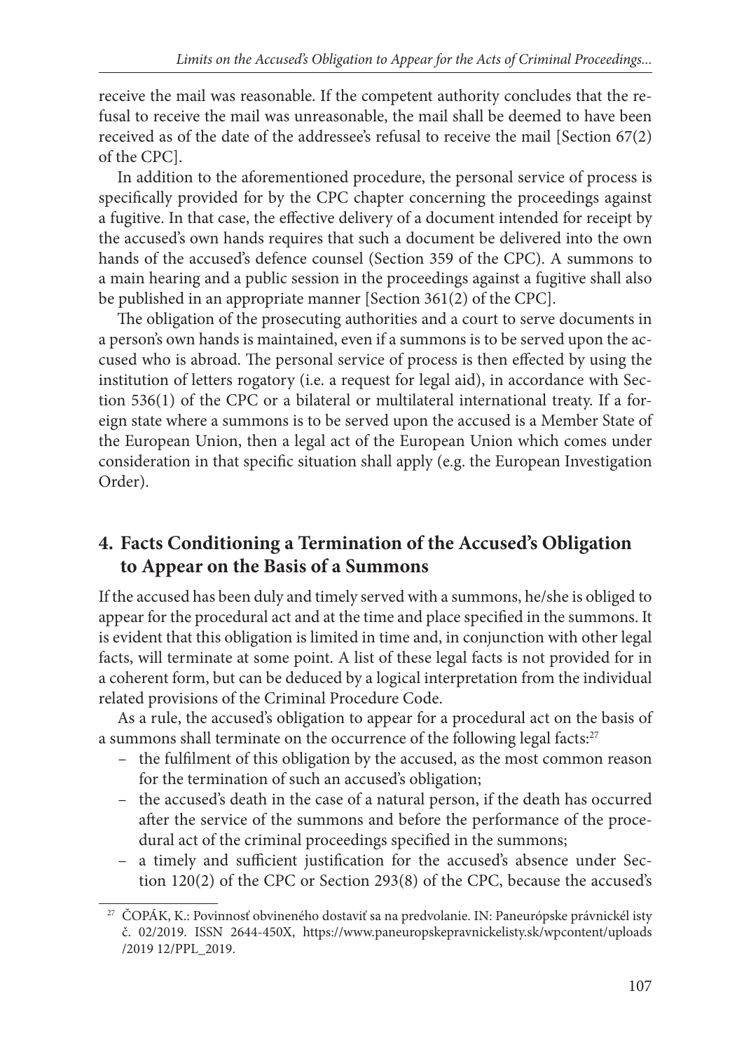receive the mail was reasonable. If the competent authority concludes that the refusal to receive the mail was unreasonable, the mail shall be deemed to have been received as of the date of the addressee's refusal to receive the mail [Section 67(2) of the CPC].

In addition to the aforementioned procedure, the personal service of process is specifically provided for by the CPC chapter concerning the proceedings against a fugitive. In that case, the effective delivery of a document intended for receipt by the accused's own hands requires that such a document be delivered into the own hands of the accused's defence counsel (Section 359 of the CPC). A summons to a main hearing and a public session in the proceedings against a fugitive shall also be published in an appropriate manner [Section 361(2) of the CPC].

The obligation of the prosecuting authorities and a court to serve documents in a person's own hands is maintained, even if a summons is to be served upon the accused who is abroad. The personal service of process is then effected by using the institution of letters rogatory (i.e. a request for legal aid), in accordance with Section 536(1) of the CPC or a bilateral or multilateral international treaty. If a foreign state where a summons is to be served upon the accused is a Member State of the European Union, then a legal act of the European Union which comes under consideration in that specific situation shall apply (e.g. the European Investigation Order).

## 4. Facts Conditioning a Termination of the Accused's Obligation to Appear on the Basis of a Summons

If the accused has been duly and timely served with a summons, he/she is obliged to appear for the procedural act and at the time and place specified in the summons. It is evident that this obligation is limited in time and, in conjunction with other legal facts, will terminate at some point. A list of these legal facts is not provided for in a coherent form, but can be deduced by a logical interpretation from the individual related provisions of the Criminal Procedure Code.

As a rule, the accused's obligation to appear for a procedural act on the basis of a summons shall terminate on the occurrence of the following legal facts:[27]

- the fulfilment of this obligation by the accused, as the most common reason for the termination of such an accused's obligation;
- the accused's death in the case of a natural person, if the death has occurred after the service of the summons and before the performance of the procedural act of the criminal proceedings specified in the summons;
- a timely and sufficient justification for the accused's absence under Section 120(2) of the CPC or Section 293(8) of the CPC, because the accused's

[27] ČOPÁK, K.: Povinnosť obvineného dostaviť sa na predvolanie. IN: Paneurópske právnickél isty č. 02/2019. ISSN 2644-450X, https://www.paneuropskepravnickelisty.sk/wpcontent/uploads /2019 12/PPL_2019.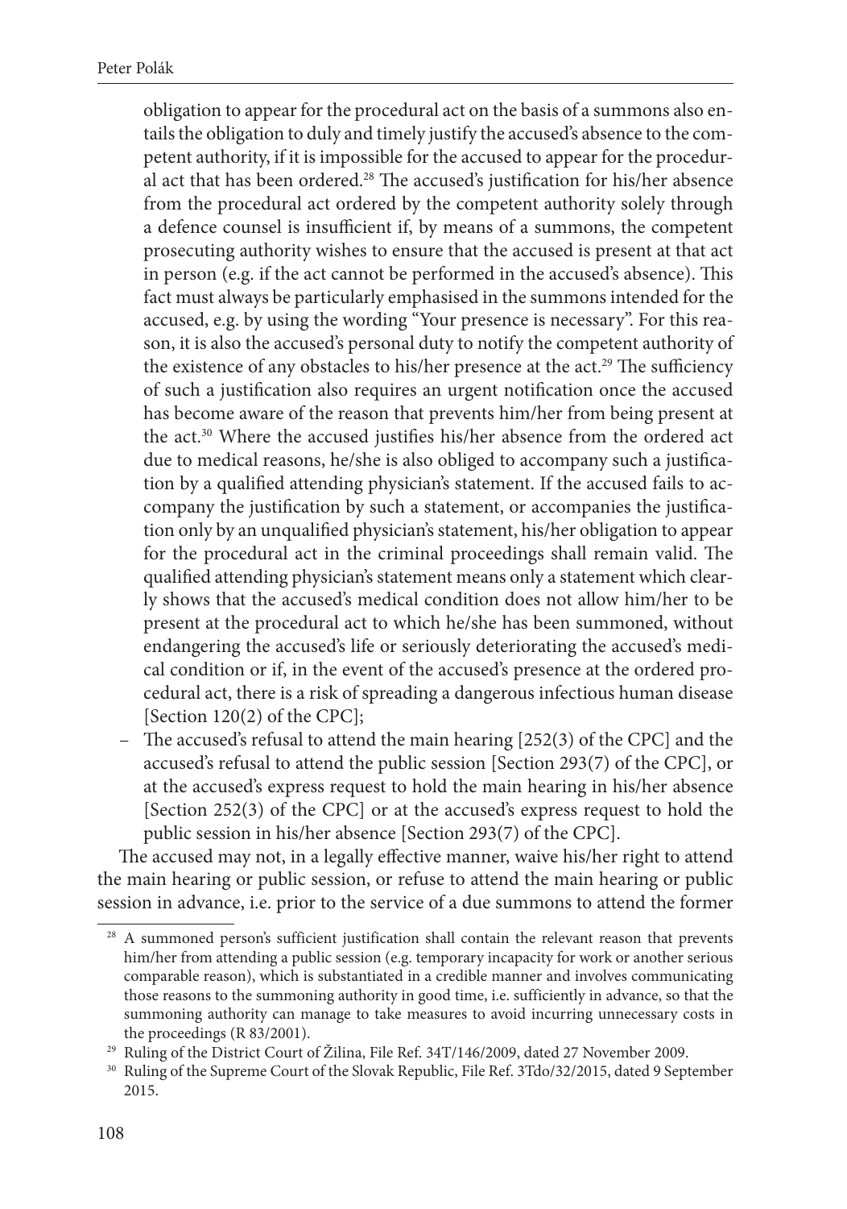obligation to appear for the procedural act on the basis of a summons also entails the obligation to duly and timely justify the accused's absence to the competent authority, if it is impossible for the accused to appear for the procedural act that has been ordered.[28] The accused's justification for his/her absence from the procedural act ordered by the competent authority solely through a defence counsel is insufficient if, by means of a summons, the competent prosecuting authority wishes to ensure that the accused is present at that act in person (e.g. if the act cannot be performed in the accused's absence). This fact must always be particularly emphasised in the summons intended for the accused, e.g. by using the wording "Your presence is necessary". For this reason, it is also the accused's personal duty to notify the competent authority of the existence of any obstacles to his/her presence at the act.[29] The sufficiency of such a justification also requires an urgent notification once the accused has become aware of the reason that prevents him/her from being present at the act.[30] Where the accused justifies his/her absence from the ordered act due to medical reasons, he/she is also obliged to accompany such a justification by a qualified attending physician's statement. If the accused fails to accompany the justification by such a statement, or accompanies the justification only by an unqualified physician's statement, his/her obligation to appear for the procedural act in the criminal proceedings shall remain valid. The qualified attending physician's statement means only a statement which clearly shows that the accused's medical condition does not allow him/her to be present at the procedural act to which he/she has been summoned, without endangering the accused's life or seriously deteriorating the accused's medical condition or if, in the event of the accused's presence at the ordered procedural act, there is a risk of spreading a dangerous infectious human disease [Section 120(2) of the CPC];

– The accused's refusal to attend the main hearing [252(3) of the CPC] and the accused's refusal to attend the public session [Section 293(7) of the CPC], or at the accused's express request to hold the main hearing in his/her absence [Section 252(3) of the CPC] or at the accused's express request to hold the public session in his/her absence [Section 293(7) of the CPC].

The accused may not, in a legally effective manner, waive his/her right to attend the main hearing or public session, or refuse to attend the main hearing or public session in advance, i.e. prior to the service of a due summons to attend the former

---

[28] A summoned person's sufficient justification shall contain the relevant reason that prevents him/her from attending a public session (e.g. temporary incapacity for work or another serious comparable reason), which is substantiated in a credible manner and involves communicating those reasons to the summoning authority in good time, i.e. sufficiently in advance, so that the summoning authority can manage to take measures to avoid incurring unnecessary costs in the proceedings (R 83/2001).

[29] Ruling of the District Court of Žilina, File Ref. 34T/146/2009, dated 27 November 2009.

[30] Ruling of the Supreme Court of the Slovak Republic, File Ref. 3Tdo/32/2015, dated 9 September 2015.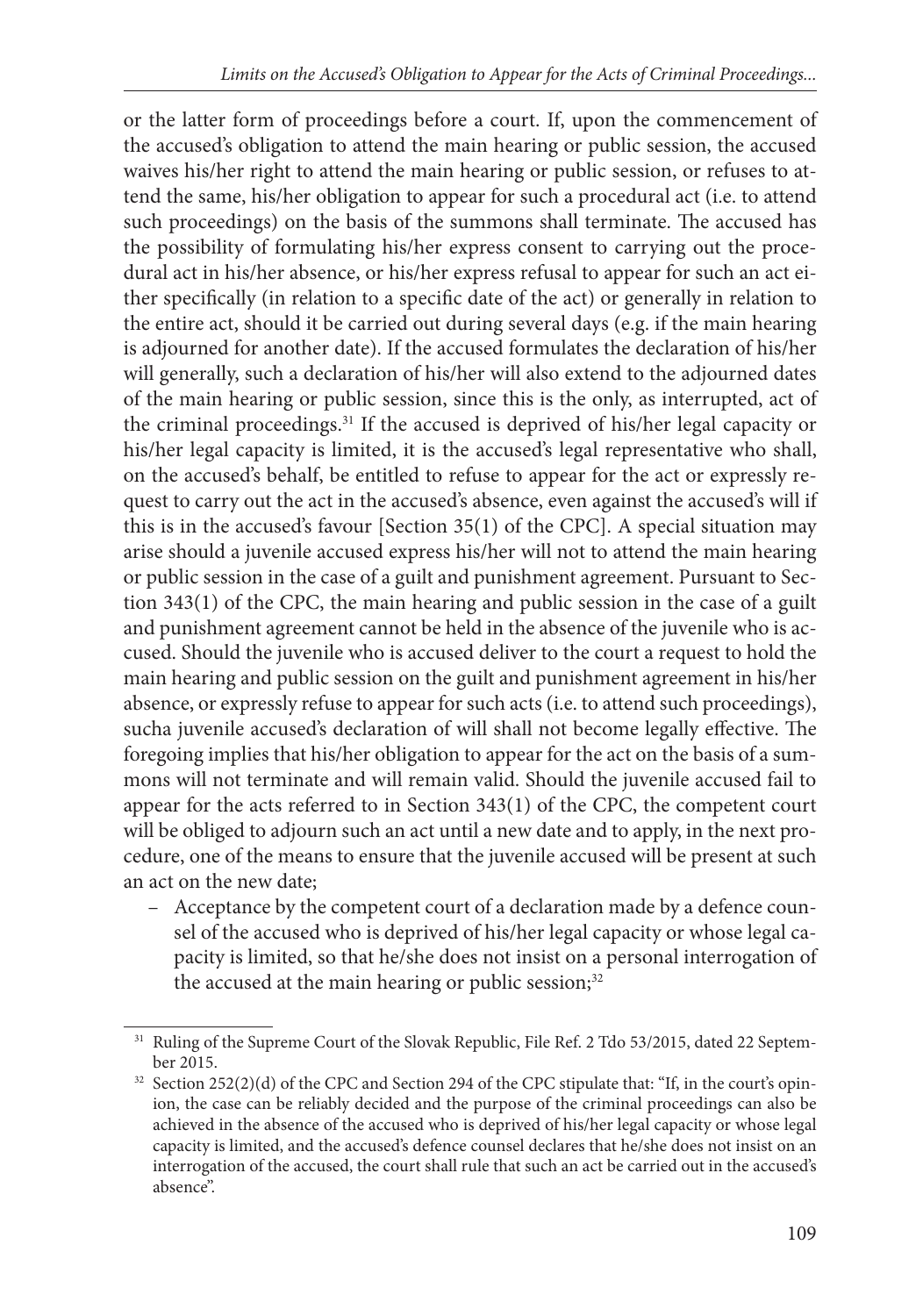or the latter form of proceedings before a court. If, upon the commencement of the accused's obligation to attend the main hearing or public session, the accused waives his/her right to attend the main hearing or public session, or refuses to attend the same, his/her obligation to appear for such a procedural act (i.e. to attend such proceedings) on the basis of the summons shall terminate. The accused has the possibility of formulating his/her express consent to carrying out the procedural act in his/her absence, or his/her express refusal to appear for such an act either specifically (in relation to a specific date of the act) or generally in relation to the entire act, should it be carried out during several days (e.g. if the main hearing is adjourned for another date). If the accused formulates the declaration of his/her will generally, such a declaration of his/her will also extend to the adjourned dates of the main hearing or public session, since this is the only, as interrupted, act of the criminal proceedings.[31] If the accused is deprived of his/her legal capacity or his/her legal capacity is limited, it is the accused's legal representative who shall, on the accused's behalf, be entitled to refuse to appear for the act or expressly request to carry out the act in the accused's absence, even against the accused's will if this is in the accused's favour [Section 35(1) of the CPC]. A special situation may arise should a juvenile accused express his/her will not to attend the main hearing or public session in the case of a guilt and punishment agreement. Pursuant to Section 343(1) of the CPC, the main hearing and public session in the case of a guilt and punishment agreement cannot be held in the absence of the juvenile who is accused. Should the juvenile who is accused deliver to the court a request to hold the main hearing and public session on the guilt and punishment agreement in his/her absence, or expressly refuse to appear for such acts (i.e. to attend such proceedings), sucha juvenile accused's declaration of will shall not become legally effective. The foregoing implies that his/her obligation to appear for the act on the basis of a summons will not terminate and will remain valid. Should the juvenile accused fail to appear for the acts referred to in Section 343(1) of the CPC, the competent court will be obliged to adjourn such an act until a new date and to apply, in the next procedure, one of the means to ensure that the juvenile accused will be present at such an act on the new date;

- Acceptance by the competent court of a declaration made by a defence counsel of the accused who is deprived of his/her legal capacity or whose legal capacity is limited, so that he/she does not insist on a personal interrogation of the accused at the main hearing or public session;[32]

---

[31] Ruling of the Supreme Court of the Slovak Republic, File Ref. 2 Tdo 53/2015, dated 22 September 2015.

[32] Section 252(2)(d) of the CPC and Section 294 of the CPC stipulate that: "If, in the court's opinion, the case can be reliably decided and the purpose of the criminal proceedings can also be achieved in the absence of the accused who is deprived of his/her legal capacity or whose legal capacity is limited, and the accused's defence counsel declares that he/she does not insist on an interrogation of the accused, the court shall rule that such an act be carried out in the accused's absence".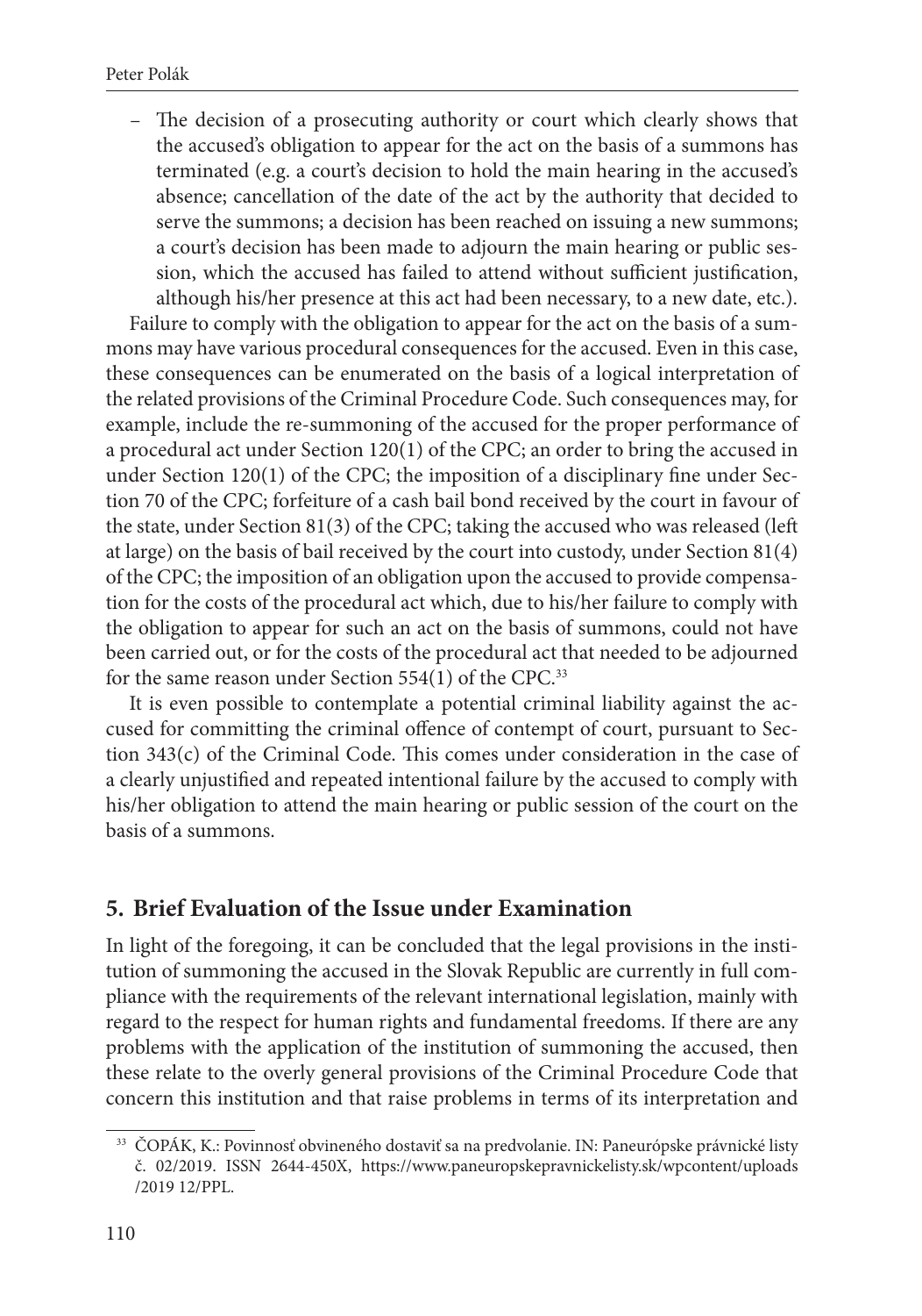- The decision of a prosecuting authority or court which clearly shows that the accused's obligation to appear for the act on the basis of a summons has terminated (e.g. a court's decision to hold the main hearing in the accused's absence; cancellation of the date of the act by the authority that decided to serve the summons; a decision has been reached on issuing a new summons; a court's decision has been made to adjourn the main hearing or public session, which the accused has failed to attend without sufficient justification, although his/her presence at this act had been necessary, to a new date, etc.).

Failure to comply with the obligation to appear for the act on the basis of a summons may have various procedural consequences for the accused. Even in this case, these consequences can be enumerated on the basis of a logical interpretation of the related provisions of the Criminal Procedure Code. Such consequences may, for example, include the re-summoning of the accused for the proper performance of a procedural act under Section 120(1) of the CPC; an order to bring the accused in under Section 120(1) of the CPC; the imposition of a disciplinary fine under Section 70 of the CPC; forfeiture of a cash bail bond received by the court in favour of the state, under Section 81(3) of the CPC; taking the accused who was released (left at large) on the basis of bail received by the court into custody, under Section 81(4) of the CPC; the imposition of an obligation upon the accused to provide compensation for the costs of the procedural act which, due to his/her failure to comply with the obligation to appear for such an act on the basis of summons, could not have been carried out, or for the costs of the procedural act that needed to be adjourned for the same reason under Section 554(1) of the CPC.[33]

It is even possible to contemplate a potential criminal liability against the accused for committing the criminal offence of contempt of court, pursuant to Section 343(c) of the Criminal Code. This comes under consideration in the case of a clearly unjustified and repeated intentional failure by the accused to comply with his/her obligation to attend the main hearing or public session of the court on the basis of a summons.

## 5. Brief Evaluation of the Issue under Examination

In light of the foregoing, it can be concluded that the legal provisions in the institution of summoning the accused in the Slovak Republic are currently in full compliance with the requirements of the relevant international legislation, mainly with regard to the respect for human rights and fundamental freedoms. If there are any problems with the application of the institution of summoning the accused, then these relate to the overly general provisions of the Criminal Procedure Code that concern this institution and that raise problems in terms of its interpretation and

---

[33] ČOPÁK, K.: Povinnosť obvineného dostaviť sa na predvolanie. IN: Paneurópske právnické listy č. 02/2019. ISSN 2644-450X, https://www.paneuropskepravnickelisty.sk/wpcontent/uploads /2019 12/PPL.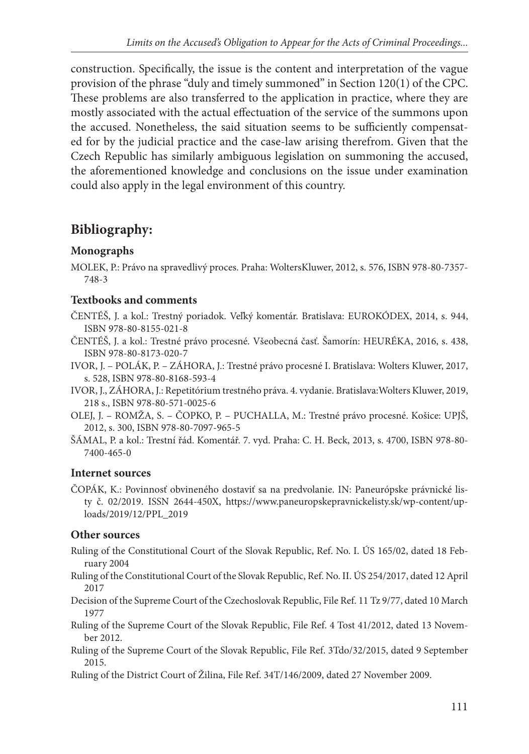construction. Specifically, the issue is the content and interpretation of the vague provision of the phrase "duly and timely summoned" in Section 120(1) of the CPC. These problems are also transferred to the application in practice, where they are mostly associated with the actual effectuation of the service of the summons upon the accused. Nonetheless, the said situation seems to be sufficiently compensated for by the judicial practice and the case-law arising therefrom. Given that the Czech Republic has similarly ambiguous legislation on summoning the accused, the aforementioned knowledge and conclusions on the issue under examination could also apply in the legal environment of this country.

## Bibliography:

### Monographs

MOLEK, P.: Právo na spravedlivý proces. Praha: WoltersKluwer, 2012, s. 576, ISBN 978-80-7357-748-3

### Textbooks and comments

ČENTÉŠ, J. a kol.: Trestný poriadok. Veľký komentár. Bratislava: EUROKÓDEX, 2014, s. 944, ISBN 978-80-8155-021-8

ČENTÉŠ, J. a kol.: Trestné právo procesné. Všeobecná časť. Šamorín: HEURÉKA, 2016, s. 438, ISBN 978-80-8173-020-7

IVOR, J. – POLÁK, P. – ZÁHORA, J.: Trestné právo procesné I. Bratislava: Wolters Kluwer, 2017, s. 528, ISBN 978-80-8168-593-4

IVOR, J., ZÁHORA, J.: Repetitórium trestného práva. 4. vydanie. Bratislava:Wolters Kluwer, 2019, 218 s., ISBN 978-80-571-0025-6

OLEJ, J. – ROMŽA, S. – ČOPKO, P. – PUCHALLA, M.: Trestné právo procesné. Košice: UPJŠ, 2012, s. 300, ISBN 978-80-7097-965-5

ŠÁMAL, P. a kol.: Trestní řád. Komentář. 7. vyd. Praha: C. H. Beck, 2013, s. 4700, ISBN 978-80-7400-465-0

### Internet sources

ČOPÁK, K.: Povinnosť obvineného dostaviť sa na predvolanie. IN: Paneurópske právnické listy č. 02/2019. ISSN 2644-450X, https://www.paneuropskepravnickelisty.sk/wp-content/uploads/2019/12/PPL_2019

### Other sources

Ruling of the Constitutional Court of the Slovak Republic, Ref. No. I. ÚS 165/02, dated 18 February 2004

Ruling of the Constitutional Court of the Slovak Republic, Ref. No. II. ÚS 254/2017, dated 12 April 2017

Decision of the Supreme Court of the Czechoslovak Republic, File Ref. 11 Tz 9/77, dated 10 March 1977

Ruling of the Supreme Court of the Slovak Republic, File Ref. 4 Tost 41/2012, dated 13 November 2012.

Ruling of the Supreme Court of the Slovak Republic, File Ref. 3Tdo/32/2015, dated 9 September 2015.

Ruling of the District Court of Žilina, File Ref. 34T/146/2009, dated 27 November 2009.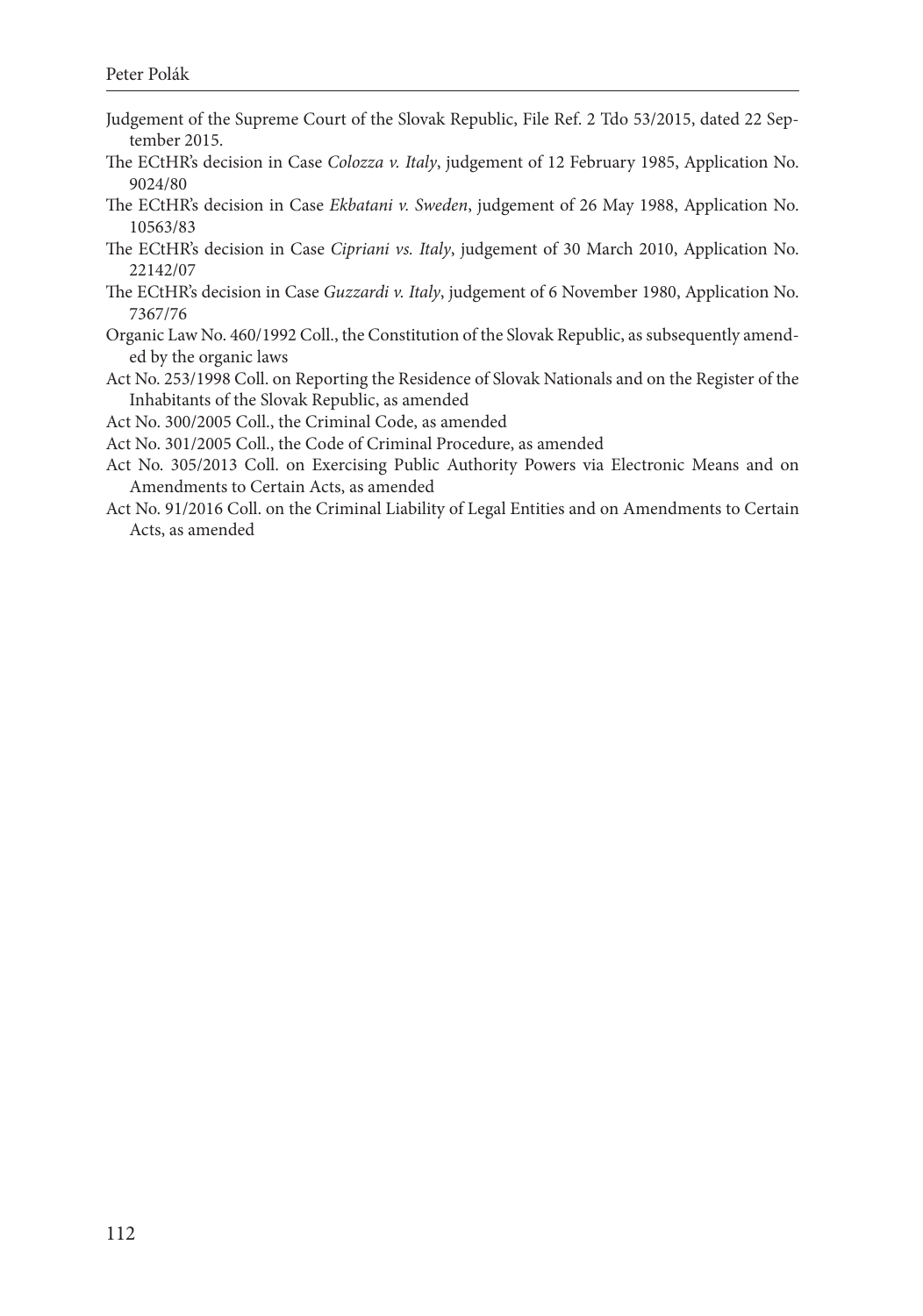Judgement of the Supreme Court of the Slovak Republic, File Ref. 2 Tdo 53/2015, dated 22 September 2015.

The ECtHR's decision in Case *Colozza v. Italy*, judgement of 12 February 1985, Application No. 9024/80

The ECtHR's decision in Case *Ekbatani v. Sweden*, judgement of 26 May 1988, Application No. 10563/83

The ECtHR's decision in Case *Cipriani vs. Italy*, judgement of 30 March 2010, Application No. 22142/07

The ECtHR's decision in Case *Guzzardi v. Italy*, judgement of 6 November 1980, Application No. 7367/76

Organic Law No. 460/1992 Coll., the Constitution of the Slovak Republic, as subsequently amended by the organic laws

Act No. 253/1998 Coll. on Reporting the Residence of Slovak Nationals and on the Register of the Inhabitants of the Slovak Republic, as amended

Act No. 300/2005 Coll., the Criminal Code, as amended

Act No. 301/2005 Coll., the Code of Criminal Procedure, as amended

Act No. 305/2013 Coll. on Exercising Public Authority Powers via Electronic Means and on Amendments to Certain Acts, as amended

Act No. 91/2016 Coll. on the Criminal Liability of Legal Entities and on Amendments to Certain Acts, as amended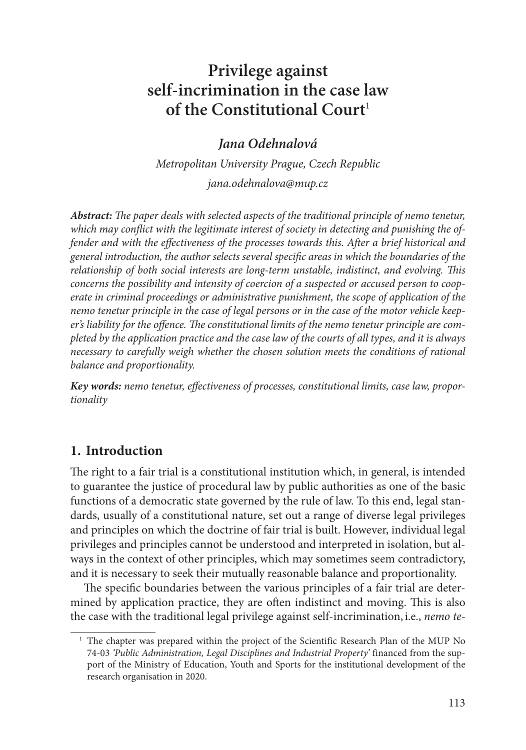# Privilege against self-incrimination in the case law of the Constitutional Court[1]

***Jana Odehnalová***

*Metropolitan University Prague, Czech Republic*

*jana.odehnalova@mup.cz*

***Abstract:*** *The paper deals with selected aspects of the traditional principle of nemo tenetur, which may conflict with the legitimate interest of society in detecting and punishing the offender and with the effectiveness of the processes towards this. After a brief historical and general introduction, the author selects several specific areas in which the boundaries of the relationship of both social interests are long-term unstable, indistinct, and evolving. This concerns the possibility and intensity of coercion of a suspected or accused person to cooperate in criminal proceedings or administrative punishment, the scope of application of the nemo tenetur principle in the case of legal persons or in the case of the motor vehicle keeper's liability for the offence. The constitutional limits of the nemo tenetur principle are completed by the application practice and the case law of the courts of all types, and it is always necessary to carefully weigh whether the chosen solution meets the conditions of rational balance and proportionality.*

***Key words:*** *nemo tenetur, effectiveness of processes, constitutional limits, case law, proportionality*

## 1. Introduction

The right to a fair trial is a constitutional institution which, in general, is intended to guarantee the justice of procedural law by public authorities as one of the basic functions of a democratic state governed by the rule of law. To this end, legal standards, usually of a constitutional nature, set out a range of diverse legal privileges and principles on which the doctrine of fair trial is built. However, individual legal privileges and principles cannot be understood and interpreted in isolation, but always in the context of other principles, which may sometimes seem contradictory, and it is necessary to seek their mutually reasonable balance and proportionality.

The specific boundaries between the various principles of a fair trial are determined by application practice, they are often indistinct and moving. This is also the case with the traditional legal privilege against self-incrimination, i.e., *nemo te-*

[1] The chapter was prepared within the project of the Scientific Research Plan of the MUP No 74-03 *'Public Administration, Legal Disciplines and Industrial Property'* financed from the support of the Ministry of Education, Youth and Sports for the institutional development of the research organisation in 2020.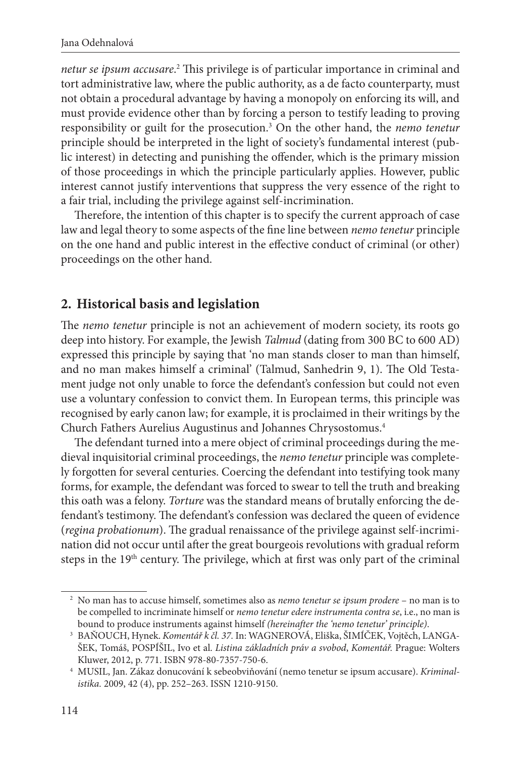*netur se ipsum accusare*.[2] This privilege is of particular importance in criminal and tort administrative law, where the public authority, as a de facto counterparty, must not obtain a procedural advantage by having a monopoly on enforcing its will, and must provide evidence other than by forcing a person to testify leading to proving responsibility or guilt for the prosecution.[3] On the other hand, the *nemo tenetur* principle should be interpreted in the light of society's fundamental interest (public interest) in detecting and punishing the offender, which is the primary mission of those proceedings in which the principle particularly applies. However, public interest cannot justify interventions that suppress the very essence of the right to a fair trial, including the privilege against self-incrimination.

Therefore, the intention of this chapter is to specify the current approach of case law and legal theory to some aspects of the fine line between *nemo tenetur* principle on the one hand and public interest in the effective conduct of criminal (or other) proceedings on the other hand.

## 2. Historical basis and legislation

The *nemo tenetur* principle is not an achievement of modern society, its roots go deep into history. For example, the Jewish *Talmud* (dating from 300 BC to 600 AD) expressed this principle by saying that 'no man stands closer to man than himself, and no man makes himself a criminal' (Talmud, Sanhedrin 9, 1). The Old Testament judge not only unable to force the defendant's confession but could not even use a voluntary confession to convict them. In European terms, this principle was recognised by early canon law; for example, it is proclaimed in their writings by the Church Fathers Aurelius Augustinus and Johannes Chrysostomus.[4]

The defendant turned into a mere object of criminal proceedings during the medieval inquisitorial criminal proceedings, the *nemo tenetur* principle was completely forgotten for several centuries. Coercing the defendant into testifying took many forms, for example, the defendant was forced to swear to tell the truth and breaking this oath was a felony. *Torture* was the standard means of brutally enforcing the defendant's testimony. The defendant's confession was declared the queen of evidence (*regina probationum*). The gradual renaissance of the privilege against self-incrimination did not occur until after the great bourgeois revolutions with gradual reform steps in the 19th century. The privilege, which at first was only part of the criminal

---

[2] No man has to accuse himself, sometimes also as *nemo tenetur se ipsum prodere* – no man is to be compelled to incriminate himself or *nemo tenetur edere instrumenta contra se*, i.e., no man is bound to produce instruments against himself *(hereinafter the 'nemo tenetur' principle)*.

[3] BAŇOUCH, Hynek. *Komentář k čl. 37.* In: WAGNEROVÁ, Eliška, ŠIMÍČEK, Vojtěch, LANGAŠEK, Tomáš, POSPÍŠIL, Ivo et al. *Listina základních práv a svobod, Komentář.* Prague: Wolters Kluwer, 2012, p. 771. ISBN 978-80-7357-750-6.

[4] MUSIL, Jan. Zákaz donucování k sebeobviňování (nemo tenetur se ipsum accusare). *Kriminalistika.* 2009, 42 (4), pp. 252–263. ISSN 1210-9150.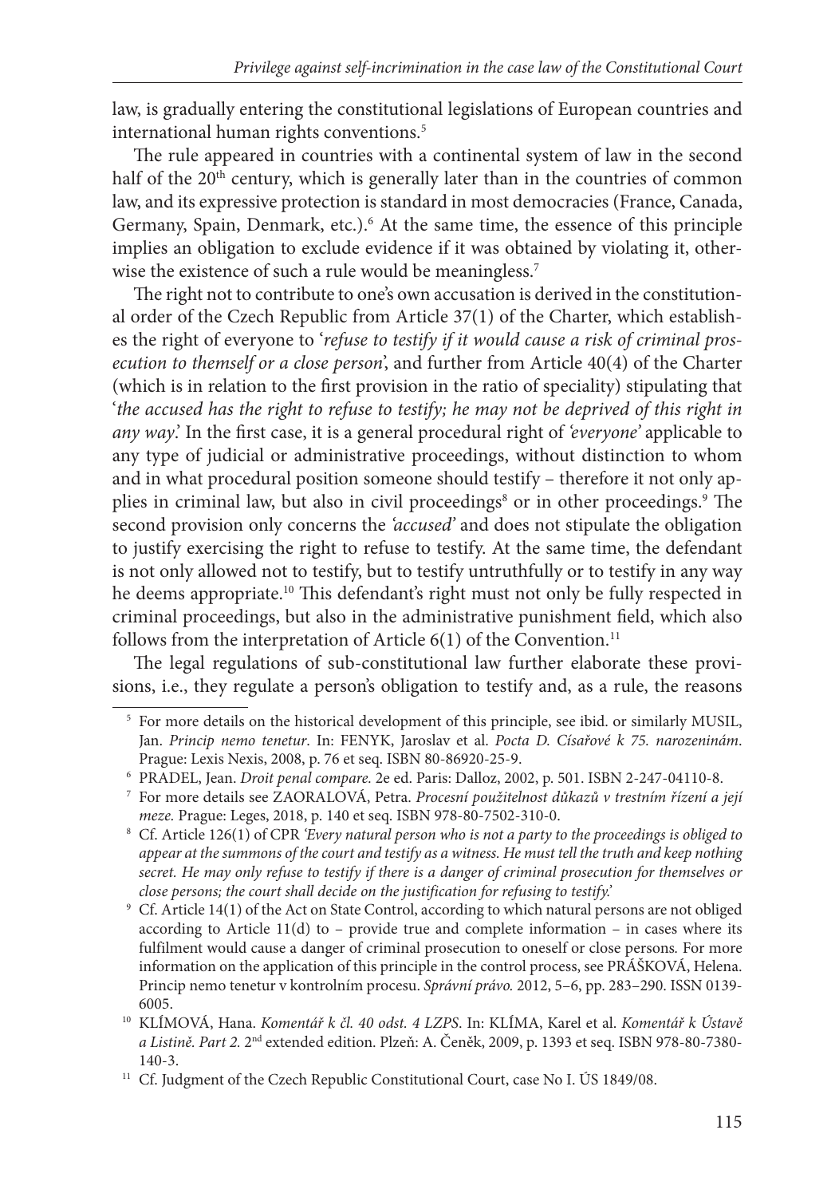law, is gradually entering the constitutional legislations of European countries and international human rights conventions.[5]

The rule appeared in countries with a continental system of law in the second half of the 20th century, which is generally later than in the countries of common law, and its expressive protection is standard in most democracies (France, Canada, Germany, Spain, Denmark, etc.).[6] At the same time, the essence of this principle implies an obligation to exclude evidence if it was obtained by violating it, otherwise the existence of such a rule would be meaningless.[7]

The right not to contribute to one's own accusation is derived in the constitutional order of the Czech Republic from Article 37(1) of the Charter, which establishes the right of everyone to '*refuse to testify if it would cause a risk of criminal prosecution to themself or a close person*', and further from Article 40(4) of the Charter (which is in relation to the first provision in the ratio of speciality) stipulating that '*the accused has the right to refuse to testify; he may not be deprived of this right in any way*.' In the first case, it is a general procedural right of *'everyone'* applicable to any type of judicial or administrative proceedings, without distinction to whom and in what procedural position someone should testify – therefore it not only applies in criminal law, but also in civil proceedings[8] or in other proceedings.[9] The second provision only concerns the *'accused'* and does not stipulate the obligation to justify exercising the right to refuse to testify. At the same time, the defendant is not only allowed not to testify, but to testify untruthfully or to testify in any way he deems appropriate.[10] This defendant's right must not only be fully respected in criminal proceedings, but also in the administrative punishment field, which also follows from the interpretation of Article 6(1) of the Convention.[11]

The legal regulations of sub-constitutional law further elaborate these provisions, i.e., they regulate a person's obligation to testify and, as a rule, the reasons

---

[5] For more details on the historical development of this principle, see ibid. or similarly MUSIL, Jan. *Princip nemo tenetur*. In: FENYK, Jaroslav et al. *Pocta D. Císařové k 75. narozeninám*. Prague: Lexis Nexis, 2008, p. 76 et seq. ISBN 80-86920-25-9.

[6] PRADEL, Jean. *Droit penal compare.* 2e ed. Paris: Dalloz, 2002, p. 501. ISBN 2-247-04110-8.

[7] For more details see ZAORALOVÁ, Petra. *Procesní použitelnost důkazů v trestním řízení a její meze.* Prague: Leges, 2018, p. 140 et seq. ISBN 978-80-7502-310-0.

[8] Cf. Article 126(1) of CPR *'Every natural person who is not a party to the proceedings is obliged to appear at the summons of the court and testify as a witness. He must tell the truth and keep nothing secret. He may only refuse to testify if there is a danger of criminal prosecution for themselves or close persons; the court shall decide on the justification for refusing to testify.'*

[9] Cf. Article 14(1) of the Act on State Control, according to which natural persons are not obliged according to Article 11(d) to – provide true and complete information – in cases where its fulfilment would cause a danger of criminal prosecution to oneself or close persons. For more information on the application of this principle in the control process, see PRÁŠKOVÁ, Helena. Princip nemo tenetur v kontrolním procesu. *Správní právo.* 2012, 5–6, pp. 283–290. ISSN 0139-6005.

[10] KLÍMOVÁ, Hana. *Komentář k čl. 40 odst. 4 LZPS*. In: KLÍMA, Karel et al. *Komentář k Ústavě a Listině. Part 2.* 2nd extended edition. Plzeň: A. Čeněk, 2009, p. 1393 et seq. ISBN 978-80-7380-140-3.

[11] Cf. Judgment of the Czech Republic Constitutional Court, case No I. ÚS 1849/08.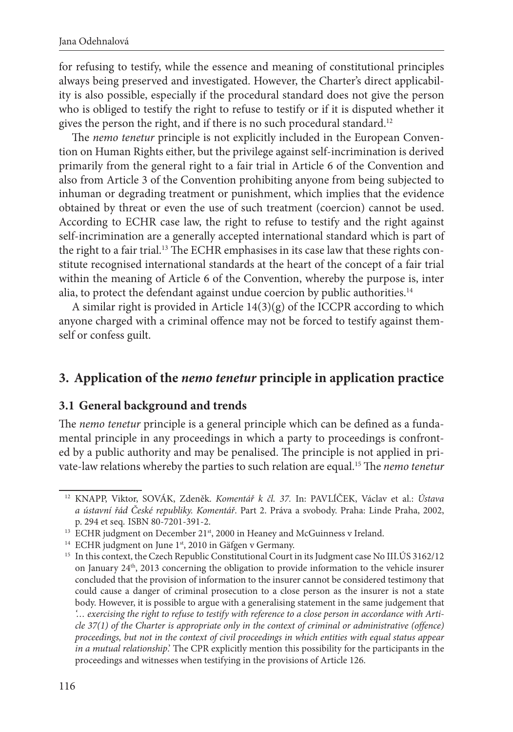for refusing to testify, while the essence and meaning of constitutional principles always being preserved and investigated. However, the Charter's direct applicability is also possible, especially if the procedural standard does not give the person who is obliged to testify the right to refuse to testify or if it is disputed whether it gives the person the right, and if there is no such procedural standard.[12]

The *nemo tenetur* principle is not explicitly included in the European Convention on Human Rights either, but the privilege against self-incrimination is derived primarily from the general right to a fair trial in Article 6 of the Convention and also from Article 3 of the Convention prohibiting anyone from being subjected to inhuman or degrading treatment or punishment, which implies that the evidence obtained by threat or even the use of such treatment (coercion) cannot be used. According to ECHR case law, the right to refuse to testify and the right against self-incrimination are a generally accepted international standard which is part of the right to a fair trial.[13] The ECHR emphasises in its case law that these rights constitute recognised international standards at the heart of the concept of a fair trial within the meaning of Article 6 of the Convention, whereby the purpose is, inter alia, to protect the defendant against undue coercion by public authorities.[14]

A similar right is provided in Article 14(3)(g) of the ICCPR according to which anyone charged with a criminal offence may not be forced to testify against themself or confess guilt.

## 3. Application of the *nemo tenetur* principle in application practice

### 3.1 General background and trends

The *nemo tenetur* principle is a general principle which can be defined as a fundamental principle in any proceedings in which a party to proceedings is confronted by a public authority and may be penalised. The principle is not applied in private-law relations whereby the parties to such relation are equal.[15] The *nemo tenetur*

---

[12] KNAPP, Viktor, SOVÁK, Zdeněk. *Komentář k čl. 37.* In: PAVLÍČEK, Václav et al.: *Ústava a ústavní řád České republiky. Komentář*. Part 2. Práva a svobody. Praha: Linde Praha, 2002, p. 294 et seq. ISBN 80-7201-391-2.

[13] ECHR judgment on December 21st, 2000 in Heaney and McGuinness v Ireland.

[14] ECHR judgment on June 1st, 2010 in Gäfgen v Germany.

[15] In this context, the Czech Republic Constitutional Court in its Judgment case No III.ÚS 3162/12 on January 24th, 2013 concerning the obligation to provide information to the vehicle insurer concluded that the provision of information to the insurer cannot be considered testimony that could cause a danger of criminal prosecution to a close person as the insurer is not a state body. However, it is possible to argue with a generalising statement in the same judgement that *'… exercising the right to refuse to testify with reference to a close person in accordance with Article 37(1) of the Charter is appropriate only in the context of criminal or administrative (offence) proceedings, but not in the context of civil proceedings in which entities with equal status appear in a mutual relationship'.* The CPR explicitly mention this possibility for the participants in the proceedings and witnesses when testifying in the provisions of Article 126.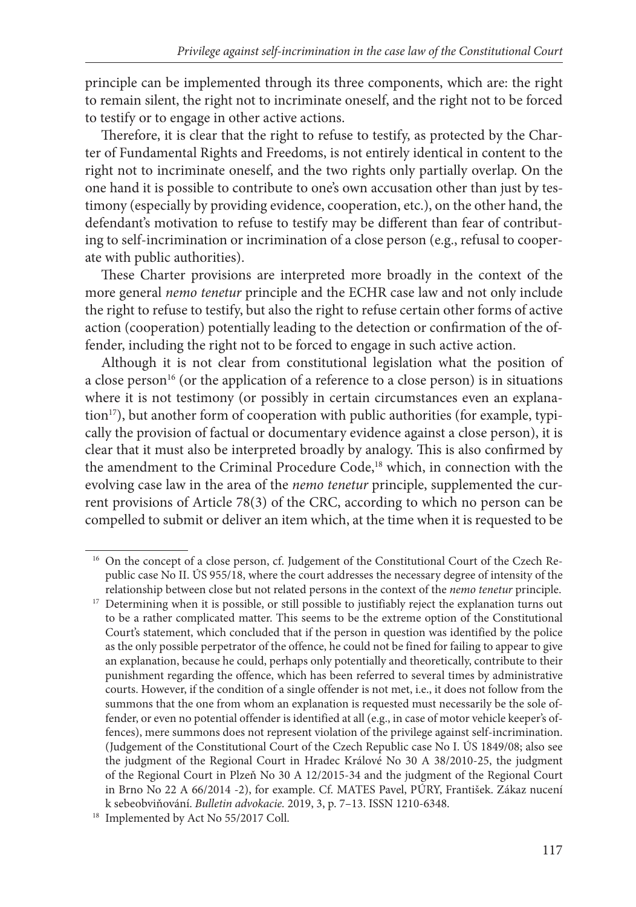principle can be implemented through its three components, which are: the right to remain silent, the right not to incriminate oneself, and the right not to be forced to testify or to engage in other active actions.

Therefore, it is clear that the right to refuse to testify, as protected by the Charter of Fundamental Rights and Freedoms, is not entirely identical in content to the right not to incriminate oneself, and the two rights only partially overlap. On the one hand it is possible to contribute to one's own accusation other than just by testimony (especially by providing evidence, cooperation, etc.), on the other hand, the defendant's motivation to refuse to testify may be different than fear of contributing to self-incrimination or incrimination of a close person (e.g., refusal to cooperate with public authorities).

These Charter provisions are interpreted more broadly in the context of the more general *nemo tenetur* principle and the ECHR case law and not only include the right to refuse to testify, but also the right to refuse certain other forms of active action (cooperation) potentially leading to the detection or confirmation of the offender, including the right not to be forced to engage in such active action.

Although it is not clear from constitutional legislation what the position of a close person[16] (or the application of a reference to a close person) is in situations where it is not testimony (or possibly in certain circumstances even an explanation[17]), but another form of cooperation with public authorities (for example, typically the provision of factual or documentary evidence against a close person), it is clear that it must also be interpreted broadly by analogy. This is also confirmed by the amendment to the Criminal Procedure Code,[18] which, in connection with the evolving case law in the area of the *nemo tenetur* principle, supplemented the current provisions of Article 78(3) of the CRC, according to which no person can be compelled to submit or deliver an item which, at the time when it is requested to be

[16] On the concept of a close person, cf. Judgement of the Constitutional Court of the Czech Republic case No II. ÚS 955/18, where the court addresses the necessary degree of intensity of the relationship between close but not related persons in the context of the *nemo tenetur* principle.

[17] Determining when it is possible, or still possible to justifiably reject the explanation turns out to be a rather complicated matter. This seems to be the extreme option of the Constitutional Court's statement, which concluded that if the person in question was identified by the police as the only possible perpetrator of the offence, he could not be fined for failing to appear to give an explanation, because he could, perhaps only potentially and theoretically, contribute to their punishment regarding the offence, which has been referred to several times by administrative courts. However, if the condition of a single offender is not met, i.e., it does not follow from the summons that the one from whom an explanation is requested must necessarily be the sole offender, or even no potential offender is identified at all (e.g., in case of motor vehicle keeper's offences), mere summons does not represent violation of the privilege against self-incrimination. (Judgement of the Constitutional Court of the Czech Republic case No I. ÚS 1849/08; also see the judgment of the Regional Court in Hradec Králové No 30 A 38/2010-25, the judgment of the Regional Court in Plzeň No 30 A 12/2015-34 and the judgment of the Regional Court in Brno No 22 A 66/2014 -2), for example. Cf. MATES Pavel, PÚRY, František. Zákaz nucení k sebeobviňování. *Bulletin advokacie.* 2019, 3, p. 7–13. ISSN 1210-6348.

[18] Implemented by Act No 55/2017 Coll.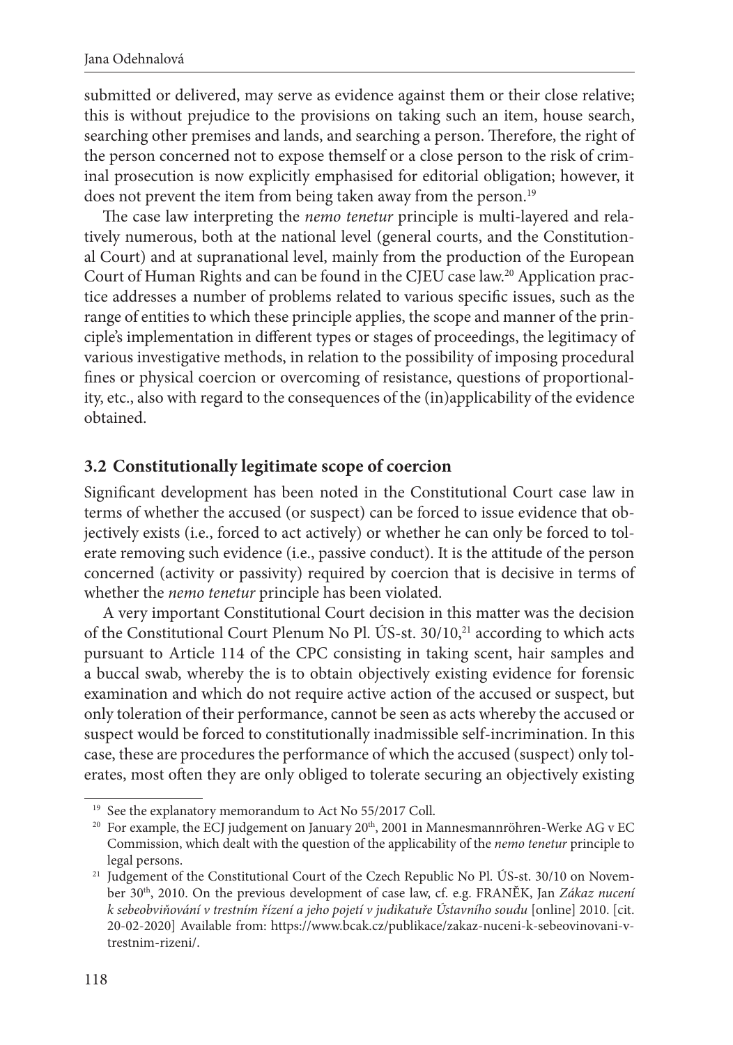submitted or delivered, may serve as evidence against them or their close relative; this is without prejudice to the provisions on taking such an item, house search, searching other premises and lands, and searching a person. Therefore, the right of the person concerned not to expose themself or a close person to the risk of criminal prosecution is now explicitly emphasised for editorial obligation; however, it does not prevent the item from being taken away from the person.[19]

The case law interpreting the *nemo tenetur* principle is multi-layered and relatively numerous, both at the national level (general courts, and the Constitutional Court) and at supranational level, mainly from the production of the European Court of Human Rights and can be found in the CJEU case law.[20] Application practice addresses a number of problems related to various specific issues, such as the range of entities to which these principle applies, the scope and manner of the principle's implementation in different types or stages of proceedings, the legitimacy of various investigative methods, in relation to the possibility of imposing procedural fines or physical coercion or overcoming of resistance, questions of proportionality, etc., also with regard to the consequences of the (in)applicability of the evidence obtained.

### 3.2 Constitutionally legitimate scope of coercion

Significant development has been noted in the Constitutional Court case law in terms of whether the accused (or suspect) can be forced to issue evidence that objectively exists (i.e., forced to act actively) or whether he can only be forced to tolerate removing such evidence (i.e., passive conduct). It is the attitude of the person concerned (activity or passivity) required by coercion that is decisive in terms of whether the *nemo tenetur* principle has been violated.

A very important Constitutional Court decision in this matter was the decision of the Constitutional Court Plenum No Pl. ÚS-st. 30/10,[21] according to which acts pursuant to Article 114 of the CPC consisting in taking scent, hair samples and a buccal swab, whereby the is to obtain objectively existing evidence for forensic examination and which do not require active action of the accused or suspect, but only toleration of their performance, cannot be seen as acts whereby the accused or suspect would be forced to constitutionally inadmissible self-incrimination. In this case, these are procedures the performance of which the accused (suspect) only tolerates, most often they are only obliged to tolerate securing an objectively existing

---

[19] See the explanatory memorandum to Act No 55/2017 Coll.

[20] For example, the ECJ judgement on January 20th, 2001 in Mannesmannröhren-Werke AG v EC Commission, which dealt with the question of the applicability of the *nemo tenetur* principle to legal persons.

[21] Judgement of the Constitutional Court of the Czech Republic No Pl. ÚS-st. 30/10 on November 30th, 2010. On the previous development of case law, cf. e.g. FRANĚK, Jan *Zákaz nucení k sebeobviňování v trestním řízení a jeho pojetí v judikatuře Ústavního soudu* [online] 2010. [cit. 20-02-2020] Available from: https://www.bcak.cz/publikace/zakaz-nuceni-k-sebeovinovani-v-trestnim-rizeni/.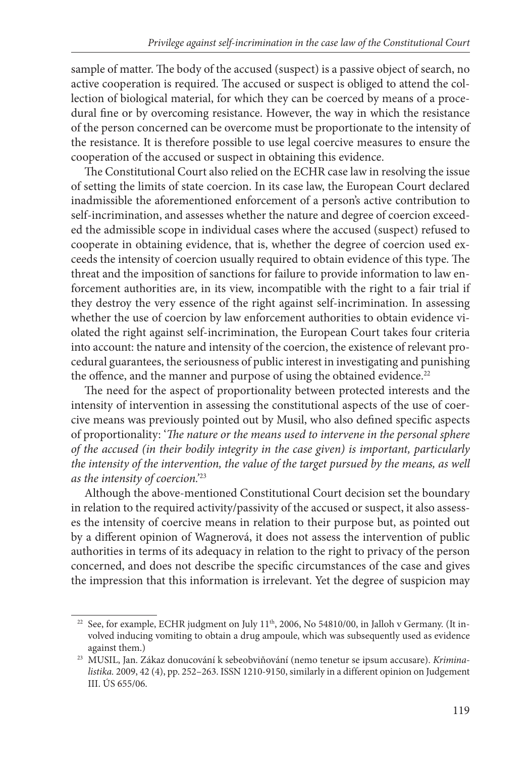sample of matter. The body of the accused (suspect) is a passive object of search, no active cooperation is required. The accused or suspect is obliged to attend the collection of biological material, for which they can be coerced by means of a procedural fine or by overcoming resistance. However, the way in which the resistance of the person concerned can be overcome must be proportionate to the intensity of the resistance. It is therefore possible to use legal coercive measures to ensure the cooperation of the accused or suspect in obtaining this evidence.

The Constitutional Court also relied on the ECHR case law in resolving the issue of setting the limits of state coercion. In its case law, the European Court declared inadmissible the aforementioned enforcement of a person's active contribution to self-incrimination, and assesses whether the nature and degree of coercion exceeded the admissible scope in individual cases where the accused (suspect) refused to cooperate in obtaining evidence, that is, whether the degree of coercion used exceeds the intensity of coercion usually required to obtain evidence of this type. The threat and the imposition of sanctions for failure to provide information to law enforcement authorities are, in its view, incompatible with the right to a fair trial if they destroy the very essence of the right against self-incrimination. In assessing whether the use of coercion by law enforcement authorities to obtain evidence violated the right against self-incrimination, the European Court takes four criteria into account: the nature and intensity of the coercion, the existence of relevant procedural guarantees, the seriousness of public interest in investigating and punishing the offence, and the manner and purpose of using the obtained evidence.[22]

The need for the aspect of proportionality between protected interests and the intensity of intervention in assessing the constitutional aspects of the use of coercive means was previously pointed out by Musil, who also defined specific aspects of proportionality: '*The nature or the means used to intervene in the personal sphere of the accused (in their bodily integrity in the case given) is important, particularly the intensity of the intervention, the value of the target pursued by the means, as well as the intensity of coercion.*'[23]

Although the above-mentioned Constitutional Court decision set the boundary in relation to the required activity/passivity of the accused or suspect, it also assesses the intensity of coercive means in relation to their purpose but, as pointed out by a different opinion of Wagnerová, it does not assess the intervention of public authorities in terms of its adequacy in relation to the right to privacy of the person concerned, and does not describe the specific circumstances of the case and gives the impression that this information is irrelevant. Yet the degree of suspicion may

---

[22] See, for example, ECHR judgment on July 11th, 2006, No 54810/00, in Jalloh v Germany. (It involved inducing vomiting to obtain a drug ampoule, which was subsequently used as evidence against them.)

[23] MUSIL, Jan. Zákaz donucování k sebeobviňování (nemo tenetur se ipsum accusare). *Kriminalistika.* 2009, 42 (4), pp. 252–263. ISSN 1210-9150, similarly in a different opinion on Judgement III. ÚS 655/06.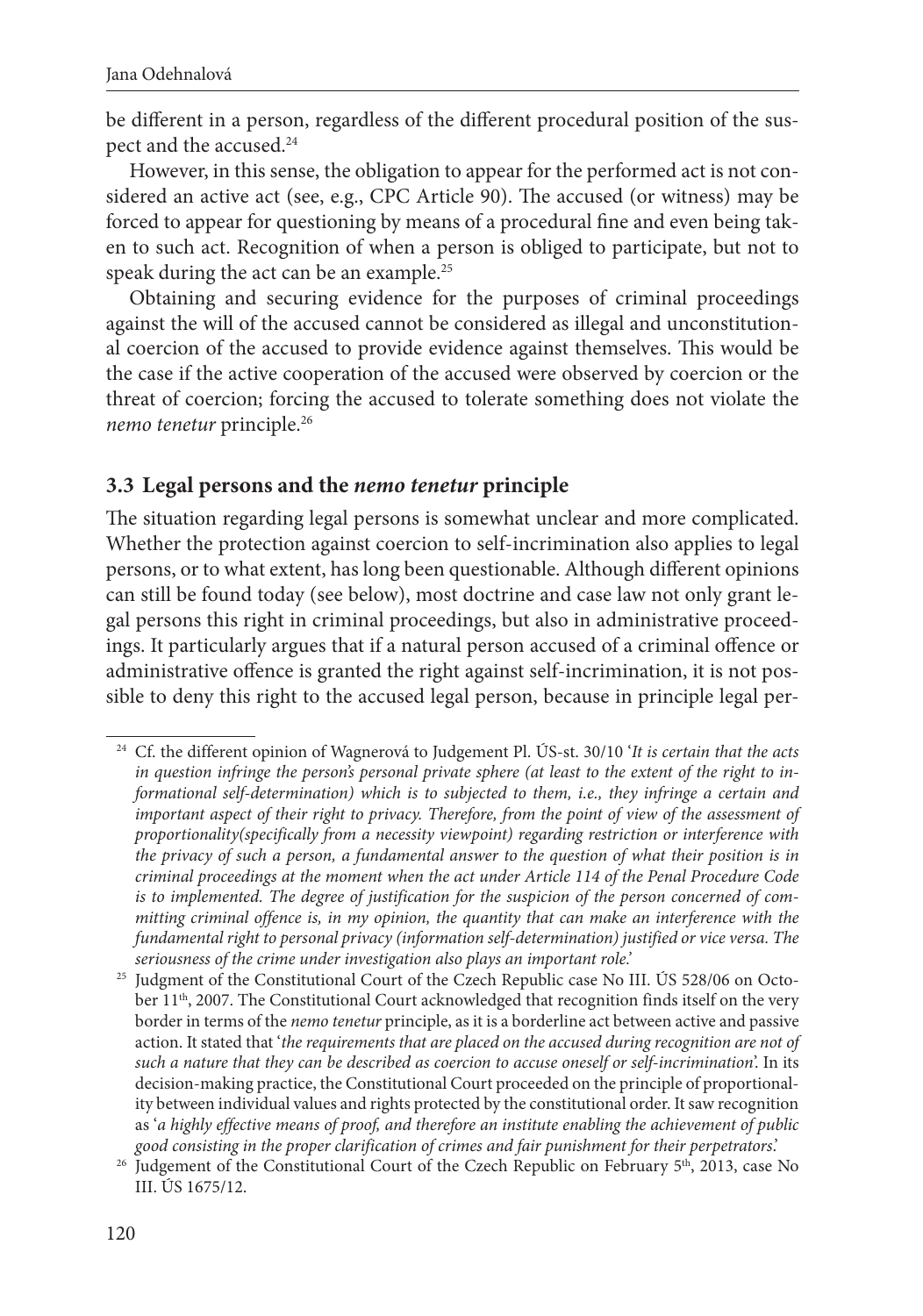be different in a person, regardless of the different procedural position of the suspect and the accused.[24]

However, in this sense, the obligation to appear for the performed act is not considered an active act (see, e.g., CPC Article 90). The accused (or witness) may be forced to appear for questioning by means of a procedural fine and even being taken to such act. Recognition of when a person is obliged to participate, but not to speak during the act can be an example.[25]

Obtaining and securing evidence for the purposes of criminal proceedings against the will of the accused cannot be considered as illegal and unconstitutional coercion of the accused to provide evidence against themselves. This would be the case if the active cooperation of the accused were observed by coercion or the threat of coercion; forcing the accused to tolerate something does not violate the *nemo tenetur* principle.[26]

### 3.3 Legal persons and the *nemo tenetur* principle

The situation regarding legal persons is somewhat unclear and more complicated. Whether the protection against coercion to self-incrimination also applies to legal persons, or to what extent, has long been questionable. Although different opinions can still be found today (see below), most doctrine and case law not only grant legal persons this right in criminal proceedings, but also in administrative proceedings. It particularly argues that if a natural person accused of a criminal offence or administrative offence is granted the right against self-incrimination, it is not possible to deny this right to the accused legal person, because in principle legal per-

---

[24] Cf. the different opinion of Wagnerová to Judgement Pl. ÚS-st. 30/10 '*It is certain that the acts in question infringe the person's personal private sphere (at least to the extent of the right to informational self-determination) which is to subjected to them, i.e., they infringe a certain and important aspect of their right to privacy. Therefore, from the point of view of the assessment of proportionality(specifically from a necessity viewpoint) regarding restriction or interference with the privacy of such a person, a fundamental answer to the question of what their position is in criminal proceedings at the moment when the act under Article 114 of the Penal Procedure Code is to implemented. The degree of justification for the suspicion of the person concerned of committing criminal offence is, in my opinion, the quantity that can make an interference with the fundamental right to personal privacy (information self-determination) justified or vice versa. The seriousness of the crime under investigation also plays an important role.*'

[25] Judgment of the Constitutional Court of the Czech Republic case No III. ÚS 528/06 on October 11th, 2007. The Constitutional Court acknowledged that recognition finds itself on the very border in terms of the *nemo tenetur* principle, as it is a borderline act between active and passive action. It stated that '*the requirements that are placed on the accused during recognition are not of such a nature that they can be described as coercion to accuse oneself or self-incrimination*'. In its decision-making practice, the Constitutional Court proceeded on the principle of proportionality between individual values and rights protected by the constitutional order. It saw recognition as '*a highly effective means of proof, and therefore an institute enabling the achievement of public good consisting in the proper clarification of crimes and fair punishment for their perpetrators*.'

[26] Judgement of the Constitutional Court of the Czech Republic on February 5th, 2013, case No III. ÚS 1675/12.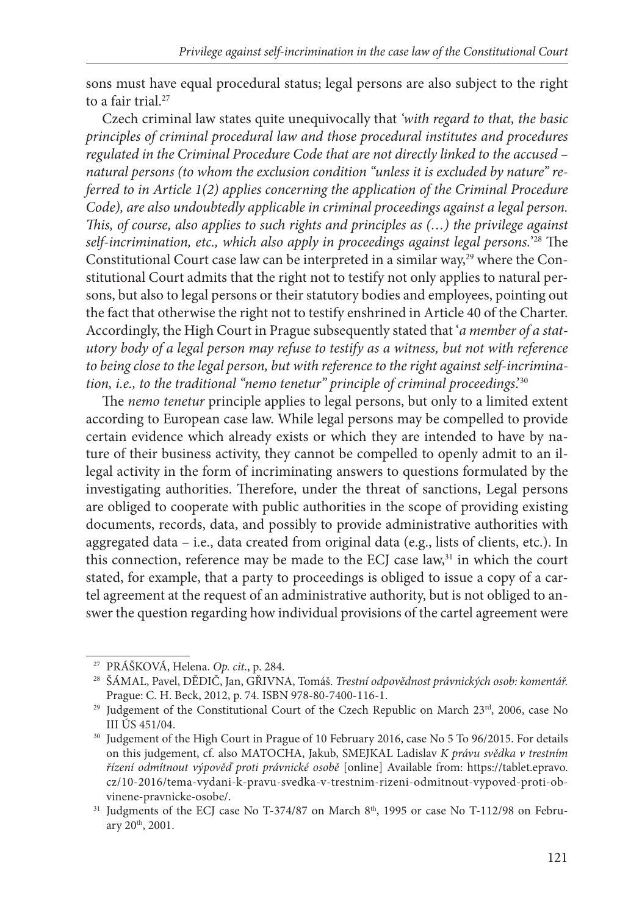sons must have equal procedural status; legal persons are also subject to the right to a fair trial.[27]

Czech criminal law states quite unequivocally that *'with regard to that, the basic principles of criminal procedural law and those procedural institutes and procedures regulated in the Criminal Procedure Code that are not directly linked to the accused – natural persons (to whom the exclusion condition "unless it is excluded by nature" referred to in Article 1(2) applies concerning the application of the Criminal Procedure Code), are also undoubtedly applicable in criminal proceedings against a legal person. This, of course, also applies to such rights and principles as (…) the privilege against self-incrimination, etc., which also apply in proceedings against legal persons.'*[28] The Constitutional Court case law can be interpreted in a similar way,[29] where the Constitutional Court admits that the right not to testify not only applies to natural persons, but also to legal persons or their statutory bodies and employees, pointing out the fact that otherwise the right not to testify enshrined in Article 40 of the Charter. Accordingly, the High Court in Prague subsequently stated that '*a member of a statutory body of a legal person may refuse to testify as a witness, but not with reference to being close to the legal person, but with reference to the right against self-incrimination, i.e., to the traditional "nemo tenetur" principle of criminal proceedings*.'[30]

The *nemo tenetur* principle applies to legal persons, but only to a limited extent according to European case law. While legal persons may be compelled to provide certain evidence which already exists or which they are intended to have by nature of their business activity, they cannot be compelled to openly admit to an illegal activity in the form of incriminating answers to questions formulated by the investigating authorities. Therefore, under the threat of sanctions, Legal persons are obliged to cooperate with public authorities in the scope of providing existing documents, records, data, and possibly to provide administrative authorities with aggregated data – i.e., data created from original data (e.g., lists of clients, etc.). In this connection, reference may be made to the ECJ case law,[31] in which the court stated, for example, that a party to proceedings is obliged to issue a copy of a cartel agreement at the request of an administrative authority, but is not obliged to answer the question regarding how individual provisions of the cartel agreement were

---

[27] PRÁŠKOVÁ, Helena. *Op. cit*., p. 284.

[28] ŠÁMAL, Pavel, DĚDIČ, Jan, GŘIVNA, Tomáš. *Trestní odpovědnost právnických osob: komentář.* Prague: C. H. Beck, 2012, p. 74. ISBN 978-80-7400-116-1.

[29] Judgement of the Constitutional Court of the Czech Republic on March 23rd, 2006, case No III ÚS 451/04.

[30] Judgement of the High Court in Prague of 10 February 2016, case No 5 To 96/2015. For details on this judgement, cf. also MATOCHA, Jakub, SMEJKAL Ladislav *K právu svědka v trestním řízení odmítnout výpověď proti právnické osobě* [online] Available from: https://tablet.epravo.cz/10-2016/tema-vydani-k-pravu-svedka-v-trestnim-rizeni-odmitnout-vypoved-proti-obvinene-pravnicke-osobe/.

[31] Judgments of the ECJ case No T-374/87 on March 8th, 1995 or case No T-112/98 on February 20th, 2001.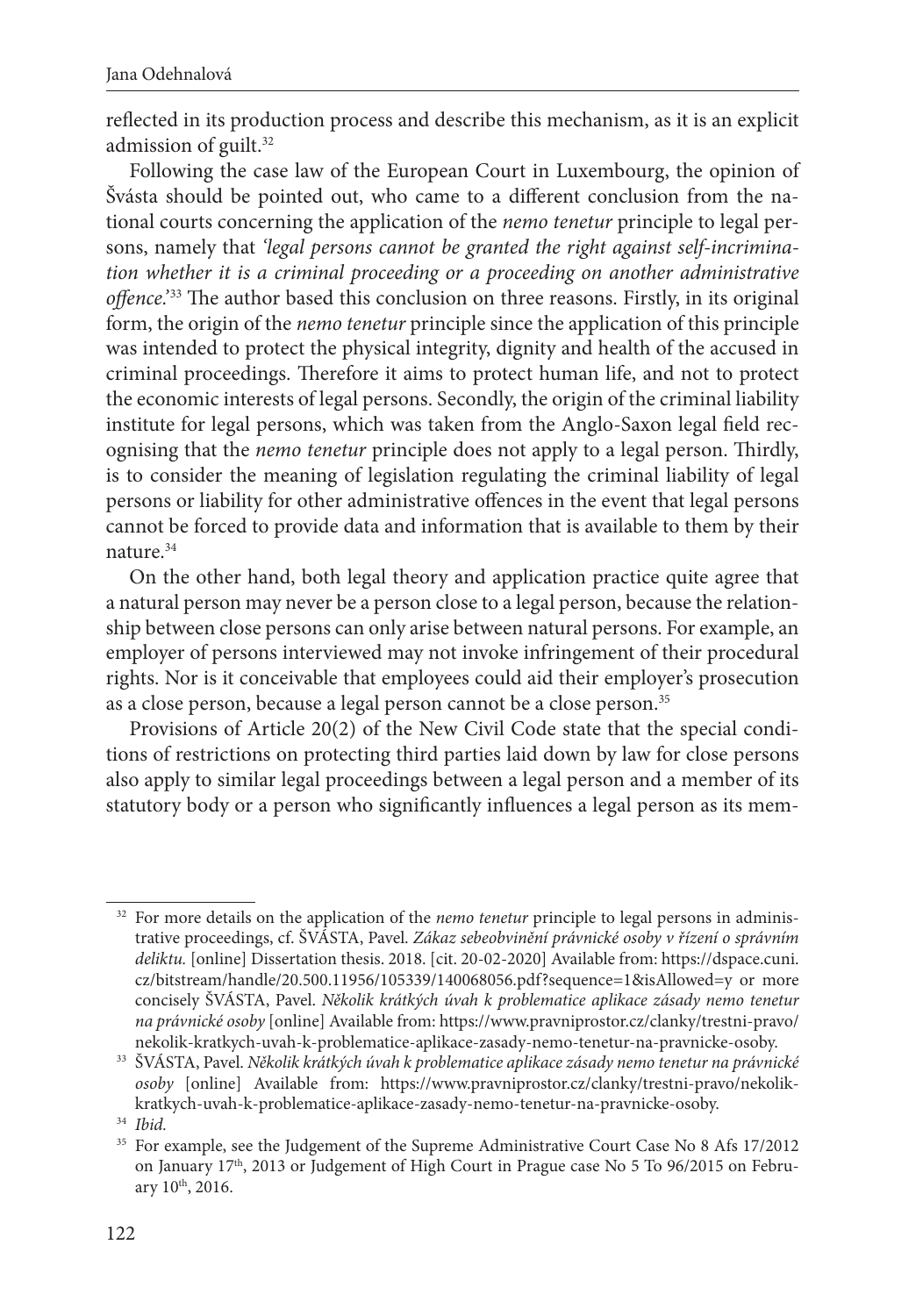reflected in its production process and describe this mechanism, as it is an explicit admission of guilt.[32]

Following the case law of the European Court in Luxembourg, the opinion of Švásta should be pointed out, who came to a different conclusion from the national courts concerning the application of the *nemo tenetur* principle to legal persons, namely that *'legal persons cannot be granted the right against self-incrimination whether it is a criminal proceeding or a proceeding on another administrative offence.'*[33] The author based this conclusion on three reasons. Firstly, in its original form, the origin of the *nemo tenetur* principle since the application of this principle was intended to protect the physical integrity, dignity and health of the accused in criminal proceedings. Therefore it aims to protect human life, and not to protect the economic interests of legal persons. Secondly, the origin of the criminal liability institute for legal persons, which was taken from the Anglo-Saxon legal field recognising that the *nemo tenetur* principle does not apply to a legal person. Thirdly, is to consider the meaning of legislation regulating the criminal liability of legal persons or liability for other administrative offences in the event that legal persons cannot be forced to provide data and information that is available to them by their nature.[34]

On the other hand, both legal theory and application practice quite agree that a natural person may never be a person close to a legal person, because the relationship between close persons can only arise between natural persons. For example, an employer of persons interviewed may not invoke infringement of their procedural rights. Nor is it conceivable that employees could aid their employer's prosecution as a close person, because a legal person cannot be a close person.[35]

Provisions of Article 20(2) of the New Civil Code state that the special conditions of restrictions on protecting third parties laid down by law for close persons also apply to similar legal proceedings between a legal person and a member of its statutory body or a person who significantly influences a legal person as its mem-

---

[32] For more details on the application of the *nemo tenetur* principle to legal persons in administrative proceedings, cf. ŠVÁSTA, Pavel. *Zákaz sebeobvinění právnické osoby v řízení o správním deliktu.* [online] Dissertation thesis. 2018. [cit. 20-02-2020] Available from: https://dspace.cuni.cz/bitstream/handle/20.500.11956/105339/140068056.pdf?sequence=1&isAllowed=y or more concisely ŠVÁSTA, Pavel. *Několik krátkých úvah k problematice aplikace zásady nemo tenetur na právnické osoby* [online] Available from: https://www.pravniprostor.cz/clanky/trestni-pravo/nekolik-kratkych-uvah-k-problematice-aplikace-zasady-nemo-tenetur-na-pravnicke-osoby.

[33] ŠVÁSTA, Pavel. *Několik krátkých úvah k problematice aplikace zásady nemo tenetur na právnické osoby* [online] Available from: https://www.pravniprostor.cz/clanky/trestni-pravo/nekolik-kratkych-uvah-k-problematice-aplikace-zasady-nemo-tenetur-na-pravnicke-osoby.

[34] *Ibid.*

[35] For example, see the Judgement of the Supreme Administrative Court Case No 8 Afs 17/2012 on January 17th, 2013 or Judgement of High Court in Prague case No 5 To 96/2015 on February 10th, 2016.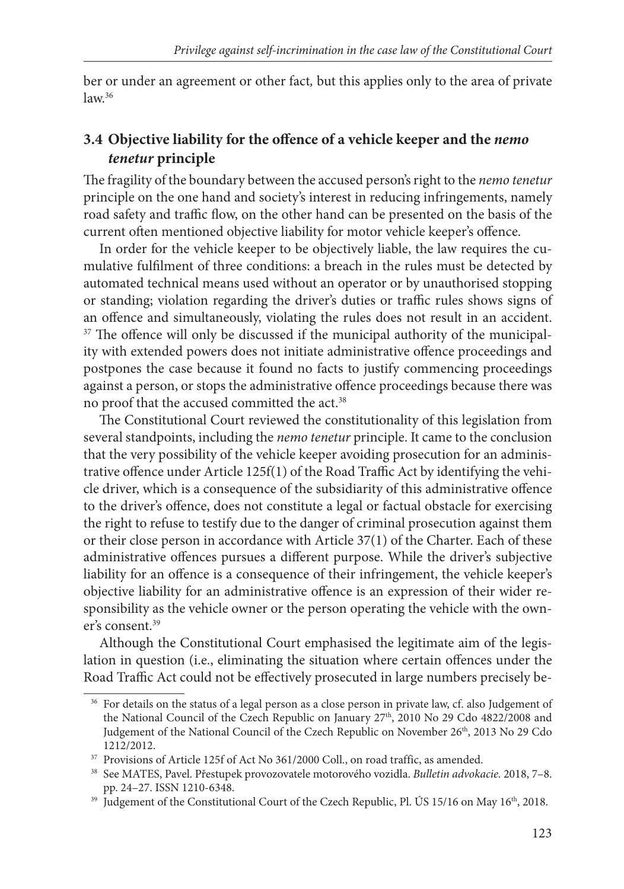ber or under an agreement or other fact*,* but this applies only to the area of private law.[36]

### 3.4 Objective liability for the offence of a vehicle keeper and the *nemo tenetur* principle

The fragility of the boundary between the accused person's right to the *nemo tenetur* principle on the one hand and society's interest in reducing infringements, namely road safety and traffic flow, on the other hand can be presented on the basis of the current often mentioned objective liability for motor vehicle keeper's offence.

In order for the vehicle keeper to be objectively liable, the law requires the cumulative fulfilment of three conditions: a breach in the rules must be detected by automated technical means used without an operator or by unauthorised stopping or standing; violation regarding the driver's duties or traffic rules shows signs of an offence and simultaneously, violating the rules does not result in an accident. [37] The offence will only be discussed if the municipal authority of the municipality with extended powers does not initiate administrative offence proceedings and postpones the case because it found no facts to justify commencing proceedings against a person, or stops the administrative offence proceedings because there was no proof that the accused committed the act.[38]

The Constitutional Court reviewed the constitutionality of this legislation from several standpoints, including the *nemo tenetur* principle. It came to the conclusion that the very possibility of the vehicle keeper avoiding prosecution for an administrative offence under Article 125f(1) of the Road Traffic Act by identifying the vehicle driver, which is a consequence of the subsidiarity of this administrative offence to the driver's offence, does not constitute a legal or factual obstacle for exercising the right to refuse to testify due to the danger of criminal prosecution against them or their close person in accordance with Article 37(1) of the Charter. Each of these administrative offences pursues a different purpose. While the driver's subjective liability for an offence is a consequence of their infringement, the vehicle keeper's objective liability for an administrative offence is an expression of their wider responsibility as the vehicle owner or the person operating the vehicle with the owner's consent.[39]

Although the Constitutional Court emphasised the legitimate aim of the legislation in question (i.e., eliminating the situation where certain offences under the Road Traffic Act could not be effectively prosecuted in large numbers precisely be-

---

[36] For details on the status of a legal person as a close person in private law, cf. also Judgement of the National Council of the Czech Republic on January 27th, 2010 No 29 Cdo 4822/2008 and Judgement of the National Council of the Czech Republic on November 26th, 2013 No 29 Cdo 1212/2012.

[37] Provisions of Article 125f of Act No 361/2000 Coll., on road traffic, as amended.

[38] See MATES, Pavel. Přestupek provozovatele motorového vozidla. *Bulletin advokacie.* 2018, 7–8. pp. 24–27. ISSN 1210-6348.

[39] Judgement of the Constitutional Court of the Czech Republic, Pl. ÚS 15/16 on May 16th, 2018.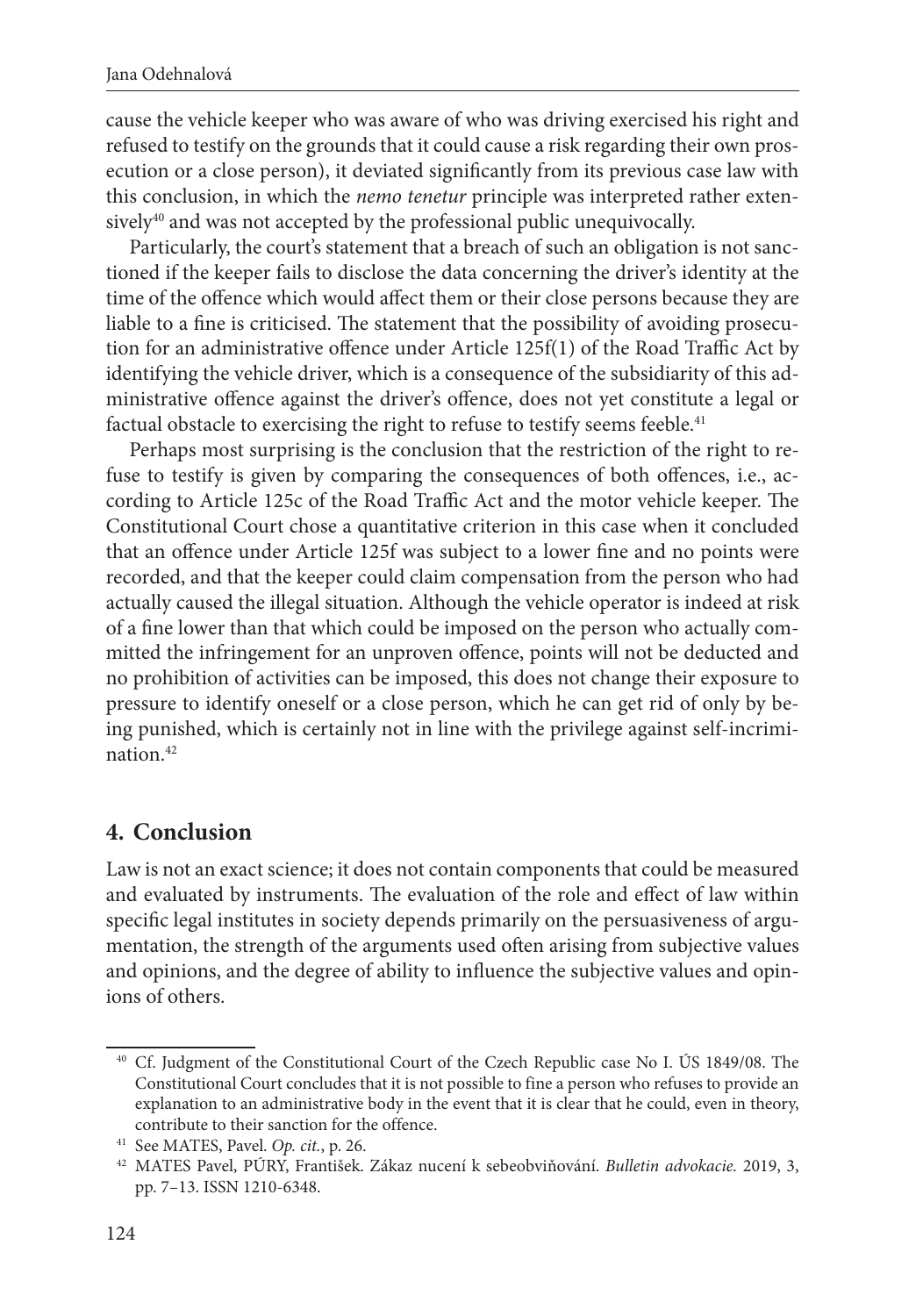cause the vehicle keeper who was aware of who was driving exercised his right and refused to testify on the grounds that it could cause a risk regarding their own prosecution or a close person), it deviated significantly from its previous case law with this conclusion, in which the *nemo tenetur* principle was interpreted rather extensively[40] and was not accepted by the professional public unequivocally.

Particularly, the court's statement that a breach of such an obligation is not sanctioned if the keeper fails to disclose the data concerning the driver's identity at the time of the offence which would affect them or their close persons because they are liable to a fine is criticised. The statement that the possibility of avoiding prosecution for an administrative offence under Article 125f(1) of the Road Traffic Act by identifying the vehicle driver, which is a consequence of the subsidiarity of this administrative offence against the driver's offence, does not yet constitute a legal or factual obstacle to exercising the right to refuse to testify seems feeble.[41]

Perhaps most surprising is the conclusion that the restriction of the right to refuse to testify is given by comparing the consequences of both offences, i.e., according to Article 125c of the Road Traffic Act and the motor vehicle keeper. The Constitutional Court chose a quantitative criterion in this case when it concluded that an offence under Article 125f was subject to a lower fine and no points were recorded, and that the keeper could claim compensation from the person who had actually caused the illegal situation. Although the vehicle operator is indeed at risk of a fine lower than that which could be imposed on the person who actually committed the infringement for an unproven offence, points will not be deducted and no prohibition of activities can be imposed, this does not change their exposure to pressure to identify oneself or a close person, which he can get rid of only by being punished, which is certainly not in line with the privilege against self-incrimination.[42]

## 4. Conclusion

Law is not an exact science; it does not contain components that could be measured and evaluated by instruments. The evaluation of the role and effect of law within specific legal institutes in society depends primarily on the persuasiveness of argumentation, the strength of the arguments used often arising from subjective values and opinions, and the degree of ability to influence the subjective values and opinions of others.

---

[40] Cf. Judgment of the Constitutional Court of the Czech Republic case No I. ÚS 1849/08. The Constitutional Court concludes that it is not possible to fine a person who refuses to provide an explanation to an administrative body in the event that it is clear that he could, even in theory, contribute to their sanction for the offence.

[41] See MATES, Pavel. *Op. cit.*, p. 26.

[42] MATES Pavel, PÚRY, František. Zákaz nucení k sebeobviňování. *Bulletin advokacie.* 2019, 3, pp. 7–13. ISSN 1210-6348.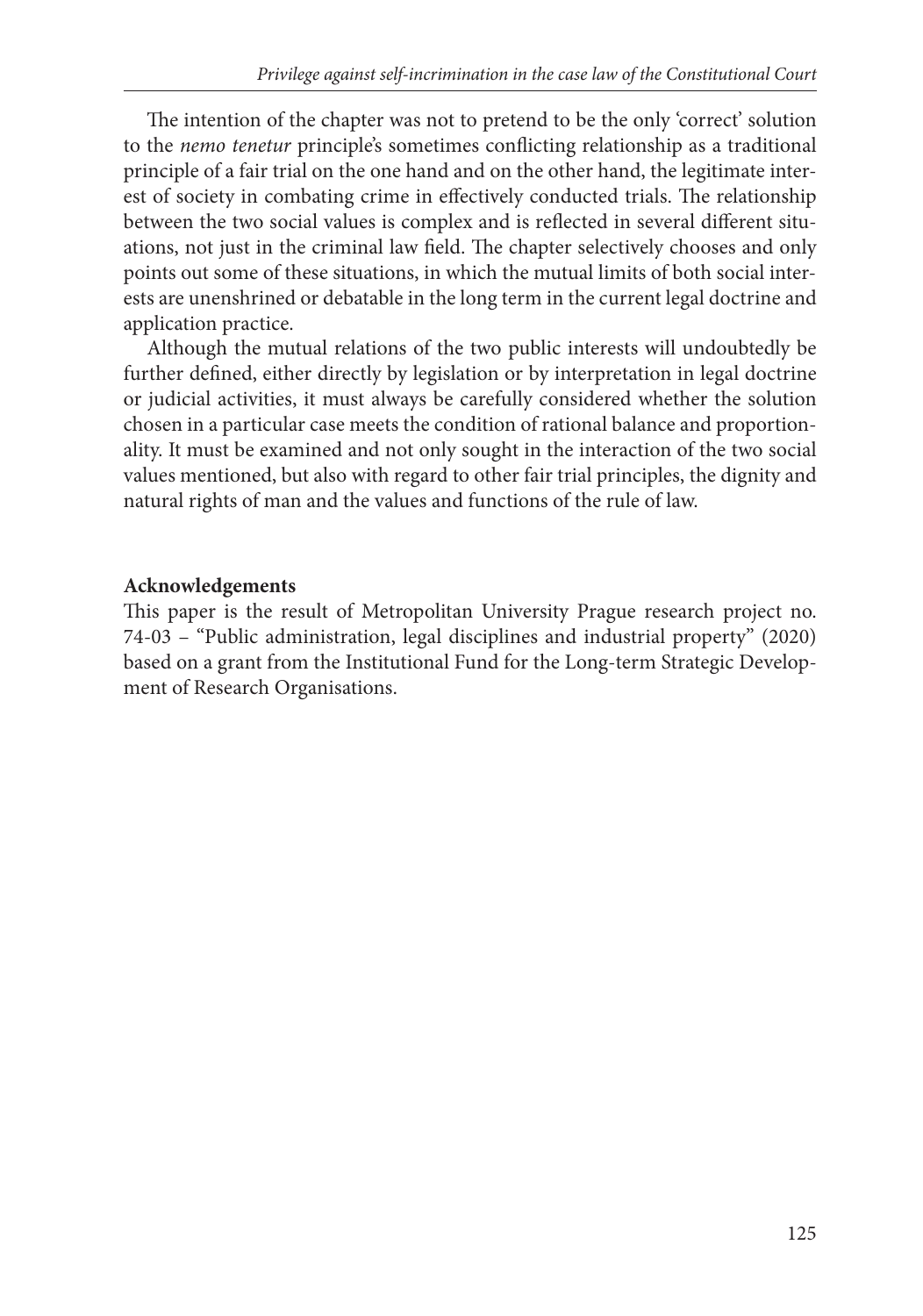The intention of the chapter was not to pretend to be the only 'correct' solution to the *nemo tenetur* principle's sometimes conflicting relationship as a traditional principle of a fair trial on the one hand and on the other hand, the legitimate interest of society in combating crime in effectively conducted trials. The relationship between the two social values is complex and is reflected in several different situations, not just in the criminal law field. The chapter selectively chooses and only points out some of these situations, in which the mutual limits of both social interests are unenshrined or debatable in the long term in the current legal doctrine and application practice.

Although the mutual relations of the two public interests will undoubtedly be further defined, either directly by legislation or by interpretation in legal doctrine or judicial activities, it must always be carefully considered whether the solution chosen in a particular case meets the condition of rational balance and proportionality. It must be examined and not only sought in the interaction of the two social values mentioned, but also with regard to other fair trial principles, the dignity and natural rights of man and the values and functions of the rule of law.

**Acknowledgements**

This paper is the result of Metropolitan University Prague research project no. 74-03 – "Public administration, legal disciplines and industrial property" (2020) based on a grant from the Institutional Fund for the Long-term Strategic Development of Research Organisations.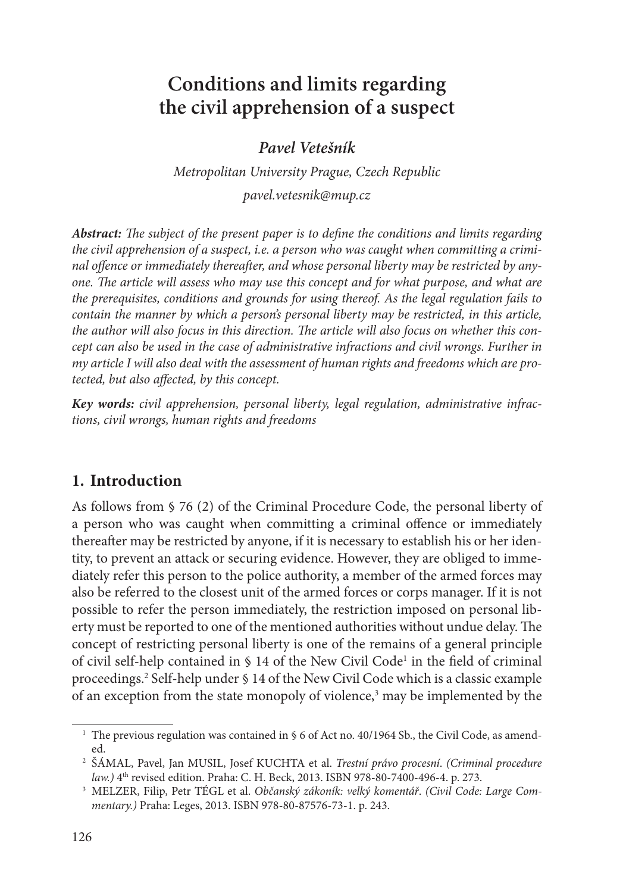# Conditions and limits regarding the civil apprehension of a suspect

***Pavel Vetešník***

*Metropolitan University Prague, Czech Republic*

*pavel.vetesnik@mup.cz*

***Abstract:*** *The subject of the present paper is to define the conditions and limits regarding the civil apprehension of a suspect, i.e. a person who was caught when committing a criminal offence or immediately thereafter, and whose personal liberty may be restricted by anyone. The article will assess who may use this concept and for what purpose, and what are the prerequisites, conditions and grounds for using thereof. As the legal regulation fails to contain the manner by which a person's personal liberty may be restricted, in this article, the author will also focus in this direction. The article will also focus on whether this concept can also be used in the case of administrative infractions and civil wrongs. Further in my article I will also deal with the assessment of human rights and freedoms which are protected, but also affected, by this concept.*

***Key words:*** *civil apprehension, personal liberty, legal regulation, administrative infractions, civil wrongs, human rights and freedoms*

## 1. Introduction

As follows from § 76 (2) of the Criminal Procedure Code, the personal liberty of a person who was caught when committing a criminal offence or immediately thereafter may be restricted by anyone, if it is necessary to establish his or her identity, to prevent an attack or securing evidence. However, they are obliged to immediately refer this person to the police authority, a member of the armed forces may also be referred to the closest unit of the armed forces or corps manager. If it is not possible to refer the person immediately, the restriction imposed on personal liberty must be reported to one of the mentioned authorities without undue delay. The concept of restricting personal liberty is one of the remains of a general principle of civil self-help contained in § 14 of the New Civil Code[1] in the field of criminal proceedings.[2] Self-help under § 14 of the New Civil Code which is a classic example of an exception from the state monopoly of violence,[3] may be implemented by the

---

[1] The previous regulation was contained in § 6 of Act no. 40/1964 Sb., the Civil Code, as amended.

[2] ŠÁMAL, Pavel, Jan MUSIL, Josef KUCHTA et al. *Trestní právo procesní. (Criminal procedure law.)* 4th revised edition. Praha: C. H. Beck, 2013. ISBN 978-80-7400-496-4. p. 273.

[3] MELZER, Filip, Petr TÉGL et al. *Občanský zákoník: velký komentář. (Civil Code: Large Commentary.)* Praha: Leges, 2013. ISBN 978-80-87576-73-1. p. 243.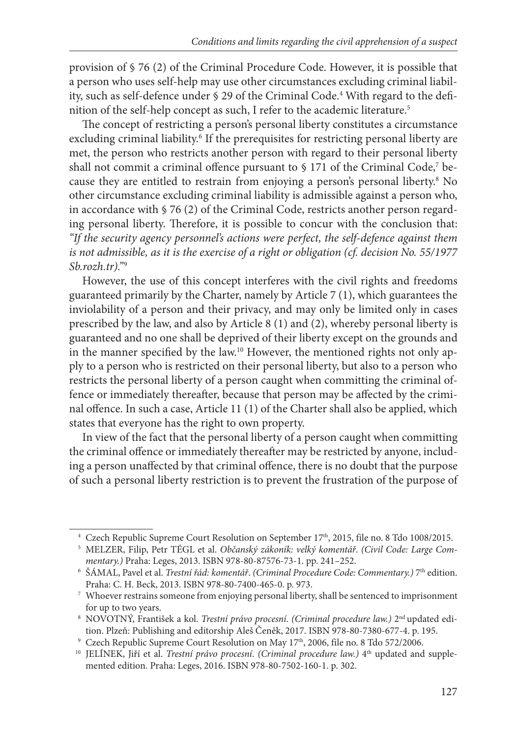provision of § 76 (2) of the Criminal Procedure Code. However, it is possible that a person who uses self-help may use other circumstances excluding criminal liability, such as self-defence under § 29 of the Criminal Code.[4] With regard to the definition of the self-help concept as such, I refer to the academic literature.[5]

The concept of restricting a person's personal liberty constitutes a circumstance excluding criminal liability.[6] If the prerequisites for restricting personal liberty are met, the person who restricts another person with regard to their personal liberty shall not commit a criminal offence pursuant to § 171 of the Criminal Code,[7] because they are entitled to restrain from enjoying a person's personal liberty.[8] No other circumstance excluding criminal liability is admissible against a person who, in accordance with § 76 (2) of the Criminal Code, restricts another person regarding personal liberty. Therefore, it is possible to concur with the conclusion that: *"If the security agency personnel's actions were perfect, the self-defence against them is not admissible, as it is the exercise of a right or obligation (cf. decision No. 55/1977 Sb.rozh.tr)."*[9]

However, the use of this concept interferes with the civil rights and freedoms guaranteed primarily by the Charter, namely by Article 7 (1), which guarantees the inviolability of a person and their privacy, and may only be limited only in cases prescribed by the law, and also by Article 8 (1) and (2), whereby personal liberty is guaranteed and no one shall be deprived of their liberty except on the grounds and in the manner specified by the law.[10] However, the mentioned rights not only apply to a person who is restricted on their personal liberty, but also to a person who restricts the personal liberty of a person caught when committing the criminal offence or immediately thereafter, because that person may be affected by the criminal offence. In such a case, Article 11 (1) of the Charter shall also be applied, which states that everyone has the right to own property.

In view of the fact that the personal liberty of a person caught when committing the criminal offence or immediately thereafter may be restricted by anyone, including a person unaffected by that criminal offence, there is no doubt that the purpose of such a personal liberty restriction is to prevent the frustration of the purpose of

---

[4] Czech Republic Supreme Court Resolution on September 17th, 2015, file no. 8 Tdo 1008/2015.

[5] MELZER, Filip, Petr TÉGL et al. *Občanský zákoník: velký komentář*. *(Civil Code: Large Commentary.)* Praha: Leges, 2013. ISBN 978-80-87576-73-1. pp. 241–252.

[6] ŠÁMAL, Pavel et al. *Trestní řád: komentář*. *(Criminal Procedure Code: Commentary.)* 7th edition. Praha: C. H. Beck, 2013. ISBN 978-80-7400-465-0. p. 973.

[7] Whoever restrains someone from enjoying personal liberty, shall be sentenced to imprisonment for up to two years.

[8] NOVOTNÝ, František a kol. *Trestní právo procesní*. *(Criminal procedure law.)* 2nd updated edition. Plzeň: Publishing and editorship Aleš Čeněk, 2017. ISBN 978-80-7380-677-4. p. 195.

[9] Czech Republic Supreme Court Resolution on May 17th, 2006, file no. 8 Tdo 572/2006.

[10] JELÍNEK, Jiří et al. *Trestní právo procesní*. *(Criminal procedure law.)* 4th updated and supplemented edition. Praha: Leges, 2016. ISBN 978-80-7502-160-1. p. 302.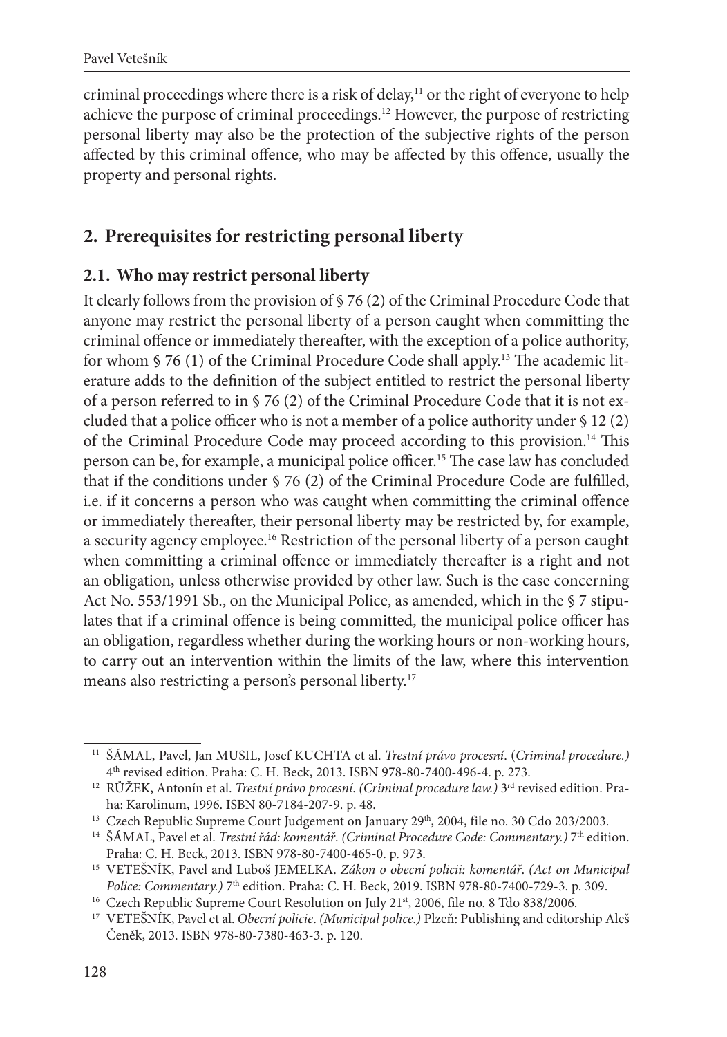criminal proceedings where there is a risk of delay,[11] or the right of everyone to help achieve the purpose of criminal proceedings.[12] However, the purpose of restricting personal liberty may also be the protection of the subjective rights of the person affected by this criminal offence, who may be affected by this offence, usually the property and personal rights.

## 2. Prerequisites for restricting personal liberty

### 2.1. Who may restrict personal liberty

It clearly follows from the provision of § 76 (2) of the Criminal Procedure Code that anyone may restrict the personal liberty of a person caught when committing the criminal offence or immediately thereafter, with the exception of a police authority, for whom § 76 (1) of the Criminal Procedure Code shall apply.[13] The academic literature adds to the definition of the subject entitled to restrict the personal liberty of a person referred to in § 76 (2) of the Criminal Procedure Code that it is not excluded that a police officer who is not a member of a police authority under § 12 (2) of the Criminal Procedure Code may proceed according to this provision.[14] This person can be, for example, a municipal police officer.[15] The case law has concluded that if the conditions under § 76 (2) of the Criminal Procedure Code are fulfilled, i.e. if it concerns a person who was caught when committing the criminal offence or immediately thereafter, their personal liberty may be restricted by, for example, a security agency employee.[16] Restriction of the personal liberty of a person caught when committing a criminal offence or immediately thereafter is a right and not an obligation, unless otherwise provided by other law. Such is the case concerning Act No. 553/1991 Sb., on the Municipal Police, as amended, which in the § 7 stipulates that if a criminal offence is being committed, the municipal police officer has an obligation, regardless whether during the working hours or non-working hours, to carry out an intervention within the limits of the law, where this intervention means also restricting a person's personal liberty.[17]

---

[11] ŠÁMAL, Pavel, Jan MUSIL, Josef KUCHTA et al. *Trestní právo procesní*. (*Criminal procedure.)* 4th revised edition. Praha: C. H. Beck, 2013. ISBN 978-80-7400-496-4. p. 273.

[12] RŮŽEK, Antonín et al. *Trestní právo procesní. (Criminal procedure law.)* 3rd revised edition. Praha: Karolinum, 1996. ISBN 80-7184-207-9. p. 48.

[13] Czech Republic Supreme Court Judgement on January 29th, 2004, file no. 30 Cdo 203/2003.

[14] ŠÁMAL, Pavel et al. *Trestní řád: komentář*. *(Criminal Procedure Code: Commentary.)* 7th edition. Praha: C. H. Beck, 2013. ISBN 978-80-7400-465-0. p. 973.

[15] VETEŠNÍK, Pavel and Luboš JEMELKA. *Zákon o obecní policii: komentář*. *(Act on Municipal Police: Commentary.)* 7th edition. Praha: C. H. Beck, 2019. ISBN 978-80-7400-729-3. p. 309.

[16] Czech Republic Supreme Court Resolution on July 21st, 2006, file no. 8 Tdo 838/2006.

[17] VETEŠNÍK, Pavel et al. *Obecní policie*. *(Municipal police.)* Plzeň: Publishing and editorship Aleš Čeněk, 2013. ISBN 978-80-7380-463-3. p. 120.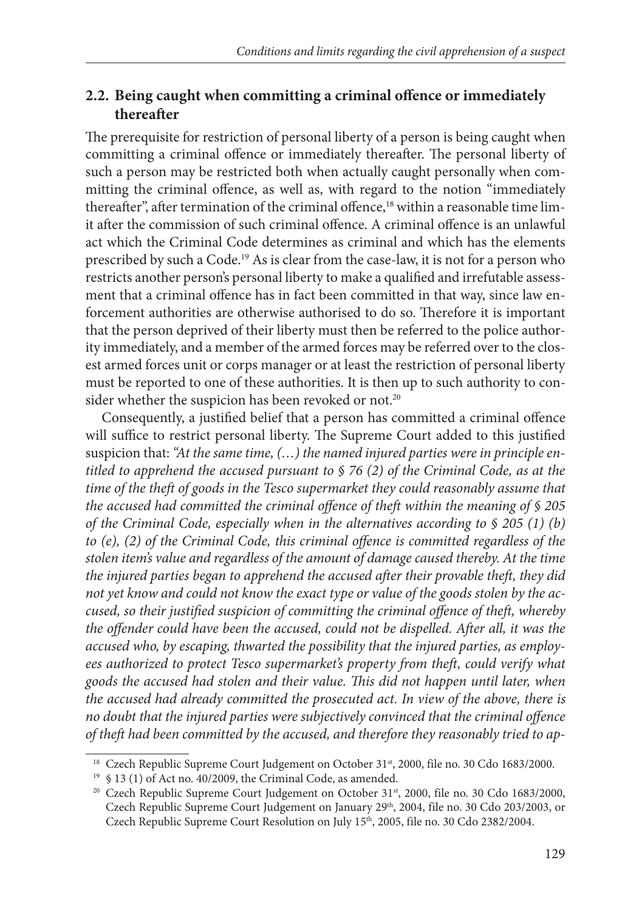### 2.2. Being caught when committing a criminal offence or immediately thereafter

The prerequisite for restriction of personal liberty of a person is being caught when committing a criminal offence or immediately thereafter. The personal liberty of such a person may be restricted both when actually caught personally when committing the criminal offence, as well as, with regard to the notion "immediately thereafter", after termination of the criminal offence,[18] within a reasonable time limit after the commission of such criminal offence. A criminal offence is an unlawful act which the Criminal Code determines as criminal and which has the elements prescribed by such a Code.[19] As is clear from the case-law, it is not for a person who restricts another person's personal liberty to make a qualified and irrefutable assessment that a criminal offence has in fact been committed in that way, since law enforcement authorities are otherwise authorised to do so. Therefore it is important that the person deprived of their liberty must then be referred to the police authority immediately, and a member of the armed forces may be referred over to the closest armed forces unit or corps manager or at least the restriction of personal liberty must be reported to one of these authorities. It is then up to such authority to consider whether the suspicion has been revoked or not.[20]

Consequently, a justified belief that a person has committed a criminal offence will suffice to restrict personal liberty. The Supreme Court added to this justified suspicion that: *"At the same time, (…) the named injured parties were in principle entitled to apprehend the accused pursuant to § 76 (2) of the Criminal Code, as at the time of the theft of goods in the Tesco supermarket they could reasonably assume that the accused had committed the criminal offence of theft within the meaning of § 205 of the Criminal Code, especially when in the alternatives according to § 205 (1) (b) to (e), (2) of the Criminal Code, this criminal offence is committed regardless of the stolen item's value and regardless of the amount of damage caused thereby. At the time the injured parties began to apprehend the accused after their provable theft, they did not yet know and could not know the exact type or value of the goods stolen by the accused, so their justified suspicion of committing the criminal offence of theft, whereby the offender could have been the accused, could not be dispelled. After all, it was the accused who, by escaping, thwarted the possibility that the injured parties, as employees authorized to protect Tesco supermarket's property from theft, could verify what goods the accused had stolen and their value. This did not happen until later, when the accused had already committed the prosecuted act. In view of the above, there is no doubt that the injured parties were subjectively convinced that the criminal offence of theft had been committed by the accused, and therefore they reasonably tried to ap-*

---

[18] Czech Republic Supreme Court Judgement on October 31st, 2000, file no. 30 Cdo 1683/2000.

[19] § 13 (1) of Act no. 40/2009, the Criminal Code, as amended.

[20] Czech Republic Supreme Court Judgement on October 31st, 2000, file no. 30 Cdo 1683/2000, Czech Republic Supreme Court Judgement on January 29th, 2004, file no. 30 Cdo 203/2003, or Czech Republic Supreme Court Resolution on July 15th, 2005, file no. 30 Cdo 2382/2004.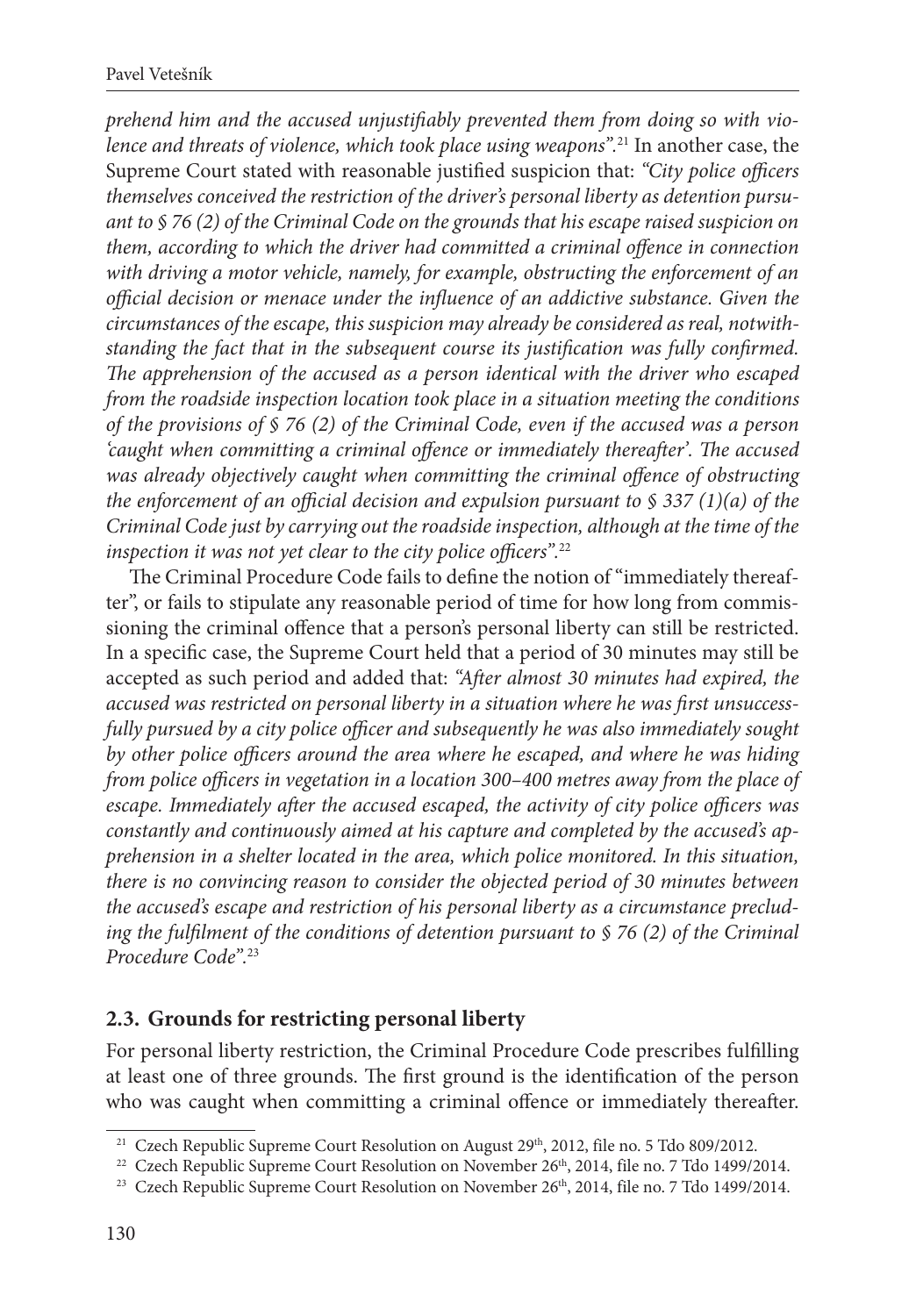*prehend him and the accused unjustifiably prevented them from doing so with violence and threats of violence, which took place using weapons".*[21] In another case, the Supreme Court stated with reasonable justified suspicion that: *"City police officers themselves conceived the restriction of the driver's personal liberty as detention pursuant to § 76 (2) of the Criminal Code on the grounds that his escape raised suspicion on them, according to which the driver had committed a criminal offence in connection with driving a motor vehicle, namely, for example, obstructing the enforcement of an official decision or menace under the influence of an addictive substance. Given the circumstances of the escape, this suspicion may already be considered as real, notwithstanding the fact that in the subsequent course its justification was fully confirmed. The apprehension of the accused as a person identical with the driver who escaped from the roadside inspection location took place in a situation meeting the conditions of the provisions of § 76 (2) of the Criminal Code, even if the accused was a person 'caught when committing a criminal offence or immediately thereafter'. The accused was already objectively caught when committing the criminal offence of obstructing the enforcement of an official decision and expulsion pursuant to § 337 (1)(a) of the Criminal Code just by carrying out the roadside inspection, although at the time of the inspection it was not yet clear to the city police officers".*[22]

The Criminal Procedure Code fails to define the notion of "immediately thereafter", or fails to stipulate any reasonable period of time for how long from commissioning the criminal offence that a person's personal liberty can still be restricted. In a specific case, the Supreme Court held that a period of 30 minutes may still be accepted as such period and added that: *"After almost 30 minutes had expired, the accused was restricted on personal liberty in a situation where he was first unsuccessfully pursued by a city police officer and subsequently he was also immediately sought by other police officers around the area where he escaped, and where he was hiding from police officers in vegetation in a location 300–400 metres away from the place of escape. Immediately after the accused escaped, the activity of city police officers was constantly and continuously aimed at his capture and completed by the accused's apprehension in a shelter located in the area, which police monitored. In this situation, there is no convincing reason to consider the objected period of 30 minutes between the accused's escape and restriction of his personal liberty as a circumstance precluding the fulfilment of the conditions of detention pursuant to § 76 (2) of the Criminal Procedure Code".*[23]

### 2.3. Grounds for restricting personal liberty

For personal liberty restriction, the Criminal Procedure Code prescribes fulfilling at least one of three grounds. The first ground is the identification of the person who was caught when committing a criminal offence or immediately thereafter.

---

[21] Czech Republic Supreme Court Resolution on August 29th, 2012, file no. 5 Tdo 809/2012.

[22] Czech Republic Supreme Court Resolution on November 26th, 2014, file no. 7 Tdo 1499/2014.

[23] Czech Republic Supreme Court Resolution on November 26th, 2014, file no. 7 Tdo 1499/2014.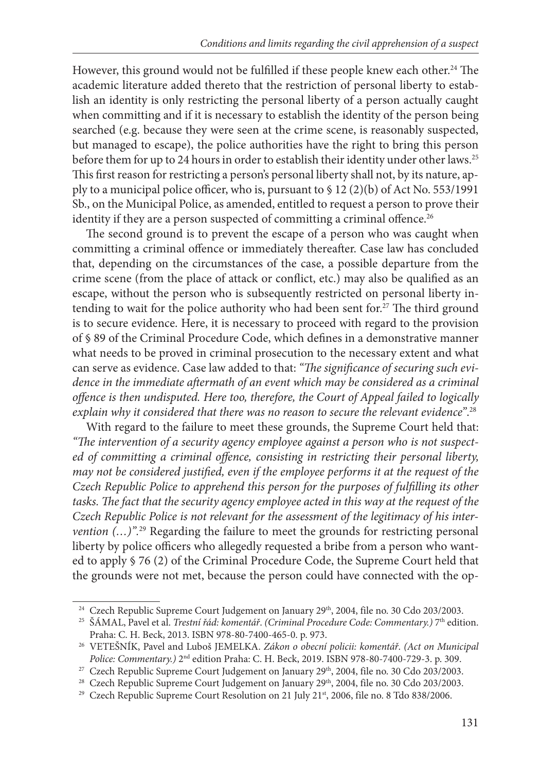However, this ground would not be fulfilled if these people knew each other.[24] The academic literature added thereto that the restriction of personal liberty to establish an identity is only restricting the personal liberty of a person actually caught when committing and if it is necessary to establish the identity of the person being searched (e.g. because they were seen at the crime scene, is reasonably suspected, but managed to escape), the police authorities have the right to bring this person before them for up to 24 hours in order to establish their identity under other laws.[25] This first reason for restricting a person's personal liberty shall not, by its nature, apply to a municipal police officer, who is, pursuant to § 12 (2)(b) of Act No. 553/1991 Sb., on the Municipal Police, as amended, entitled to request a person to prove their identity if they are a person suspected of committing a criminal offence.[26]

The second ground is to prevent the escape of a person who was caught when committing a criminal offence or immediately thereafter. Case law has concluded that, depending on the circumstances of the case, a possible departure from the crime scene (from the place of attack or conflict, etc.) may also be qualified as an escape, without the person who is subsequently restricted on personal liberty intending to wait for the police authority who had been sent for.[27] The third ground is to secure evidence. Here, it is necessary to proceed with regard to the provision of § 89 of the Criminal Procedure Code, which defines in a demonstrative manner what needs to be proved in criminal prosecution to the necessary extent and what can serve as evidence. Case law added to that: *"The significance of securing such evidence in the immediate aftermath of an event which may be considered as a criminal offence is then undisputed. Here too, therefore, the Court of Appeal failed to logically explain why it considered that there was no reason to secure the relevant evidence"*.[28]

With regard to the failure to meet these grounds, the Supreme Court held that: *"The intervention of a security agency employee against a person who is not suspected of committing a criminal offence, consisting in restricting their personal liberty, may not be considered justified, even if the employee performs it at the request of the Czech Republic Police to apprehend this person for the purposes of fulfilling its other tasks. The fact that the security agency employee acted in this way at the request of the Czech Republic Police is not relevant for the assessment of the legitimacy of his intervention (…)"*.[29] Regarding the failure to meet the grounds for restricting personal liberty by police officers who allegedly requested a bribe from a person who wanted to apply § 76 (2) of the Criminal Procedure Code, the Supreme Court held that the grounds were not met, because the person could have connected with the op-

---

[24] Czech Republic Supreme Court Judgement on January 29th, 2004, file no. 30 Cdo 203/2003.

[25] ŠÁMAL, Pavel et al. *Trestní řád: komentář*. *(Criminal Procedure Code: Commentary.)* 7th edition. Praha: C. H. Beck, 2013. ISBN 978-80-7400-465-0. p. 973.

[26] VETEŠNÍK, Pavel and Luboš JEMELKA. *Zákon o obecní policii: komentář*. *(Act on Municipal Police: Commentary.)* 2nd edition Praha: C. H. Beck, 2019. ISBN 978-80-7400-729-3. p. 309.

[27] Czech Republic Supreme Court Judgement on January 29th, 2004, file no. 30 Cdo 203/2003.

[28] Czech Republic Supreme Court Judgement on January 29th, 2004, file no. 30 Cdo 203/2003.

[29] Czech Republic Supreme Court Resolution on 21 July 21st, 2006, file no. 8 Tdo 838/2006.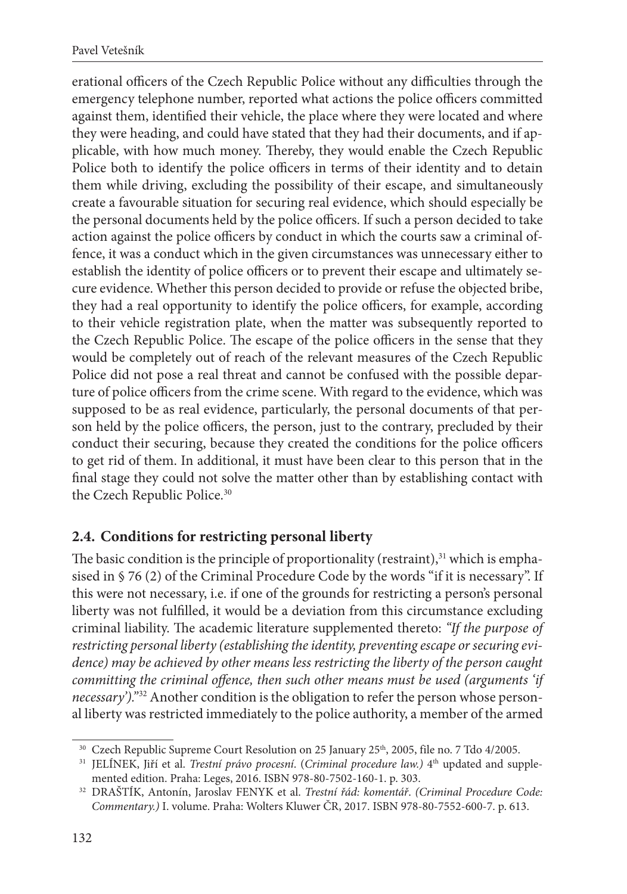erational officers of the Czech Republic Police without any difficulties through the emergency telephone number, reported what actions the police officers committed against them, identified their vehicle, the place where they were located and where they were heading, and could have stated that they had their documents, and if applicable, with how much money. Thereby, they would enable the Czech Republic Police both to identify the police officers in terms of their identity and to detain them while driving, excluding the possibility of their escape, and simultaneously create a favourable situation for securing real evidence, which should especially be the personal documents held by the police officers. If such a person decided to take action against the police officers by conduct in which the courts saw a criminal offence, it was a conduct which in the given circumstances was unnecessary either to establish the identity of police officers or to prevent their escape and ultimately secure evidence. Whether this person decided to provide or refuse the objected bribe, they had a real opportunity to identify the police officers, for example, according to their vehicle registration plate, when the matter was subsequently reported to the Czech Republic Police. The escape of the police officers in the sense that they would be completely out of reach of the relevant measures of the Czech Republic Police did not pose a real threat and cannot be confused with the possible departure of police officers from the crime scene. With regard to the evidence, which was supposed to be as real evidence, particularly, the personal documents of that person held by the police officers, the person, just to the contrary, precluded by their conduct their securing, because they created the conditions for the police officers to get rid of them. In additional, it must have been clear to this person that in the final stage they could not solve the matter other than by establishing contact with the Czech Republic Police.[30]

## 2.4. Conditions for restricting personal liberty

The basic condition is the principle of proportionality (restraint),[31] which is emphasised in § 76 (2) of the Criminal Procedure Code by the words "if it is necessary". If this were not necessary, i.e. if one of the grounds for restricting a person's personal liberty was not fulfilled, it would be a deviation from this circumstance excluding criminal liability. The academic literature supplemented thereto: *"If the purpose of restricting personal liberty (establishing the identity, preventing escape or securing evidence) may be achieved by other means less restricting the liberty of the person caught committing the criminal offence, then such other means must be used (arguments 'if necessary')."*[32] Another condition is the obligation to refer the person whose personal liberty was restricted immediately to the police authority, a member of the armed

---

[30] Czech Republic Supreme Court Resolution on 25 January 25th, 2005, file no. 7 Tdo 4/2005.

[31] JELÍNEK, Jiří et al. *Trestní právo procesní.* (*Criminal procedure law.*) 4th updated and supplemented edition. Praha: Leges, 2016. ISBN 978-80-7502-160-1. p. 303.

[32] DRAŠTÍK, Antonín, Jaroslav FENYK et al. *Trestní řád: komentář*. (*Criminal Procedure Code: Commentary.*) I. volume. Praha: Wolters Kluwer ČR, 2017. ISBN 978-80-7552-600-7. p. 613.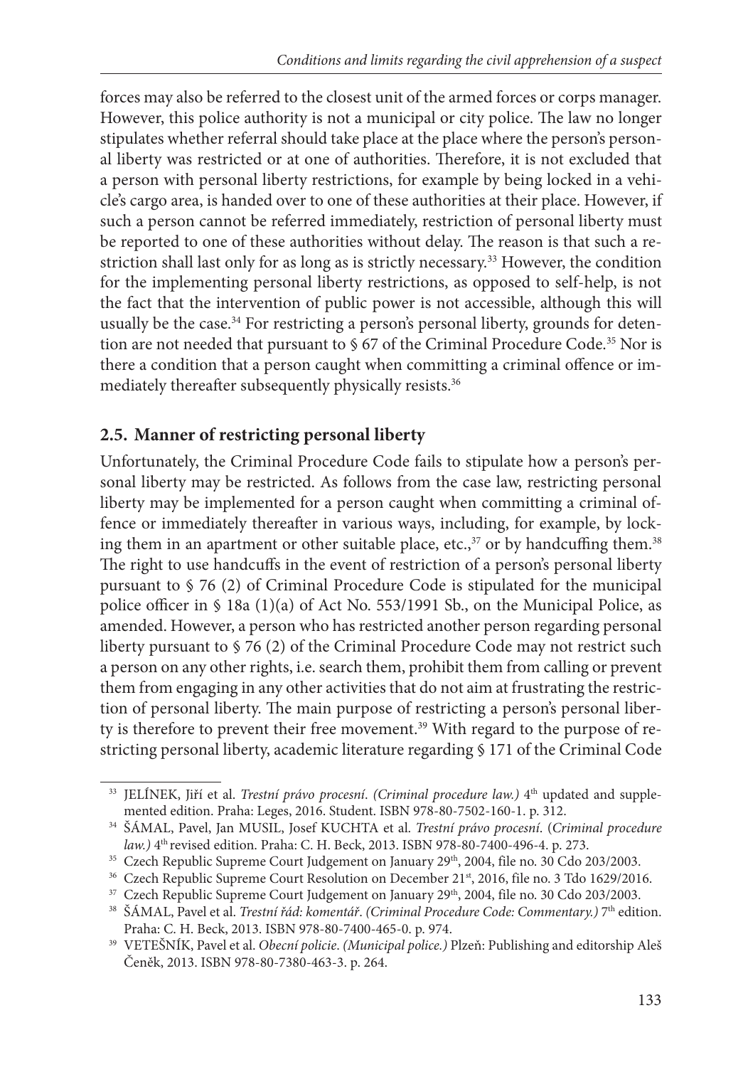forces may also be referred to the closest unit of the armed forces or corps manager. However, this police authority is not a municipal or city police. The law no longer stipulates whether referral should take place at the place where the person's personal liberty was restricted or at one of authorities. Therefore, it is not excluded that a person with personal liberty restrictions, for example by being locked in a vehicle's cargo area, is handed over to one of these authorities at their place. However, if such a person cannot be referred immediately, restriction of personal liberty must be reported to one of these authorities without delay. The reason is that such a restriction shall last only for as long as is strictly necessary.[33] However, the condition for the implementing personal liberty restrictions, as opposed to self-help, is not the fact that the intervention of public power is not accessible, although this will usually be the case.[34] For restricting a person's personal liberty, grounds for detention are not needed that pursuant to § 67 of the Criminal Procedure Code.[35] Nor is there a condition that a person caught when committing a criminal offence or immediately thereafter subsequently physically resists.[36]

## 2.5. Manner of restricting personal liberty

Unfortunately, the Criminal Procedure Code fails to stipulate how a person's personal liberty may be restricted. As follows from the case law, restricting personal liberty may be implemented for a person caught when committing a criminal offence or immediately thereafter in various ways, including, for example, by locking them in an apartment or other suitable place, etc.,[37] or by handcuffing them.[38] The right to use handcuffs in the event of restriction of a person's personal liberty pursuant to § 76 (2) of Criminal Procedure Code is stipulated for the municipal police officer in § 18a (1)(a) of Act No. 553/1991 Sb., on the Municipal Police, as amended. However, a person who has restricted another person regarding personal liberty pursuant to § 76 (2) of the Criminal Procedure Code may not restrict such a person on any other rights, i.e. search them, prohibit them from calling or prevent them from engaging in any other activities that do not aim at frustrating the restriction of personal liberty. The main purpose of restricting a person's personal liberty is therefore to prevent their free movement.[39] With regard to the purpose of restricting personal liberty, academic literature regarding § 171 of the Criminal Code

---

[33] JELÍNEK, Jiří et al. *Trestní právo procesní*. *(Criminal procedure law.)* 4th updated and supplemented edition. Praha: Leges, 2016. Student. ISBN 978-80-7502-160-1. p. 312.

[34] ŠÁMAL, Pavel, Jan MUSIL, Josef KUCHTA et al. *Trestní právo procesní*. (*Criminal procedure law.)* 4th revised edition. Praha: C. H. Beck, 2013. ISBN 978-80-7400-496-4. p. 273.

[35] Czech Republic Supreme Court Judgement on January 29th, 2004, file no. 30 Cdo 203/2003.

[36] Czech Republic Supreme Court Resolution on December 21st, 2016, file no. 3 Tdo 1629/2016.

[37] Czech Republic Supreme Court Judgement on January 29th, 2004, file no. 30 Cdo 203/2003.

[38] ŠÁMAL, Pavel et al. *Trestní řád: komentář*. *(Criminal Procedure Code: Commentary.)* 7th edition. Praha: C. H. Beck, 2013. ISBN 978-80-7400-465-0. p. 974.

[39] VETEŠNÍK, Pavel et al. *Obecní policie*. *(Municipal police.)* Plzeň: Publishing and editorship Aleš Čeněk, 2013. ISBN 978-80-7380-463-3. p. 264.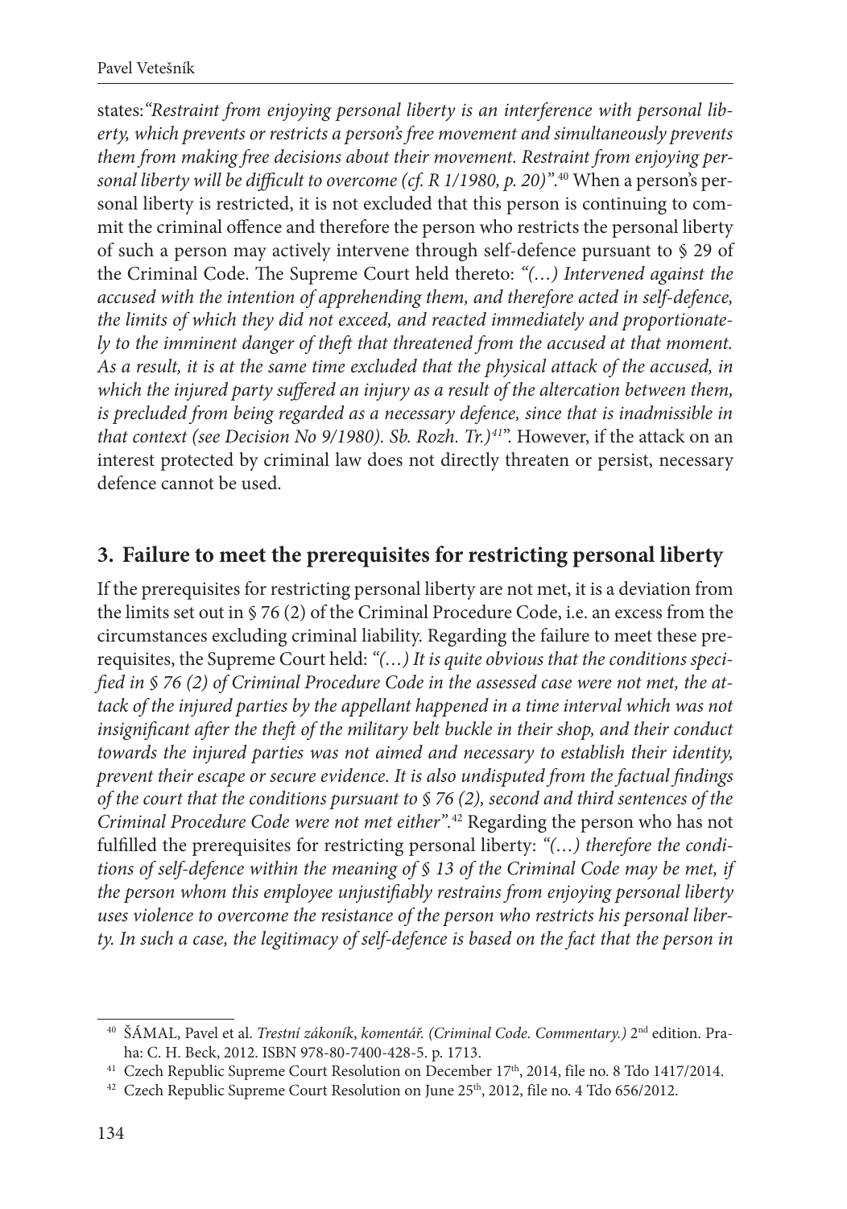states:*"Restraint from enjoying personal liberty is an interference with personal liberty, which prevents or restricts a person's free movement and simultaneously prevents them from making free decisions about their movement. Restraint from enjoying personal liberty will be difficult to overcome (cf. R 1/1980, p. 20)"*.[40] When a person's personal liberty is restricted, it is not excluded that this person is continuing to commit the criminal offence and therefore the person who restricts the personal liberty of such a person may actively intervene through self-defence pursuant to § 29 of the Criminal Code. The Supreme Court held thereto: *"(…) Intervened against the accused with the intention of apprehending them, and therefore acted in self-defence, the limits of which they did not exceed, and reacted immediately and proportionately to the imminent danger of theft that threatened from the accused at that moment. As a result, it is at the same time excluded that the physical attack of the accused, in which the injured party suffered an injury as a result of the altercation between them, is precluded from being regarded as a necessary defence, since that is inadmissible in that context (see Decision No 9/1980). Sb. Rozh. Tr.)[41]"*. However, if the attack on an interest protected by criminal law does not directly threaten or persist, necessary defence cannot be used.

## 3. Failure to meet the prerequisites for restricting personal liberty

If the prerequisites for restricting personal liberty are not met, it is a deviation from the limits set out in § 76 (2) of the Criminal Procedure Code, i.e. an excess from the circumstances excluding criminal liability. Regarding the failure to meet these prerequisites, the Supreme Court held: *"(…) It is quite obvious that the conditions specified in § 76 (2) of Criminal Procedure Code in the assessed case were not met, the attack of the injured parties by the appellant happened in a time interval which was not insignificant after the theft of the military belt buckle in their shop, and their conduct towards the injured parties was not aimed and necessary to establish their identity, prevent their escape or secure evidence. It is also undisputed from the factual findings of the court that the conditions pursuant to § 76 (2), second and third sentences of the Criminal Procedure Code were not met either"*.[42] Regarding the person who has not fulfilled the prerequisites for restricting personal liberty: *"(…) therefore the conditions of self-defence within the meaning of § 13 of the Criminal Code may be met, if the person whom this employee unjustifiably restrains from enjoying personal liberty uses violence to overcome the resistance of the person who restricts his personal liberty. In such a case, the legitimacy of self-defence is based on the fact that the person in*

---

[40] ŠÁMAL, Pavel et al. *Trestní zákoník, komentář. (Criminal Code. Commentary.)* 2nd edition. Praha: C. H. Beck, 2012. ISBN 978-80-7400-428-5. p. 1713.

[41] Czech Republic Supreme Court Resolution on December 17th, 2014, file no. 8 Tdo 1417/2014.

[42] Czech Republic Supreme Court Resolution on June 25th, 2012, file no. 4 Tdo 656/2012.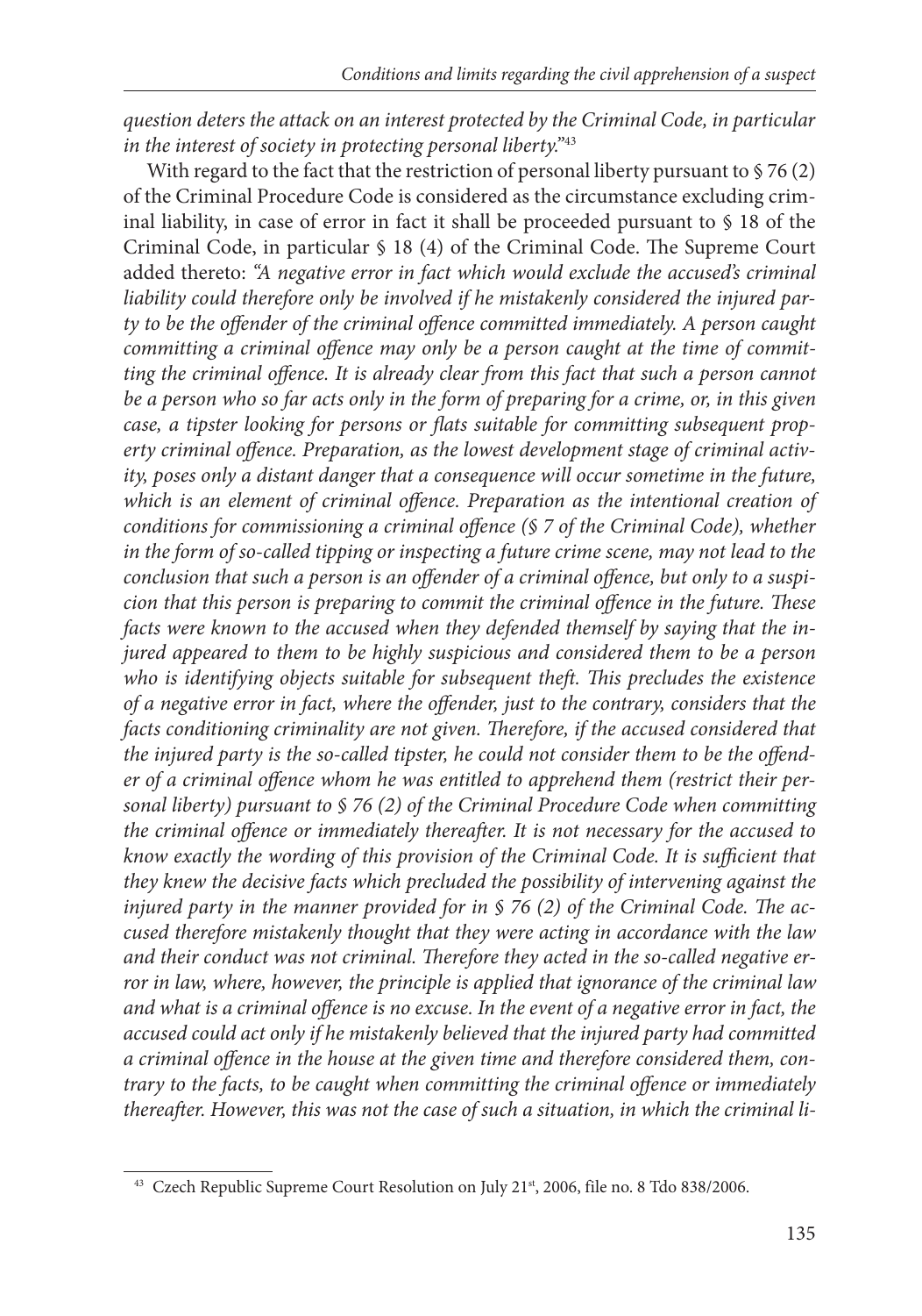*question deters the attack on an interest protected by the Criminal Code, in particular in the interest of society in protecting personal liberty.*"[43]

With regard to the fact that the restriction of personal liberty pursuant to § 76 (2) of the Criminal Procedure Code is considered as the circumstance excluding criminal liability, in case of error in fact it shall be proceeded pursuant to § 18 of the Criminal Code, in particular § 18 (4) of the Criminal Code. The Supreme Court added thereto: *"A negative error in fact which would exclude the accused's criminal liability could therefore only be involved if he mistakenly considered the injured party to be the offender of the criminal offence committed immediately. A person caught committing a criminal offence may only be a person caught at the time of committing the criminal offence. It is already clear from this fact that such a person cannot be a person who so far acts only in the form of preparing for a crime, or, in this given case, a tipster looking for persons or flats suitable for committing subsequent property criminal offence. Preparation, as the lowest development stage of criminal activity, poses only a distant danger that a consequence will occur sometime in the future, which is an element of criminal offence. Preparation as the intentional creation of conditions for commissioning a criminal offence (§ 7 of the Criminal Code), whether in the form of so-called tipping or inspecting a future crime scene, may not lead to the conclusion that such a person is an offender of a criminal offence, but only to a suspicion that this person is preparing to commit the criminal offence in the future. These facts were known to the accused when they defended themself by saying that the injured appeared to them to be highly suspicious and considered them to be a person who is identifying objects suitable for subsequent theft. This precludes the existence of a negative error in fact, where the offender, just to the contrary, considers that the facts conditioning criminality are not given. Therefore, if the accused considered that the injured party is the so-called tipster, he could not consider them to be the offender of a criminal offence whom he was entitled to apprehend them (restrict their personal liberty) pursuant to § 76 (2) of the Criminal Procedure Code when committing the criminal offence or immediately thereafter. It is not necessary for the accused to know exactly the wording of this provision of the Criminal Code. It is sufficient that they knew the decisive facts which precluded the possibility of intervening against the injured party in the manner provided for in § 76 (2) of the Criminal Code. The accused therefore mistakenly thought that they were acting in accordance with the law and their conduct was not criminal. Therefore they acted in the so-called negative error in law, where, however, the principle is applied that ignorance of the criminal law and what is a criminal offence is no excuse. In the event of a negative error in fact, the accused could act only if he mistakenly believed that the injured party had committed a criminal offence in the house at the given time and therefore considered them, contrary to the facts, to be caught when committing the criminal offence or immediately thereafter. However, this was not the case of such a situation, in which the criminal li-*

[43] Czech Republic Supreme Court Resolution on July 21st, 2006, file no. 8 Tdo 838/2006.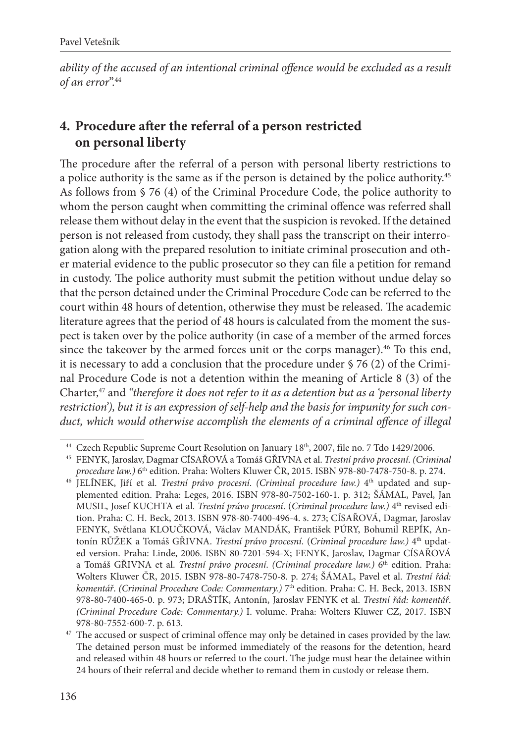*ability of the accused of an intentional criminal offence would be excluded as a result of an error*".[44]

## 4. Procedure after the referral of a person restricted on personal liberty

The procedure after the referral of a person with personal liberty restrictions to a police authority is the same as if the person is detained by the police authority.[45] As follows from § 76 (4) of the Criminal Procedure Code, the police authority to whom the person caught when committing the criminal offence was referred shall release them without delay in the event that the suspicion is revoked. If the detained person is not released from custody, they shall pass the transcript on their interrogation along with the prepared resolution to initiate criminal prosecution and other material evidence to the public prosecutor so they can file a petition for remand in custody. The police authority must submit the petition without undue delay so that the person detained under the Criminal Procedure Code can be referred to the court within 48 hours of detention, otherwise they must be released. The academic literature agrees that the period of 48 hours is calculated from the moment the suspect is taken over by the police authority (in case of a member of the armed forces since the takeover by the armed forces unit or the corps manager).[46] To this end, it is necessary to add a conclusion that the procedure under § 76 (2) of the Criminal Procedure Code is not a detention within the meaning of Article 8 (3) of the Charter,[47] and *"therefore it does not refer to it as a detention but as a 'personal liberty restriction'), but it is an expression of self-help and the basis for impunity for such conduct, which would otherwise accomplish the elements of a criminal offence of illegal*

---

[44] Czech Republic Supreme Court Resolution on January 18th, 2007, file no. 7 Tdo 1429/2006.

[45] FENYK, Jaroslav, Dagmar CÍSAŘOVÁ a Tomáš GŘIVNA et al. *Trestní právo procesní. (Criminal procedure law.)* 6th edition. Praha: Wolters Kluwer ČR, 2015. ISBN 978-80-7478-750-8. p. 274.

[46] JELÍNEK, Jiří et al. *Trestní právo procesní. (Criminal procedure law.)* 4th updated and supplemented edition. Praha: Leges, 2016. ISBN 978-80-7502-160-1. p. 312; ŠÁMAL, Pavel, Jan MUSIL, Josef KUCHTA et al. *Trestní právo procesní*. (*Criminal procedure law.)* 4th revised edition. Praha: C. H. Beck, 2013. ISBN 978-80-7400-496-4. s. 273; CÍSAŘOVÁ, Dagmar, Jaroslav FENYK, Světlana KLOUČKOVÁ, Václav MANDÁK, František PÚRY, Bohumil REPÍK, Antonín RŮŽEK a Tomáš GŘIVNA. *Trestní právo procesní*. (*Criminal procedure law.)* 4th updated version. Praha: Linde, 2006. ISBN 80-7201-594-X; FENYK, Jaroslav, Dagmar CÍSAŘOVÁ a Tomáš GŘIVNA et al. *Trestní právo procesní. (Criminal procedure law.)* 6th edition. Praha: Wolters Kluwer ČR, 2015. ISBN 978-80-7478-750-8. p. 274; ŠÁMAL, Pavel et al. *Trestní řád: komentář*. *(Criminal Procedure Code: Commentary.)* 7th edition. Praha: C. H. Beck, 2013. ISBN 978-80-7400-465-0. p. 973; DRAŠTÍK, Antonín, Jaroslav FENYK et al. *Trestní řád: komentář*. *(Criminal Procedure Code: Commentary.)* I. volume. Praha: Wolters Kluwer CZ, 2017. ISBN 978-80-7552-600-7. p. 613.

[47] The accused or suspect of criminal offence may only be detained in cases provided by the law. The detained person must be informed immediately of the reasons for the detention, heard and released within 48 hours or referred to the court. The judge must hear the detainee within 24 hours of their referral and decide whether to remand them in custody or release them.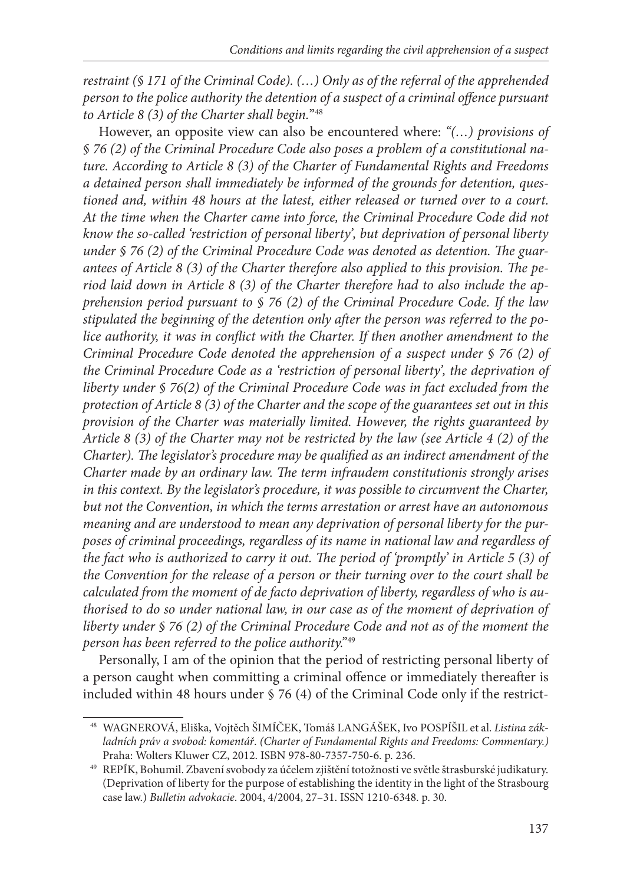*restraint (§ 171 of the Criminal Code). (…) Only as of the referral of the apprehended person to the police authority the detention of a suspect of a criminal offence pursuant to Article 8 (3) of the Charter shall begin.*"[48]

However, an opposite view can also be encountered where: *"(…) provisions of § 76 (2) of the Criminal Procedure Code also poses a problem of a constitutional nature. According to Article 8 (3) of the Charter of Fundamental Rights and Freedoms a detained person shall immediately be informed of the grounds for detention, questioned and, within 48 hours at the latest, either released or turned over to a court. At the time when the Charter came into force, the Criminal Procedure Code did not know the so-called 'restriction of personal liberty', but deprivation of personal liberty under § 76 (2) of the Criminal Procedure Code was denoted as detention. The guarantees of Article 8 (3) of the Charter therefore also applied to this provision. The period laid down in Article 8 (3) of the Charter therefore had to also include the apprehension period pursuant to § 76 (2) of the Criminal Procedure Code. If the law stipulated the beginning of the detention only after the person was referred to the police authority, it was in conflict with the Charter. If then another amendment to the Criminal Procedure Code denoted the apprehension of a suspect under § 76 (2) of the Criminal Procedure Code as a 'restriction of personal liberty', the deprivation of liberty under § 76(2) of the Criminal Procedure Code was in fact excluded from the protection of Article 8 (3) of the Charter and the scope of the guarantees set out in this provision of the Charter was materially limited. However, the rights guaranteed by Article 8 (3) of the Charter may not be restricted by the law (see Article 4 (2) of the Charter). The legislator's procedure may be qualified as an indirect amendment of the Charter made by an ordinary law. The term infraudem constitutionis strongly arises in this context. By the legislator's procedure, it was possible to circumvent the Charter, but not the Convention, in which the terms arrestation or arrest have an autonomous meaning and are understood to mean any deprivation of personal liberty for the purposes of criminal proceedings, regardless of its name in national law and regardless of the fact who is authorized to carry it out. The period of 'promptly' in Article 5 (3) of the Convention for the release of a person or their turning over to the court shall be calculated from the moment of de facto deprivation of liberty, regardless of who is authorised to do so under national law, in our case as of the moment of deprivation of liberty under § 76 (2) of the Criminal Procedure Code and not as of the moment the person has been referred to the police authority.*"[49]

Personally, I am of the opinion that the period of restricting personal liberty of a person caught when committing a criminal offence or immediately thereafter is included within 48 hours under § 76 (4) of the Criminal Code only if the restrict-

---

[48] WAGNEROVÁ, Eliška, Vojtěch ŠIMÍČEK, Tomáš LANGÁŠEK, Ivo POSPÍŠIL et al. *Listina základních práv a svobod: komentář*. *(Charter of Fundamental Rights and Freedoms: Commentary.)* Praha: Wolters Kluwer CZ, 2012. ISBN 978-80-7357-750-6. p. 236.

[49] REPÍK, Bohumil. Zbavení svobody za účelem zjištění totožnosti ve světle štrasburské judikatury. (Deprivation of liberty for the purpose of establishing the identity in the light of the Strasbourg case law.) *Bulletin advokacie*. 2004, 4/2004, 27–31. ISSN 1210-6348. p. 30.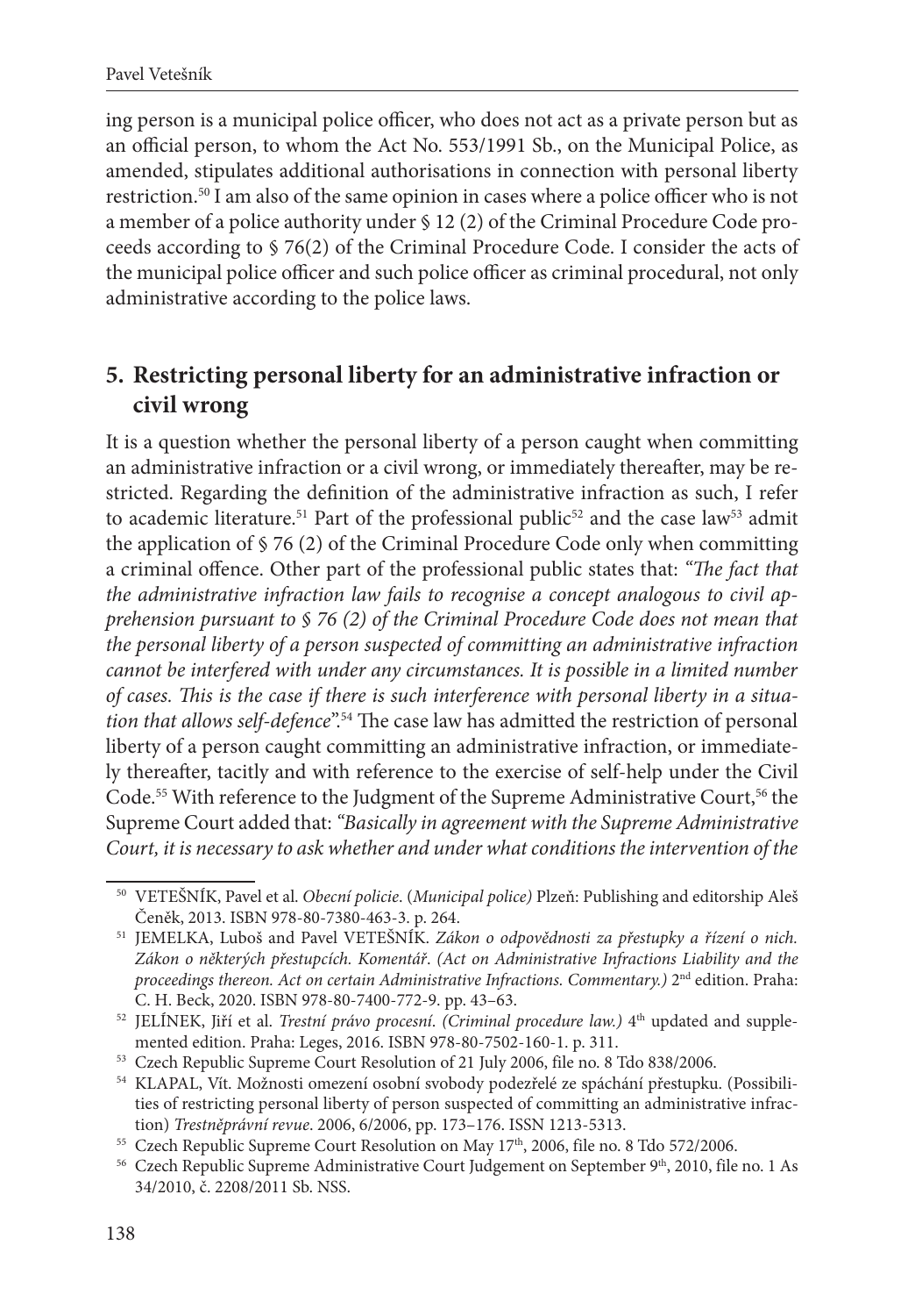ing person is a municipal police officer, who does not act as a private person but as an official person, to whom the Act No. 553/1991 Sb., on the Municipal Police, as amended, stipulates additional authorisations in connection with personal liberty restriction.[50] I am also of the same opinion in cases where a police officer who is not a member of a police authority under § 12 (2) of the Criminal Procedure Code proceeds according to § 76(2) of the Criminal Procedure Code. I consider the acts of the municipal police officer and such police officer as criminal procedural, not only administrative according to the police laws.

## 5. Restricting personal liberty for an administrative infraction or civil wrong

It is a question whether the personal liberty of a person caught when committing an administrative infraction or a civil wrong, or immediately thereafter, may be restricted. Regarding the definition of the administrative infraction as such, I refer to academic literature.[51] Part of the professional public[52] and the case law[53] admit the application of § 76 (2) of the Criminal Procedure Code only when committing a criminal offence. Other part of the professional public states that: *"The fact that the administrative infraction law fails to recognise a concept analogous to civil apprehension pursuant to § 76 (2) of the Criminal Procedure Code does not mean that the personal liberty of a person suspected of committing an administrative infraction cannot be interfered with under any circumstances. It is possible in a limited number of cases. This is the case if there is such interference with personal liberty in a situation that allows self-defence"*.[54] The case law has admitted the restriction of personal liberty of a person caught committing an administrative infraction, or immediately thereafter, tacitly and with reference to the exercise of self-help under the Civil Code.[55] With reference to the Judgment of the Supreme Administrative Court,[56] the Supreme Court added that: *"Basically in agreement with the Supreme Administrative Court, it is necessary to ask whether and under what conditions the intervention of the*

---

[50] VETEŠNÍK, Pavel et al. *Obecní policie*. (*Municipal police)* Plzeň: Publishing and editorship Aleš Čeněk, 2013. ISBN 978-80-7380-463-3. p. 264.

[51] JEMELKA, Luboš and Pavel VETEŠNÍK. *Zákon o odpovědnosti za přestupky a řízení o nich. Zákon o některých přestupcích. Komentář. (Act on Administrative Infractions Liability and the proceedings thereon. Act on certain Administrative Infractions. Commentary.)* 2nd edition. Praha: C. H. Beck, 2020. ISBN 978-80-7400-772-9. pp. 43–63.

[52] JELÍNEK, Jiří et al. *Trestní právo procesní. (Criminal procedure law.)* 4th updated and supplemented edition. Praha: Leges, 2016. ISBN 978-80-7502-160-1. p. 311.

[53] Czech Republic Supreme Court Resolution of 21 July 2006, file no. 8 Tdo 838/2006.

[54] KLAPAL, Vít. Možnosti omezení osobní svobody podezřelé ze spáchání přestupku. (Possibilities of restricting personal liberty of person suspected of committing an administrative infraction) *Trestněprávní revue*. 2006, 6/2006, pp. 173–176. ISSN 1213-5313.

[55] Czech Republic Supreme Court Resolution on May 17th, 2006, file no. 8 Tdo 572/2006.

[56] Czech Republic Supreme Administrative Court Judgement on September 9th, 2010, file no. 1 As 34/2010, č. 2208/2011 Sb. NSS.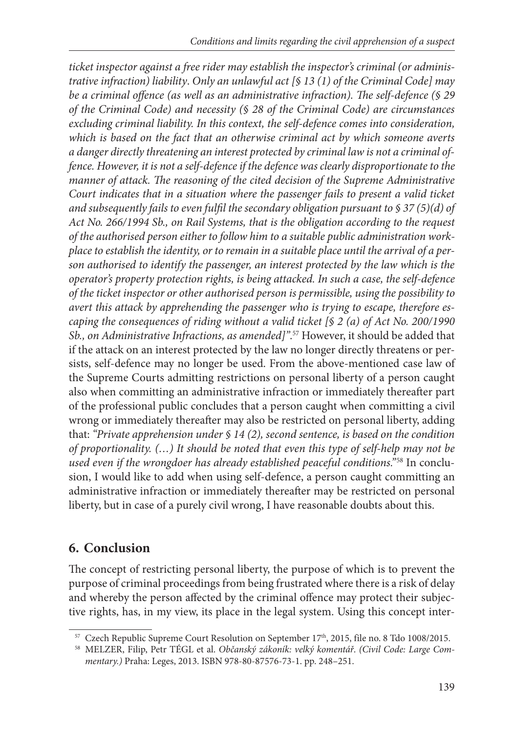*ticket inspector against a free rider may establish the inspector's criminal (or administrative infraction) liability. Only an unlawful act [§ 13 (1) of the Criminal Code] may be a criminal offence (as well as an administrative infraction). The self-defence (§ 29 of the Criminal Code) and necessity (§ 28 of the Criminal Code) are circumstances excluding criminal liability. In this context, the self-defence comes into consideration, which is based on the fact that an otherwise criminal act by which someone averts a danger directly threatening an interest protected by criminal law is not a criminal offence. However, it is not a self-defence if the defence was clearly disproportionate to the manner of attack. The reasoning of the cited decision of the Supreme Administrative Court indicates that in a situation where the passenger fails to present a valid ticket and subsequently fails to even fulfil the secondary obligation pursuant to § 37 (5)(d) of Act No. 266/1994 Sb., on Rail Systems, that is the obligation according to the request of the authorised person either to follow him to a suitable public administration workplace to establish the identity, or to remain in a suitable place until the arrival of a person authorised to identify the passenger, an interest protected by the law which is the operator's property protection rights, is being attacked. In such a case, the self-defence of the ticket inspector or other authorised person is permissible, using the possibility to avert this attack by apprehending the passenger who is trying to escape, therefore escaping the consequences of riding without a valid ticket [§ 2 (a) of Act No. 200/1990 Sb., on Administrative Infractions, as amended]".*[57] However, it should be added that if the attack on an interest protected by the law no longer directly threatens or persists, self-defence may no longer be used. From the above-mentioned case law of the Supreme Courts admitting restrictions on personal liberty of a person caught also when committing an administrative infraction or immediately thereafter part of the professional public concludes that a person caught when committing a civil wrong or immediately thereafter may also be restricted on personal liberty, adding that: *"Private apprehension under § 14 (2), second sentence, is based on the condition of proportionality. (…) It should be noted that even this type of self-help may not be used even if the wrongdoer has already established peaceful conditions."*[58] In conclusion, I would like to add when using self-defence, a person caught committing an administrative infraction or immediately thereafter may be restricted on personal liberty, but in case of a purely civil wrong, I have reasonable doubts about this.

## 6. Conclusion

The concept of restricting personal liberty, the purpose of which is to prevent the purpose of criminal proceedings from being frustrated where there is a risk of delay and whereby the person affected by the criminal offence may protect their subjective rights, has, in my view, its place in the legal system. Using this concept inter-

---

[57] Czech Republic Supreme Court Resolution on September 17th, 2015, file no. 8 Tdo 1008/2015.

[58] MELZER, Filip, Petr TÉGL et al. *Občanský zákoník: velký komentář. (Civil Code: Large Commentary.)* Praha: Leges, 2013. ISBN 978-80-87576-73-1. pp. 248–251.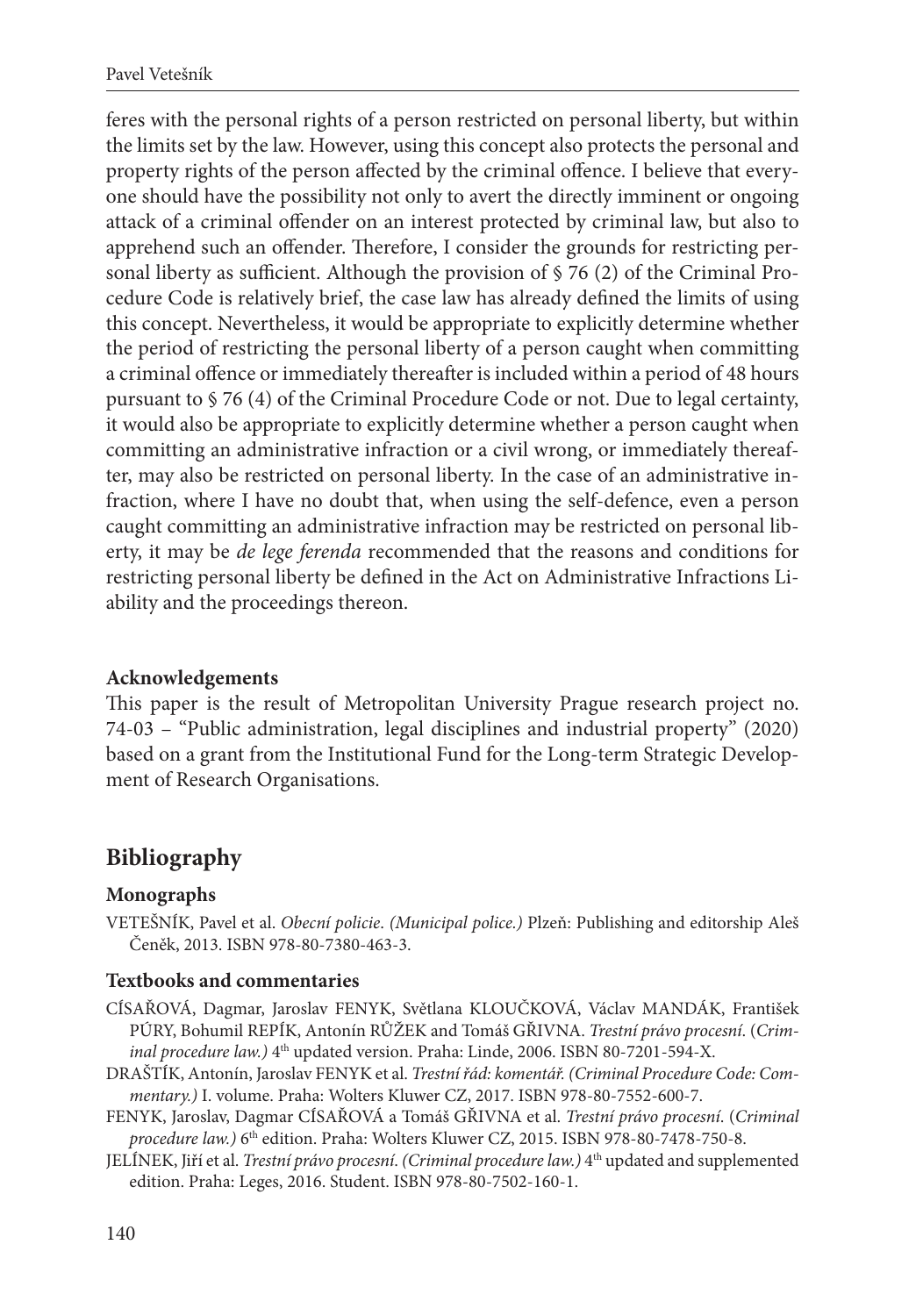feres with the personal rights of a person restricted on personal liberty, but within the limits set by the law. However, using this concept also protects the personal and property rights of the person affected by the criminal offence. I believe that everyone should have the possibility not only to avert the directly imminent or ongoing attack of a criminal offender on an interest protected by criminal law, but also to apprehend such an offender. Therefore, I consider the grounds for restricting personal liberty as sufficient. Although the provision of § 76 (2) of the Criminal Procedure Code is relatively brief, the case law has already defined the limits of using this concept. Nevertheless, it would be appropriate to explicitly determine whether the period of restricting the personal liberty of a person caught when committing a criminal offence or immediately thereafter is included within a period of 48 hours pursuant to § 76 (4) of the Criminal Procedure Code or not. Due to legal certainty, it would also be appropriate to explicitly determine whether a person caught when committing an administrative infraction or a civil wrong, or immediately thereafter, may also be restricted on personal liberty. In the case of an administrative infraction, where I have no doubt that, when using the self-defence, even a person caught committing an administrative infraction may be restricted on personal liberty, it may be *de lege ferenda* recommended that the reasons and conditions for restricting personal liberty be defined in the Act on Administrative Infractions Liability and the proceedings thereon.

**Acknowledgements**

This paper is the result of Metropolitan University Prague research project no. 74-03 – "Public administration, legal disciplines and industrial property" (2020) based on a grant from the Institutional Fund for the Long-term Strategic Development of Research Organisations.

## Bibliography

**Monographs**

VETEŠNÍK, Pavel et al. *Obecní policie. (Municipal police.)* Plzeň: Publishing and editorship Aleš Čeněk, 2013. ISBN 978-80-7380-463-3.

**Textbooks and commentaries**

CÍSAŘOVÁ, Dagmar, Jaroslav FENYK, Světlana KLOUČKOVÁ, Václav MANDÁK, František PÚRY, Bohumil REPÍK, Antonín RŮŽEK and Tomáš GŘIVNA. *Trestní právo procesní.* (*Criminal procedure law.)* 4th updated version. Praha: Linde, 2006. ISBN 80-7201-594-X.

DRAŠTÍK, Antonín, Jaroslav FENYK et al. *Trestní řád: komentář. (Criminal Procedure Code: Commentary.)* I. volume. Praha: Wolters Kluwer CZ, 2017. ISBN 978-80-7552-600-7.

FENYK, Jaroslav, Dagmar CÍSAŘOVÁ a Tomáš GŘIVNA et al. *Trestní právo procesní.* (*Criminal procedure law.)* 6th edition. Praha: Wolters Kluwer CZ, 2015. ISBN 978-80-7478-750-8.

JELÍNEK, Jiří et al. *Trestní právo procesní. (Criminal procedure law.)* 4th updated and supplemented edition. Praha: Leges, 2016. Student. ISBN 978-80-7502-160-1.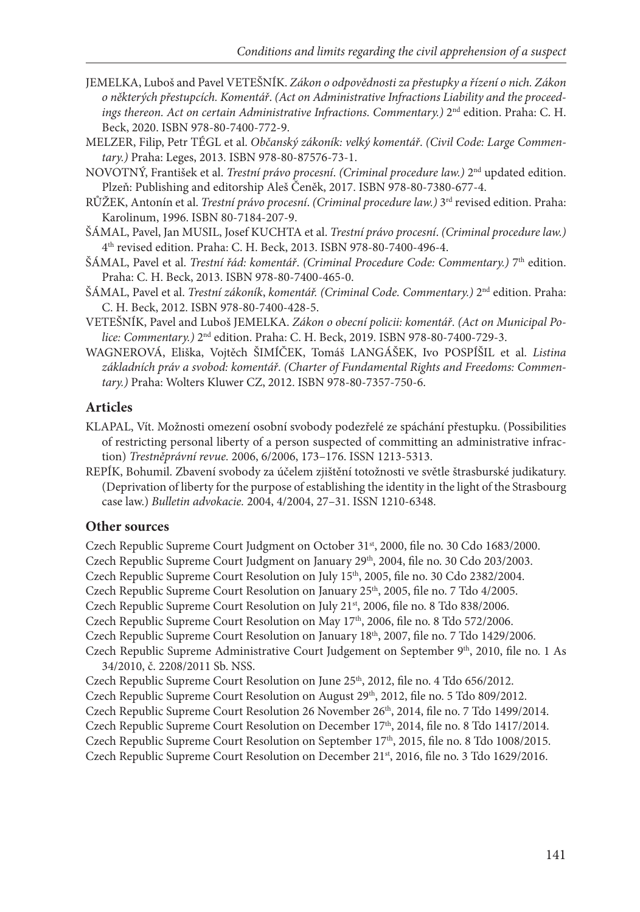JEMELKA, Luboš and Pavel VETEŠNÍK. *Zákon o odpovědnosti za přestupky a řízení o nich. Zákon o některých přestupcích. Komentář*. *(Act on Administrative Infractions Liability and the proceedings thereon. Act on certain Administrative Infractions. Commentary.)* 2nd edition. Praha: C. H. Beck, 2020. ISBN 978-80-7400-772-9.

MELZER, Filip, Petr TÉGL et al. *Občanský zákoník: velký komentář*. *(Civil Code: Large Commentary.)* Praha: Leges, 2013. ISBN 978-80-87576-73-1.

NOVOTNÝ, František et al. *Trestní právo procesní*. *(Criminal procedure law.)* 2nd updated edition. Plzeň: Publishing and editorship Aleš Čeněk, 2017. ISBN 978-80-7380-677-4.

RŮŽEK, Antonín et al. *Trestní právo procesní*. *(Criminal procedure law.)* 3rd revised edition. Praha: Karolinum, 1996. ISBN 80-7184-207-9.

ŠÁMAL, Pavel, Jan MUSIL, Josef KUCHTA et al. *Trestní právo procesní*. *(Criminal procedure law.)* 4th revised edition. Praha: C. H. Beck, 2013. ISBN 978-80-7400-496-4.

ŠÁMAL, Pavel et al. *Trestní řád: komentář*. *(Criminal Procedure Code: Commentary.)* 7th edition. Praha: C. H. Beck, 2013. ISBN 978-80-7400-465-0.

ŠÁMAL, Pavel et al. *Trestní zákoník*, *komentář. (Criminal Code. Commentary.)* 2nd edition. Praha: C. H. Beck, 2012. ISBN 978-80-7400-428-5.

VETEŠNÍK, Pavel and Luboš JEMELKA. *Zákon o obecní policii: komentář*. *(Act on Municipal Police: Commentary.)* 2nd edition. Praha: C. H. Beck, 2019. ISBN 978-80-7400-729-3.

WAGNEROVÁ, Eliška, Vojtěch ŠIMÍČEK, Tomáš LANGÁŠEK, Ivo POSPÍŠIL et al. *Listina základních práv a svobod: komentář*. *(Charter of Fundamental Rights and Freedoms: Commentary.)* Praha: Wolters Kluwer CZ, 2012. ISBN 978-80-7357-750-6.

## Articles

KLAPAL, Vít. Možnosti omezení osobní svobody podezřelé ze spáchání přestupku. (Possibilities of restricting personal liberty of a person suspected of committing an administrative infraction) *Trestněprávní revue.* 2006, 6/2006, 173–176. ISSN 1213-5313.

REPÍK, Bohumil. Zbavení svobody za účelem zjištění totožnosti ve světle štrasburské judikatury. (Deprivation of liberty for the purpose of establishing the identity in the light of the Strasbourg case law.) *Bulletin advokacie.* 2004, 4/2004, 27–31. ISSN 1210-6348.

## Other sources

Czech Republic Supreme Court Judgment on October 31st, 2000, file no. 30 Cdo 1683/2000.

Czech Republic Supreme Court Judgment on January 29th, 2004, file no. 30 Cdo 203/2003.

Czech Republic Supreme Court Resolution on July 15th, 2005, file no. 30 Cdo 2382/2004.

Czech Republic Supreme Court Resolution on January 25th, 2005, file no. 7 Tdo 4/2005.

Czech Republic Supreme Court Resolution on July 21st, 2006, file no. 8 Tdo 838/2006.

Czech Republic Supreme Court Resolution on May 17th, 2006, file no. 8 Tdo 572/2006.

Czech Republic Supreme Court Resolution on January 18th, 2007, file no. 7 Tdo 1429/2006.

Czech Republic Supreme Administrative Court Judgement on September 9th, 2010, file no. 1 As 34/2010, č. 2208/2011 Sb. NSS.

Czech Republic Supreme Court Resolution on June 25th, 2012, file no. 4 Tdo 656/2012.

Czech Republic Supreme Court Resolution on August 29th, 2012, file no. 5 Tdo 809/2012.

Czech Republic Supreme Court Resolution 26 November 26th, 2014, file no. 7 Tdo 1499/2014.

Czech Republic Supreme Court Resolution on December 17th, 2014, file no. 8 Tdo 1417/2014.

Czech Republic Supreme Court Resolution on September 17th, 2015, file no. 8 Tdo 1008/2015.

Czech Republic Supreme Court Resolution on December 21st, 2016, file no. 3 Tdo 1629/2016.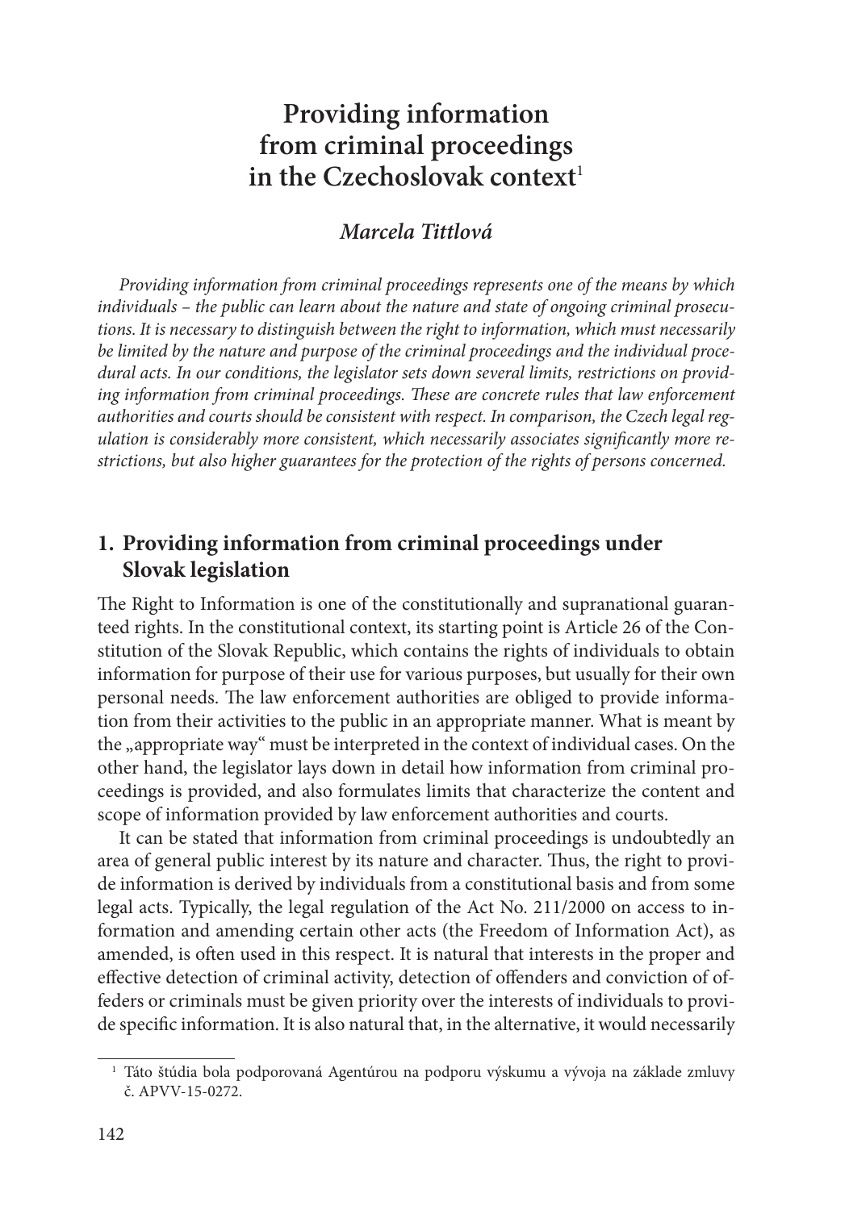# Providing information from criminal proceedings in the Czechoslovak context[1]

### *Marcela Tittlová*

*Providing information from criminal proceedings represents one of the means by which individuals – the public can learn about the nature and state of ongoing criminal prosecutions. It is necessary to distinguish between the right to information, which must necessarily be limited by the nature and purpose of the criminal proceedings and the individual procedural acts. In our conditions, the legislator sets down several limits, restrictions on providing information from criminal proceedings. These are concrete rules that law enforcement authorities and courts should be consistent with respect. In comparison, the Czech legal regulation is considerably more consistent, which necessarily associates significantly more restrictions, but also higher guarantees for the protection of the rights of persons concerned.*

## 1. Providing information from criminal proceedings under Slovak legislation

The Right to Information is one of the constitutionally and supranational guaranteed rights. In the constitutional context, its starting point is Article 26 of the Constitution of the Slovak Republic, which contains the rights of individuals to obtain information for purpose of their use for various purposes, but usually for their own personal needs. The law enforcement authorities are obliged to provide information from their activities to the public in an appropriate manner. What is meant by the „appropriate way" must be interpreted in the context of individual cases. On the other hand, the legislator lays down in detail how information from criminal proceedings is provided, and also formulates limits that characterize the content and scope of information provided by law enforcement authorities and courts.

It can be stated that information from criminal proceedings is undoubtedly an area of general public interest by its nature and character. Thus, the right to provide information is derived by individuals from a constitutional basis and from some legal acts. Typically, the legal regulation of the Act No. 211/2000 on access to information and amending certain other acts (the Freedom of Information Act), as amended, is often used in this respect. It is natural that interests in the proper and effective detection of criminal activity, detection of offenders and conviction of offeders or criminals must be given priority over the interests of individuals to provide specific information. It is also natural that, in the alternative, it would necessarily

[1] Táto štúdia bola podporovaná Agentúrou na podporu výskumu a vývoja na základe zmluvy č. APVV-15-0272.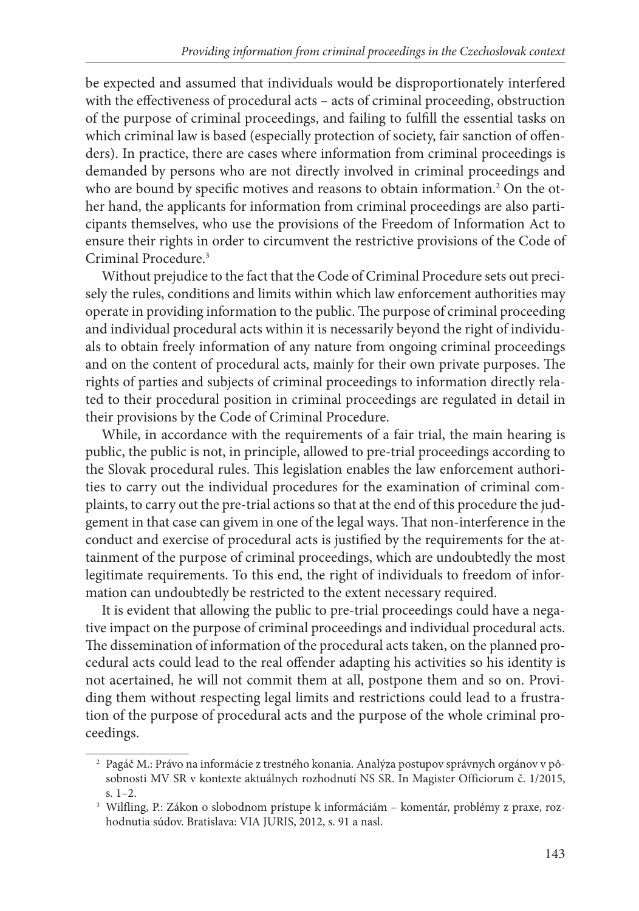be expected and assumed that individuals would be disproportionately interfered with the effectiveness of procedural acts – acts of criminal proceeding, obstruction of the purpose of criminal proceedings, and failing to fulfill the essential tasks on which criminal law is based (especially protection of society, fair sanction of offenders). In practice, there are cases where information from criminal proceedings is demanded by persons who are not directly involved in criminal proceedings and who are bound by specific motives and reasons to obtain information.[2] On the other hand, the applicants for information from criminal proceedings are also participants themselves, who use the provisions of the Freedom of Information Act to ensure their rights in order to circumvent the restrictive provisions of the Code of Criminal Procedure.[3]

Without prejudice to the fact that the Code of Criminal Procedure sets out precisely the rules, conditions and limits within which law enforcement authorities may operate in providing information to the public. The purpose of criminal proceeding and individual procedural acts within it is necessarily beyond the right of individuals to obtain freely information of any nature from ongoing criminal proceedings and on the content of procedural acts, mainly for their own private purposes. The rights of parties and subjects of criminal proceedings to information directly related to their procedural position in criminal proceedings are regulated in detail in their provisions by the Code of Criminal Procedure.

While, in accordance with the requirements of a fair trial, the main hearing is public, the public is not, in principle, allowed to pre-trial proceedings according to the Slovak procedural rules. This legislation enables the law enforcement authorities to carry out the individual procedures for the examination of criminal complaints, to carry out the pre-trial actions so that at the end of this procedure the judgement in that case can givem in one of the legal ways. That non-interference in the conduct and exercise of procedural acts is justified by the requirements for the attainment of the purpose of criminal proceedings, which are undoubtedly the most legitimate requirements. To this end, the right of individuals to freedom of information can undoubtedly be restricted to the extent necessary required.

It is evident that allowing the public to pre-trial proceedings could have a negative impact on the purpose of criminal proceedings and individual procedural acts. The dissemination of information of the procedural acts taken, on the planned procedural acts could lead to the real offender adapting his activities so his identity is not acertained, he will not commit them at all, postpone them and so on. Providing them without respecting legal limits and restrictions could lead to a frustration of the purpose of procedural acts and the purpose of the whole criminal proceedings.

---

[2] Pagáč M.: Právo na informácie z trestného konania. Analýza postupov správnych orgánov v pôsobnosti MV SR v kontexte aktuálnych rozhodnutí NS SR. In Magister Officiorum č. 1/2015, s. 1–2.

[3] Wilfling, P.: Zákon o slobodnom prístupe k informáciám – komentár, problémy z praxe, rozhodnutia súdov. Bratislava: VIA JURIS, 2012, s. 91 a nasl.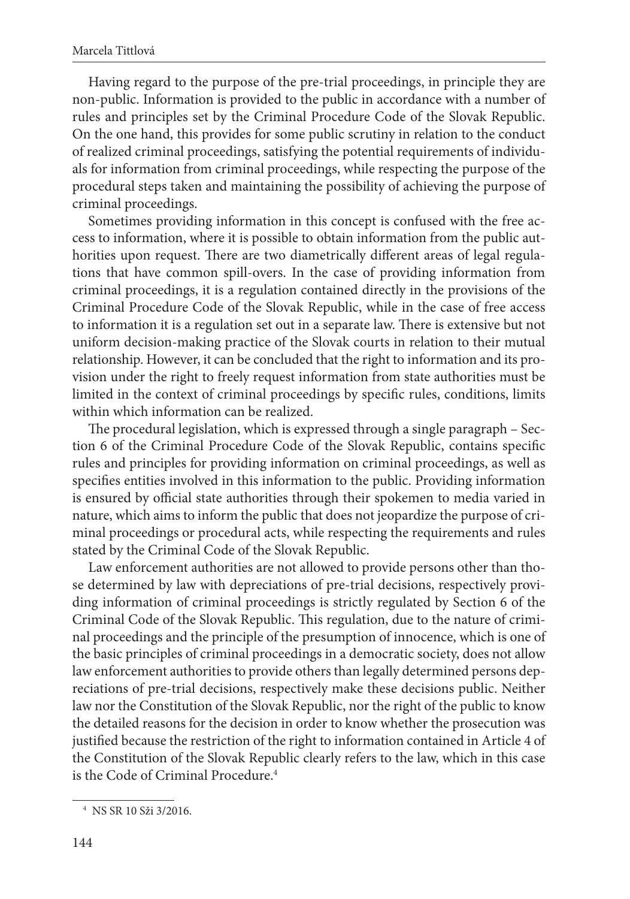Having regard to the purpose of the pre-trial proceedings, in principle they are non-public. Information is provided to the public in accordance with a number of rules and principles set by the Criminal Procedure Code of the Slovak Republic. On the one hand, this provides for some public scrutiny in relation to the conduct of realized criminal proceedings, satisfying the potential requirements of individuals for information from criminal proceedings, while respecting the purpose of the procedural steps taken and maintaining the possibility of achieving the purpose of criminal proceedings.

Sometimes providing information in this concept is confused with the free access to information, where it is possible to obtain information from the public authorities upon request. There are two diametrically different areas of legal regulations that have common spill-overs. In the case of providing information from criminal proceedings, it is a regulation contained directly in the provisions of the Criminal Procedure Code of the Slovak Republic, while in the case of free access to information it is a regulation set out in a separate law. There is extensive but not uniform decision-making practice of the Slovak courts in relation to their mutual relationship. However, it can be concluded that the right to information and its provision under the right to freely request information from state authorities must be limited in the context of criminal proceedings by specific rules, conditions, limits within which information can be realized.

The procedural legislation, which is expressed through a single paragraph – Section 6 of the Criminal Procedure Code of the Slovak Republic, contains specific rules and principles for providing information on criminal proceedings, as well as specifies entities involved in this information to the public. Providing information is ensured by official state authorities through their spokemen to media varied in nature, which aims to inform the public that does not jeopardize the purpose of criminal proceedings or procedural acts, while respecting the requirements and rules stated by the Criminal Code of the Slovak Republic.

Law enforcement authorities are not allowed to provide persons other than those determined by law with depreciations of pre-trial decisions, respectively providing information of criminal proceedings is strictly regulated by Section 6 of the Criminal Code of the Slovak Republic. This regulation, due to the nature of criminal proceedings and the principle of the presumption of innocence, which is one of the basic principles of criminal proceedings in a democratic society, does not allow law enforcement authorities to provide others than legally determined persons depreciations of pre-trial decisions, respectively make these decisions public. Neither law nor the Constitution of the Slovak Republic, nor the right of the public to know the detailed reasons for the decision in order to know whether the prosecution was justified because the restriction of the right to information contained in Article 4 of the Constitution of the Slovak Republic clearly refers to the law, which in this case is the Code of Criminal Procedure.[4]

[4] NS SR 10 Sži 3/2016.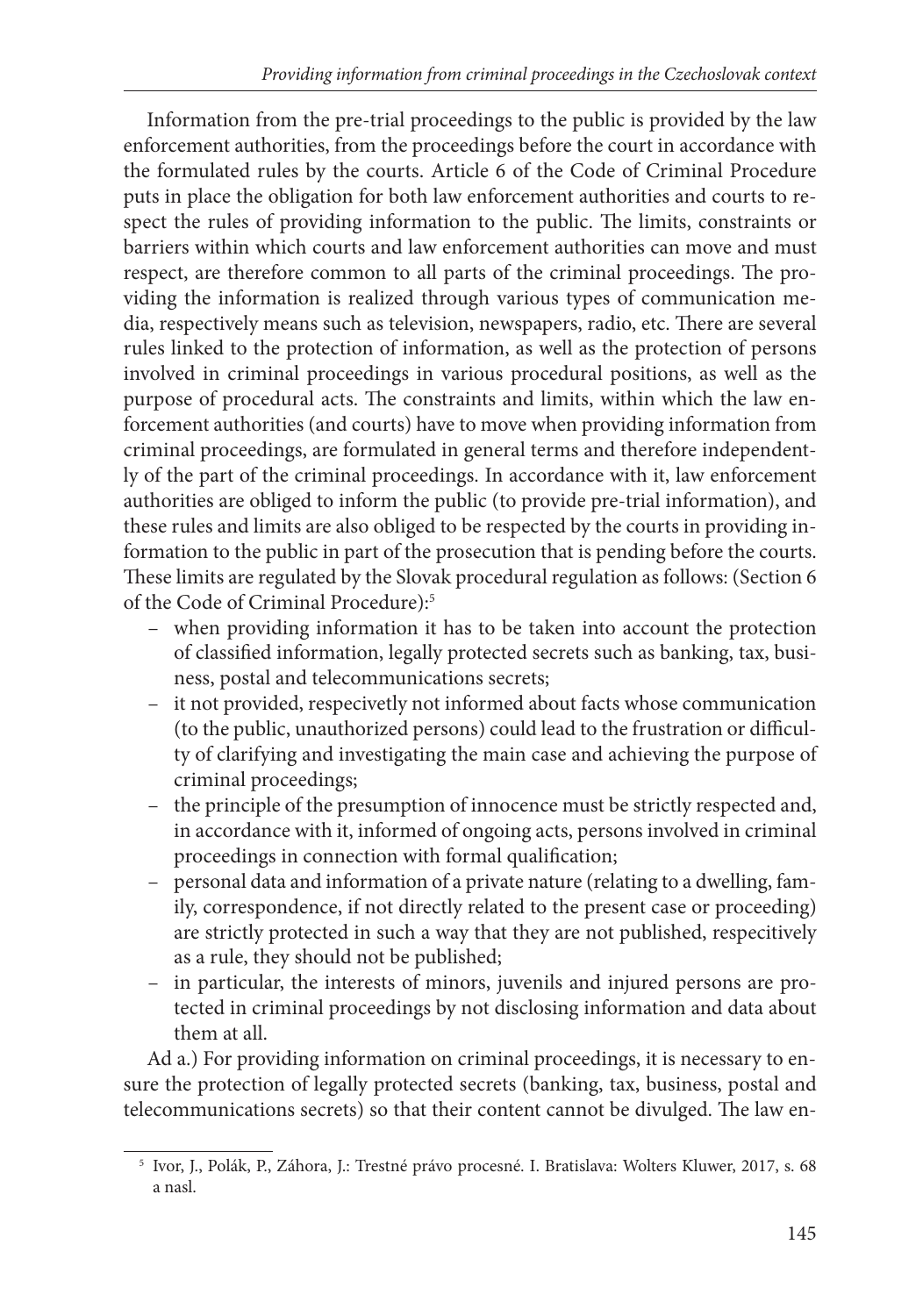Information from the pre-trial proceedings to the public is provided by the law enforcement authorities, from the proceedings before the court in accordance with the formulated rules by the courts. Article 6 of the Code of Criminal Procedure puts in place the obligation for both law enforcement authorities and courts to respect the rules of providing information to the public. The limits, constraints or barriers within which courts and law enforcement authorities can move and must respect, are therefore common to all parts of the criminal proceedings. The providing the information is realized through various types of communication media, respectively means such as television, newspapers, radio, etc. There are several rules linked to the protection of information, as well as the protection of persons involved in criminal proceedings in various procedural positions, as well as the purpose of procedural acts. The constraints and limits, within which the law enforcement authorities (and courts) have to move when providing information from criminal proceedings, are formulated in general terms and therefore independently of the part of the criminal proceedings. In accordance with it, law enforcement authorities are obliged to inform the public (to provide pre-trial information), and these rules and limits are also obliged to be respected by the courts in providing information to the public in part of the prosecution that is pending before the courts. These limits are regulated by the Slovak procedural regulation as follows: (Section 6 of the Code of Criminal Procedure):[5]

- when providing information it has to be taken into account the protection of classified information, legally protected secrets such as banking, tax, business, postal and telecommunications secrets;
- it not provided, respecivetly not informed about facts whose communication (to the public, unauthorized persons) could lead to the frustration or difficulty of clarifying and investigating the main case and achieving the purpose of criminal proceedings;
- the principle of the presumption of innocence must be strictly respected and, in accordance with it, informed of ongoing acts, persons involved in criminal proceedings in connection with formal qualification;
- personal data and information of a private nature (relating to a dwelling, family, correspondence, if not directly related to the present case or proceeding) are strictly protected in such a way that they are not published, respecitively as a rule, they should not be published;
- in particular, the interests of minors, juvenils and injured persons are protected in criminal proceedings by not disclosing information and data about them at all.

Ad a.) For providing information on criminal proceedings, it is necessary to ensure the protection of legally protected secrets (banking, tax, business, postal and telecommunications secrets) so that their content cannot be divulged. The law en-

---

[5] Ivor, J., Polák, P., Záhora, J.: Trestné právo procesné. I. Bratislava: Wolters Kluwer, 2017, s. 68 a nasl.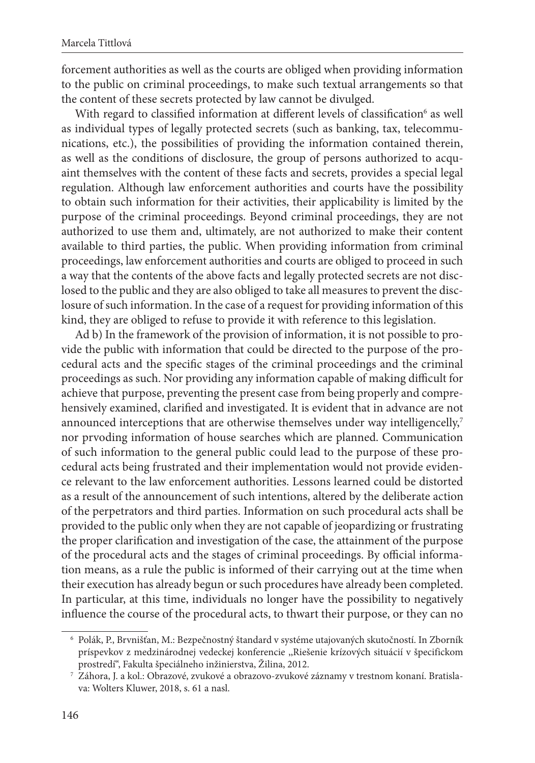forcement authorities as well as the courts are obliged when providing information to the public on criminal proceedings, to make such textual arrangements so that the content of these secrets protected by law cannot be divulged.

With regard to classified information at different levels of classification[6] as well as individual types of legally protected secrets (such as banking, tax, telecommunications, etc.), the possibilities of providing the information contained therein, as well as the conditions of disclosure, the group of persons authorized to acquaint themselves with the content of these facts and secrets, provides a special legal regulation. Although law enforcement authorities and courts have the possibility to obtain such information for their activities, their applicability is limited by the purpose of the criminal proceedings. Beyond criminal proceedings, they are not authorized to use them and, ultimately, are not authorized to make their content available to third parties, the public. When providing information from criminal proceedings, law enforcement authorities and courts are obliged to proceed in such a way that the contents of the above facts and legally protected secrets are not disclosed to the public and they are also obliged to take all measures to prevent the disclosure of such information. In the case of a request for providing information of this kind, they are obliged to refuse to provide it with reference to this legislation.

Ad b) In the framework of the provision of information, it is not possible to provide the public with information that could be directed to the purpose of the procedural acts and the specific stages of the criminal proceedings and the criminal proceedings as such. Nor providing any information capable of making difficult for achieve that purpose, preventing the present case from being properly and comprehensively examined, clarified and investigated. It is evident that in advance are not announced interceptions that are otherwise themselves under way intelligencelly,[7] nor prvoding information of house searches which are planned. Communication of such information to the general public could lead to the purpose of these procedural acts being frustrated and their implementation would not provide evidence relevant to the law enforcement authorities. Lessons learned could be distorted as a result of the announcement of such intentions, altered by the deliberate action of the perpetrators and third parties. Information on such procedural acts shall be provided to the public only when they are not capable of jeopardizing or frustrating the proper clarification and investigation of the case, the attainment of the purpose of the procedural acts and the stages of criminal proceedings. By official information means, as a rule the public is informed of their carrying out at the time when their execution has already begun or such procedures have already been completed. In particular, at this time, individuals no longer have the possibility to negatively influence the course of the procedural acts, to thwart their purpose, or they can no

[6] Polák, P., Brvnišťan, M.: Bezpečnostný štandard v systéme utajovaných skutočností. In Zborník príspevkov z medzinárodnej vedeckej konferencie „Riešenie krízových situácií v špecifickom prostredí", Fakulta špeciálneho inžinierstva, Žilina, 2012.

[7] Záhora, J. a kol.: Obrazové, zvukové a obrazovo-zvukové záznamy v trestnom konaní. Bratislava: Wolters Kluwer, 2018, s. 61 a nasl.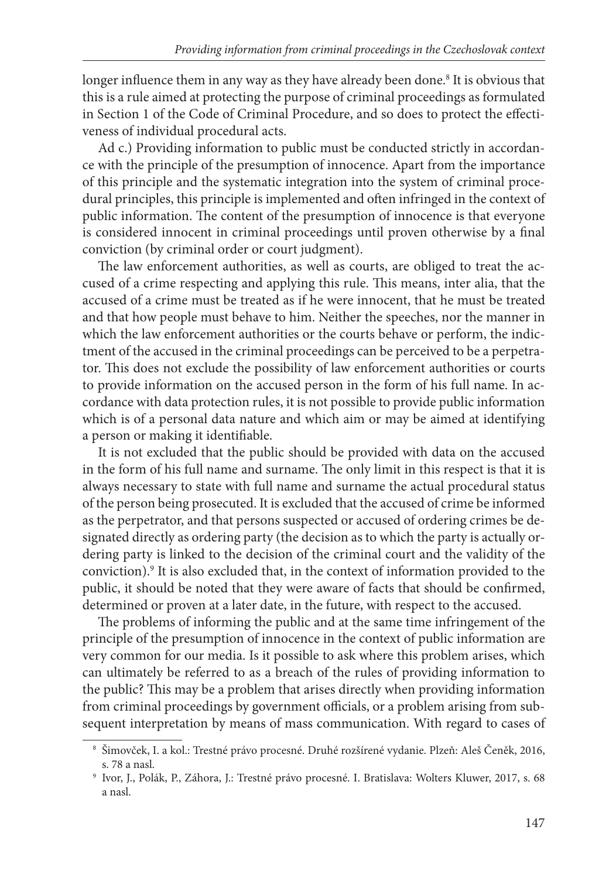longer influence them in any way as they have already been done.[8] It is obvious that this is a rule aimed at protecting the purpose of criminal proceedings as formulated in Section 1 of the Code of Criminal Procedure, and so does to protect the effectiveness of individual procedural acts.

Ad c.) Providing information to public must be conducted strictly in accordance with the principle of the presumption of innocence. Apart from the importance of this principle and the systematic integration into the system of criminal procedural principles, this principle is implemented and often infringed in the context of public information. The content of the presumption of innocence is that everyone is considered innocent in criminal proceedings until proven otherwise by a final conviction (by criminal order or court judgment).

The law enforcement authorities, as well as courts, are obliged to treat the accused of a crime respecting and applying this rule. This means, inter alia, that the accused of a crime must be treated as if he were innocent, that he must be treated and that how people must behave to him. Neither the speeches, nor the manner in which the law enforcement authorities or the courts behave or perform, the indictment of the accused in the criminal proceedings can be perceived to be a perpetrator. This does not exclude the possibility of law enforcement authorities or courts to provide information on the accused person in the form of his full name. In accordance with data protection rules, it is not possible to provide public information which is of a personal data nature and which aim or may be aimed at identifying a person or making it identifiable.

It is not excluded that the public should be provided with data on the accused in the form of his full name and surname. The only limit in this respect is that it is always necessary to state with full name and surname the actual procedural status of the person being prosecuted. It is excluded that the accused of crime be informed as the perpetrator, and that persons suspected or accused of ordering crimes be designated directly as ordering party (the decision as to which the party is actually ordering party is linked to the decision of the criminal court and the validity of the conviction).[9] It is also excluded that, in the context of information provided to the public, it should be noted that they were aware of facts that should be confirmed, determined or proven at a later date, in the future, with respect to the accused.

The problems of informing the public and at the same time infringement of the principle of the presumption of innocence in the context of public information are very common for our media. Is it possible to ask where this problem arises, which can ultimately be referred to as a breach of the rules of providing information to the public? This may be a problem that arises directly when providing information from criminal proceedings by government officials, or a problem arising from subsequent interpretation by means of mass communication. With regard to cases of

---

[8] Šimovček, I. a kol.: Trestné právo procesné. Druhé rozšírené vydanie. Plzeň: Aleš Čeněk, 2016, s. 78 a nasl.

[9] Ivor, J., Polák, P., Záhora, J.: Trestné právo procesné. I. Bratislava: Wolters Kluwer, 2017, s. 68 a nasl.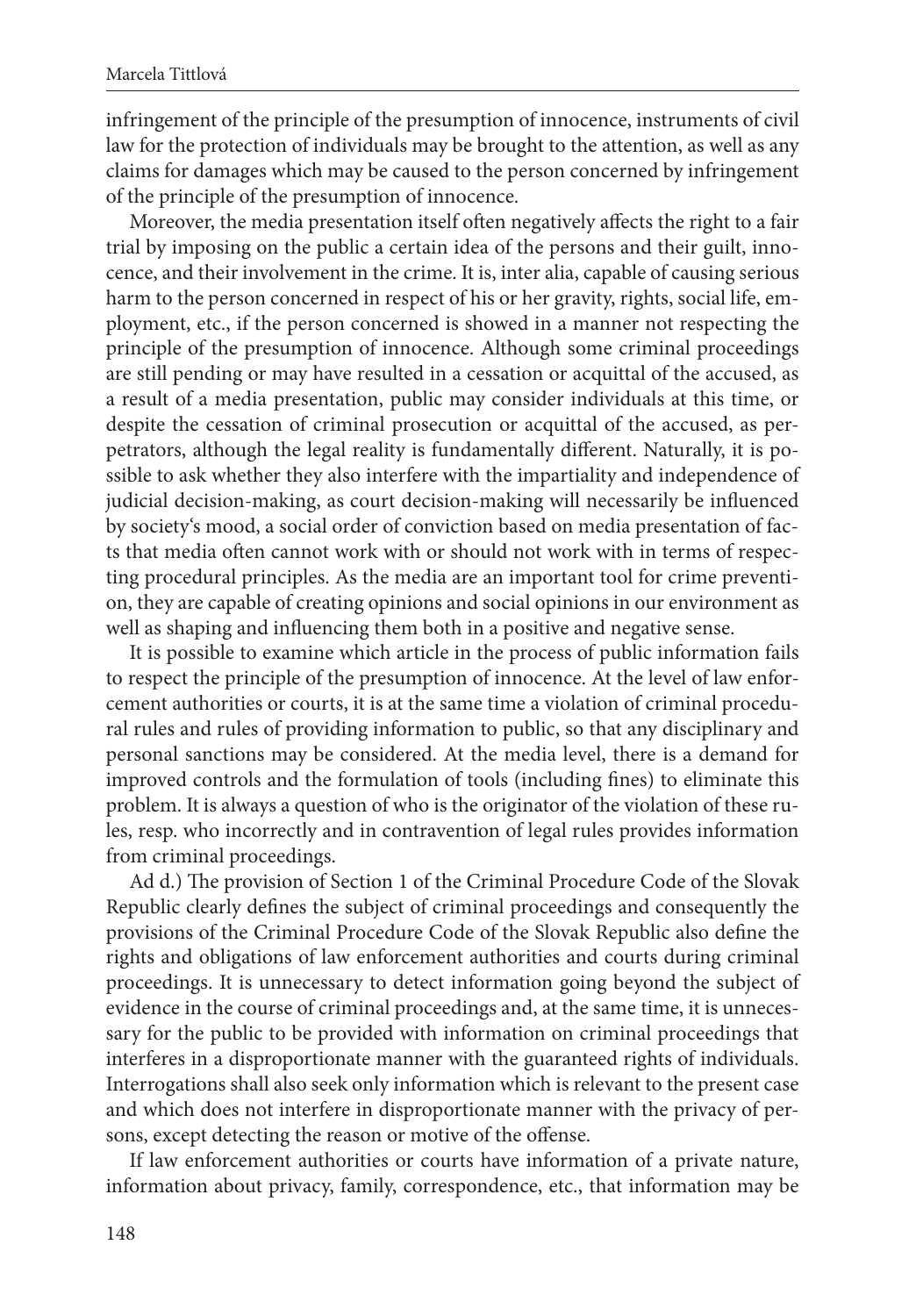infringement of the principle of the presumption of innocence, instruments of civil law for the protection of individuals may be brought to the attention, as well as any claims for damages which may be caused to the person concerned by infringement of the principle of the presumption of innocence.

Moreover, the media presentation itself often negatively affects the right to a fair trial by imposing on the public a certain idea of the persons and their guilt, innocence, and their involvement in the crime. It is, inter alia, capable of causing serious harm to the person concerned in respect of his or her gravity, rights, social life, employment, etc., if the person concerned is showed in a manner not respecting the principle of the presumption of innocence. Although some criminal proceedings are still pending or may have resulted in a cessation or acquittal of the accused, as a result of a media presentation, public may consider individuals at this time, or despite the cessation of criminal prosecution or acquittal of the accused, as perpetrators, although the legal reality is fundamentally different. Naturally, it is possible to ask whether they also interfere with the impartiality and independence of judicial decision-making, as court decision-making will necessarily be influenced by society's mood, a social order of conviction based on media presentation of facts that media often cannot work with or should not work with in terms of respecting procedural principles. As the media are an important tool for crime prevention, they are capable of creating opinions and social opinions in our environment as well as shaping and influencing them both in a positive and negative sense.

It is possible to examine which article in the process of public information fails to respect the principle of the presumption of innocence. At the level of law enforcement authorities or courts, it is at the same time a violation of criminal procedural rules and rules of providing information to public, so that any disciplinary and personal sanctions may be considered. At the media level, there is a demand for improved controls and the formulation of tools (including fines) to eliminate this problem. It is always a question of who is the originator of the violation of these rules, resp. who incorrectly and in contravention of legal rules provides information from criminal proceedings.

Ad d.) The provision of Section 1 of the Criminal Procedure Code of the Slovak Republic clearly defines the subject of criminal proceedings and consequently the provisions of the Criminal Procedure Code of the Slovak Republic also define the rights and obligations of law enforcement authorities and courts during criminal proceedings. It is unnecessary to detect information going beyond the subject of evidence in the course of criminal proceedings and, at the same time, it is unnecessary for the public to be provided with information on criminal proceedings that interferes in a disproportionate manner with the guaranteed rights of individuals. Interrogations shall also seek only information which is relevant to the present case and which does not interfere in disproportionate manner with the privacy of persons, except detecting the reason or motive of the offense.

If law enforcement authorities or courts have information of a private nature, information about privacy, family, correspondence, etc., that information may be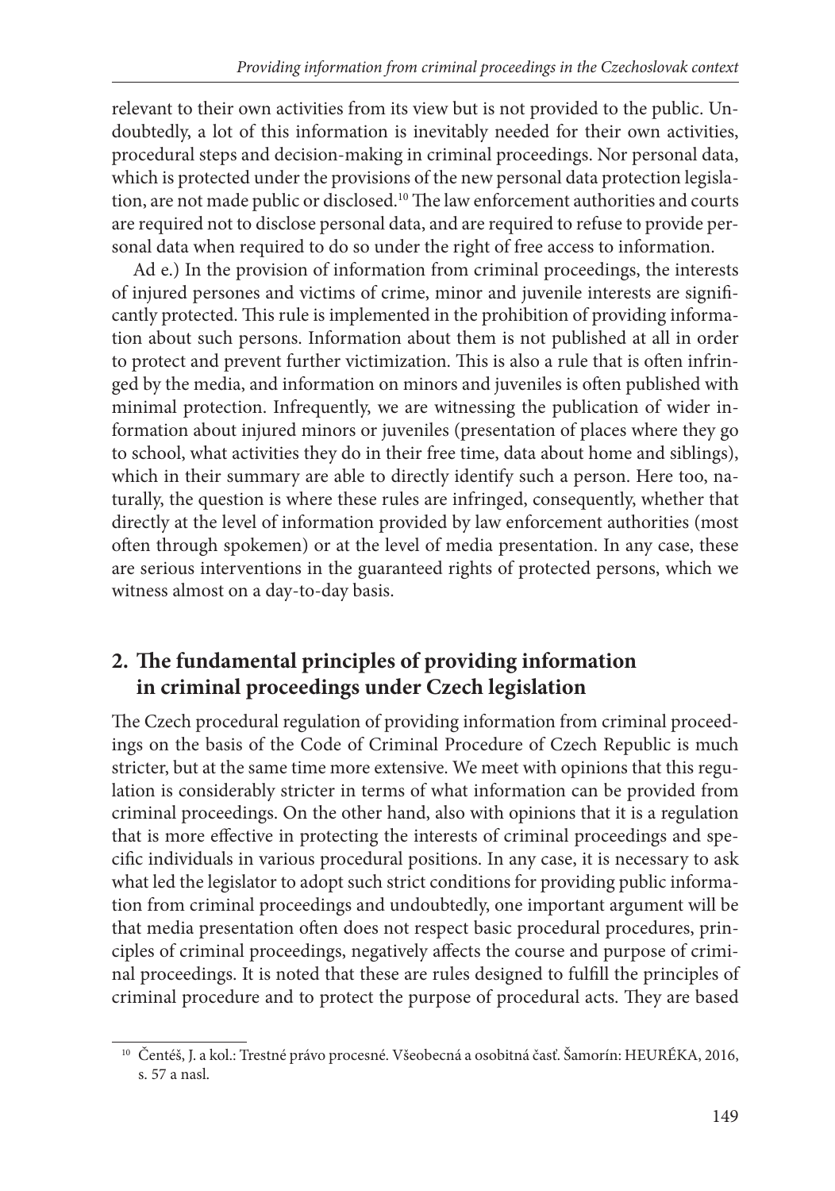relevant to their own activities from its view but is not provided to the public. Undoubtedly, a lot of this information is inevitably needed for their own activities, procedural steps and decision-making in criminal proceedings. Nor personal data, which is protected under the provisions of the new personal data protection legislation, are not made public or disclosed.[10] The law enforcement authorities and courts are required not to disclose personal data, and are required to refuse to provide personal data when required to do so under the right of free access to information.

Ad e.) In the provision of information from criminal proceedings, the interests of injured persones and victims of crime, minor and juvenile interests are significantly protected. This rule is implemented in the prohibition of providing information about such persons. Information about them is not published at all in order to protect and prevent further victimization. This is also a rule that is often infringed by the media, and information on minors and juveniles is often published with minimal protection. Infrequently, we are witnessing the publication of wider information about injured minors or juveniles (presentation of places where they go to school, what activities they do in their free time, data about home and siblings), which in their summary are able to directly identify such a person. Here too, naturally, the question is where these rules are infringed, consequently, whether that directly at the level of information provided by law enforcement authorities (most often through spokemen) or at the level of media presentation. In any case, these are serious interventions in the guaranteed rights of protected persons, which we witness almost on a day-to-day basis.

## 2. The fundamental principles of providing information in criminal proceedings under Czech legislation

The Czech procedural regulation of providing information from criminal proceedings on the basis of the Code of Criminal Procedure of Czech Republic is much stricter, but at the same time more extensive. We meet with opinions that this regulation is considerably stricter in terms of what information can be provided from criminal proceedings. On the other hand, also with opinions that it is a regulation that is more effective in protecting the interests of criminal proceedings and specific individuals in various procedural positions. In any case, it is necessary to ask what led the legislator to adopt such strict conditions for providing public information from criminal proceedings and undoubtedly, one important argument will be that media presentation often does not respect basic procedural procedures, principles of criminal proceedings, negatively affects the course and purpose of criminal proceedings. It is noted that these are rules designed to fulfill the principles of criminal procedure and to protect the purpose of procedural acts. They are based

[10] Čentéš, J. a kol.: Trestné právo procesné. Všeobecná a osobitná časť. Šamorín: HEURÉKA, 2016, s. 57 a nasl.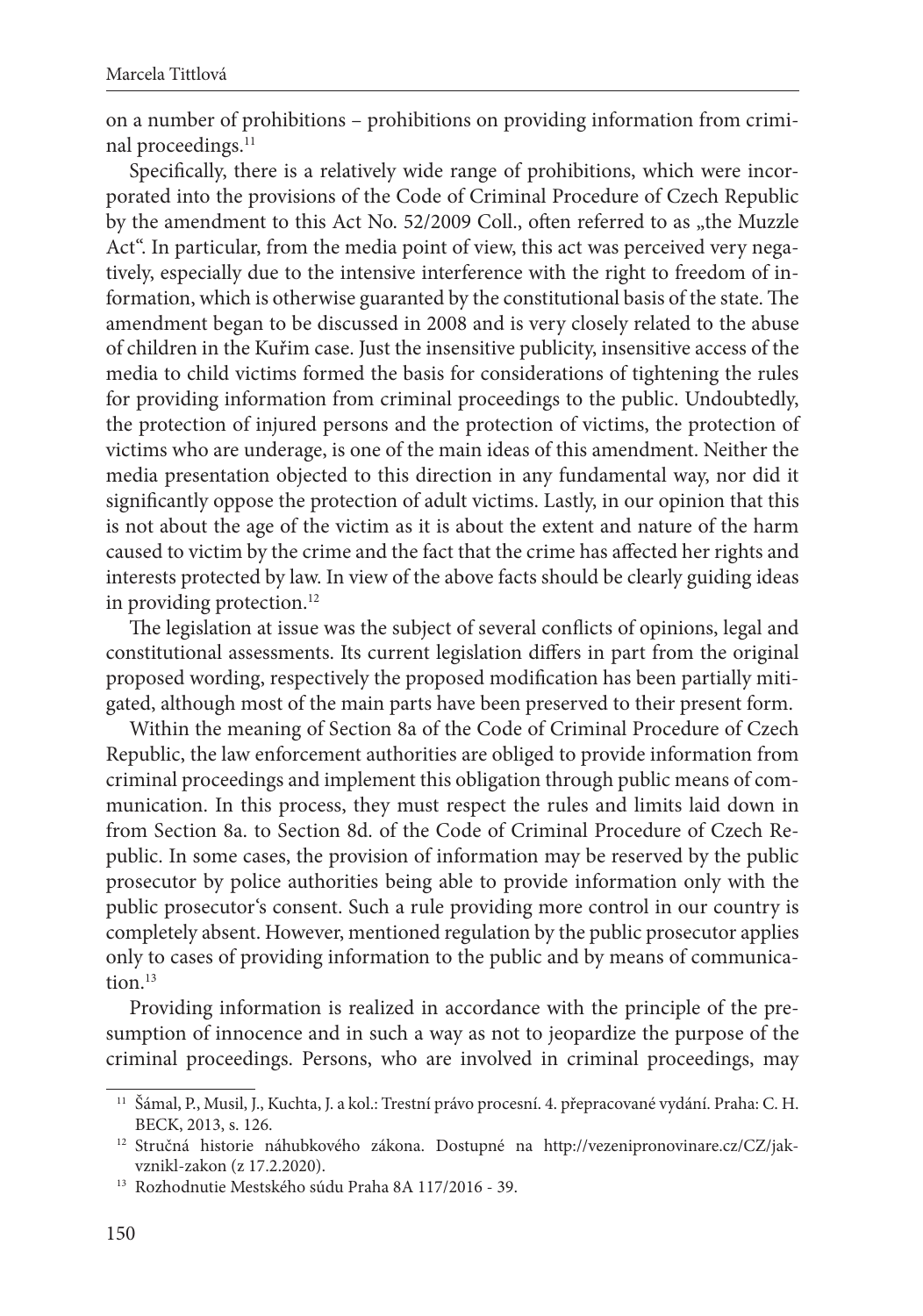on a number of prohibitions – prohibitions on providing information from criminal proceedings.[11]

Specifically, there is a relatively wide range of prohibitions, which were incorporated into the provisions of the Code of Criminal Procedure of Czech Republic by the amendment to this Act No. 52/2009 Coll., often referred to as „the Muzzle Act". In particular, from the media point of view, this act was perceived very negatively, especially due to the intensive interference with the right to freedom of information, which is otherwise guaranted by the constitutional basis of the state. The amendment began to be discussed in 2008 and is very closely related to the abuse of children in the Kuřim case. Just the insensitive publicity, insensitive access of the media to child victims formed the basis for considerations of tightening the rules for providing information from criminal proceedings to the public. Undoubtedly, the protection of injured persons and the protection of victims, the protection of victims who are underage, is one of the main ideas of this amendment. Neither the media presentation objected to this direction in any fundamental way, nor did it significantly oppose the protection of adult victims. Lastly, in our opinion that this is not about the age of the victim as it is about the extent and nature of the harm caused to victim by the crime and the fact that the crime has affected her rights and interests protected by law. In view of the above facts should be clearly guiding ideas in providing protection.[12]

The legislation at issue was the subject of several conflicts of opinions, legal and constitutional assessments. Its current legislation differs in part from the original proposed wording, respectively the proposed modification has been partially mitigated, although most of the main parts have been preserved to their present form.

Within the meaning of Section 8a of the Code of Criminal Procedure of Czech Republic, the law enforcement authorities are obliged to provide information from criminal proceedings and implement this obligation through public means of communication. In this process, they must respect the rules and limits laid down in from Section 8a. to Section 8d. of the Code of Criminal Procedure of Czech Republic. In some cases, the provision of information may be reserved by the public prosecutor by police authorities being able to provide information only with the public prosecutor's consent. Such a rule providing more control in our country is completely absent. However, mentioned regulation by the public prosecutor applies only to cases of providing information to the public and by means of communication.[13]

Providing information is realized in accordance with the principle of the presumption of innocence and in such a way as not to jeopardize the purpose of the criminal proceedings. Persons, who are involved in criminal proceedings, may

---

[11] Šámal, P., Musil, J., Kuchta, J. a kol.: Trestní právo procesní. 4. přepracované vydání. Praha: C. H. BECK, 2013, s. 126.

[12] Stručná historie náhubkového zákona. Dostupné na http://vezenipronovinare.cz/CZ/jak-vznikl-zakon (z 17.2.2020).

[13] Rozhodnutie Mestského súdu Praha 8A 117/2016 - 39.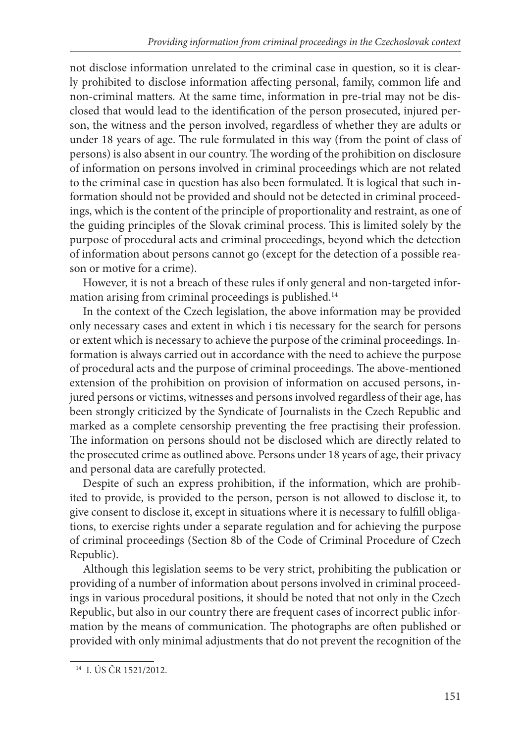not disclose information unrelated to the criminal case in question, so it is clearly prohibited to disclose information affecting personal, family, common life and non-criminal matters. At the same time, information in pre-trial may not be disclosed that would lead to the identification of the person prosecuted, injured person, the witness and the person involved, regardless of whether they are adults or under 18 years of age. The rule formulated in this way (from the point of class of persons) is also absent in our country. The wording of the prohibition on disclosure of information on persons involved in criminal proceedings which are not related to the criminal case in question has also been formulated. It is logical that such information should not be provided and should not be detected in criminal proceedings, which is the content of the principle of proportionality and restraint, as one of the guiding principles of the Slovak criminal process. This is limited solely by the purpose of procedural acts and criminal proceedings, beyond which the detection of information about persons cannot go (except for the detection of a possible reason or motive for a crime).

However, it is not a breach of these rules if only general and non-targeted information arising from criminal proceedings is published.[14]

In the context of the Czech legislation, the above information may be provided only necessary cases and extent in which i tis necessary for the search for persons or extent which is necessary to achieve the purpose of the criminal proceedings. Information is always carried out in accordance with the need to achieve the purpose of procedural acts and the purpose of criminal proceedings. The above-mentioned extension of the prohibition on provision of information on accused persons, injured persons or victims, witnesses and persons involved regardless of their age, has been strongly criticized by the Syndicate of Journalists in the Czech Republic and marked as a complete censorship preventing the free practising their profession. The information on persons should not be disclosed which are directly related to the prosecuted crime as outlined above. Persons under 18 years of age, their privacy and personal data are carefully protected.

Despite of such an express prohibition, if the information, which are prohibited to provide, is provided to the person, person is not allowed to disclose it, to give consent to disclose it, except in situations where it is necessary to fulfill obligations, to exercise rights under a separate regulation and for achieving the purpose of criminal proceedings (Section 8b of the Code of Criminal Procedure of Czech Republic).

Although this legislation seems to be very strict, prohibiting the publication or providing of a number of information about persons involved in criminal proceedings in various procedural positions, it should be noted that not only in the Czech Republic, but also in our country there are frequent cases of incorrect public information by the means of communication. The photographs are often published or provided with only minimal adjustments that do not prevent the recognition of the

---

[14] I. ÚS ČR 1521/2012.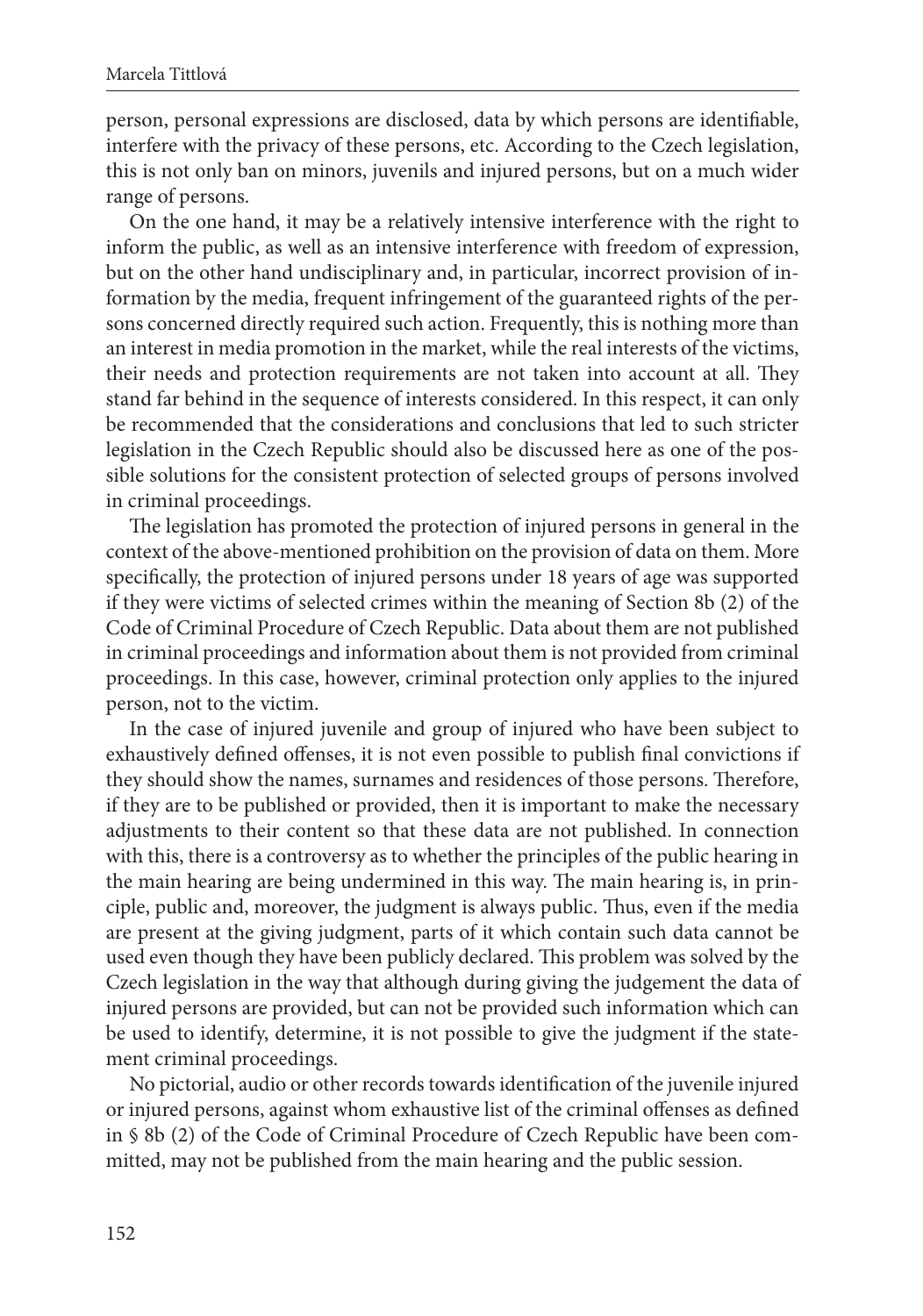person, personal expressions are disclosed, data by which persons are identifiable, interfere with the privacy of these persons, etc. According to the Czech legislation, this is not only ban on minors, juvenils and injured persons, but on a much wider range of persons.

On the one hand, it may be a relatively intensive interference with the right to inform the public, as well as an intensive interference with freedom of expression, but on the other hand undisciplinary and, in particular, incorrect provision of information by the media, frequent infringement of the guaranteed rights of the persons concerned directly required such action. Frequently, this is nothing more than an interest in media promotion in the market, while the real interests of the victims, their needs and protection requirements are not taken into account at all. They stand far behind in the sequence of interests considered. In this respect, it can only be recommended that the considerations and conclusions that led to such stricter legislation in the Czech Republic should also be discussed here as one of the possible solutions for the consistent protection of selected groups of persons involved in criminal proceedings.

The legislation has promoted the protection of injured persons in general in the context of the above-mentioned prohibition on the provision of data on them. More specifically, the protection of injured persons under 18 years of age was supported if they were victims of selected crimes within the meaning of Section 8b (2) of the Code of Criminal Procedure of Czech Republic. Data about them are not published in criminal proceedings and information about them is not provided from criminal proceedings. In this case, however, criminal protection only applies to the injured person, not to the victim.

In the case of injured juvenile and group of injured who have been subject to exhaustively defined offenses, it is not even possible to publish final convictions if they should show the names, surnames and residences of those persons. Therefore, if they are to be published or provided, then it is important to make the necessary adjustments to their content so that these data are not published. In connection with this, there is a controversy as to whether the principles of the public hearing in the main hearing are being undermined in this way. The main hearing is, in principle, public and, moreover, the judgment is always public. Thus, even if the media are present at the giving judgment, parts of it which contain such data cannot be used even though they have been publicly declared. This problem was solved by the Czech legislation in the way that although during giving the judgement the data of injured persons are provided, but can not be provided such information which can be used to identify, determine, it is not possible to give the judgment if the statement criminal proceedings.

No pictorial, audio or other records towards identification of the juvenile injured or injured persons, against whom exhaustive list of the criminal offenses as defined in § 8b (2) of the Code of Criminal Procedure of Czech Republic have been committed, may not be published from the main hearing and the public session.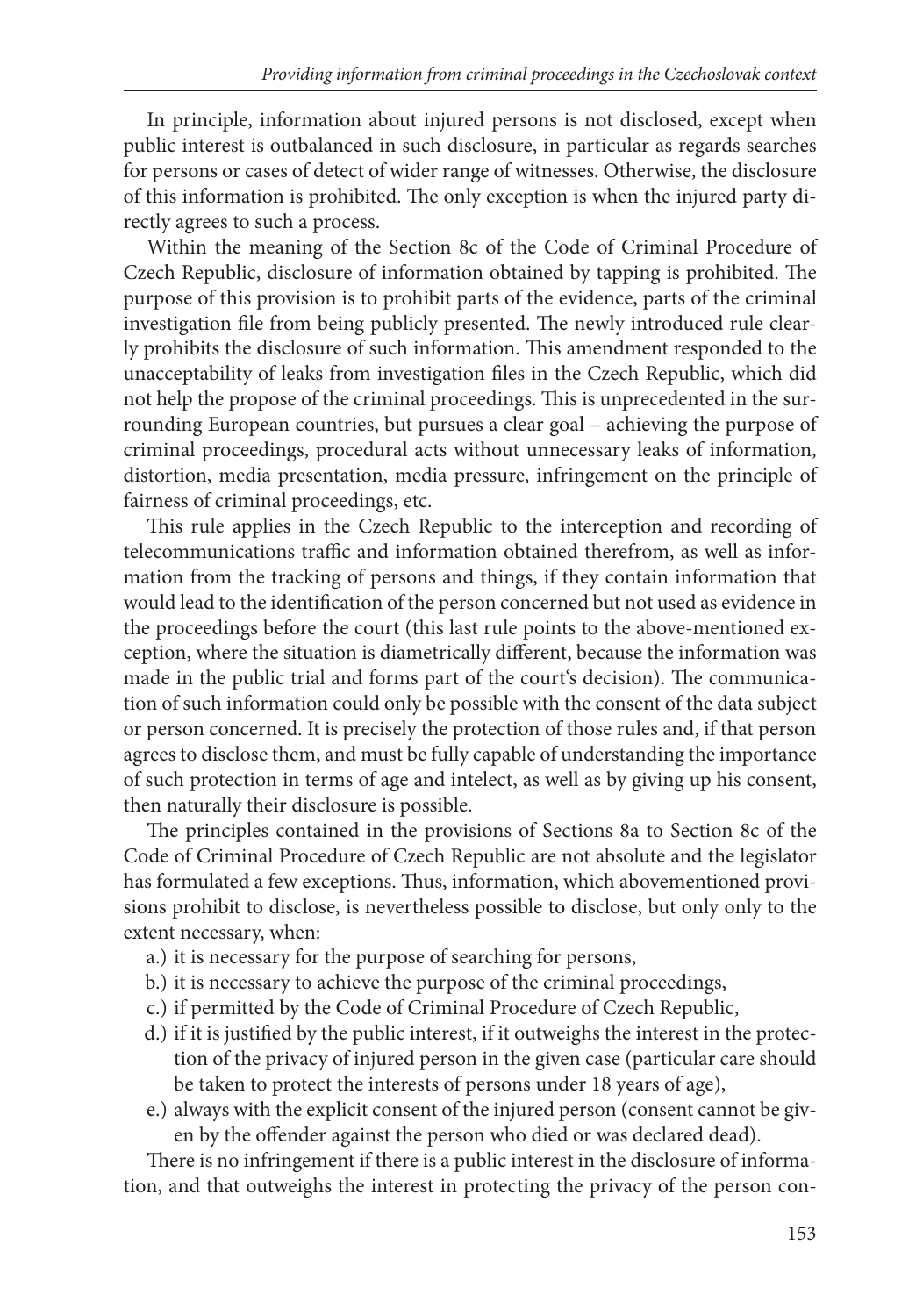In principle, information about injured persons is not disclosed, except when public interest is outbalanced in such disclosure, in particular as regards searches for persons or cases of detect of wider range of witnesses. Otherwise, the disclosure of this information is prohibited. The only exception is when the injured party directly agrees to such a process.

Within the meaning of the Section 8c of the Code of Criminal Procedure of Czech Republic, disclosure of information obtained by tapping is prohibited. The purpose of this provision is to prohibit parts of the evidence, parts of the criminal investigation file from being publicly presented. The newly introduced rule clearly prohibits the disclosure of such information. This amendment responded to the unacceptability of leaks from investigation files in the Czech Republic, which did not help the propose of the criminal proceedings. This is unprecedented in the surrounding European countries, but pursues a clear goal – achieving the purpose of criminal proceedings, procedural acts without unnecessary leaks of information, distortion, media presentation, media pressure, infringement on the principle of fairness of criminal proceedings, etc.

This rule applies in the Czech Republic to the interception and recording of telecommunications traffic and information obtained therefrom, as well as information from the tracking of persons and things, if they contain information that would lead to the identification of the person concerned but not used as evidence in the proceedings before the court (this last rule points to the above-mentioned exception, where the situation is diametrically different, because the information was made in the public trial and forms part of the court's decision). The communication of such information could only be possible with the consent of the data subject or person concerned. It is precisely the protection of those rules and, if that person agrees to disclose them, and must be fully capable of understanding the importance of such protection in terms of age and intelect, as well as by giving up his consent, then naturally their disclosure is possible.

The principles contained in the provisions of Sections 8a to Section 8c of the Code of Criminal Procedure of Czech Republic are not absolute and the legislator has formulated a few exceptions. Thus, information, which abovementioned provisions prohibit to disclose, is nevertheless possible to disclose, but only only to the extent necessary, when:

a.) it is necessary for the purpose of searching for persons,
b.) it is necessary to achieve the purpose of the criminal proceedings,
c.) if permitted by the Code of Criminal Procedure of Czech Republic,
d.) if it is justified by the public interest, if it outweighs the interest in the protection of the privacy of injured person in the given case (particular care should be taken to protect the interests of persons under 18 years of age),
e.) always with the explicit consent of the injured person (consent cannot be given by the offender against the person who died or was declared dead).

There is no infringement if there is a public interest in the disclosure of information, and that outweighs the interest in protecting the privacy of the person con-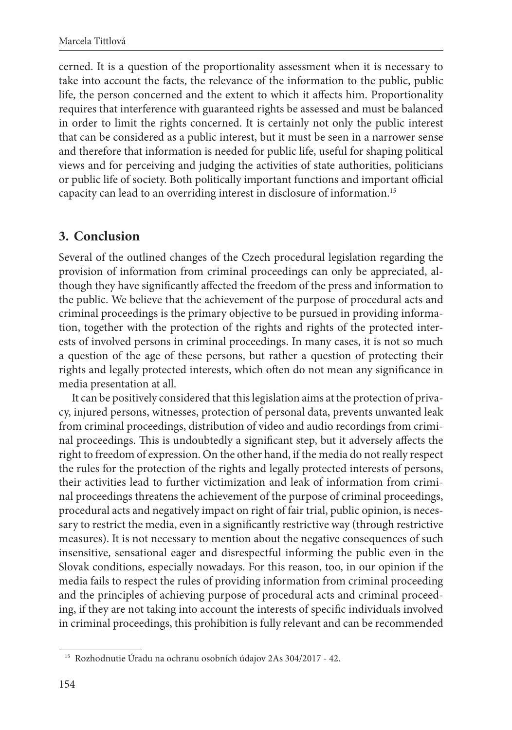cerned. It is a question of the proportionality assessment when it is necessary to take into account the facts, the relevance of the information to the public, public life, the person concerned and the extent to which it affects him. Proportionality requires that interference with guaranteed rights be assessed and must be balanced in order to limit the rights concerned. It is certainly not only the public interest that can be considered as a public interest, but it must be seen in a narrower sense and therefore that information is needed for public life, useful for shaping political views and for perceiving and judging the activities of state authorities, politicians or public life of society. Both politically important functions and important official capacity can lead to an overriding interest in disclosure of information.[15]

## 3. Conclusion

Several of the outlined changes of the Czech procedural legislation regarding the provision of information from criminal proceedings can only be appreciated, although they have significantly affected the freedom of the press and information to the public. We believe that the achievement of the purpose of procedural acts and criminal proceedings is the primary objective to be pursued in providing information, together with the protection of the rights and rights of the protected interests of involved persons in criminal proceedings. In many cases, it is not so much a question of the age of these persons, but rather a question of protecting their rights and legally protected interests, which often do not mean any significance in media presentation at all.

It can be positively considered that this legislation aims at the protection of privacy, injured persons, witnesses, protection of personal data, prevents unwanted leak from criminal proceedings, distribution of video and audio recordings from criminal proceedings. This is undoubtedly a significant step, but it adversely affects the right to freedom of expression. On the other hand, if the media do not really respect the rules for the protection of the rights and legally protected interests of persons, their activities lead to further victimization and leak of information from criminal proceedings threatens the achievement of the purpose of criminal proceedings, procedural acts and negatively impact on right of fair trial, public opinion, is necessary to restrict the media, even in a significantly restrictive way (through restrictive measures). It is not necessary to mention about the negative consequences of such insensitive, sensational eager and disrespectful informing the public even in the Slovak conditions, especially nowadays. For this reason, too, in our opinion if the media fails to respect the rules of providing information from criminal proceeding and the principles of achieving purpose of procedural acts and criminal proceeding, if they are not taking into account the interests of specific individuals involved in criminal proceedings, this prohibition is fully relevant and can be recommended

[15] Rozhodnutie Úradu na ochranu osobních údajov 2As 304/2017 - 42.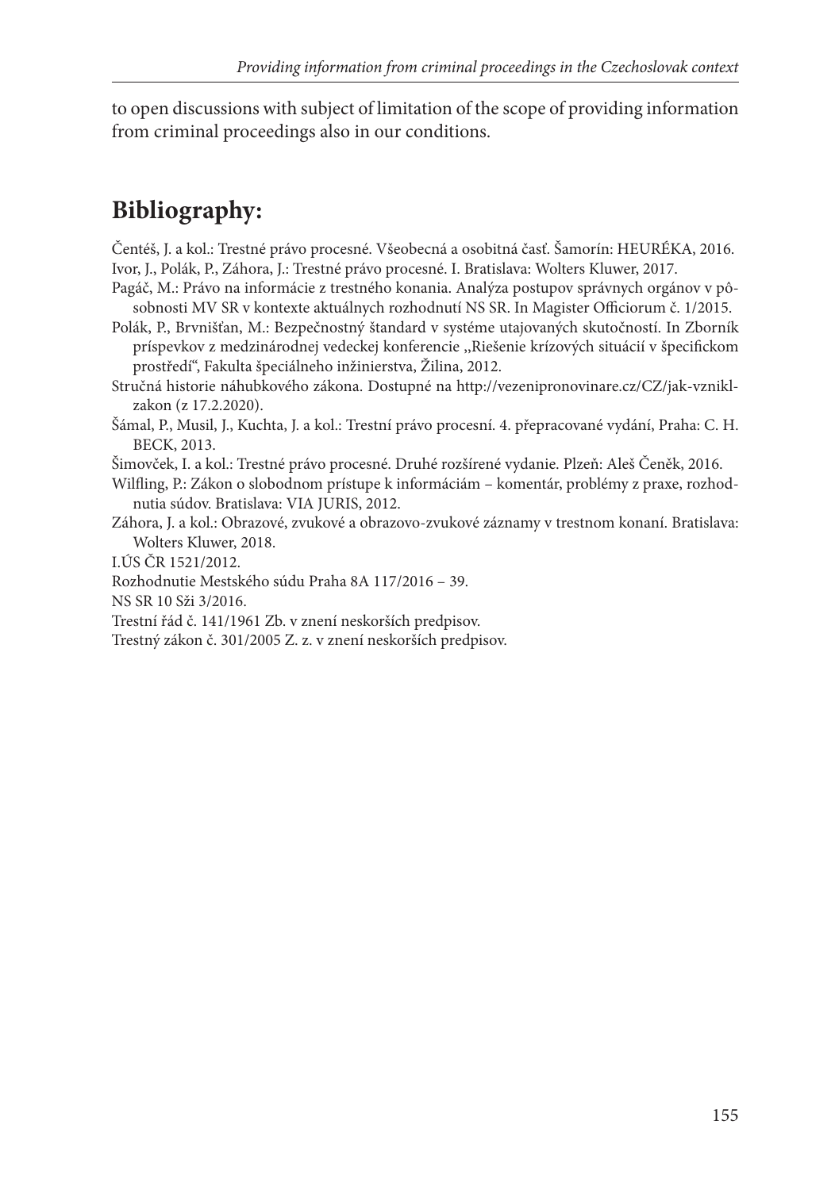to open discussions with subject of limitation of the scope of providing information from criminal proceedings also in our conditions.

## Bibliography:

Čentéš, J. a kol.: Trestné právo procesné. Všeobecná a osobitná časť. Šamorín: HEURÉKA, 2016.

Ivor, J., Polák, P., Záhora, J.: Trestné právo procesné. I. Bratislava: Wolters Kluwer, 2017.

Pagáč, M.: Právo na informácie z trestného konania. Analýza postupov správnych orgánov v pôsobnosti MV SR v kontexte aktuálnych rozhodnutí NS SR. In Magister Officiorum č. 1/2015.

Polák, P., Brvnišťan, M.: Bezpečnostný štandard v systéme utajovaných skutočností. In Zborník príspevkov z medzinárodnej vedeckej konferencie „Riešenie krízových situácií v špecifickom prostředí", Fakulta špeciálneho inžinierstva, Žilina, 2012.

Stručná historie náhubkového zákona. Dostupné na http://vezenipronovinare.cz/CZ/jak-vznikl-zakon (z 17.2.2020).

Šámal, P., Musil, J., Kuchta, J. a kol.: Trestní právo procesní. 4. přepracované vydání, Praha: C. H. BECK, 2013.

Šimovček, I. a kol.: Trestné právo procesné. Druhé rozšírené vydanie. Plzeň: Aleš Čeněk, 2016.

Wilfling, P.: Zákon o slobodnom prístupe k informáciám – komentár, problémy z praxe, rozhodnutia súdov. Bratislava: VIA JURIS, 2012.

Záhora, J. a kol.: Obrazové, zvukové a obrazovo-zvukové záznamy v trestnom konaní. Bratislava: Wolters Kluwer, 2018.

I.ÚS ČR 1521/2012.

Rozhodnutie Mestského súdu Praha 8A 117/2016 – 39.

NS SR 10 Sži 3/2016.

Trestní řád č. 141/1961 Zb. v znení neskorších predpisov.

Trestný zákon č. 301/2005 Z. z. v znení neskorších predpisov.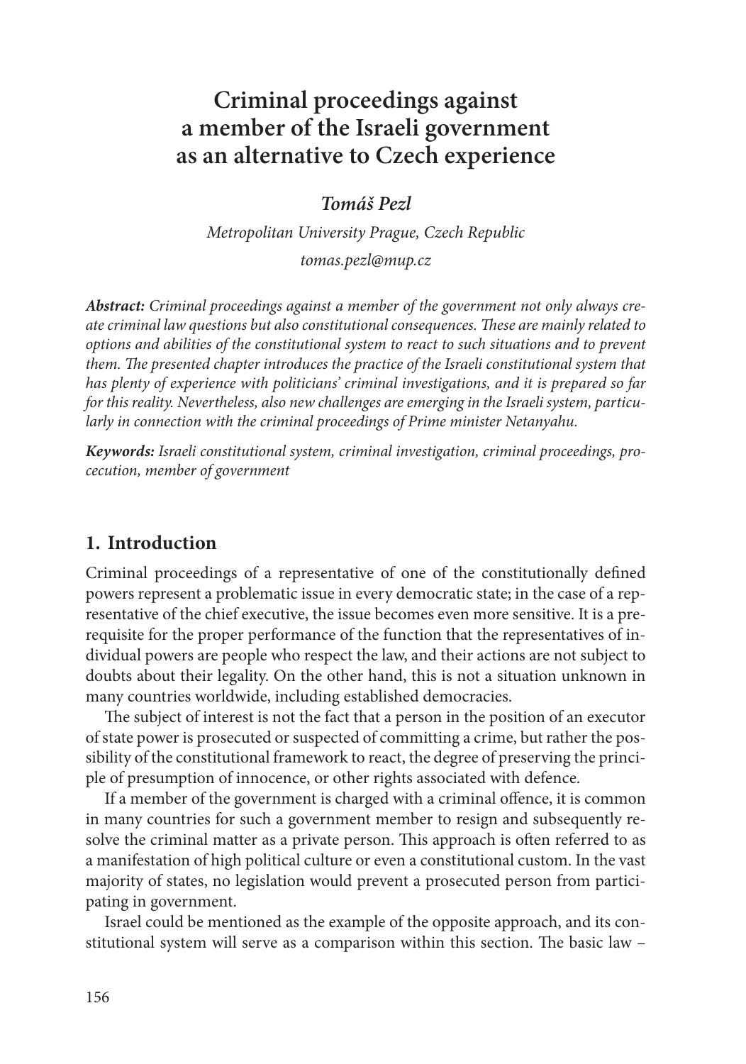# Criminal proceedings against a member of the Israeli government as an alternative to Czech experience

***Tomáš Pezl***

*Metropolitan University Prague, Czech Republic*

*tomas.pezl@mup.cz*

***Abstract:*** *Criminal proceedings against a member of the government not only always create criminal law questions but also constitutional consequences. These are mainly related to options and abilities of the constitutional system to react to such situations and to prevent them. The presented chapter introduces the practice of the Israeli constitutional system that has plenty of experience with politicians' criminal investigations, and it is prepared so far for this reality. Nevertheless, also new challenges are emerging in the Israeli system, particularly in connection with the criminal proceedings of Prime minister Netanyahu.*

***Keywords:*** *Israeli constitutional system, criminal investigation, criminal proceedings, procecution, member of government*

## 1. Introduction

Criminal proceedings of a representative of one of the constitutionally defined powers represent a problematic issue in every democratic state; in the case of a representative of the chief executive, the issue becomes even more sensitive. It is a prerequisite for the proper performance of the function that the representatives of individual powers are people who respect the law, and their actions are not subject to doubts about their legality. On the other hand, this is not a situation unknown in many countries worldwide, including established democracies.

The subject of interest is not the fact that a person in the position of an executor of state power is prosecuted or suspected of committing a crime, but rather the possibility of the constitutional framework to react, the degree of preserving the principle of presumption of innocence, or other rights associated with defence.

If a member of the government is charged with a criminal offence, it is common in many countries for such a government member to resign and subsequently resolve the criminal matter as a private person. This approach is often referred to as a manifestation of high political culture or even a constitutional custom. In the vast majority of states, no legislation would prevent a prosecuted person from participating in government.

Israel could be mentioned as the example of the opposite approach, and its constitutional system will serve as a comparison within this section. The basic law –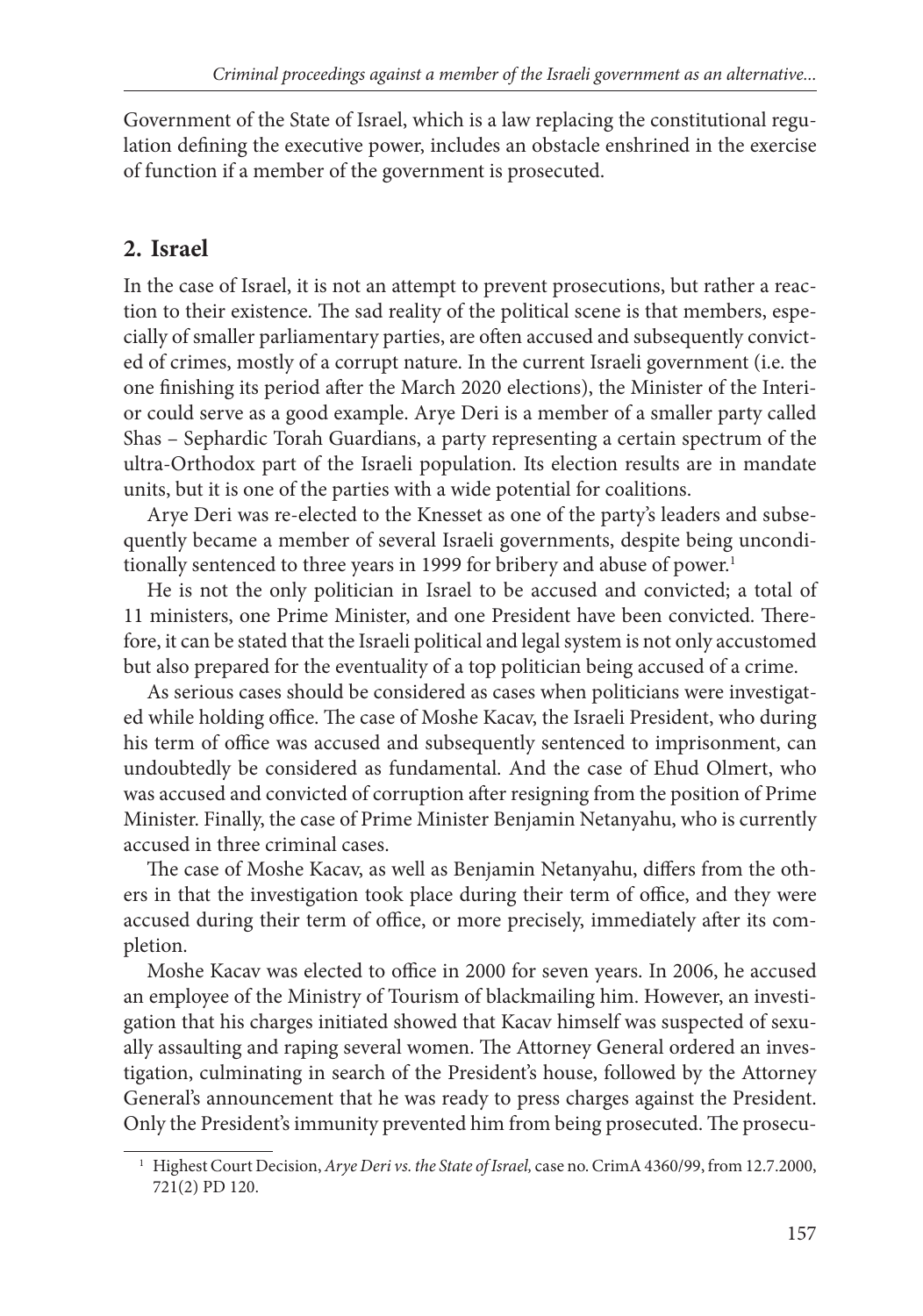Government of the State of Israel, which is a law replacing the constitutional regulation defining the executive power, includes an obstacle enshrined in the exercise of function if a member of the government is prosecuted.

## 2. Israel

In the case of Israel, it is not an attempt to prevent prosecutions, but rather a reaction to their existence. The sad reality of the political scene is that members, especially of smaller parliamentary parties, are often accused and subsequently convicted of crimes, mostly of a corrupt nature. In the current Israeli government (i.e. the one finishing its period after the March 2020 elections), the Minister of the Interior could serve as a good example. Arye Deri is a member of a smaller party called Shas – Sephardic Torah Guardians, a party representing a certain spectrum of the ultra-Orthodox part of the Israeli population. Its election results are in mandate units, but it is one of the parties with a wide potential for coalitions.

Arye Deri was re-elected to the Knesset as one of the party's leaders and subsequently became a member of several Israeli governments, despite being unconditionally sentenced to three years in 1999 for bribery and abuse of power.[1]

He is not the only politician in Israel to be accused and convicted; a total of 11 ministers, one Prime Minister, and one President have been convicted. Therefore, it can be stated that the Israeli political and legal system is not only accustomed but also prepared for the eventuality of a top politician being accused of a crime.

As serious cases should be considered as cases when politicians were investigated while holding office. The case of Moshe Kacav, the Israeli President, who during his term of office was accused and subsequently sentenced to imprisonment, can undoubtedly be considered as fundamental. And the case of Ehud Olmert, who was accused and convicted of corruption after resigning from the position of Prime Minister. Finally, the case of Prime Minister Benjamin Netanyahu, who is currently accused in three criminal cases.

The case of Moshe Kacav, as well as Benjamin Netanyahu, differs from the others in that the investigation took place during their term of office, and they were accused during their term of office, or more precisely, immediately after its completion.

Moshe Kacav was elected to office in 2000 for seven years. In 2006, he accused an employee of the Ministry of Tourism of blackmailing him. However, an investigation that his charges initiated showed that Kacav himself was suspected of sexually assaulting and raping several women. The Attorney General ordered an investigation, culminating in search of the President's house, followed by the Attorney General's announcement that he was ready to press charges against the President. Only the President's immunity prevented him from being prosecuted. The prosecu-

---

[1] Highest Court Decision, *Arye Deri vs. the State of Israel,* case no. CrimA 4360/99, from 12.7.2000, 721(2) PD 120.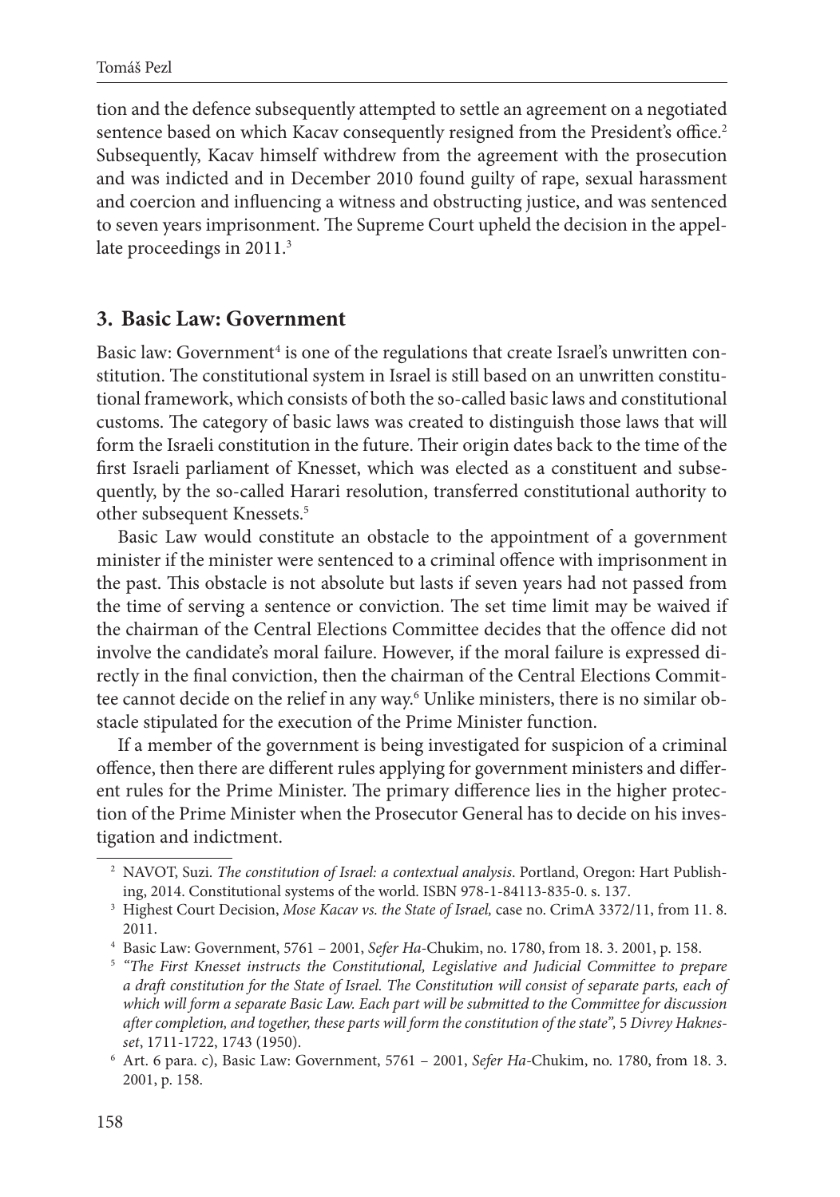tion and the defence subsequently attempted to settle an agreement on a negotiated sentence based on which Kacav consequently resigned from the President's office.[2] Subsequently, Kacav himself withdrew from the agreement with the prosecution and was indicted and in December 2010 found guilty of rape, sexual harassment and coercion and influencing a witness and obstructing justice, and was sentenced to seven years imprisonment. The Supreme Court upheld the decision in the appellate proceedings in 2011.[3]

## 3. Basic Law: Government

Basic law: Government[4] is one of the regulations that create Israel's unwritten constitution. The constitutional system in Israel is still based on an unwritten constitutional framework, which consists of both the so-called basic laws and constitutional customs. The category of basic laws was created to distinguish those laws that will form the Israeli constitution in the future. Their origin dates back to the time of the first Israeli parliament of Knesset, which was elected as a constituent and subsequently, by the so-called Harari resolution, transferred constitutional authority to other subsequent Knessets.[5]

Basic Law would constitute an obstacle to the appointment of a government minister if the minister were sentenced to a criminal offence with imprisonment in the past. This obstacle is not absolute but lasts if seven years had not passed from the time of serving a sentence or conviction. The set time limit may be waived if the chairman of the Central Elections Committee decides that the offence did not involve the candidate's moral failure. However, if the moral failure is expressed directly in the final conviction, then the chairman of the Central Elections Committee cannot decide on the relief in any way.[6] Unlike ministers, there is no similar obstacle stipulated for the execution of the Prime Minister function.

If a member of the government is being investigated for suspicion of a criminal offence, then there are different rules applying for government ministers and different rules for the Prime Minister. The primary difference lies in the higher protection of the Prime Minister when the Prosecutor General has to decide on his investigation and indictment.

---

[2] NAVOT, Suzi. *The constitution of Israel: a contextual analysis*. Portland, Oregon: Hart Publishing, 2014. Constitutional systems of the world. ISBN 978-1-84113-835-0. s. 137.

[3] Highest Court Decision, *Mose Kacav vs. the State of Israel,* case no. CrimA 3372/11, from 11. 8. 2011.

[4] Basic Law: Government, 5761 – 2001, *Sefer Ha*-Chukim, no. 1780, from 18. 3. 2001, p. 158.

[5] *"The First Knesset instructs the Constitutional, Legislative and Judicial Committee to prepare a draft constitution for the State of Israel. The Constitution will consist of separate parts, each of which will form a separate Basic Law. Each part will be submitted to the Committee for discussion after completion, and together, these parts will form the constitution of the state",* 5 *Divrey Haknesset*, 1711-1722, 1743 (1950).

[6] Art. 6 para. c), Basic Law: Government, 5761 – 2001, *Sefer Ha*-Chukim, no. 1780, from 18. 3. 2001, p. 158.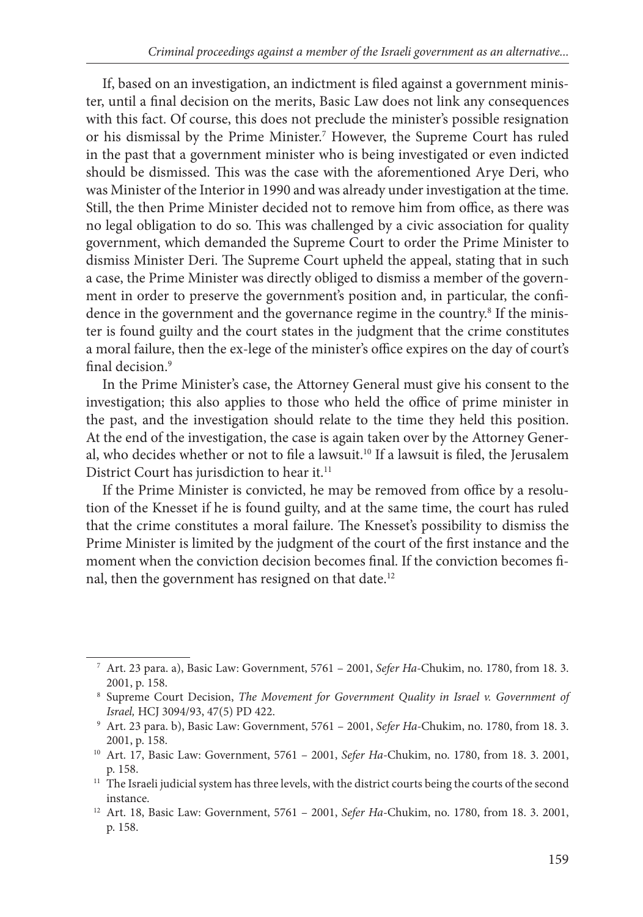If, based on an investigation, an indictment is filed against a government minister, until a final decision on the merits, Basic Law does not link any consequences with this fact. Of course, this does not preclude the minister's possible resignation or his dismissal by the Prime Minister.[7] However, the Supreme Court has ruled in the past that a government minister who is being investigated or even indicted should be dismissed. This was the case with the aforementioned Arye Deri, who was Minister of the Interior in 1990 and was already under investigation at the time. Still, the then Prime Minister decided not to remove him from office, as there was no legal obligation to do so. This was challenged by a civic association for quality government, which demanded the Supreme Court to order the Prime Minister to dismiss Minister Deri. The Supreme Court upheld the appeal, stating that in such a case, the Prime Minister was directly obliged to dismiss a member of the government in order to preserve the government's position and, in particular, the confidence in the government and the governance regime in the country.[8] If the minister is found guilty and the court states in the judgment that the crime constitutes a moral failure, then the ex-lege of the minister's office expires on the day of court's final decision.[9]

In the Prime Minister's case, the Attorney General must give his consent to the investigation; this also applies to those who held the office of prime minister in the past, and the investigation should relate to the time they held this position. At the end of the investigation, the case is again taken over by the Attorney General, who decides whether or not to file a lawsuit.[10] If a lawsuit is filed, the Jerusalem District Court has jurisdiction to hear it.[11]

If the Prime Minister is convicted, he may be removed from office by a resolution of the Knesset if he is found guilty, and at the same time, the court has ruled that the crime constitutes a moral failure. The Knesset's possibility to dismiss the Prime Minister is limited by the judgment of the court of the first instance and the moment when the conviction decision becomes final. If the conviction becomes final, then the government has resigned on that date.[12]

---

[7] Art. 23 para. a), Basic Law: Government, 5761 – 2001, *Sefer Ha*-Chukim, no. 1780, from 18. 3. 2001, p. 158.

[8] Supreme Court Decision, *The Movement for Government Quality in Israel v. Government of Israel,* HCJ 3094/93, 47(5) PD 422.

[9] Art. 23 para. b), Basic Law: Government, 5761 – 2001, *Sefer Ha*-Chukim, no. 1780, from 18. 3. 2001, p. 158.

[10] Art. 17, Basic Law: Government, 5761 – 2001, *Sefer Ha*-Chukim, no. 1780, from 18. 3. 2001, p. 158.

[11] The Israeli judicial system has three levels, with the district courts being the courts of the second instance.

[12] Art. 18, Basic Law: Government, 5761 – 2001, *Sefer Ha*-Chukim, no. 1780, from 18. 3. 2001, p. 158.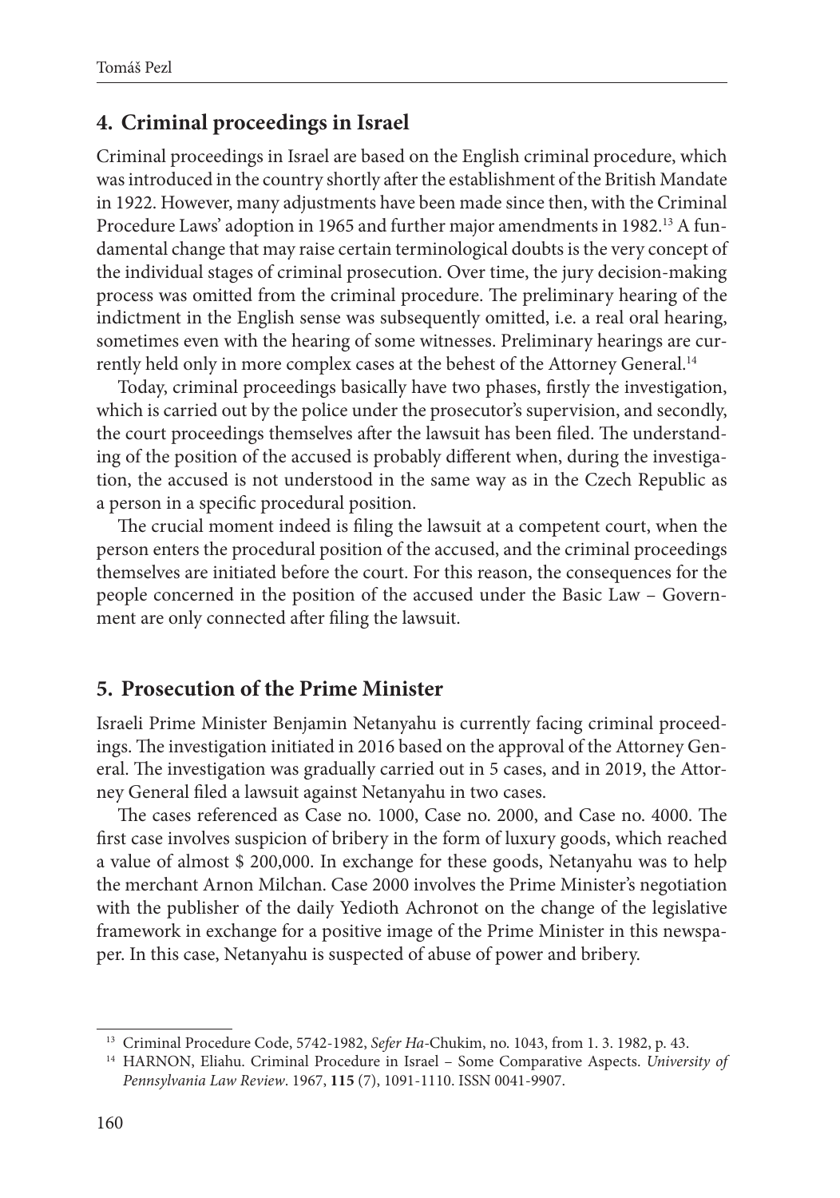## 4. Criminal proceedings in Israel

Criminal proceedings in Israel are based on the English criminal procedure, which was introduced in the country shortly after the establishment of the British Mandate in 1922. However, many adjustments have been made since then, with the Criminal Procedure Laws' adoption in 1965 and further major amendments in 1982.[13] A fundamental change that may raise certain terminological doubts is the very concept of the individual stages of criminal prosecution. Over time, the jury decision-making process was omitted from the criminal procedure. The preliminary hearing of the indictment in the English sense was subsequently omitted, i.e. a real oral hearing, sometimes even with the hearing of some witnesses. Preliminary hearings are currently held only in more complex cases at the behest of the Attorney General.[14]

Today, criminal proceedings basically have two phases, firstly the investigation, which is carried out by the police under the prosecutor's supervision, and secondly, the court proceedings themselves after the lawsuit has been filed. The understanding of the position of the accused is probably different when, during the investigation, the accused is not understood in the same way as in the Czech Republic as a person in a specific procedural position.

The crucial moment indeed is filing the lawsuit at a competent court, when the person enters the procedural position of the accused, and the criminal proceedings themselves are initiated before the court. For this reason, the consequences for the people concerned in the position of the accused under the Basic Law – Government are only connected after filing the lawsuit.

## 5. Prosecution of the Prime Minister

Israeli Prime Minister Benjamin Netanyahu is currently facing criminal proceedings. The investigation initiated in 2016 based on the approval of the Attorney General. The investigation was gradually carried out in 5 cases, and in 2019, the Attorney General filed a lawsuit against Netanyahu in two cases.

The cases referenced as Case no. 1000, Case no. 2000, and Case no. 4000. The first case involves suspicion of bribery in the form of luxury goods, which reached a value of almost $ 200,000. In exchange for these goods, Netanyahu was to help the merchant Arnon Milchan. Case 2000 involves the Prime Minister's negotiation with the publisher of the daily Yedioth Achronot on the change of the legislative framework in exchange for a positive image of the Prime Minister in this newspaper. In this case, Netanyahu is suspected of abuse of power and bribery.

---

[13] Criminal Procedure Code, 5742-1982, *Sefer Ha*-Chukim, no. 1043, from 1. 3. 1982, p. 43.

[14] HARNON, Eliahu. Criminal Procedure in Israel – Some Comparative Aspects. *University of Pennsylvania Law Review*. 1967, **115** (7), 1091-1110. ISSN 0041-9907.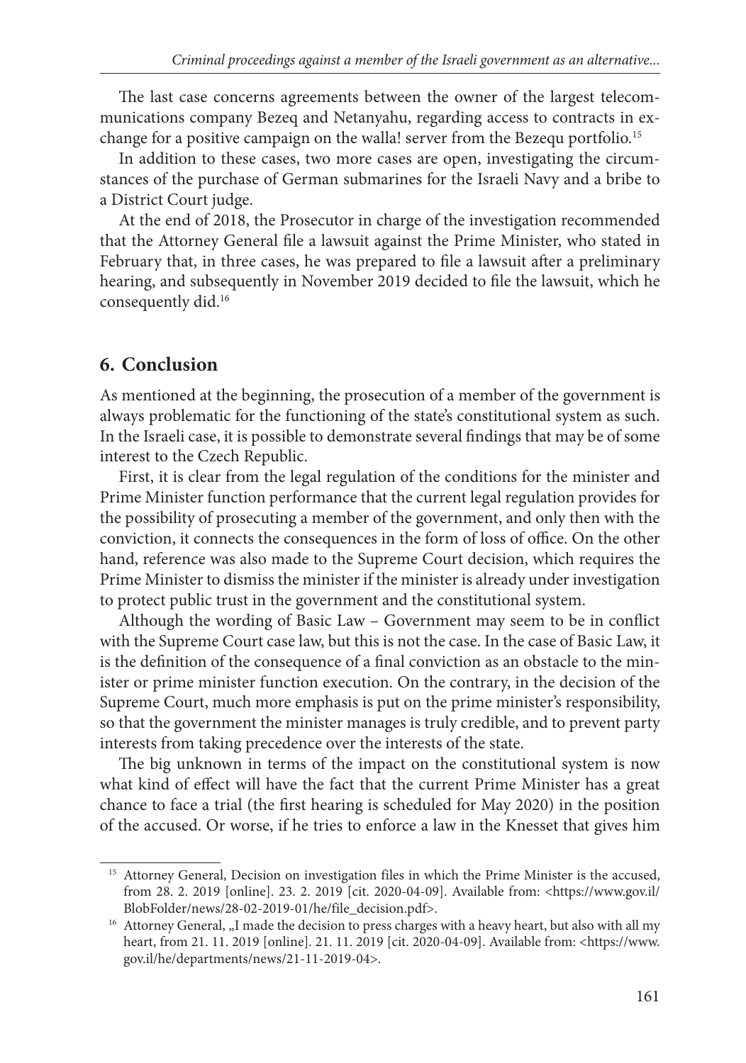The last case concerns agreements between the owner of the largest telecommunications company Bezeq and Netanyahu, regarding access to contracts in exchange for a positive campaign on the walla! server from the Bezequ portfolio.[15]

In addition to these cases, two more cases are open, investigating the circumstances of the purchase of German submarines for the Israeli Navy and a bribe to a District Court judge.

At the end of 2018, the Prosecutor in charge of the investigation recommended that the Attorney General file a lawsuit against the Prime Minister, who stated in February that, in three cases, he was prepared to file a lawsuit after a preliminary hearing, and subsequently in November 2019 decided to file the lawsuit, which he consequently did.[16]

## 6. Conclusion

As mentioned at the beginning, the prosecution of a member of the government is always problematic for the functioning of the state's constitutional system as such. In the Israeli case, it is possible to demonstrate several findings that may be of some interest to the Czech Republic.

First, it is clear from the legal regulation of the conditions for the minister and Prime Minister function performance that the current legal regulation provides for the possibility of prosecuting a member of the government, and only then with the conviction, it connects the consequences in the form of loss of office. On the other hand, reference was also made to the Supreme Court decision, which requires the Prime Minister to dismiss the minister if the minister is already under investigation to protect public trust in the government and the constitutional system.

Although the wording of Basic Law – Government may seem to be in conflict with the Supreme Court case law, but this is not the case. In the case of Basic Law, it is the definition of the consequence of a final conviction as an obstacle to the minister or prime minister function execution. On the contrary, in the decision of the Supreme Court, much more emphasis is put on the prime minister's responsibility, so that the government the minister manages is truly credible, and to prevent party interests from taking precedence over the interests of the state.

The big unknown in terms of the impact on the constitutional system is now what kind of effect will have the fact that the current Prime Minister has a great chance to face a trial (the first hearing is scheduled for May 2020) in the position of the accused. Or worse, if he tries to enforce a law in the Knesset that gives him

[15] Attorney General, Decision on investigation files in which the Prime Minister is the accused, from 28. 2. 2019 [online]. 23. 2. 2019 [cit. 2020-04-09]. Available from: <https://www.gov.il/BlobFolder/news/28-02-2019-01/he/file_decision.pdf>.

[16] Attorney General, „I made the decision to press charges with a heavy heart, but also with all my heart, from 21. 11. 2019 [online]. 21. 11. 2019 [cit. 2020-04-09]. Available from: <https://www.gov.il/he/departments/news/21-11-2019-04>.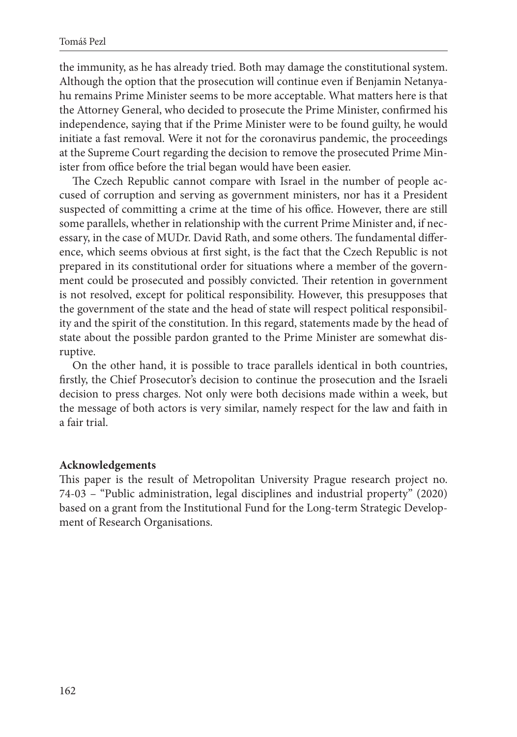the immunity, as he has already tried. Both may damage the constitutional system. Although the option that the prosecution will continue even if Benjamin Netanyahu remains Prime Minister seems to be more acceptable. What matters here is that the Attorney General, who decided to prosecute the Prime Minister, confirmed his independence, saying that if the Prime Minister were to be found guilty, he would initiate a fast removal. Were it not for the coronavirus pandemic, the proceedings at the Supreme Court regarding the decision to remove the prosecuted Prime Minister from office before the trial began would have been easier.

The Czech Republic cannot compare with Israel in the number of people accused of corruption and serving as government ministers, nor has it a President suspected of committing a crime at the time of his office. However, there are still some parallels, whether in relationship with the current Prime Minister and, if necessary, in the case of MUDr. David Rath, and some others. The fundamental difference, which seems obvious at first sight, is the fact that the Czech Republic is not prepared in its constitutional order for situations where a member of the government could be prosecuted and possibly convicted. Their retention in government is not resolved, except for political responsibility. However, this presupposes that the government of the state and the head of state will respect political responsibility and the spirit of the constitution. In this regard, statements made by the head of state about the possible pardon granted to the Prime Minister are somewhat disruptive.

On the other hand, it is possible to trace parallels identical in both countries, firstly, the Chief Prosecutor's decision to continue the prosecution and the Israeli decision to press charges. Not only were both decisions made within a week, but the message of both actors is very similar, namely respect for the law and faith in a fair trial.

**Acknowledgements**

This paper is the result of Metropolitan University Prague research project no. 74-03 – "Public administration, legal disciplines and industrial property" (2020) based on a grant from the Institutional Fund for the Long-term Strategic Development of Research Organisations.